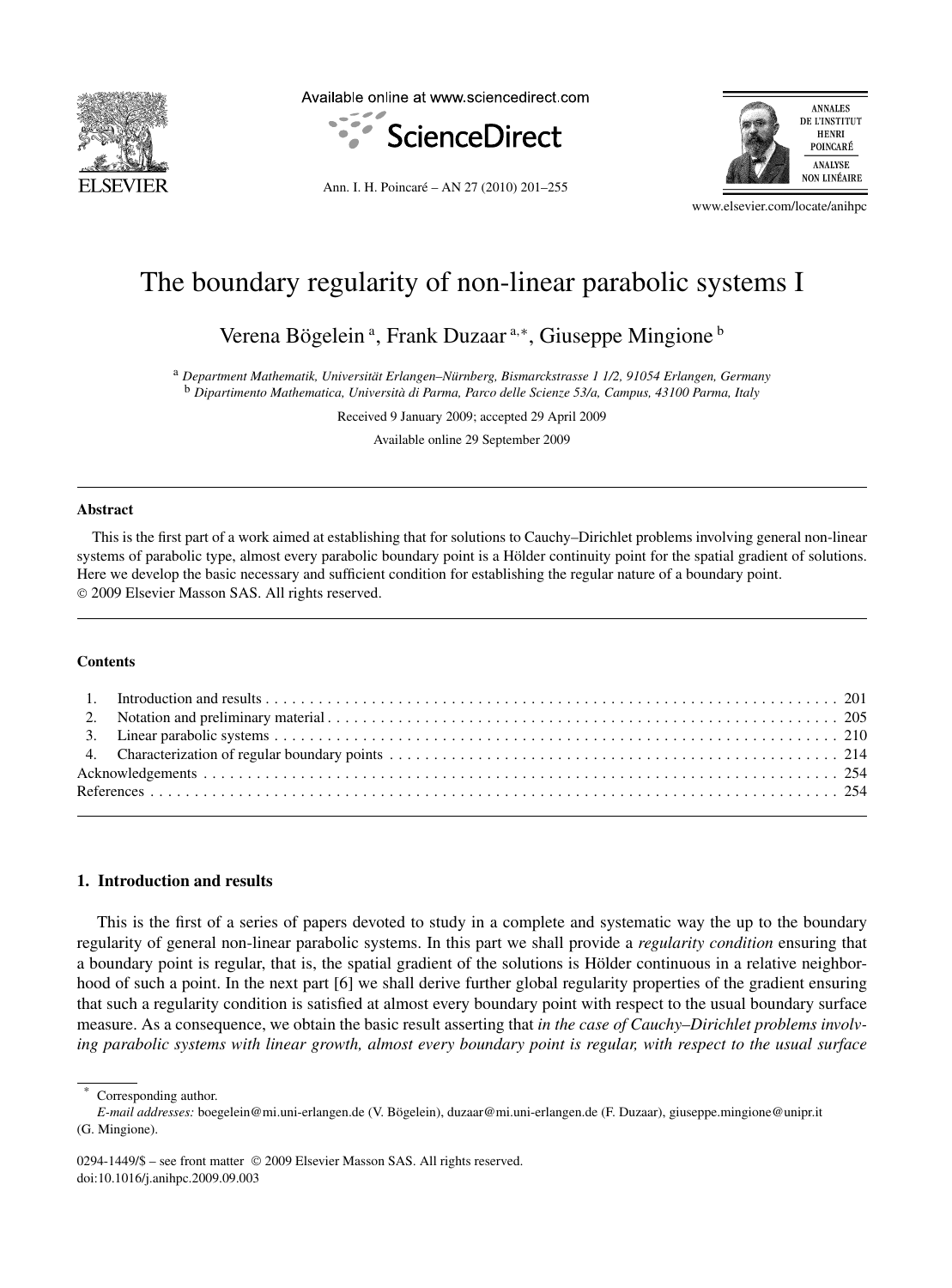# The boundary regularity of non-linear parabolic systems I

Verena Bögelein [a], Frank Duzaar [a,*], Giuseppe Mingione [b]

[a] *Department Mathematik, Universität Erlangen–Nürnberg, Bismarckstrasse 1 1/2, 91054 Erlangen, Germany*
[b] *Dipartimento Mathematica, Università di Parma, Parco delle Scienze 53/a, Campus, 43100 Parma, Italy*

Received 9 January 2009; accepted 29 April 2009

Available online 29 September 2009

## Abstract

This is the first part of a work aimed at establishing that for solutions to Cauchy–Dirichlet problems involving general non-linear systems of parabolic type, almost every parabolic boundary point is a Hölder continuity point for the spatial gradient of solutions. Here we develop the basic necessary and sufficient condition for establishing the regular nature of a boundary point.
© 2009 Elsevier Masson SAS. All rights reserved.

## Contents

1. Introduction and results . . . 201
2. Notation and preliminary material . . . 205
3. Linear parabolic systems . . . 210
4. Characterization of regular boundary points . . . 214

Acknowledgements . . . 254

References . . . 254

## 1. Introduction and results

This is the first of a series of papers devoted to study in a complete and systematic way the up to the boundary regularity of general non-linear parabolic systems. In this part we shall provide a *regularity condition* ensuring that a boundary point is regular, that is, the spatial gradient of the solutions is Hölder continuous in a relative neighborhood of such a point. In the next part [6] we shall derive further global regularity properties of the gradient ensuring that such a regularity condition is satisfied at almost every boundary point with respect to the usual boundary surface measure. As a consequence, we obtain the basic result asserting that *in the case of Cauchy–Dirichlet problems involving parabolic systems with linear growth, almost every boundary point is regular, with respect to the usual surface*

---

\* Corresponding author.
*E-mail addresses:* boegelein@mi.uni-erlangen.de (V. Bögelein), duzaar@mi.uni-erlangen.de (F. Duzaar), giuseppe.mingione@unipr.it (G. Mingione).

0294-1449/$ – see front matter © 2009 Elsevier Masson SAS. All rights reserved.
doi:10.1016/j.anihpc.2009.09.003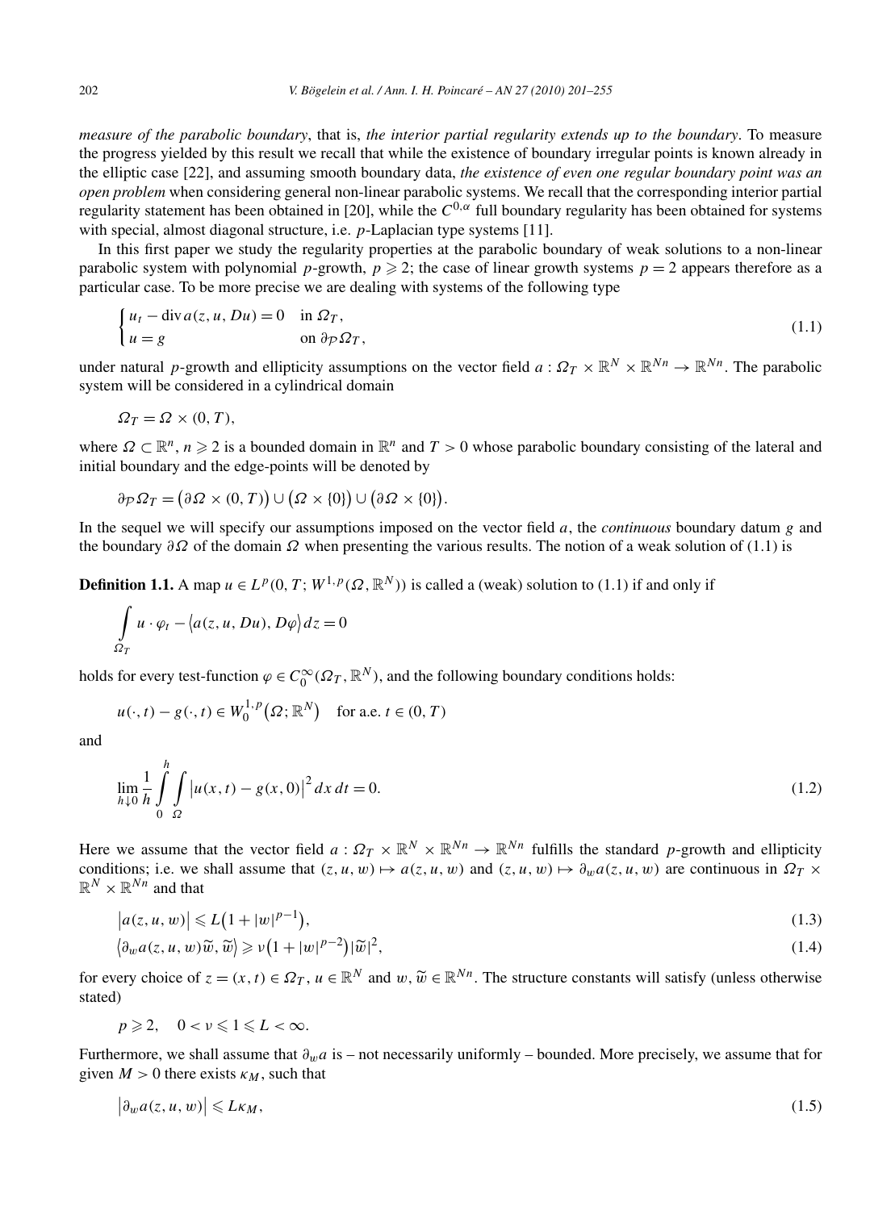*measure of the parabolic boundary*, that is, *the interior partial regularity extends up to the boundary*. To measure the progress yielded by this result we recall that while the existence of boundary irregular points is known already in the elliptic case [22], and assuming smooth boundary data, *the existence of even one regular boundary point was an open problem* when considering general non-linear parabolic systems. We recall that the corresponding interior partial regularity statement has been obtained in [20], while the $C^{0,\alpha}$ full boundary regularity has been obtained for systems with special, almost diagonal structure, i.e. $p$-Laplacian type systems [11].

In this first paper we study the regularity properties at the parabolic boundary of weak solutions to a non-linear parabolic system with polynomial $p$-growth, $p \geqslant 2$; the case of linear growth systems $p = 2$ appears therefore as a particular case. To be more precise we are dealing with systems of the following type

$$\begin{cases} u_t - \operatorname{div} a(z, u, Du) = 0 & \text{in } \Omega_T, \\ u = g & \text{on } \partial_{\mathcal{P}}\Omega_T, \end{cases} \tag{1.1}$$

under natural $p$-growth and ellipticity assumptions on the vector field $a : \Omega_T \times \mathbb{R}^N \times \mathbb{R}^{Nn} \to \mathbb{R}^{Nn}$. The parabolic system will be considered in a cylindrical domain

$$\Omega_T = \Omega \times (0, T),$$

where $\Omega \subset \mathbb{R}^n$, $n \geqslant 2$ is a bounded domain in $\mathbb{R}^n$ and $T > 0$ whose parabolic boundary consisting of the lateral and initial boundary and the edge-points will be denoted by

$$\partial_{\mathcal{P}}\Omega_T = \big(\partial\Omega \times (0, T)\big) \cup \big(\Omega \times \{0\}\big) \cup \big(\partial\Omega \times \{0\}\big).$$

In the sequel we will specify our assumptions imposed on the vector field $a$, the *continuous* boundary datum $g$ and the boundary $\partial\Omega$ of the domain $\Omega$ when presenting the various results. The notion of a weak solution of (1.1) is

**Definition 1.1.** A map $u \in L^p(0, T; W^{1,p}(\Omega, \mathbb{R}^N))$ is called a (weak) solution to (1.1) if and only if

$$\int_{\Omega_T} u \cdot \varphi_t - \big\langle a(z, u, Du), D\varphi \big\rangle \, dz = 0$$

holds for every test-function $\varphi \in C_0^\infty(\Omega_T, \mathbb{R}^N)$, and the following boundary conditions holds:

$$u(\cdot, t) - g(\cdot, t) \in W_0^{1,p}\big(\Omega; \mathbb{R}^N\big) \quad \text{for a.e. } t \in (0, T)$$

and

$$\lim_{h \downarrow 0} \frac{1}{h} \int_0^h \int_\Omega \big|u(x, t) - g(x, 0)\big|^2 \, dx \, dt = 0. \tag{1.2}$$

Here we assume that the vector field $a : \Omega_T \times \mathbb{R}^N \times \mathbb{R}^{Nn} \to \mathbb{R}^{Nn}$ fulfills the standard $p$-growth and ellipticity conditions; i.e. we shall assume that $(z, u, w) \mapsto a(z, u, w)$ and $(z, u, w) \mapsto \partial_w a(z, u, w)$ are continuous in $\Omega_T \times \mathbb{R}^N \times \mathbb{R}^{Nn}$ and that

$$\big|a(z, u, w)\big| \leqslant L\big(1 + |w|^{p-1}\big), \tag{1.3}$$

$$\big\langle \partial_w a(z, u, w)\widetilde{w}, \widetilde{w} \big\rangle \geqslant \nu\big(1 + |w|^{p-2}\big)|\widetilde{w}|^2, \tag{1.4}$$

for every choice of $z = (x, t) \in \Omega_T$, $u \in \mathbb{R}^N$ and $w, \widetilde{w} \in \mathbb{R}^{Nn}$. The structure constants will satisfy (unless otherwise stated)

$$p \geqslant 2, \quad 0 < \nu \leqslant 1 \leqslant L < \infty.$$

Furthermore, we shall assume that $\partial_w a$ is – not necessarily uniformly – bounded. More precisely, we assume that for given $M > 0$ there exists $\kappa_M$, such that

$$\big|\partial_w a(z, u, w)\big| \leqslant L\kappa_M, \tag{1.5}$$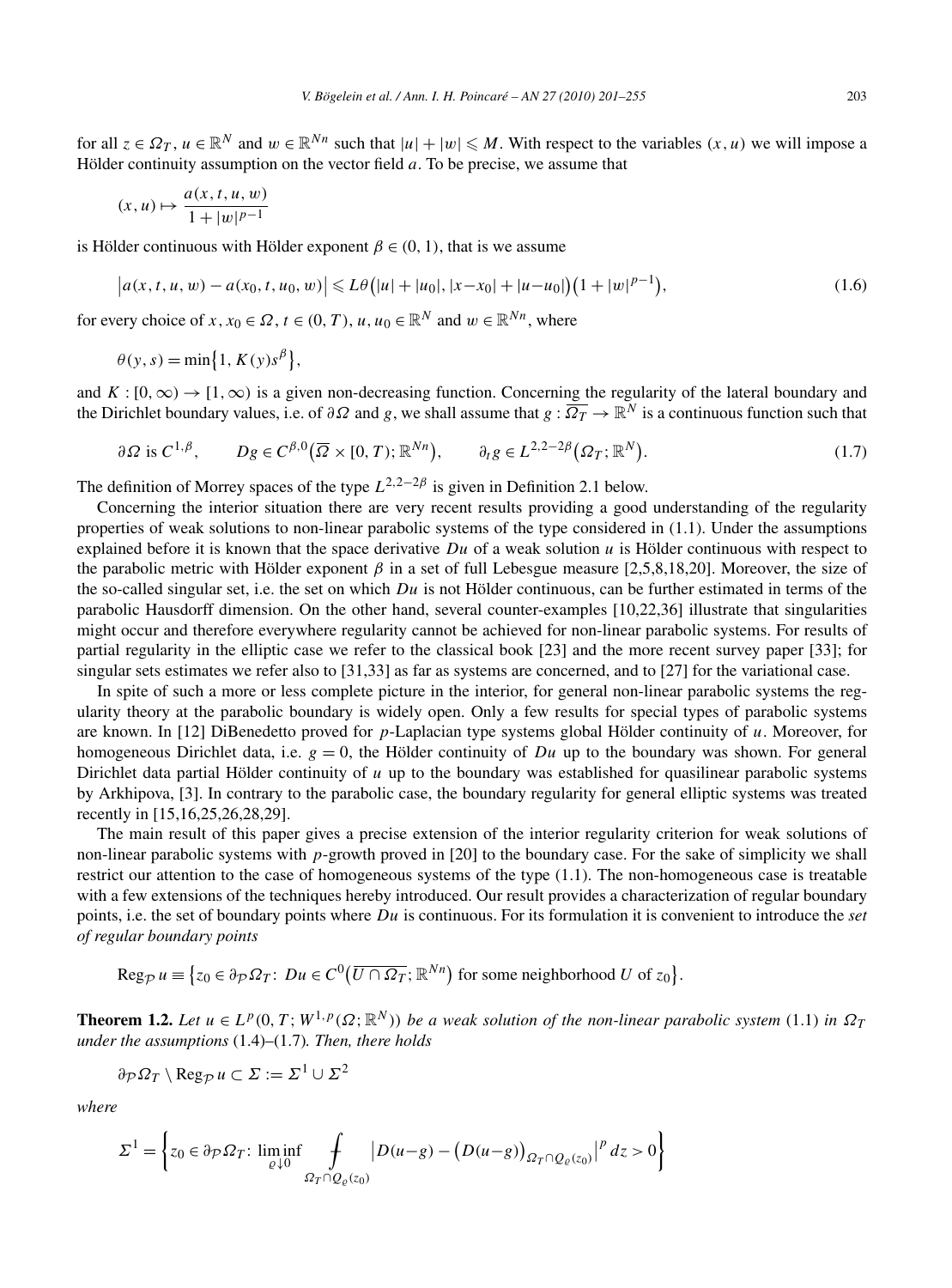for all $z \in \Omega_T$, $u \in \mathbb{R}^N$ and $w \in \mathbb{R}^{Nn}$ such that $|u| + |w| \leqslant M$. With respect to the variables $(x, u)$ we will impose a Hölder continuity assumption on the vector field $a$. To be precise, we assume that

$$(x, u) \mapsto \frac{a(x, t, u, w)}{1 + |w|^{p-1}}$$

is Hölder continuous with Hölder exponent $\beta \in (0, 1)$, that is we assume

$$\big|a(x, t, u, w) - a(x_0, t, u_0, w)\big| \leqslant L\theta\big(|u| + |u_0|, |x - x_0| + |u - u_0|\big)\big(1 + |w|^{p-1}\big), \tag{1.6}$$

for every choice of $x, x_0 \in \Omega$, $t \in (0, T)$, $u, u_0 \in \mathbb{R}^N$ and $w \in \mathbb{R}^{Nn}$, where

$$\theta(y, s) = \min\big\{1, K(y)s^\beta\big\},$$

and $K : [0, \infty) \to [1, \infty)$ is a given non-decreasing function. Concerning the regularity of the lateral boundary and the Dirichlet boundary values, i.e. of $\partial\Omega$ and $g$, we shall assume that $g : \overline{\Omega_T} \to \mathbb{R}^N$ is a continuous function such that

$$\partial\Omega \text{ is } C^{1,\beta}, \qquad Dg \in C^{\beta,0}\big(\overline{\Omega} \times [0, T); \mathbb{R}^{Nn}\big), \qquad \partial_t g \in L^{2,2-2\beta}\big(\Omega_T; \mathbb{R}^N\big). \tag{1.7}$$

The definition of Morrey spaces of the type $L^{2,2-2\beta}$ is given in Definition 2.1 below.

Concerning the interior situation there are very recent results providing a good understanding of the regularity properties of weak solutions to non-linear parabolic systems of the type considered in (1.1). Under the assumptions explained before it is known that the space derivative $Du$ of a weak solution $u$ is Hölder continuous with respect to the parabolic metric with Hölder exponent $\beta$ in a set of full Lebesgue measure [2,5,8,18,20]. Moreover, the size of the so-called singular set, i.e. the set on which $Du$ is not Hölder continuous, can be further estimated in terms of the parabolic Hausdorff dimension. On the other hand, several counter-examples [10,22,36] illustrate that singularities might occur and therefore everywhere regularity cannot be achieved for non-linear parabolic systems. For results of partial regularity in the elliptic case we refer to the classical book [23] and the more recent survey paper [33]; for singular sets estimates we refer also to [31,33] as far as systems are concerned, and to [27] for the variational case.

In spite of such a more or less complete picture in the interior, for general non-linear parabolic systems the regularity theory at the parabolic boundary is widely open. Only a few results for special types of parabolic systems are known. In [12] DiBenedetto proved for $p$-Laplacian type systems global Hölder continuity of $u$. Moreover, for homogeneous Dirichlet data, i.e. $g = 0$, the Hölder continuity of $Du$ up to the boundary was shown. For general Dirichlet data partial Hölder continuity of $u$ up to the boundary was established for quasilinear parabolic systems by Arkhipova, [3]. In contrary to the parabolic case, the boundary regularity for general elliptic systems was treated recently in [15,16,25,26,28,29].

The main result of this paper gives a precise extension of the interior regularity criterion for weak solutions of non-linear parabolic systems with $p$-growth proved in [20] to the boundary case. For the sake of simplicity we shall restrict our attention to the case of homogeneous systems of the type (1.1). The non-homogeneous case is treatable with a few extensions of the techniques hereby introduced. Our result provides a characterization of regular boundary points, i.e. the set of boundary points where $Du$ is continuous. For its formulation it is convenient to introduce the *set of regular boundary points*

$$\operatorname{Reg}_{\mathcal{P}} u \equiv \big\{z_0 \in \partial_{\mathcal{P}}\Omega_T\colon\ Du \in C^0\big(\overline{U \cap \Omega_T}; \mathbb{R}^{Nn}\big) \text{ for some neighborhood } U \text{ of } z_0\big\}.$$

**Theorem 1.2.** *Let $u \in L^p(0, T; W^{1,p}(\Omega; \mathbb{R}^N))$ be a weak solution of the non-linear parabolic system* (1.1) *in $\Omega_T$ under the assumptions* (1.4)–(1.7)*. Then, there holds*

$$\partial_{\mathcal{P}}\Omega_T \setminus \operatorname{Reg}_{\mathcal{P}} u \subset \Sigma := \Sigma^1 \cup \Sigma^2$$

*where*

$$\Sigma^1 = \left\{z_0 \in \partial_{\mathcal{P}}\Omega_T\colon\ \liminf_{\varrho \downarrow 0} \fint_{\Omega_T \cap Q_\varrho(z_0)} \big|D(u-g) - \big(D(u-g)\big)_{\Omega_T \cap Q_\varrho(z_0)}\big|^p\, dz > 0\right\}$$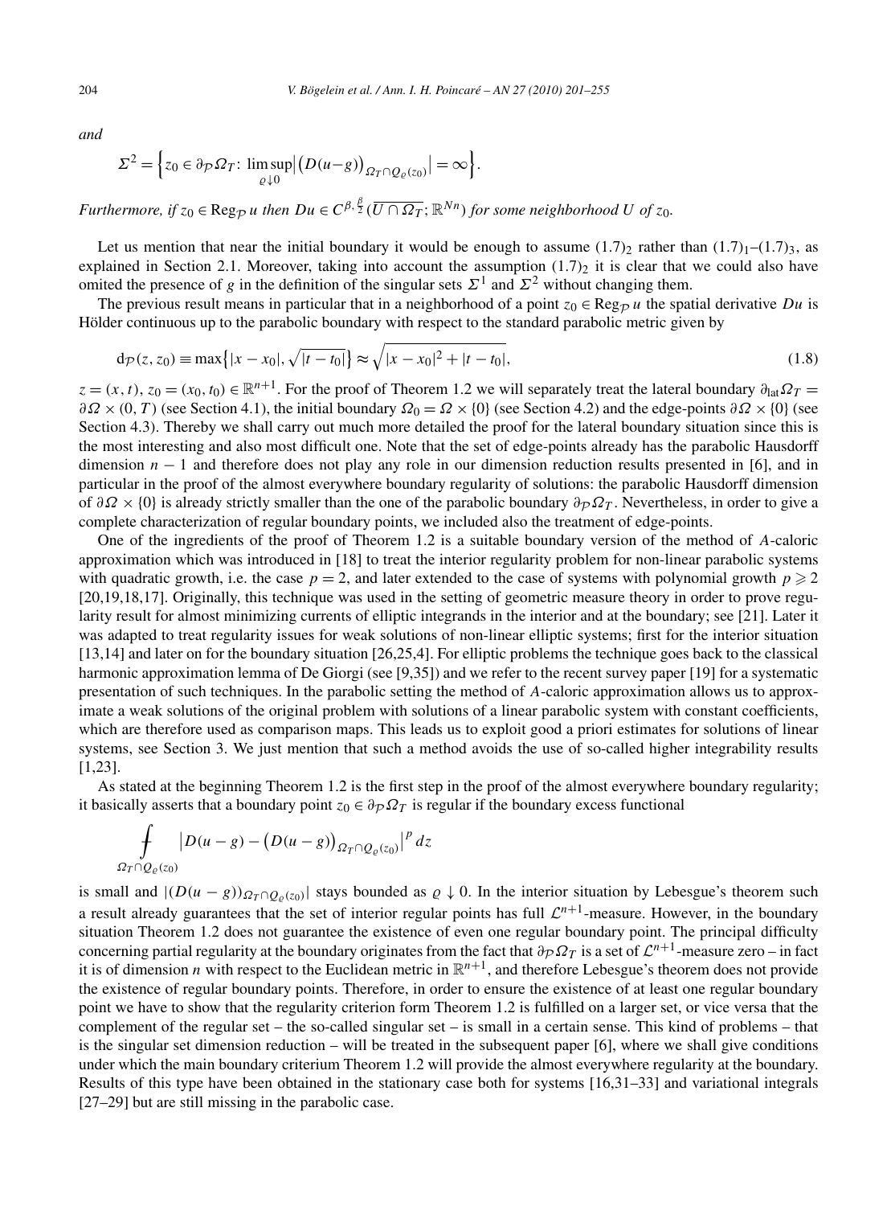*and*

$$\Sigma^2 = \Big\{ z_0 \in \partial_{\mathcal{P}} \Omega_T \colon \limsup_{\varrho \downarrow 0} \big| \big(D(u-g)\big)_{\Omega_T \cap Q_\varrho(z_0)} \big| = \infty \Big\}.$$

*Furthermore, if $z_0 \in \mathrm{Reg}_{\mathcal{P}}\, u$ then $Du \in C^{\beta, \frac{\beta}{2}}(\overline{U \cap \Omega_T}; \mathbb{R}^{Nn})$ for some neighborhood $U$ of $z_0$.*

Let us mention that near the initial boundary it would be enough to assume $(1.7)_2$ rather than $(1.7)_1$–$(1.7)_3$, as explained in Section 2.1. Moreover, taking into account the assumption $(1.7)_2$ it is clear that we could also have omited the presence of $g$ in the definition of the singular sets $\Sigma^1$ and $\Sigma^2$ without changing them.

The previous result means in particular that in a neighborhood of a point $z_0 \in \mathrm{Reg}_{\mathcal{P}}\, u$ the spatial derivative $Du$ is Hölder continuous up to the parabolic boundary with respect to the standard parabolic metric given by

$$\mathrm{d}_{\mathcal{P}}(z, z_0) \equiv \max\big\{|x - x_0|, \sqrt{|t - t_0|}\big\} \approx \sqrt{|x - x_0|^2 + |t - t_0|}, \tag{1.8}$$

$z = (x, t)$, $z_0 = (x_0, t_0) \in \mathbb{R}^{n+1}$. For the proof of Theorem 1.2 we will separately treat the lateral boundary $\partial_{\mathrm{lat}} \Omega_T = \partial\Omega \times (0, T)$ (see Section 4.1), the initial boundary $\Omega_0 = \Omega \times \{0\}$ (see Section 4.2) and the edge-points $\partial\Omega \times \{0\}$ (see Section 4.3). Thereby we shall carry out much more detailed the proof for the lateral boundary situation since this is the most interesting and also most difficult one. Note that the set of edge-points already has the parabolic Hausdorff dimension $n - 1$ and therefore does not play any role in our dimension reduction results presented in [6], and in particular in the proof of the almost everywhere boundary regularity of solutions: the parabolic Hausdorff dimension of $\partial\Omega \times \{0\}$ is already strictly smaller than the one of the parabolic boundary $\partial_{\mathcal{P}} \Omega_T$. Nevertheless, in order to give a complete characterization of regular boundary points, we included also the treatment of edge-points.

One of the ingredients of the proof of Theorem 1.2 is a suitable boundary version of the method of $A$-caloric approximation which was introduced in [18] to treat the interior regularity problem for non-linear parabolic systems with quadratic growth, i.e. the case $p = 2$, and later extended to the case of systems with polynomial growth $p \geqslant 2$ [20,19,18,17]. Originally, this technique was used in the setting of geometric measure theory in order to prove regularity result for almost minimizing currents of elliptic integrands in the interior and at the boundary; see [21]. Later it was adapted to treat regularity issues for weak solutions of non-linear elliptic systems; first for the interior situation [13,14] and later on for the boundary situation [26,25,4]. For elliptic problems the technique goes back to the classical harmonic approximation lemma of De Giorgi (see [9,35]) and we refer to the recent survey paper [19] for a systematic presentation of such techniques. In the parabolic setting the method of $A$-caloric approximation allows us to approximate a weak solutions of the original problem with solutions of a linear parabolic system with constant coefficients, which are therefore used as comparison maps. This leads us to exploit good a priori estimates for solutions of linear systems, see Section 3. We just mention that such a method avoids the use of so-called higher integrability results [1,23].

As stated at the beginning Theorem 1.2 is the first step in the proof of the almost everywhere boundary regularity; it basically asserts that a boundary point $z_0 \in \partial_{\mathcal{P}} \Omega_T$ is regular if the boundary excess functional

$$\fint_{\Omega_T \cap Q_\varrho(z_0)} \big| D(u - g) - \big(D(u - g)\big)_{\Omega_T \cap Q_\varrho(z_0)} \big|^p \, dz$$

is small and $|(D(u - g))_{\Omega_T \cap Q_\varrho(z_0)}|$ stays bounded as $\varrho \downarrow 0$. In the interior situation by Lebesgue's theorem such a result already guarantees that the set of interior regular points has full $\mathcal{L}^{n+1}$-measure. However, in the boundary situation Theorem 1.2 does not guarantee the existence of even one regular boundary point. The principal difficulty concerning partial regularity at the boundary originates from the fact that $\partial_{\mathcal{P}} \Omega_T$ is a set of $\mathcal{L}^{n+1}$-measure zero – in fact it is of dimension $n$ with respect to the Euclidean metric in $\mathbb{R}^{n+1}$, and therefore Lebesgue's theorem does not provide the existence of regular boundary points. Therefore, in order to ensure the existence of at least one regular boundary point we have to show that the regularity criterion form Theorem 1.2 is fulfilled on a larger set, or vice versa that the complement of the regular set – the so-called singular set – is small in a certain sense. This kind of problems – that is the singular set dimension reduction – will be treated in the subsequent paper [6], where we shall give conditions under which the main boundary criterium Theorem 1.2 will provide the almost everywhere regularity at the boundary. Results of this type have been obtained in the stationary case both for systems [16,31–33] and variational integrals [27–29] but are still missing in the parabolic case.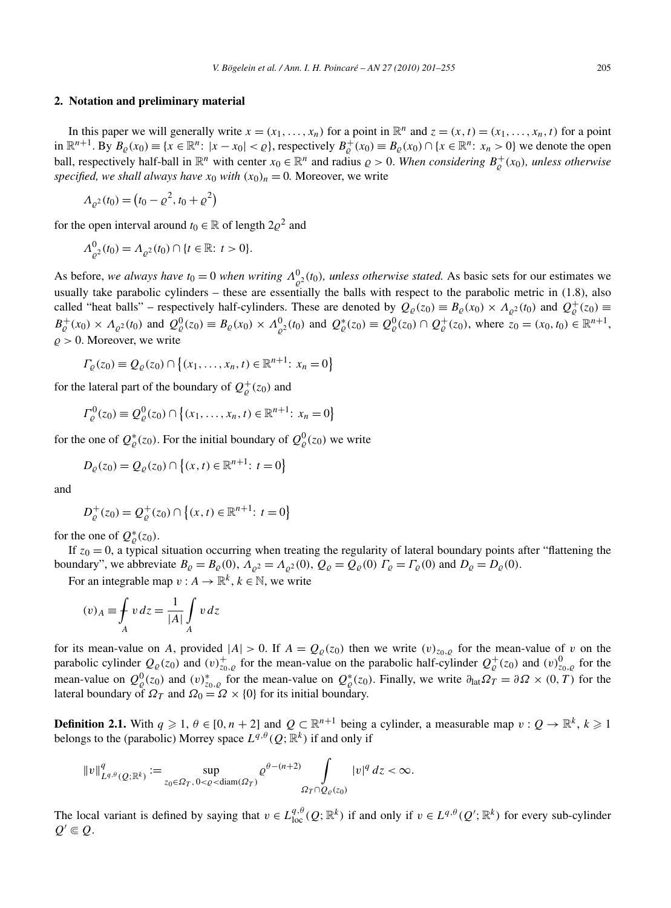## 2. Notation and preliminary material

In this paper we will generally write $x = (x_1, \dots, x_n)$ for a point in $\mathbb{R}^n$ and $z = (x,t) = (x_1, \dots, x_n, t)$ for a point in $\mathbb{R}^{n+1}$. By $B_\varrho(x_0) \equiv \{x \in \mathbb{R}^n\colon |x - x_0| < \varrho\}$, respectively $B_\varrho^+(x_0) \equiv B_\varrho(x_0) \cap \{x \in \mathbb{R}^n\colon x_n > 0\}$ we denote the open ball, respectively half-ball in $\mathbb{R}^n$ with center $x_0 \in \mathbb{R}^n$ and radius $\varrho > 0$. *When considering $B_\varrho^+(x_0)$, unless otherwise specified, we shall always have $x_0$ with $(x_0)_n = 0$.* Moreover, we write

$$\Lambda_{\varrho^2}(t_0) = \big(t_0 - \varrho^2, t_0 + \varrho^2\big)$$

for the open interval around $t_0 \in \mathbb{R}$ of length $2\varrho^2$ and

$$\Lambda^0_{\varrho^2}(t_0) = \Lambda_{\varrho^2}(t_0) \cap \{t \in \mathbb{R}\colon t > 0\}.$$

As before, *we always have $t_0 = 0$ when writing $\Lambda^0_{\varrho^2}(t_0)$, unless otherwise stated.* As basic sets for our estimates we usually take parabolic cylinders – these are essentially the balls with respect to the parabolic metric in (1.8), also called "heat balls" – respectively half-cylinders. These are denoted by $Q_\varrho(z_0) \equiv B_\varrho(x_0) \times \Lambda_{\varrho^2}(t_0)$ and $Q_\varrho^+(z_0) \equiv B_\varrho^+(x_0) \times \Lambda_{\varrho^2}(t_0)$ and $Q_\varrho^0(z_0) \equiv B_\varrho(x_0) \times \Lambda^0_{\varrho^2}(t_0)$ and $Q_\varrho^*(z_0) \equiv Q_\varrho^0(z_0) \cap Q_\varrho^+(z_0)$, where $z_0 = (x_0, t_0) \in \mathbb{R}^{n+1}$, $\varrho > 0$. Moreover, we write

$$\Gamma_\varrho(z_0) \equiv Q_\varrho(z_0) \cap \big\{(x_1, \dots, x_n, t) \in \mathbb{R}^{n+1}\colon x_n = 0\big\}$$

for the lateral part of the boundary of $Q_\varrho^+(z_0)$ and

$$\Gamma^0_\varrho(z_0) \equiv Q^0_\varrho(z_0) \cap \big\{(x_1, \dots, x_n, t) \in \mathbb{R}^{n+1}\colon x_n = 0\big\}$$

for the one of $Q_\varrho^*(z_0)$. For the initial boundary of $Q_\varrho^0(z_0)$ we write

$$D_\varrho(z_0) = Q_\varrho(z_0) \cap \big\{(x,t) \in \mathbb{R}^{n+1}\colon t = 0\big\}$$

and

$$D^+_\varrho(z_0) = Q^+_\varrho(z_0) \cap \big\{(x,t) \in \mathbb{R}^{n+1}\colon t = 0\big\}$$

for the one of $Q_\varrho^*(z_0)$.

If $z_0 = 0$, a typical situation occurring when treating the regularity of lateral boundary points after "flattening the boundary", we abbreviate $B_\varrho = B_\varrho(0)$, $\Lambda_{\varrho^2} = \Lambda_{\varrho^2}(0)$, $Q_\varrho = Q_\varrho(0)$ $\Gamma_\varrho = \Gamma_\varrho(0)$ and $D_\varrho = D_\varrho(0)$.

For an integrable map $v : A \to \mathbb{R}^k$, $k \in \mathbb{N}$, we write

$$(v)_A \equiv \fint_A v\,dz = \frac{1}{|A|}\int_A v\,dz$$

for its mean-value on $A$, provided $|A| > 0$. If $A = Q_\varrho(z_0)$ then we write $(v)_{z_0,\varrho}$ for the mean-value of $v$ on the parabolic cylinder $Q_\varrho(z_0)$ and $(v)^+_{z_0,\varrho}$ for the mean-value on the parabolic half-cylinder $Q^+_\varrho(z_0)$ and $(v)^0_{z_0,\varrho}$ for the mean-value on $Q^0_\varrho(z_0)$ and $(v)^*_{z_0,\varrho}$ for the mean-value on $Q^*_\varrho(z_0)$. Finally, we write $\partial_{\mathrm{lat}}\Omega_T = \partial\Omega \times (0,T)$ for the lateral boundary of $\Omega_T$ and $\Omega_0 = \Omega \times \{0\}$ for its initial boundary.

**Definition 2.1.** With $q \geqslant 1$, $\theta \in [0, n+2]$ and $Q \subset \mathbb{R}^{n+1}$ being a cylinder, a measurable map $v : Q \to \mathbb{R}^k$, $k \geqslant 1$ belongs to the (parabolic) Morrey space $L^{q,\theta}(Q;\mathbb{R}^k)$ if and only if

$$\|v\|^q_{L^{q,\theta}(Q;\mathbb{R}^k)} := \sup_{z_0 \in \Omega_T,\, 0<\varrho<\operatorname{diam}(\Omega_T)} \varrho^{\theta-(n+2)} \int_{\Omega_T \cap Q_\varrho(z_0)} |v|^q\,dz < \infty.$$

The local variant is defined by saying that $v \in L^{q,\theta}_{\mathrm{loc}}(Q;\mathbb{R}^k)$ if and only if $v \in L^{q,\theta}(Q';\mathbb{R}^k)$ for every sub-cylinder $Q' \Subset Q$.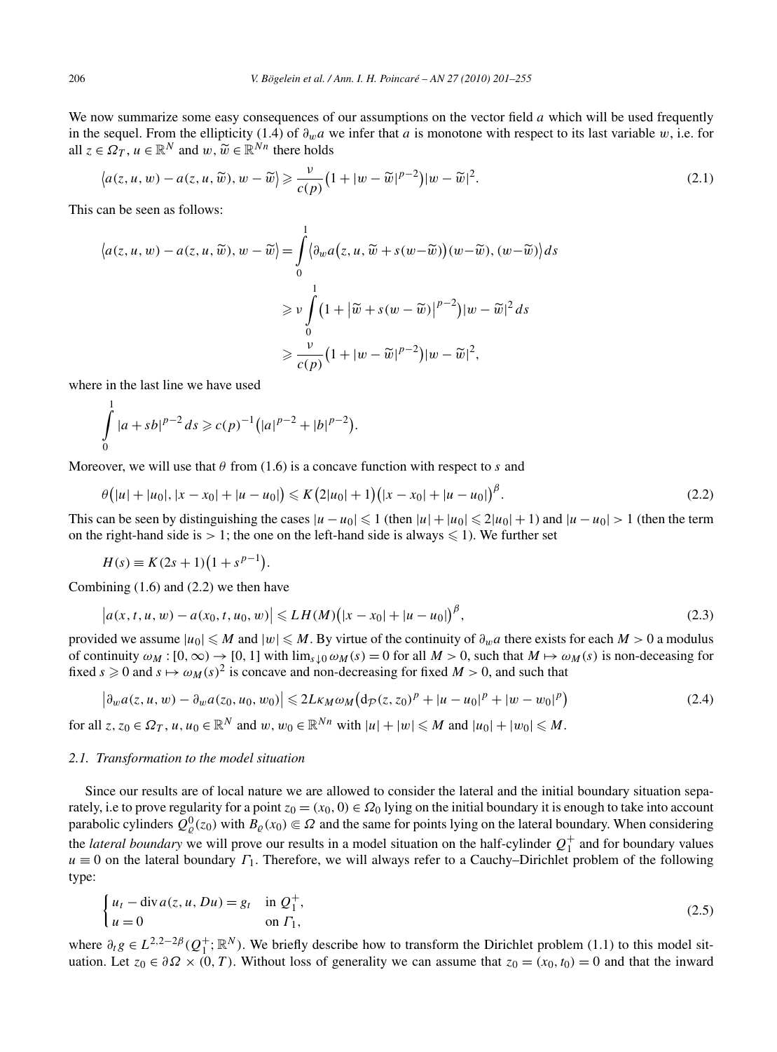We now summarize some easy consequences of our assumptions on the vector field $a$ which will be used frequently in the sequel. From the ellipticity (1.4) of $\partial_w a$ we infer that $a$ is monotone with respect to its last variable $w$, i.e. for all $z \in \Omega_T$, $u \in \mathbb{R}^N$ and $w, \widetilde{w} \in \mathbb{R}^{Nn}$ there holds

$$\langle a(z,u,w) - a(z,u,\widetilde{w}), w - \widetilde{w} \rangle \geqslant \frac{\nu}{c(p)}\big(1 + |w - \widetilde{w}|^{p-2}\big)|w - \widetilde{w}|^2. \tag{2.1}$$

This can be seen as follows:

$$\begin{aligned}
\langle a(z,u,w) - a(z,u,\widetilde{w}), w - \widetilde{w} \rangle &= \int_0^1 \big\langle \partial_w a\big(z,u,\widetilde{w} + s(w-\widetilde{w})\big)(w-\widetilde{w}), (w-\widetilde{w})\big\rangle \, ds \\
&\geqslant \nu \int_0^1 \big(1 + \big|\widetilde{w} + s(w - \widetilde{w})\big|^{p-2}\big)|w - \widetilde{w}|^2 \, ds \\
&\geqslant \frac{\nu}{c(p)}\big(1 + |w - \widetilde{w}|^{p-2}\big)|w - \widetilde{w}|^2,
\end{aligned}$$

where in the last line we have used

$$\int_0^1 |a + sb|^{p-2} \, ds \geqslant c(p)^{-1}\big(|a|^{p-2} + |b|^{p-2}\big).$$

Moreover, we will use that $\theta$ from (1.6) is a concave function with respect to $s$ and

$$\theta\big(|u| + |u_0|, |x - x_0| + |u - u_0|\big) \leqslant K\big(2|u_0| + 1\big)\big(|x - x_0| + |u - u_0|\big)^{\beta}. \tag{2.2}$$

This can be seen by distinguishing the cases $|u - u_0| \leqslant 1$ (then $|u| + |u_0| \leqslant 2|u_0| + 1$) and $|u - u_0| > 1$ (then the term on the right-hand side is $> 1$; the one on the left-hand side is always $\leqslant 1$). We further set

$$H(s) \equiv K(2s + 1)\big(1 + s^{p-1}\big).$$

Combining (1.6) and (2.2) we then have

$$\big|a(x,t,u,w) - a(x_0,t,u_0,w)\big| \leqslant LH(M)\big(|x - x_0| + |u - u_0|\big)^{\beta}, \tag{2.3}$$

provided we assume $|u_0| \leqslant M$ and $|w| \leqslant M$. By virtue of the continuity of $\partial_w a$ there exists for each $M > 0$ a modulus of continuity $\omega_M : [0,\infty) \to [0,1]$ with $\lim_{s\downarrow 0} \omega_M(s) = 0$ for all $M > 0$, such that $M \mapsto \omega_M(s)$ is non-deceasing for fixed $s \geqslant 0$ and $s \mapsto \omega_M(s)^2$ is concave and non-decreasing for fixed $M > 0$, and such that

$$\big|\partial_w a(z,u,w) - \partial_w a(z_0,u_0,w_0)\big| \leqslant 2L\kappa_M \omega_M\big(\mathrm{d}_{\mathcal{P}}(z,z_0)^p + |u - u_0|^p + |w - w_0|^p\big) \tag{2.4}$$

for all $z, z_0 \in \Omega_T$, $u, u_0 \in \mathbb{R}^N$ and $w, w_0 \in \mathbb{R}^{Nn}$ with $|u| + |w| \leqslant M$ and $|u_0| + |w_0| \leqslant M$.

### 2.1. Transformation to the model situation

Since our results are of local nature we are allowed to consider the lateral and the initial boundary situation separately, i.e to prove regularity for a point $z_0 = (x_0, 0) \in \Omega_0$ lying on the initial boundary it is enough to take into account parabolic cylinders $Q_\varrho^0(z_0)$ with $B_\varrho(x_0) \Subset \Omega$ and the same for points lying on the lateral boundary. When considering the *lateral boundary* we will prove our results in a model situation on the half-cylinder $Q_1^+$ and for boundary values $u \equiv 0$ on the lateral boundary $\Gamma_1$. Therefore, we will always refer to a Cauchy–Dirichlet problem of the following type:

$$\begin{cases} u_t - \operatorname{div} a(z,u,Du) = g_t & \text{in } Q_1^+, \\ u = 0 & \text{on } \Gamma_1, \end{cases} \tag{2.5}$$

where $\partial_t g \in L^{2,2-2\beta}(Q_1^+;\mathbb{R}^N)$. We briefly describe how to transform the Dirichlet problem (1.1) to this model situation. Let $z_0 \in \partial\Omega \times (0,T)$. Without loss of generality we can assume that $z_0 = (x_0, t_0) = 0$ and that the inward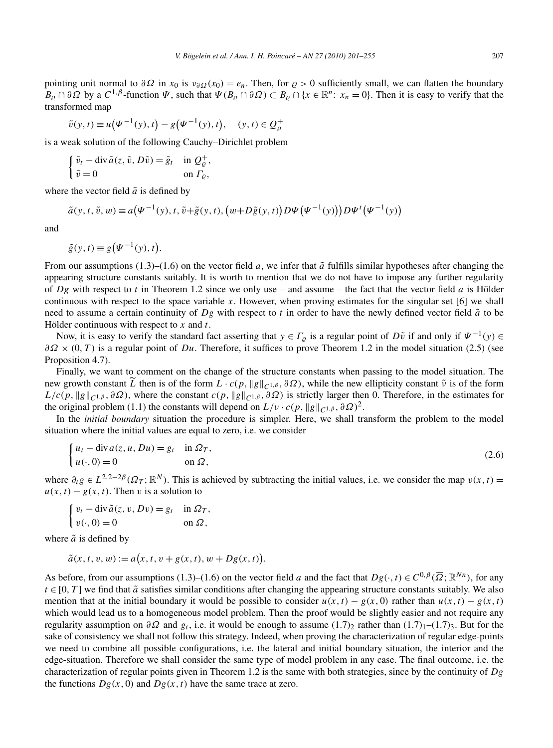pointing unit normal to $\partial\Omega$ in $x_0$ is $\nu_{\partial\Omega}(x_0) = e_n$. Then, for $\varrho > 0$ sufficiently small, we can flatten the boundary $B_\varrho \cap \partial\Omega$ by a $C^{1,\beta}$-function $\Psi$, such that $\Psi(B_\varrho \cap \partial\Omega) \subset B_\varrho \cap \{x \in \mathbb{R}^n\colon\ x_n = 0\}$. Then it is easy to verify that the transformed map

$$\tilde{v}(y,t) \equiv u\big(\Psi^{-1}(y),t\big) - g\big(\Psi^{-1}(y),t\big), \quad (y,t) \in Q_\varrho^+$$

is a weak solution of the following Cauchy–Dirichlet problem

$$\begin{cases} \tilde{v}_t - \operatorname{div} \tilde{a}(z, \tilde{v}, D\tilde{v}) = \tilde{g}_t & \text{in } Q_\varrho^+, \\ \tilde{v} = 0 & \text{on } \Gamma_\varrho, \end{cases}$$

where the vector field $\tilde{a}$ is defined by

$$\tilde{a}(y,t,\tilde{v},w) \equiv a\big(\Psi^{-1}(y), t, \tilde{v}+\tilde{g}(y,t), \big(w+D\tilde{g}(y,t)\big) D\Psi\big(\Psi^{-1}(y)\big)\big) D\Psi^t\big(\Psi^{-1}(y)\big)$$

and

$$\tilde{g}(y,t) \equiv g\big(\Psi^{-1}(y),t\big).$$

From our assumptions (1.3)–(1.6) on the vector field $a$, we infer that $\tilde{a}$ fulfills similar hypotheses after changing the appearing structure constants suitably. It is worth to mention that we do not have to impose any further regularity of $Dg$ with respect to $t$ in Theorem 1.2 since we only use – and assume – the fact that the vector field $a$ is Hölder continuous with respect to the space variable $x$. However, when proving estimates for the singular set [6] we shall need to assume a certain continuity of $Dg$ with respect to $t$ in order to have the newly defined vector field $\tilde{a}$ to be Hölder continuous with respect to $x$ and $t$.

Now, it is easy to verify the standard fact asserting that $y \in \Gamma_\varrho$ is a regular point of $D\tilde{v}$ if and only if $\Psi^{-1}(y) \in \partial\Omega \times (0,T)$ is a regular point of $Du$. Therefore, it suffices to prove Theorem 1.2 in the model situation (2.5) (see Proposition 4.7).

Finally, we want to comment on the change of the structure constants when passing to the model situation. The new growth constant $\widetilde{L}$ then is of the form $L \cdot c(p, \|g\|_{C^{1,\beta}}, \partial\Omega)$, while the new ellipticity constant $\tilde{\nu}$ is of the form $L/c(p, \|g\|_{C^{1,\beta}}, \partial\Omega)$, where the constant $c(p, \|g\|_{C^{1,\beta}}, \partial\Omega)$ is strictly larger then 0. Therefore, in the estimates for the original problem (1.1) the constants will depend on $L/\nu \cdot c(p, \|g\|_{C^{1,\beta}}, \partial\Omega)^2$.

In the *initial boundary* situation the procedure is simpler. Here, we shall transform the problem to the model situation where the initial values are equal to zero, i.e. we consider

$$\begin{cases} u_t - \operatorname{div} a(z, u, Du) = g_t & \text{in } \Omega_T, \\ u(\cdot, 0) = 0 & \text{on } \Omega, \end{cases} \tag{2.6}$$

where $\partial_t g \in L^{2,2-2\beta}(\Omega_T; \mathbb{R}^N)$. This is achieved by subtracting the initial values, i.e. we consider the map $v(x,t) = u(x,t) - g(x,t)$. Then $v$ is a solution to

$$\begin{cases} v_t - \operatorname{div} \tilde{a}(z, v, Dv) = g_t & \text{in } \Omega_T, \\ v(\cdot, 0) = 0 & \text{on } \Omega, \end{cases}$$

where $\tilde{a}$ is defined by

$$\tilde{a}(x,t,v,w) := a\big(x, t, v + g(x,t), w + Dg(x,t)\big).$$

As before, from our assumptions (1.3)–(1.6) on the vector field $a$ and the fact that $Dg(\cdot, t) \in C^{0,\beta}(\overline{\Omega}; \mathbb{R}^{Nn})$, for any $t \in [0,T]$ we find that $\tilde{a}$ satisfies similar conditions after changing the appearing structure constants suitably. We also mention that at the initial boundary it would be possible to consider $u(x,t) - g(x,0)$ rather than $u(x,t) - g(x,t)$ which would lead us to a homogeneous model problem. Then the proof would be slightly easier and not require any regularity assumption on $\partial\Omega$ and $g_t$, i.e. it would be enough to assume $(1.7)_2$ rather than $(1.7)_1$–$(1.7)_3$. But for the sake of consistency we shall not follow this strategy. Indeed, when proving the characterization of regular edge-points we need to combine all possible configurations, i.e. the lateral and initial boundary situation, the interior and the edge-situation. Therefore we shall consider the same type of model problem in any case. The final outcome, i.e. the characterization of regular points given in Theorem 1.2 is the same with both strategies, since by the continuity of $Dg$ the functions $Dg(x,0)$ and $Dg(x,t)$ have the same trace at zero.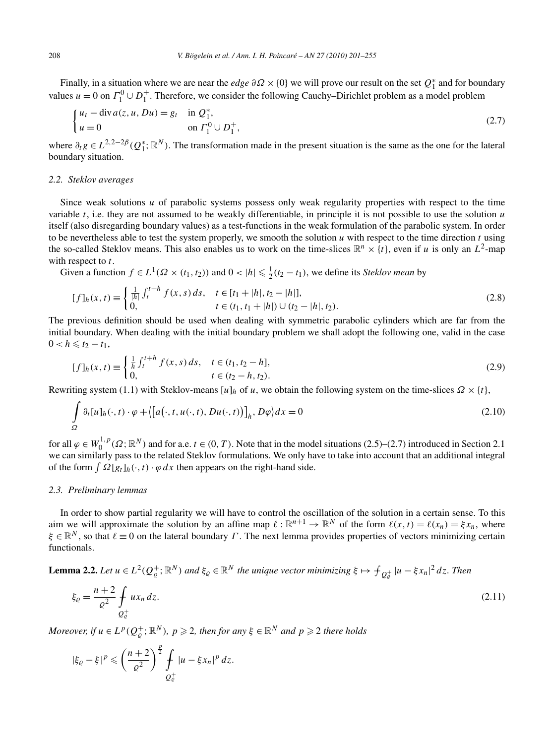Finally, in a situation where we are near the *edge* $\partial\Omega \times \{0\}$ we will prove our result on the set $Q_1^*$ and for boundary values $u = 0$ on $\Gamma_1^0 \cup D_1^+$. Therefore, we consider the following Cauchy–Dirichlet problem as a model problem

$$\begin{cases} u_t - \operatorname{div} a(z, u, Du) = g_t & \text{in } Q_1^*, \\ u = 0 & \text{on } \Gamma_1^0 \cup D_1^+, \end{cases} \tag{2.7}$$

where $\partial_t g \in L^{2,2-2\beta}(Q_1^*; \mathbb{R}^N)$. The transformation made in the present situation is the same as the one for the lateral boundary situation.

### 2.2. Steklov averages

Since weak solutions $u$ of parabolic systems possess only weak regularity properties with respect to the time variable $t$, i.e. they are not assumed to be weakly differentiable, in principle it is not possible to use the solution $u$ itself (also disregarding boundary values) as a test-functions in the weak formulation of the parabolic system. In order to be nevertheless able to test the system properly, we smooth the solution $u$ with respect to the time direction $t$ using the so-called Steklov means. This also enables us to work on the time-slices $\mathbb{R}^n \times \{t\}$, even if $u$ is only an $L^2$-map with respect to $t$.

Given a function $f \in L^1(\Omega \times (t_1, t_2))$ and $0 < |h| \leqslant \frac{1}{2}(t_2 - t_1)$, we define its *Steklov mean* by

$$[f]_h(x,t) \equiv \begin{cases} \frac{1}{|h|} \int_t^{t+h} f(x,s)\, ds, & t \in [t_1 + |h|, t_2 - |h|], \\ 0, & t \in (t_1, t_1 + |h|) \cup (t_2 - |h|, t_2). \end{cases} \tag{2.8}$$

The previous definition should be used when dealing with symmetric parabolic cylinders which are far from the initial boundary. When dealing with the initial boundary problem we shall adopt the following one, valid in the case $0 < h \leqslant t_2 - t_1$,

$$[f]_h(x,t) \equiv \begin{cases} \frac{1}{h} \int_t^{t+h} f(x,s)\, ds, & t \in (t_1, t_2 - h], \\ 0, & t \in (t_2 - h, t_2). \end{cases} \tag{2.9}$$

Rewriting system (1.1) with Steklov-means $[u]_h$ of $u$, we obtain the following system on the time-slices $\Omega \times \{t\}$,

$$\int_\Omega \partial_t [u]_h(\cdot, t) \cdot \varphi + \big\langle \big[a\big(\cdot, t, u(\cdot, t), Du(\cdot, t)\big)\big]_h, D\varphi \big\rangle\, dx = 0 \tag{2.10}$$

for all $\varphi \in W_0^{1,p}(\Omega; \mathbb{R}^N)$ and for a.e. $t \in (0, T)$. Note that in the model situations (2.5)–(2.7) introduced in Section 2.1 we can similarly pass to the related Steklov formulations. We only have to take into account that an additional integral of the form $\int \Omega [g_t]_h(\cdot, t) \cdot \varphi\, dx$ then appears on the right-hand side.

### 2.3. Preliminary lemmas

In order to show partial regularity we will have to control the oscillation of the solution in a certain sense. To this aim we will approximate the solution by an affine map $\ell : \mathbb{R}^{n+1} \to \mathbb{R}^N$ of the form $\ell(x,t) = \ell(x_n) = \xi x_n$, where $\xi \in \mathbb{R}^N$, so that $\ell \equiv 0$ on the lateral boundary $\Gamma$. The next lemma provides properties of vectors minimizing certain functionals.

**Lemma 2.2.** *Let $u \in L^2(Q_\varrho^+; \mathbb{R}^N)$ and $\xi_\varrho \in \mathbb{R}^N$ the unique vector minimizing $\xi \mapsto ⨍_{Q_\varrho^+} |u - \xi x_n|^2\, dz$. Then*

$$\xi_\varrho = \frac{n+2}{\varrho^2} ⨍_{Q_\varrho^+} u x_n\, dz. \tag{2.11}$$

*Moreover, if $u \in L^p(Q_\varrho^+; \mathbb{R}^N)$, $p \geqslant 2$, then for any $\xi \in \mathbb{R}^N$ and $p \geqslant 2$ there holds*

$$|\xi_\varrho - \xi|^p \leqslant \left(\frac{n+2}{\varrho^2}\right)^{\frac{p}{2}} ⨍_{Q_\varrho^+} |u - \xi x_n|^p\, dz.$$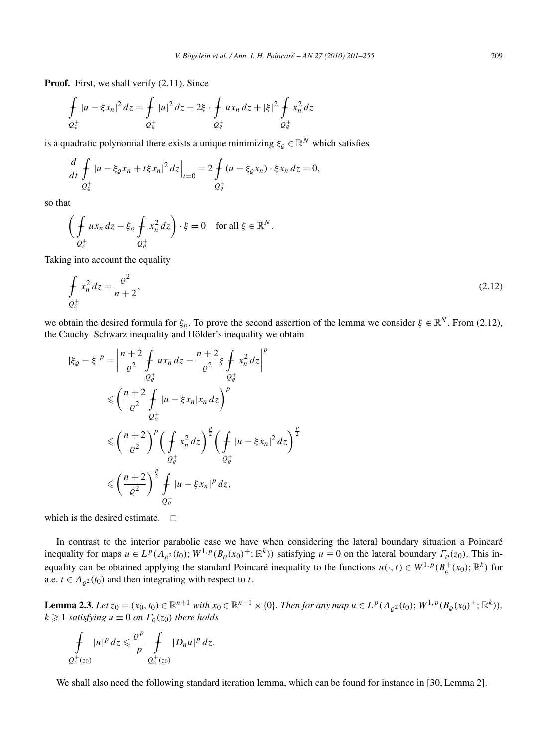**Proof.** First, we shall verify (2.11). Since

$$\fint_{Q_\varrho^+} |u - \xi x_n|^2 \, dz = \fint_{Q_\varrho^+} |u|^2 \, dz - 2\xi \cdot \fint_{Q_\varrho^+} u x_n \, dz + |\xi|^2 \fint_{Q_\varrho^+} x_n^2 \, dz$$

is a quadratic polynomial there exists a unique minimizing $\xi_\varrho \in \mathbb{R}^N$ which satisfies

$$\frac{d}{dt} \fint_{Q_\varrho^+} |u - \xi_\varrho x_n + t\xi x_n|^2 \, dz \Big|_{t=0} = 2 \fint_{Q_\varrho^+} (u - \xi_\varrho x_n) \cdot \xi x_n \, dz = 0,$$

so that

$$\left( \fint_{Q_\varrho^+} u x_n \, dz - \xi_\varrho \fint_{Q_\varrho^+} x_n^2 \, dz \right) \cdot \xi = 0 \quad \text{for all } \xi \in \mathbb{R}^N.$$

Taking into account the equality

$$\fint_{Q_\varrho^+} x_n^2 \, dz = \frac{\varrho^2}{n+2}, \tag{2.12}$$

we obtain the desired formula for $\xi_\varrho$. To prove the second assertion of the lemma we consider $\xi \in \mathbb{R}^N$. From (2.12), the Cauchy–Schwarz inequality and Hölder's inequality we obtain

$$\begin{aligned}
|\xi_\varrho - \xi|^p &= \left| \frac{n+2}{\varrho^2} \fint_{Q_\varrho^+} u x_n \, dz - \frac{n+2}{\varrho^2} \xi \fint_{Q_\varrho^+} x_n^2 \, dz \right|^p \\
&\leqslant \left( \frac{n+2}{\varrho^2} \fint_{Q_\varrho^+} |u - \xi x_n| x_n \, dz \right)^p \\
&\leqslant \left( \frac{n+2}{\varrho^2} \right)^p \left( \fint_{Q_\varrho^+} x_n^2 \, dz \right)^{\frac{p}{2}} \left( \fint_{Q_\varrho^+} |u - \xi x_n|^2 \, dz \right)^{\frac{p}{2}} \\
&\leqslant \left( \frac{n+2}{\varrho^2} \right)^{\frac{p}{2}} \fint_{Q_\varrho^+} |u - \xi x_n|^p \, dz,
\end{aligned}$$

which is the desired estimate. $\square$

In contrast to the interior parabolic case we have when considering the lateral boundary situation a Poincaré inequality for maps $u \in L^p(\Lambda_{\varrho^2}(t_0); W^{1,p}(B_\varrho(x_0)^+; \mathbb{R}^k))$ satisfying $u \equiv 0$ on the lateral boundary $\Gamma_\varrho(z_0)$. This inequality can be obtained applying the standard Poincaré inequality to the functions $u(\cdot, t) \in W^{1,p}(B_\varrho^+(x_0); \mathbb{R}^k)$ for a.e. $t \in \Lambda_{\varrho^2}(t_0)$ and then integrating with respect to $t$.

**Lemma 2.3.** *Let $z_0 = (x_0, t_0) \in \mathbb{R}^{n+1}$ with $x_0 \in \mathbb{R}^{n-1} \times \{0\}$. Then for any map $u \in L^p(\Lambda_{\varrho^2}(t_0); W^{1,p}(B_\varrho(x_0)^+; \mathbb{R}^k))$, $k \geqslant 1$ satisfying $u \equiv 0$ on $\Gamma_\varrho(z_0)$ there holds*

$$\fint_{Q_\varrho^+(z_0)} |u|^p \, dz \leqslant \frac{\varrho^p}{p} \fint_{Q_\varrho^+(z_0)} |D_n u|^p \, dz.$$

We shall also need the following standard iteration lemma, which can be found for instance in [30, Lemma 2].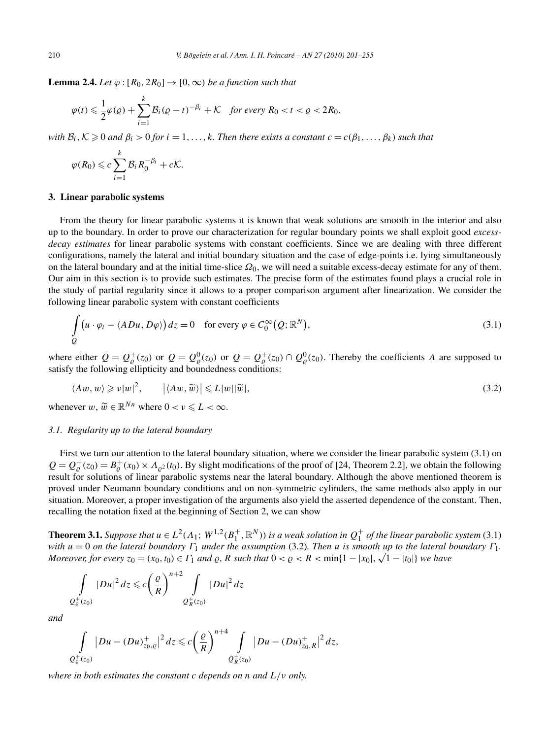**Lemma 2.4.** *Let $\varphi : [R_0, 2R_0] \to [0, \infty)$ be a function such that*

$$\varphi(t) \leqslant \frac{1}{2}\varphi(\varrho) + \sum_{i=1}^{k} \mathcal{B}_i(\varrho - t)^{-\beta_i} + \mathcal{K} \quad \text{for every } R_0 < t < \varrho < 2R_0,$$

*with $\mathcal{B}_i, \mathcal{K} \geqslant 0$ and $\beta_i > 0$ for $i = 1, \dots, k$. Then there exists a constant $c = c(\beta_1, \dots, \beta_k)$ such that*

$$\varphi(R_0) \leqslant c\sum_{i=1}^{k} \mathcal{B}_i R_0^{-\beta_i} + c\mathcal{K}.$$

## 3. Linear parabolic systems

From the theory for linear parabolic systems it is known that weak solutions are smooth in the interior and also up to the boundary. In order to prove our characterization for regular boundary points we shall exploit good *excess-decay estimates* for linear parabolic systems with constant coefficients. Since we are dealing with three different configurations, namely the lateral and initial boundary situation and the case of edge-points i.e. lying simultaneously on the lateral boundary and at the initial time-slice $\Omega_0$, we will need a suitable excess-decay estimate for any of them. Our aim in this section is to provide such estimates. The precise form of the estimates found plays a crucial role in the study of partial regularity since it allows to a proper comparison argument after linearization. We consider the following linear parabolic system with constant coefficients

$$\int_Q \big(u \cdot \varphi_t - \langle A Du, D\varphi\rangle\big)\, dz = 0 \quad \text{for every } \varphi \in C_0^\infty\big(Q; \mathbb{R}^N\big), \tag{3.1}$$

where either $Q = Q_\varrho^+(z_0)$ or $Q = Q_\varrho^0(z_0)$ or $Q = Q_\varrho^+(z_0) \cap Q_\varrho^0(z_0)$. Thereby the coefficients $A$ are supposed to satisfy the following ellipticity and boundedness conditions:

$$\langle Aw, w\rangle \geqslant \nu|w|^2, \qquad \big|\langle Aw, \widetilde{w}\rangle\big| \leqslant L|w||\widetilde{w}|, \tag{3.2}$$

whenever $w, \widetilde{w} \in \mathbb{R}^{Nn}$ where $0 < \nu \leqslant L < \infty$.

### 3.1. Regularity up to the lateral boundary

First we turn our attention to the lateral boundary situation, where we consider the linear parabolic system (3.1) on $Q = Q_\varrho^+(z_0) = B_\varrho^+(x_0) \times \Lambda_{\varrho^2}(t_0)$. By slight modifications of the proof of [24, Theorem 2.2], we obtain the following result for solutions of linear parabolic systems near the lateral boundary. Although the above mentioned theorem is proved under Neumann boundary conditions and on non-symmetric cylinders, the same methods also apply in our situation. Moreover, a proper investigation of the arguments also yield the asserted dependence of the constant. Then, recalling the notation fixed at the beginning of Section 2, we can show

**Theorem 3.1.** *Suppose that $u \in L^2(\Lambda_1; W^{1,2}(B_1^+, \mathbb{R}^N))$ is a weak solution in $Q_1^+$ of the linear parabolic system (3.1) with $u = 0$ on the lateral boundary $\Gamma_1$ under the assumption (3.2). Then $u$ is smooth up to the lateral boundary $\Gamma_1$. Moreover, for every $z_0 = (x_0, t_0) \in \Gamma_1$ and $\varrho$, $R$ such that $0 < \varrho < R < \min\{1 - |x_0|, \sqrt{1 - |t_0|}\}$ we have*

$$\int_{Q_\varrho^+(z_0)} |Du|^2\, dz \leqslant c\left(\frac{\varrho}{R}\right)^{n+2} \int_{Q_R^+(z_0)} |Du|^2\, dz$$

*and*

$$\int_{Q_\varrho^+(z_0)} \big|Du - (Du)_{z_0,\varrho}^+\big|^2\, dz \leqslant c\left(\frac{\varrho}{R}\right)^{n+4} \int_{Q_R^+(z_0)} \big|Du - (Du)_{z_0,R}^+\big|^2\, dz,$$

*where in both estimates the constant $c$ depends on $n$ and $L/\nu$ only.*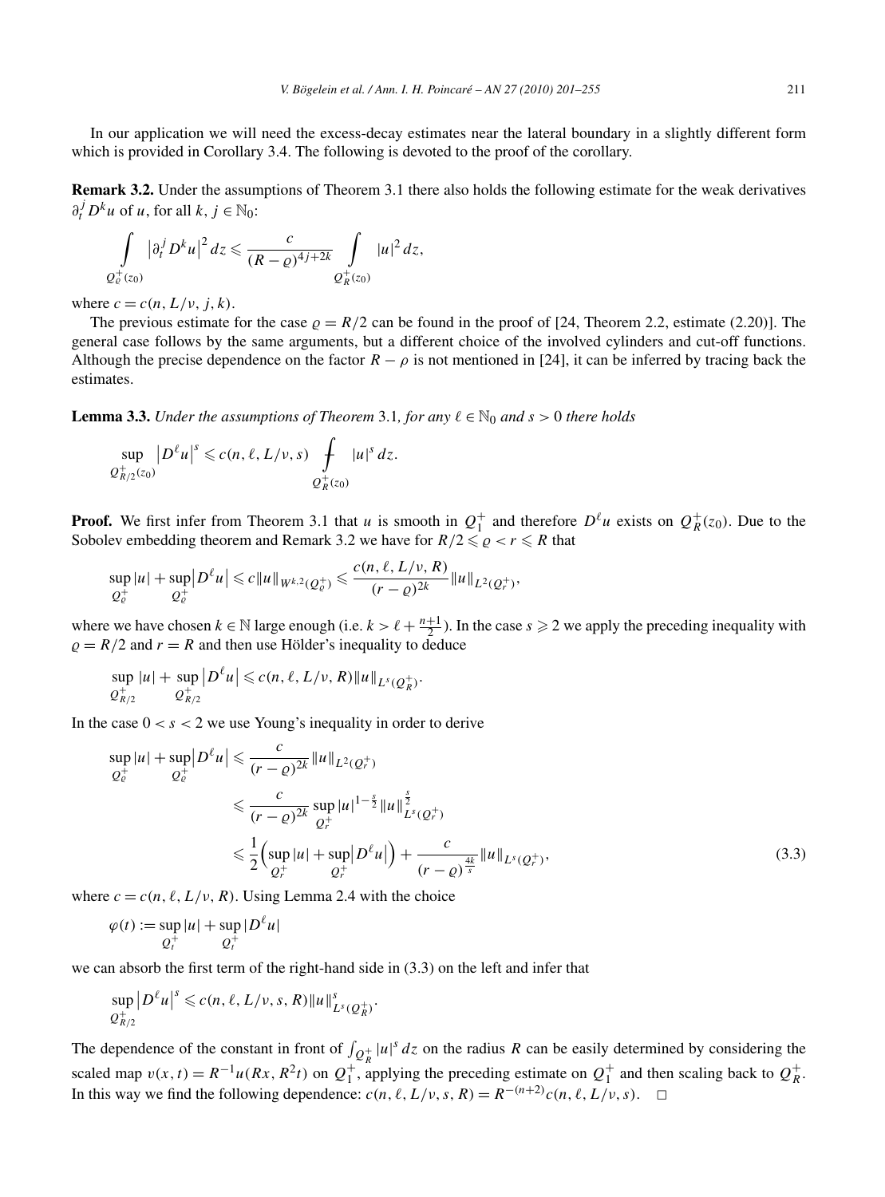In our application we will need the excess-decay estimates near the lateral boundary in a slightly different form which is provided in Corollary 3.4. The following is devoted to the proof of the corollary.

**Remark 3.2.** Under the assumptions of Theorem 3.1 there also holds the following estimate for the weak derivatives $\partial_t^j D^k u$ of $u$, for all $k, j \in \mathbb{N}_0$:

$$\int_{Q_\varrho^+(z_0)} \left|\partial_t^j D^k u\right|^2 dz \leqslant \frac{c}{(R-\varrho)^{4j+2k}} \int_{Q_R^+(z_0)} |u|^2 \, dz,$$

where $c = c(n, L/\nu, j, k)$.

The previous estimate for the case $\varrho = R/2$ can be found in the proof of [24, Theorem 2.2, estimate (2.20)]. The general case follows by the same arguments, but a different choice of the involved cylinders and cut-off functions. Although the precise dependence on the factor $R - \rho$ is not mentioned in [24], it can be inferred by tracing back the estimates.

**Lemma 3.3.** *Under the assumptions of Theorem* 3.1*, for any* $\ell \in \mathbb{N}_0$ *and* $s > 0$ *there holds*

$$\sup_{Q_{R/2}^+(z_0)} \left|D^\ell u\right|^s \leqslant c(n, \ell, L/\nu, s) \fint_{Q_R^+(z_0)} |u|^s \, dz.$$

**Proof.** We first infer from Theorem 3.1 that $u$ is smooth in $Q_1^+$ and therefore $D^\ell u$ exists on $Q_R^+(z_0)$. Due to the Sobolev embedding theorem and Remark 3.2 we have for $R/2 \leqslant \varrho < r \leqslant R$ that

$$\sup_{Q_\varrho^+} |u| + \sup_{Q_\varrho^+} \left|D^\ell u\right| \leqslant c\|u\|_{W^{k,2}(Q_\varrho^+)} \leqslant \frac{c(n, \ell, L/\nu, R)}{(r-\varrho)^{2k}} \|u\|_{L^2(Q_r^+)},$$

where we have chosen $k \in \mathbb{N}$ large enough (i.e. $k > \ell + \frac{n+1}{2}$). In the case $s \geqslant 2$ we apply the preceding inequality with $\varrho = R/2$ and $r = R$ and then use Hölder's inequality to deduce

$$\sup_{Q_{R/2}^+} |u| + \sup_{Q_{R/2}^+} \left|D^\ell u\right| \leqslant c(n, \ell, L/\nu, R)\|u\|_{L^s(Q_R^+)}.$$

In the case $0 < s < 2$ we use Young's inequality in order to derive

$$\begin{aligned}
\sup_{Q_\varrho^+} |u| + \sup_{Q_\varrho^+} \left|D^\ell u\right| &\leqslant \frac{c}{(r-\varrho)^{2k}} \|u\|_{L^2(Q_r^+)} \\
&\leqslant \frac{c}{(r-\varrho)^{2k}} \sup_{Q_r^+} |u|^{1-\frac{s}{2}} \|u\|_{L^s(Q_r^+)}^{\frac{s}{2}} \\
&\leqslant \frac{1}{2}\Big(\sup_{Q_r^+} |u| + \sup_{Q_r^+} \left|D^\ell u\right|\Big) + \frac{c}{(r-\varrho)^{\frac{4k}{s}}} \|u\|_{L^s(Q_r^+)},
\end{aligned} \tag{3.3}$$

where $c = c(n, \ell, L/\nu, R)$. Using Lemma 2.4 with the choice

$$\varphi(t) := \sup_{Q_t^+} |u| + \sup_{Q_t^+} |D^\ell u|$$

we can absorb the first term of the right-hand side in (3.3) on the left and infer that

$$\sup_{Q_{R/2}^+} \left|D^\ell u\right|^s \leqslant c(n, \ell, L/\nu, s, R)\|u\|_{L^s(Q_R^+)}^s.$$

The dependence of the constant in front of $\int_{Q_R^+} |u|^s \, dz$ on the radius $R$ can be easily determined by considering the scaled map $v(x,t) = R^{-1}u(Rx, R^2 t)$ on $Q_1^+$, applying the preceding estimate on $Q_1^+$ and then scaling back to $Q_R^+$. In this way we find the following dependence: $c(n, \ell, L/\nu, s, R) = R^{-(n+2)}c(n, \ell, L/\nu, s)$. $\square$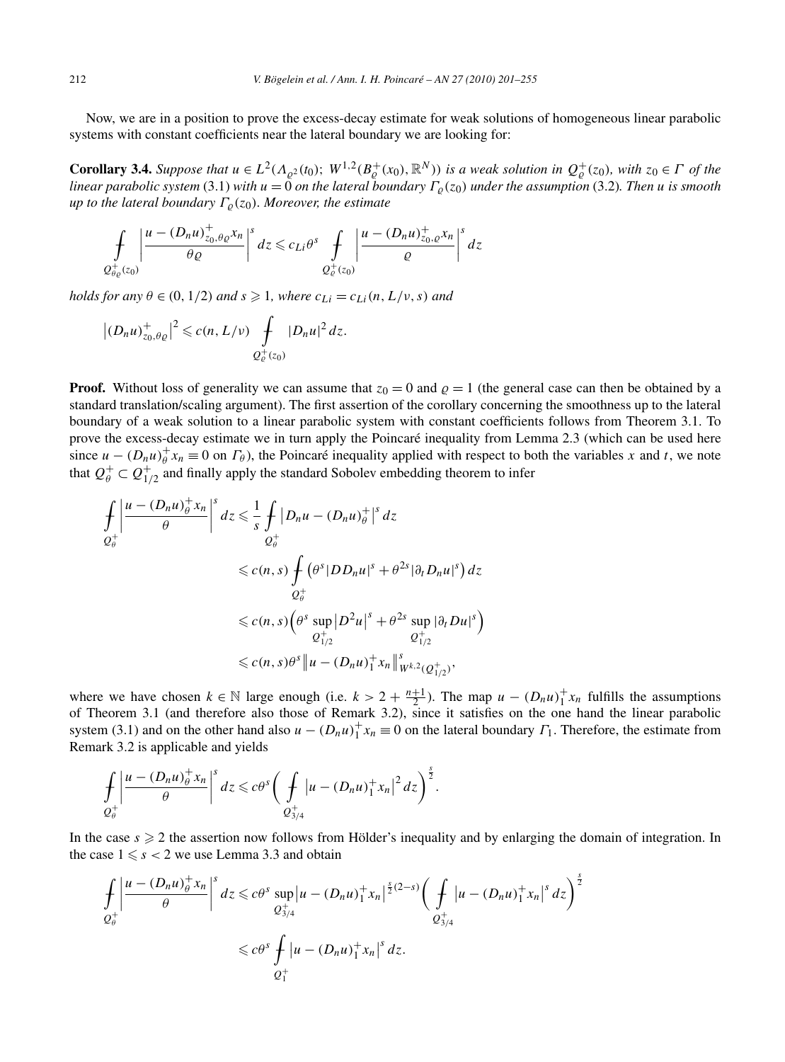Now, we are in a position to prove the excess-decay estimate for weak solutions of homogeneous linear parabolic systems with constant coefficients near the lateral boundary we are looking for:

**Corollary 3.4.** *Suppose that $u \in L^2(\Lambda_{\varrho^2}(t_0);\, W^{1,2}(B_\varrho^+(x_0), \mathbb{R}^N))$ is a weak solution in $Q_\varrho^+(z_0)$, with $z_0 \in \Gamma$ of the linear parabolic system* (3.1) *with $u = 0$ on the lateral boundary $\Gamma_\varrho(z_0)$ under the assumption* (3.2)*. Then $u$ is smooth up to the lateral boundary $\Gamma_\varrho(z_0)$. Moreover, the estimate*

$$
\fint_{Q^+_{\theta\varrho}(z_0)} \left| \frac{u - (D_n u)^+_{z_0,\theta\varrho} x_n}{\theta\varrho} \right|^s dz \leqslant c_{Li}\theta^s \fint_{Q^+_{\varrho}(z_0)} \left| \frac{u - (D_n u)^+_{z_0,\varrho} x_n}{\varrho} \right|^s dz
$$

*holds for any $\theta \in (0, 1/2)$ and $s \geqslant 1$, where $c_{Li} = c_{Li}(n, L/\nu, s)$ and*

$$
\left|(D_n u)^+_{z_0,\theta\varrho}\right|^2 \leqslant c(n, L/\nu) \fint_{Q^+_{\varrho}(z_0)} |D_n u|^2 \, dz.
$$

**Proof.** Without loss of generality we can assume that $z_0 = 0$ and $\varrho = 1$ (the general case can then be obtained by a standard translation/scaling argument). The first assertion of the corollary concerning the smoothness up to the lateral boundary of a weak solution to a linear parabolic system with constant coefficients follows from Theorem 3.1. To prove the excess-decay estimate we in turn apply the Poincaré inequality from Lemma 2.3 (which can be used here since $u - (D_n u)^+_\theta x_n \equiv 0$ on $\Gamma_\theta$), the Poincaré inequality applied with respect to both the variables $x$ and $t$, we note that $Q^+_\theta \subset Q^+_{1/2}$ and finally apply the standard Sobolev embedding theorem to infer

$$
\begin{aligned}
\fint_{Q^+_\theta} \left| \frac{u - (D_n u)^+_\theta x_n}{\theta} \right|^s dz &\leqslant \frac{1}{s} \fint_{Q^+_\theta} \left| D_n u - (D_n u)^+_\theta \right|^s dz \\
&\leqslant c(n,s) \fint_{Q^+_\theta} \left( \theta^s |D D_n u|^s + \theta^{2s} |\partial_t D_n u|^s \right) dz \\
&\leqslant c(n,s) \Big( \theta^s \sup_{Q^+_{1/2}} \left| D^2 u \right|^s + \theta^{2s} \sup_{Q^+_{1/2}} |\partial_t D u|^s \Big) \\
&\leqslant c(n,s) \theta^s \left\| u - (D_n u)^+_1 x_n \right\|^s_{W^{k,2}(Q^+_{1/2})},
\end{aligned}
$$

where we have chosen $k \in \mathbb{N}$ large enough (i.e. $k > 2 + \frac{n+1}{2}$). The map $u - (D_n u)^+_1 x_n$ fulfills the assumptions of Theorem 3.1 (and therefore also those of Remark 3.2), since it satisfies on the one hand the linear parabolic system (3.1) and on the other hand also $u - (D_n u)^+_1 x_n \equiv 0$ on the lateral boundary $\Gamma_1$. Therefore, the estimate from Remark 3.2 is applicable and yields

$$
\fint_{Q^+_\theta} \left| \frac{u - (D_n u)^+_\theta x_n}{\theta} \right|^s dz \leqslant c\theta^s \bigg( \fint_{Q^+_{3/4}} \left| u - (D_n u)^+_1 x_n \right|^2 dz \bigg)^{\frac{s}{2}}.
$$

In the case $s \geqslant 2$ the assertion now follows from Hölder's inequality and by enlarging the domain of integration. In the case $1 \leqslant s < 2$ we use Lemma 3.3 and obtain

$$
\begin{aligned}
\fint_{Q^+_\theta} \left| \frac{u - (D_n u)^+_\theta x_n}{\theta} \right|^s dz &\leqslant c\theta^s \sup_{Q^+_{3/4}} \left| u - (D_n u)^+_1 x_n \right|^{\frac{s}{2}(2-s)} \bigg( \fint_{Q^+_{3/4}} \left| u - (D_n u)^+_1 x_n \right|^s dz \bigg)^{\frac{s}{2}} \\
&\leqslant c\theta^s \fint_{Q^+_1} \left| u - (D_n u)^+_1 x_n \right|^s dz.
\end{aligned}
$$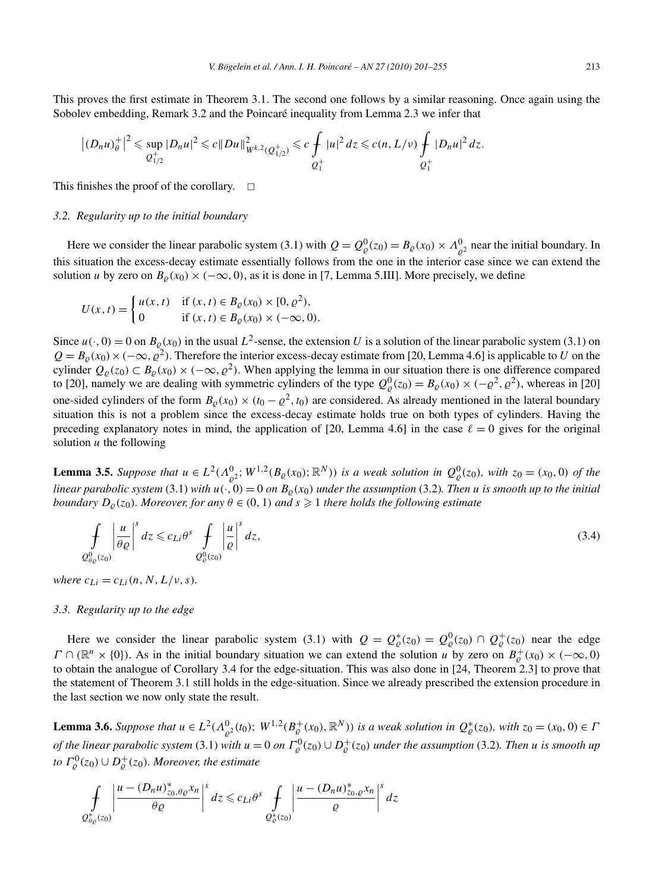This proves the first estimate in Theorem 3.1. The second one follows by a similar reasoning. Once again using the Sobolev embedding, Remark 3.2 and the Poincaré inequality from Lemma 2.3 we infer that

$$\left|(D_n u)_\theta^+\right|^2 \leqslant \sup_{Q_{1/2}^+} |D_n u|^2 \leqslant c\|Du\|^2_{W^{k,2}(Q_{1/2}^+)} \leqslant c \fint_{Q_1^+} |u|^2\,dz \leqslant c(n, L/\nu) \fint_{Q_1^+} |D_n u|^2\,dz.$$

This finishes the proof of the corollary. $\square$

### 3.2. Regularity up to the initial boundary

Here we consider the linear parabolic system (3.1) with $Q = Q_\varrho^0(z_0) = B_\varrho(x_0) \times \Lambda_{\varrho^2}^0$ near the initial boundary. In this situation the excess-decay estimate essentially follows from the one in the interior case since we can extend the solution $u$ by zero on $B_\varrho(x_0) \times (-\infty, 0)$, as it is done in [7, Lemma 5.III]. More precisely, we define

$$U(x,t) = \begin{cases} u(x,t) & \text{if } (x,t) \in B_\varrho(x_0) \times [0, \varrho^2), \\ 0 & \text{if } (x,t) \in B_\varrho(x_0) \times (-\infty, 0). \end{cases}$$

Since $u(\cdot, 0) = 0$ on $B_\varrho(x_0)$ in the usual $L^2$-sense, the extension $U$ is a solution of the linear parabolic system (3.1) on $Q = B_\varrho(x_0) \times (-\infty, \varrho^2)$. Therefore the interior excess-decay estimate from [20, Lemma 4.6] is applicable to $U$ on the cylinder $Q_\varrho(z_0) \subset B_\varrho(x_0) \times (-\infty, \varrho^2)$. When applying the lemma in our situation there is one difference compared to [20], namely we are dealing with symmetric cylinders of the type $Q_\varrho^0(z_0) = B_\varrho(x_0) \times (-\varrho^2, \varrho^2)$, whereas in [20] one-sided cylinders of the form $B_\varrho(x_0) \times (t_0 - \varrho^2, t_0)$ are considered. As already mentioned in the lateral boundary situation this is not a problem since the excess-decay estimate holds true on both types of cylinders. Having the preceding explanatory notes in mind, the application of [20, Lemma 4.6] in the case $\ell = 0$ gives for the original solution $u$ the following

**Lemma 3.5.** *Suppose that $u \in L^2(\Lambda_{\varrho^2}^0; W^{1,2}(B_\varrho(x_0); \mathbb{R}^N))$ is a weak solution in $Q_\varrho^0(z_0)$, with $z_0 = (x_0, 0)$ of the linear parabolic system* (3.1) *with $u(\cdot, 0) = 0$ on $B_\varrho(x_0)$ under the assumption* (3.2)*. Then $u$ is smooth up to the initial boundary $D_\varrho(z_0)$. Moreover, for any $\theta \in (0,1)$ and $s \geqslant 1$ there holds the following estimate*

$$\fint_{Q_{\theta\varrho}^0(z_0)} \left|\frac{u}{\theta\varrho}\right|^s dz \leqslant c_{Li}\theta^s \fint_{Q_\varrho^0(z_0)} \left|\frac{u}{\varrho}\right|^s dz, \tag{3.4}$$

*where $c_{Li} = c_{Li}(n, N, L/\nu, s)$.*

### 3.3. Regularity up to the edge

Here we consider the linear parabolic system (3.1) with $Q = Q_\varrho^*(z_0) = Q_\varrho^0(z_0) \cap Q_\varrho^+(z_0)$ near the edge $\Gamma \cap (\mathbb{R}^n \times \{0\})$. As in the initial boundary situation we can extend the solution $u$ by zero on $B_\varrho^+(x_0) \times (-\infty, 0)$ to obtain the analogue of Corollary 3.4 for the edge-situation. This was also done in [24, Theorem 2.3] to prove that the statement of Theorem 3.1 still holds in the edge-situation. Since we already prescribed the extension procedure in the last section we now only state the result.

**Lemma 3.6.** *Suppose that $u \in L^2(\Lambda_{\varrho^2}^0(t_0); W^{1,2}(B_\varrho^+(x_0), \mathbb{R}^N))$ is a weak solution in $Q_\varrho^*(z_0)$, with $z_0 = (x_0, 0) \in \Gamma$ of the linear parabolic system* (3.1) *with $u = 0$ on $\Gamma_\varrho^0(z_0) \cup D_\varrho^+(z_0)$ under the assumption* (3.2)*. Then $u$ is smooth up to $\Gamma_\varrho^0(z_0) \cup D_\varrho^+(z_0)$. Moreover, the estimate*

$$\fint_{Q_{\theta\varrho}^*(z_0)} \left|\frac{u - (D_n u)_{z_0,\theta\varrho}^* x_n}{\theta\varrho}\right|^s dz \leqslant c_{Li}\theta^s \fint_{Q_\varrho^*(z_0)} \left|\frac{u - (D_n u)_{z_0,\varrho}^* x_n}{\varrho}\right|^s dz$$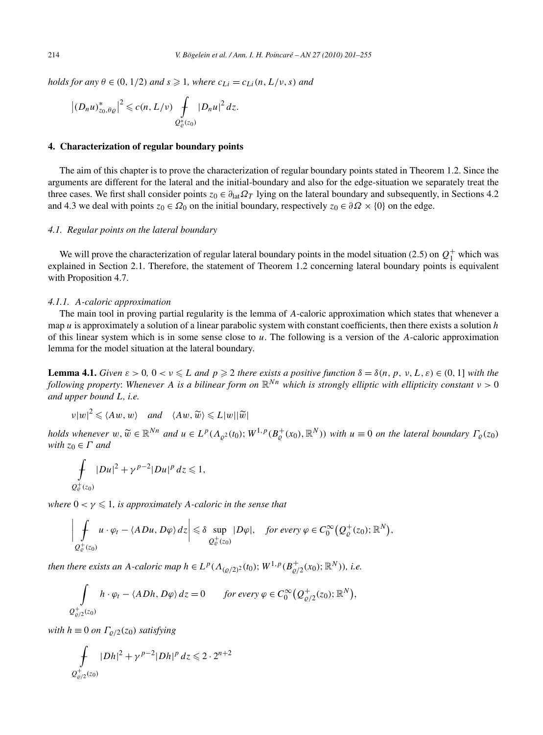*holds for any $\theta \in (0, 1/2)$ and $s \geqslant 1$, where $c_{Li} = c_{Li}(n, L/\nu, s)$ and*

$$\left|(D_n u)^*_{z_0,\theta\varrho}\right|^2 \leqslant c(n, L/\nu) \fint_{Q^*_\varrho(z_0)} |D_n u|^2 \, dz.$$

## 4. Characterization of regular boundary points

The aim of this chapter is to prove the characterization of regular boundary points stated in Theorem 1.2. Since the arguments are different for the lateral and the initial-boundary and also for the edge-situation we separately treat the three cases. We first shall consider points $z_0 \in \partial_{\mathrm{lat}} \Omega_T$ lying on the lateral boundary and subsequently, in Sections 4.2 and 4.3 we deal with points $z_0 \in \Omega_0$ on the initial boundary, respectively $z_0 \in \partial\Omega \times \{0\}$ on the edge.

### *4.1. Regular points on the lateral boundary*

We will prove the characterization of regular lateral boundary points in the model situation (2.5) on $Q_1^+$ which was explained in Section 2.1. Therefore, the statement of Theorem 1.2 concerning lateral boundary points is equivalent with Proposition 4.7.

#### *4.1.1. A-caloric approximation*

The main tool in proving partial regularity is the lemma of $A$-caloric approximation which states that whenever a map $u$ is approximately a solution of a linear parabolic system with constant coefficients, then there exists a solution $h$ of this linear system which is in some sense close to $u$. The following is a version of the $A$-caloric approximation lemma for the model situation at the lateral boundary.

**Lemma 4.1.** *Given $\varepsilon > 0$, $0 < \nu \leqslant L$ and $p \geqslant 2$ there exists a positive function $\delta = \delta(n, p, \nu, L, \varepsilon) \in (0, 1]$ with the following property: Whenever $A$ is a bilinear form on $\mathbb{R}^{Nn}$ which is strongly elliptic with ellipticity constant $\nu > 0$ and upper bound $L$, i.e.*

$$\nu|w|^2 \leqslant \langle Aw, w\rangle \quad \text{and} \quad \langle Aw, \widetilde{w}\rangle \leqslant L|w||\widetilde{w}|$$

*holds whenever $w, \widetilde{w} \in \mathbb{R}^{Nn}$ and $u \in L^p(\Lambda_{\varrho^2}(t_0); W^{1,p}(B^+_\varrho(x_0), \mathbb{R}^N))$ with $u \equiv 0$ on the lateral boundary $\Gamma_\varrho(z_0)$ with $z_0 \in \Gamma$ and*

$$\fint_{Q^+_\varrho(z_0)} |Du|^2 + \gamma^{p-2}|Du|^p \, dz \leqslant 1,$$

*where $0 < \gamma \leqslant 1$, is approximately $A$-caloric in the sense that*

$$\left| \fint_{Q^+_\varrho(z_0)} u \cdot \varphi_t - \langle ADu, D\varphi\rangle \, dz \right| \leqslant \delta \sup_{Q^+_\varrho(z_0)} |D\varphi|, \quad \text{for every } \varphi \in C_0^\infty\big(Q^+_\varrho(z_0); \mathbb{R}^N\big),$$

*then there exists an $A$-caloric map $h \in L^p(\Lambda_{(\varrho/2)^2}(t_0); W^{1,p}(B^+_{\varrho/2}(x_0); \mathbb{R}^N))$, i.e.*

$$\int_{Q^+_{\varrho/2}(z_0)} h \cdot \varphi_t - \langle ADh, D\varphi\rangle \, dz = 0 \qquad \text{for every } \varphi \in C_0^\infty\big(Q^+_{\varrho/2}(z_0); \mathbb{R}^N\big),$$

*with $h \equiv 0$ on $\Gamma_{\varrho/2}(z_0)$ satisfying*

$$\fint_{Q^+_{\varrho/2}(z_0)} |Dh|^2 + \gamma^{p-2}|Dh|^p \, dz \leqslant 2 \cdot 2^{n+2}$$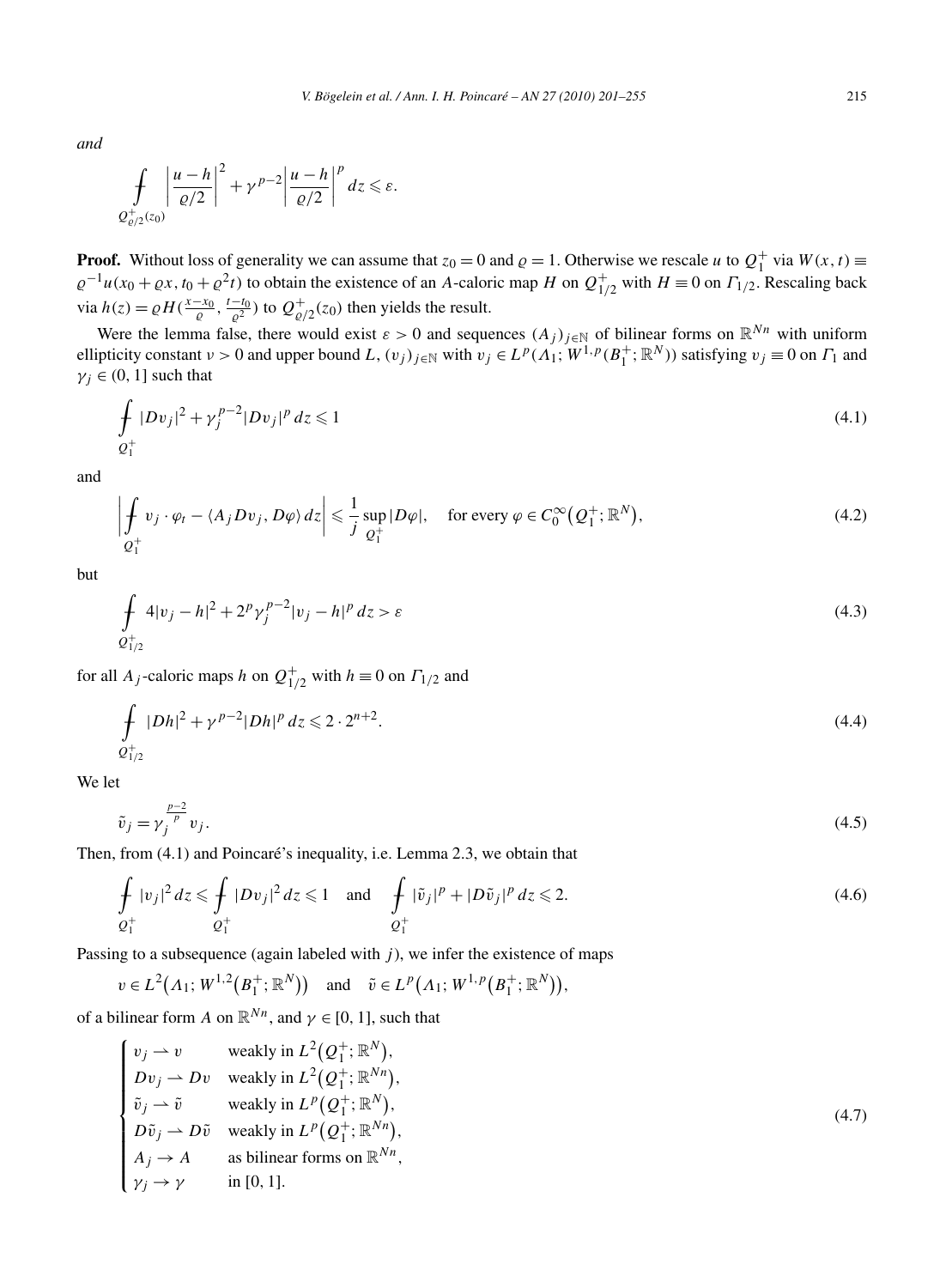*and*

$$\fint_{Q^+_{\varrho/2}(z_0)} \left|\frac{u-h}{\varrho/2}\right|^2 + \gamma^{p-2}\left|\frac{u-h}{\varrho/2}\right|^p dz \leqslant \varepsilon.$$

**Proof.** Without loss of generality we can assume that $z_0 = 0$ and $\varrho = 1$. Otherwise we rescale $u$ to $Q_1^+$ via $W(x,t) \equiv \varrho^{-1}u(x_0 + \varrho x, t_0 + \varrho^2 t)$ to obtain the existence of an $A$-caloric map $H$ on $Q^+_{1/2}$ with $H \equiv 0$ on $\Gamma_{1/2}$. Rescaling back via $h(z) = \varrho H(\frac{x-x_0}{\varrho}, \frac{t-t_0}{\varrho^2})$ to $Q^+_{\varrho/2}(z_0)$ then yields the result.

Were the lemma false, there would exist $\varepsilon > 0$ and sequences $(A_j)_{j\in\mathbb{N}}$ of bilinear forms on $\mathbb{R}^{Nn}$ with uniform ellipticity constant $\nu > 0$ and upper bound $L$, $(v_j)_{j\in\mathbb{N}}$ with $v_j \in L^p(\Lambda_1; W^{1,p}(B_1^+; \mathbb{R}^N))$ satisfying $v_j \equiv 0$ on $\Gamma_1$ and $\gamma_j \in (0,1]$ such that

$$\fint_{Q_1^+} |Dv_j|^2 + \gamma_j^{p-2}|Dv_j|^p\, dz \leqslant 1 \tag{4.1}$$

and

$$\left|\fint_{Q_1^+} v_j \cdot \varphi_t - \langle A_j Dv_j, D\varphi\rangle\, dz\right| \leqslant \frac{1}{j}\sup_{Q_1^+}|D\varphi|, \quad \text{for every } \varphi \in C_0^\infty\big(Q_1^+; \mathbb{R}^N\big), \tag{4.2}$$

but

$$\fint_{Q^+_{1/2}} 4|v_j - h|^2 + 2^p\gamma_j^{p-2}|v_j - h|^p\, dz > \varepsilon \tag{4.3}$$

for all $A_j$-caloric maps $h$ on $Q^+_{1/2}$ with $h \equiv 0$ on $\Gamma_{1/2}$ and

$$\fint_{Q^+_{1/2}} |Dh|^2 + \gamma^{p-2}|Dh|^p\, dz \leqslant 2 \cdot 2^{n+2}. \tag{4.4}$$

We let

$$\tilde{v}_j = \gamma_j^{\frac{p-2}{p}} v_j. \tag{4.5}$$

Then, from (4.1) and Poincaré's inequality, i.e. Lemma 2.3, we obtain that

$$\fint_{Q_1^+} |v_j|^2\, dz \leqslant \fint_{Q_1^+} |Dv_j|^2\, dz \leqslant 1 \quad \text{and} \quad \fint_{Q_1^+} |\tilde{v}_j|^p + |D\tilde{v}_j|^p\, dz \leqslant 2. \tag{4.6}$$

Passing to a subsequence (again labeled with $j$), we infer the existence of maps

$$v \in L^2\big(\Lambda_1; W^{1,2}\big(B_1^+; \mathbb{R}^N\big)\big) \quad \text{and} \quad \tilde{v} \in L^p\big(\Lambda_1; W^{1,p}\big(B_1^+; \mathbb{R}^N\big)\big),$$

of a bilinear form $A$ on $\mathbb{R}^{Nn}$, and $\gamma \in [0,1]$, such that

$$\begin{cases} v_j \rightharpoonup v & \text{weakly in } L^2\big(Q_1^+; \mathbb{R}^N\big), \\ Dv_j \rightharpoonup Dv & \text{weakly in } L^2\big(Q_1^+; \mathbb{R}^{Nn}\big), \\ \tilde{v}_j \rightharpoonup \tilde{v} & \text{weakly in } L^p\big(Q_1^+; \mathbb{R}^N\big), \\ D\tilde{v}_j \rightharpoonup D\tilde{v} & \text{weakly in } L^p\big(Q_1^+; \mathbb{R}^{Nn}\big), \\ A_j \to A & \text{as bilinear forms on } \mathbb{R}^{Nn}, \\ \gamma_j \to \gamma & \text{in } [0,1]. \end{cases} \tag{4.7}$$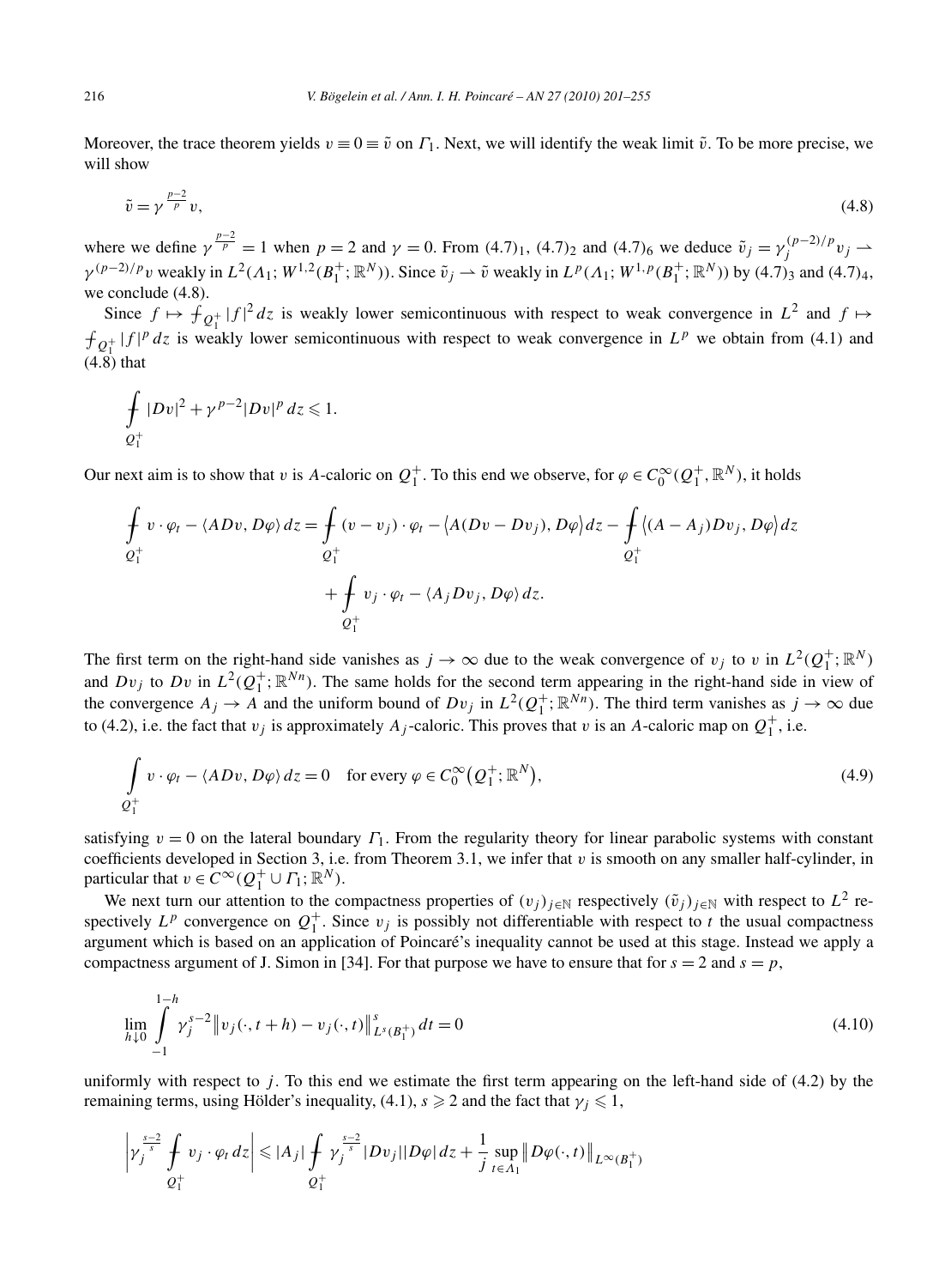Moreover, the trace theorem yields $v \equiv 0 \equiv \tilde{v}$ on $\Gamma_1$. Next, we will identify the weak limit $\tilde{v}$. To be more precise, we will show

$$\tilde{v} = \gamma^{\frac{p-2}{p}} v, \tag{4.8}$$

where we define $\gamma^{\frac{p-2}{p}} = 1$ when $p = 2$ and $\gamma = 0$. From $(4.7)_1$, $(4.7)_2$ and $(4.7)_6$ we deduce $\tilde{v}_j = \gamma_j^{(p-2)/p} v_j \rightharpoonup \gamma^{(p-2)/p} v$ weakly in $L^2(\Lambda_1; W^{1,2}(B_1^+; \mathbb{R}^N))$. Since $\tilde{v}_j \rightharpoonup \tilde{v}$ weakly in $L^p(\Lambda_1; W^{1,p}(B_1^+; \mathbb{R}^N))$ by $(4.7)_3$ and $(4.7)_4$, we conclude (4.8).

Since $f \mapsto \fint_{Q_1^+} |f|^2 \, dz$ is weakly lower semicontinuous with respect to weak convergence in $L^2$ and $f \mapsto \fint_{Q_1^+} |f|^p \, dz$ is weakly lower semicontinuous with respect to weak convergence in $L^p$ we obtain from (4.1) and (4.8) that

$$\fint_{Q_1^+} |Dv|^2 + \gamma^{p-2} |Dv|^p \, dz \leqslant 1.$$

Our next aim is to show that $v$ is $A$-caloric on $Q_1^+$. To this end we observe, for $\varphi \in C_0^\infty(Q_1^+, \mathbb{R}^N)$, it holds

$$\fint_{Q_1^+} v \cdot \varphi_t - \langle ADv, D\varphi \rangle \, dz = \fint_{Q_1^+} (v - v_j) \cdot \varphi_t - \langle A(Dv - Dv_j), D\varphi \rangle \, dz - \fint_{Q_1^+} \langle (A - A_j) Dv_j, D\varphi \rangle \, dz$$
$$+ \fint_{Q_1^+} v_j \cdot \varphi_t - \langle A_j Dv_j, D\varphi \rangle \, dz.$$

The first term on the right-hand side vanishes as $j \to \infty$ due to the weak convergence of $v_j$ to $v$ in $L^2(Q_1^+; \mathbb{R}^N)$ and $Dv_j$ to $Dv$ in $L^2(Q_1^+; \mathbb{R}^{Nn})$. The same holds for the second term appearing in the right-hand side in view of the convergence $A_j \to A$ and the uniform bound of $Dv_j$ in $L^2(Q_1^+; \mathbb{R}^{Nn})$. The third term vanishes as $j \to \infty$ due to (4.2), i.e. the fact that $v_j$ is approximately $A_j$-caloric. This proves that $v$ is an $A$-caloric map on $Q_1^+$, i.e.

$$\int_{Q_1^+} v \cdot \varphi_t - \langle ADv, D\varphi \rangle \, dz = 0 \quad \text{for every } \varphi \in C_0^\infty\big(Q_1^+; \mathbb{R}^N\big), \tag{4.9}$$

satisfying $v = 0$ on the lateral boundary $\Gamma_1$. From the regularity theory for linear parabolic systems with constant coefficients developed in Section 3, i.e. from Theorem 3.1, we infer that $v$ is smooth on any smaller half-cylinder, in particular that $v \in C^\infty(Q_1^+ \cup \Gamma_1; \mathbb{R}^N)$.

We next turn our attention to the compactness properties of $(v_j)_{j \in \mathbb{N}}$ respectively $(\tilde{v}_j)_{j \in \mathbb{N}}$ with respect to $L^2$ respectively $L^p$ convergence on $Q_1^+$. Since $v_j$ is possibly not differentiable with respect to $t$ the usual compactness argument which is based on an application of Poincaré's inequality cannot be used at this stage. Instead we apply a compactness argument of J. Simon in [34]. For that purpose we have to ensure that for $s = 2$ and $s = p$,

$$\lim_{h \downarrow 0} \int_{-1}^{1-h} \gamma_j^{s-2} \big\| v_j(\cdot, t+h) - v_j(\cdot, t) \big\|_{L^s(B_1^+)}^s \, dt = 0 \tag{4.10}$$

uniformly with respect to $j$. To this end we estimate the first term appearing on the left-hand side of (4.2) by the remaining terms, using Hölder's inequality, (4.1), $s \geqslant 2$ and the fact that $\gamma_j \leqslant 1$,

$$\left| \gamma_j^{\frac{s-2}{s}} \fint_{Q_1^+} v_j \cdot \varphi_t \, dz \right| \leqslant |A_j| \fint_{Q_1^+} \gamma_j^{\frac{s-2}{s}} |Dv_j| |D\varphi| \, dz + \frac{1}{j} \sup_{t \in \Lambda_1} \big\| D\varphi(\cdot, t) \big\|_{L^\infty(B_1^+)}$$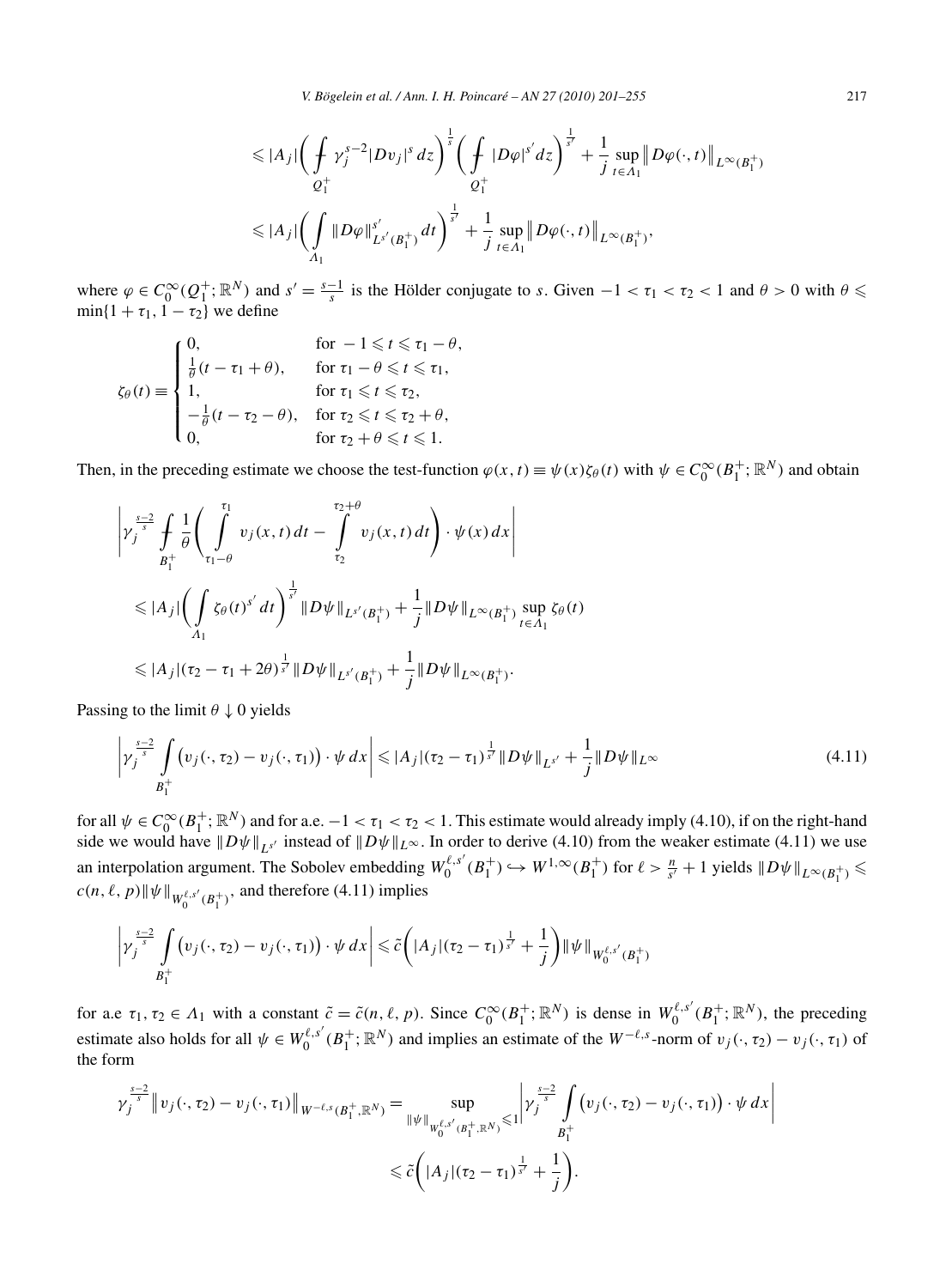$$
\leqslant |A_j| \left( \fint_{Q_1^+} \gamma_j^{s-2} |Dv_j|^s \, dz \right)^{\frac{1}{s}} \left( \fint_{Q_1^+} |D\varphi|^{s'} dz \right)^{\frac{1}{s'}} + \frac{1}{j} \sup_{t \in \Lambda_1} \left\| D\varphi(\cdot, t) \right\|_{L^\infty(B_1^+)}
$$

$$
\leqslant |A_j| \left( \int_{\Lambda_1} \|D\varphi\|_{L^{s'}(B_1^+)}^{s'} \, dt \right)^{\frac{1}{s'}} + \frac{1}{j} \sup_{t \in \Lambda_1} \left\| D\varphi(\cdot, t) \right\|_{L^\infty(B_1^+)},
$$

where $\varphi \in C_0^\infty(Q_1^+; \mathbb{R}^N)$ and $s' = \frac{s-1}{s}$ is the Hölder conjugate to $s$. Given $-1 < \tau_1 < \tau_2 < 1$ and $\theta > 0$ with $\theta \leqslant \min\{1 + \tau_1, 1 - \tau_2\}$ we define

$$
\zeta_\theta(t) \equiv \begin{cases} 0, & \text{for } -1 \leqslant t \leqslant \tau_1 - \theta, \\ \frac{1}{\theta}(t - \tau_1 + \theta), & \text{for } \tau_1 - \theta \leqslant t \leqslant \tau_1, \\ 1, & \text{for } \tau_1 \leqslant t \leqslant \tau_2, \\ -\frac{1}{\theta}(t - \tau_2 - \theta), & \text{for } \tau_2 \leqslant t \leqslant \tau_2 + \theta, \\ 0, & \text{for } \tau_2 + \theta \leqslant t \leqslant 1. \end{cases}
$$

Then, in the preceding estimate we choose the test-function $\varphi(x, t) \equiv \psi(x)\zeta_\theta(t)$ with $\psi \in C_0^\infty(B_1^+; \mathbb{R}^N)$ and obtain

$$
\left| \gamma_j^{\frac{s-2}{s}} \fint_{B_1^+} \frac{1}{\theta} \left( \int_{\tau_1 - \theta}^{\tau_1} v_j(x, t) \, dt - \int_{\tau_2}^{\tau_2 + \theta} v_j(x, t) \, dt \right) \cdot \psi(x) \, dx \right|
$$

$$
\leqslant |A_j| \left( \int_{\Lambda_1} \zeta_\theta(t)^{s'} \, dt \right)^{\frac{1}{s'}} \|D\psi\|_{L^{s'}(B_1^+)} + \frac{1}{j} \|D\psi\|_{L^\infty(B_1^+)} \sup_{t \in \Lambda_1} \zeta_\theta(t)
$$

$$
\leqslant |A_j| (\tau_2 - \tau_1 + 2\theta)^{\frac{1}{s'}} \|D\psi\|_{L^{s'}(B_1^+)} + \frac{1}{j} \|D\psi\|_{L^\infty(B_1^+)}.
$$

Passing to the limit $\theta \downarrow 0$ yields

$$
\left| \gamma_j^{\frac{s-2}{s}} \int_{B_1^+} \big( v_j(\cdot, \tau_2) - v_j(\cdot, \tau_1) \big) \cdot \psi \, dx \right| \leqslant |A_j| (\tau_2 - \tau_1)^{\frac{1}{s'}} \|D\psi\|_{L^{s'}} + \frac{1}{j} \|D\psi\|_{L^\infty} \tag{4.11}
$$

for all $\psi \in C_0^\infty(B_1^+; \mathbb{R}^N)$ and for a.e. $-1 < \tau_1 < \tau_2 < 1$. This estimate would already imply (4.10), if on the right-hand side we would have $\|D\psi\|_{L^{s'}}$ instead of $\|D\psi\|_{L^\infty}$. In order to derive (4.10) from the weaker estimate (4.11) we use an interpolation argument. The Sobolev embedding $W_0^{\ell, s'}(B_1^+) \hookrightarrow W^{1,\infty}(B_1^+)$ for $\ell > \frac{n}{s'} + 1$ yields $\|D\psi\|_{L^\infty(B_1^+)} \leqslant c(n, \ell, p) \|\psi\|_{W_0^{\ell, s'}(B_1^+)}$, and therefore (4.11) implies

$$
\left| \gamma_j^{\frac{s-2}{s}} \int_{B_1^+} \big( v_j(\cdot, \tau_2) - v_j(\cdot, \tau_1) \big) \cdot \psi \, dx \right| \leqslant \tilde{c} \left( |A_j| (\tau_2 - \tau_1)^{\frac{1}{s'}} + \frac{1}{j} \right) \|\psi\|_{W_0^{\ell, s'}(B_1^+)}
$$

for a.e $\tau_1, \tau_2 \in \Lambda_1$ with a constant $\tilde{c} = \tilde{c}(n, \ell, p)$. Since $C_0^\infty(B_1^+; \mathbb{R}^N)$ is dense in $W_0^{\ell, s'}(B_1^+; \mathbb{R}^N)$, the preceding estimate also holds for all $\psi \in W_0^{\ell, s'}(B_1^+; \mathbb{R}^N)$ and implies an estimate of the $W^{-\ell, s}$-norm of $v_j(\cdot, \tau_2) - v_j(\cdot, \tau_1)$ of the form

$$
\gamma_j^{\frac{s-2}{s}} \left\| v_j(\cdot, \tau_2) - v_j(\cdot, \tau_1) \right\|_{W^{-\ell, s}(B_1^+, \mathbb{R}^N)} = \sup_{\|\psi\|_{W_0^{\ell, s'}(B_1^+, \mathbb{R}^N)} \leqslant 1} \left| \gamma_j^{\frac{s-2}{s}} \int_{B_1^+} \big( v_j(\cdot, \tau_2) - v_j(\cdot, \tau_1) \big) \cdot \psi \, dx \right|
$$

$$
\leqslant \tilde{c} \left( |A_j| (\tau_2 - \tau_1)^{\frac{1}{s'}} + \frac{1}{j} \right).
$$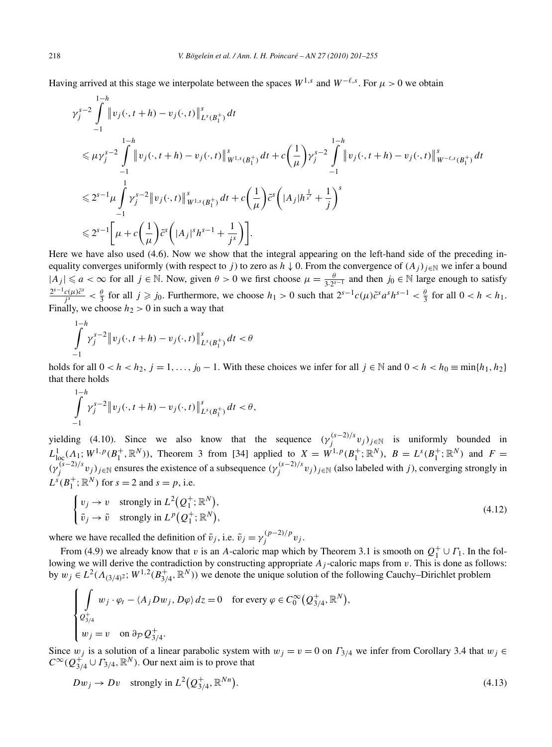Having arrived at this stage we interpolate between the spaces $W^{1,s}$ and $W^{-\ell,s}$. For $\mu > 0$ we obtain

$$
\begin{aligned}
&\gamma_j^{s-2} \int_{-1}^{1-h} \left\| v_j(\cdot, t+h) - v_j(\cdot, t) \right\|_{L^s(B_1^+)}^s \, dt \\
&\quad \leqslant \mu \gamma_j^{s-2} \int_{-1}^{1-h} \left\| v_j(\cdot, t+h) - v_j(\cdot, t) \right\|_{W^{1,s}(B_1^+)}^s \, dt + c\left(\frac{1}{\mu}\right) \gamma_j^{s-2} \int_{-1}^{1-h} \left\| v_j(\cdot, t+h) - v_j(\cdot, t) \right\|_{W^{-\ell,s}(B_1^+)}^s \, dt \\
&\quad \leqslant 2^{s-1} \mu \int_{-1}^{1} \gamma_j^{s-2} \left\| v_j(\cdot, t) \right\|_{W^{1,s}(B_1^+)}^s \, dt + c\left(\frac{1}{\mu}\right) \tilde{c}^s \left( |A_j| h^{\frac{1}{s'}} + \frac{1}{j} \right)^s \\
&\quad \leqslant 2^{s-1} \left[ \mu + c\left(\frac{1}{\mu}\right) \tilde{c}^s \left( |A_j|^s h^{s-1} + \frac{1}{j^s} \right) \right].
\end{aligned}
$$

Here we have also used (4.6). Now we show that the integral appearing on the left-hand side of the preceding inequality converges uniformly (with respect to $j$) to zero as $h \downarrow 0$. From the convergence of $(A_j)_{j \in \mathbb{N}}$ we infer a bound $|A_j| \leqslant a < \infty$ for all $j \in \mathbb{N}$. Now, given $\theta > 0$ we first choose $\mu = \frac{\theta}{3 \cdot 2^{s-1}}$ and then $j_0 \in \mathbb{N}$ large enough to satisfy $\frac{2^{s-1} c(\mu) \tilde{c}^s}{j^s} < \frac{\theta}{3}$ for all $j \geqslant j_0$. Furthermore, we choose $h_1 > 0$ such that $2^{s-1} c(\mu) \tilde{c}^s a^s h^{s-1} < \frac{\theta}{3}$ for all $0 < h < h_1$. Finally, we choose $h_2 > 0$ in such a way that

$$
\int_{-1}^{1-h} \gamma_j^{s-2} \left\| v_j(\cdot, t+h) - v_j(\cdot, t) \right\|_{L^s(B_1^+)}^s \, dt < \theta
$$

holds for all $0 < h < h_2$, $j = 1, \ldots, j_0 - 1$. With these choices we infer for all $j \in \mathbb{N}$ and $0 < h < h_0 \equiv \min\{h_1, h_2\}$ that there holds

$$
\int_{-1}^{1-h} \gamma_j^{s-2} \left\| v_j(\cdot, t+h) - v_j(\cdot, t) \right\|_{L^s(B_1^+)}^s \, dt < \theta,
$$

yielding (4.10). Since we also know that the sequence $(\gamma_j^{(s-2)/s} v_j)_{j \in \mathbb{N}}$ is uniformly bounded in $L^1_{\mathrm{loc}}(\Lambda_1; W^{1,p}(B_1^+, \mathbb{R}^N))$, Theorem 3 from [34] applied to $X = W^{1,p}(B_1^+; \mathbb{R}^N)$, $B = L^s(B_1^+; \mathbb{R}^N)$ and $F = (\gamma_j^{(s-2)/s} v_j)_{j \in \mathbb{N}}$ ensures the existence of a subsequence $(\gamma_j^{(s-2)/s} v_j)_{j \in \mathbb{N}}$ (also labeled with $j$), converging strongly in $L^s(B_1^+; \mathbb{R}^N)$ for $s = 2$ and $s = p$, i.e.

$$
\begin{cases}
v_j \to v & \text{strongly in } L^2(Q_1^+; \mathbb{R}^N), \\
\tilde{v}_j \to \tilde{v} & \text{strongly in } L^p(Q_1^+; \mathbb{R}^N),
\end{cases}
\tag{4.12}
$$

where we have recalled the definition of $\tilde{v}_j$, i.e. $\tilde{v}_j = \gamma_j^{(p-2)/p} v_j$.

From (4.9) we already know that $v$ is an $A$-caloric map which by Theorem 3.1 is smooth on $Q_1^+ \cup \Gamma_1$. In the following we will derive the contradiction by constructing appropriate $A_j$-caloric maps from $v$. This is done as follows: by $w_j \in L^2(\Lambda_{(3/4)^2}; W^{1,2}(B_{3/4}^+, \mathbb{R}^N))$ we denote the unique solution of the following Cauchy–Dirichlet problem

$$
\begin{cases}
\displaystyle\int_{Q_{3/4}^+} w_j \cdot \varphi_t - \langle A_j D w_j, D\varphi \rangle \, dz = 0 & \text{for every } \varphi \in C_0^\infty(Q_{3/4}^+, \mathbb{R}^N), \\
w_j = v & \text{on } \partial_{\mathcal{P}} Q_{3/4}^+.
\end{cases}
$$

Since $w_j$ is a solution of a linear parabolic system with $w_j = v = 0$ on $\Gamma_{3/4}$ we infer from Corollary 3.4 that $w_j \in C^\infty(Q_{3/4}^+ \cup \Gamma_{3/4}, \mathbb{R}^N)$. Our next aim is to prove that

$$
D w_j \to D v \quad \text{strongly in } L^2(Q_{3/4}^+, \mathbb{R}^{Nn}).
\tag{4.13}
$$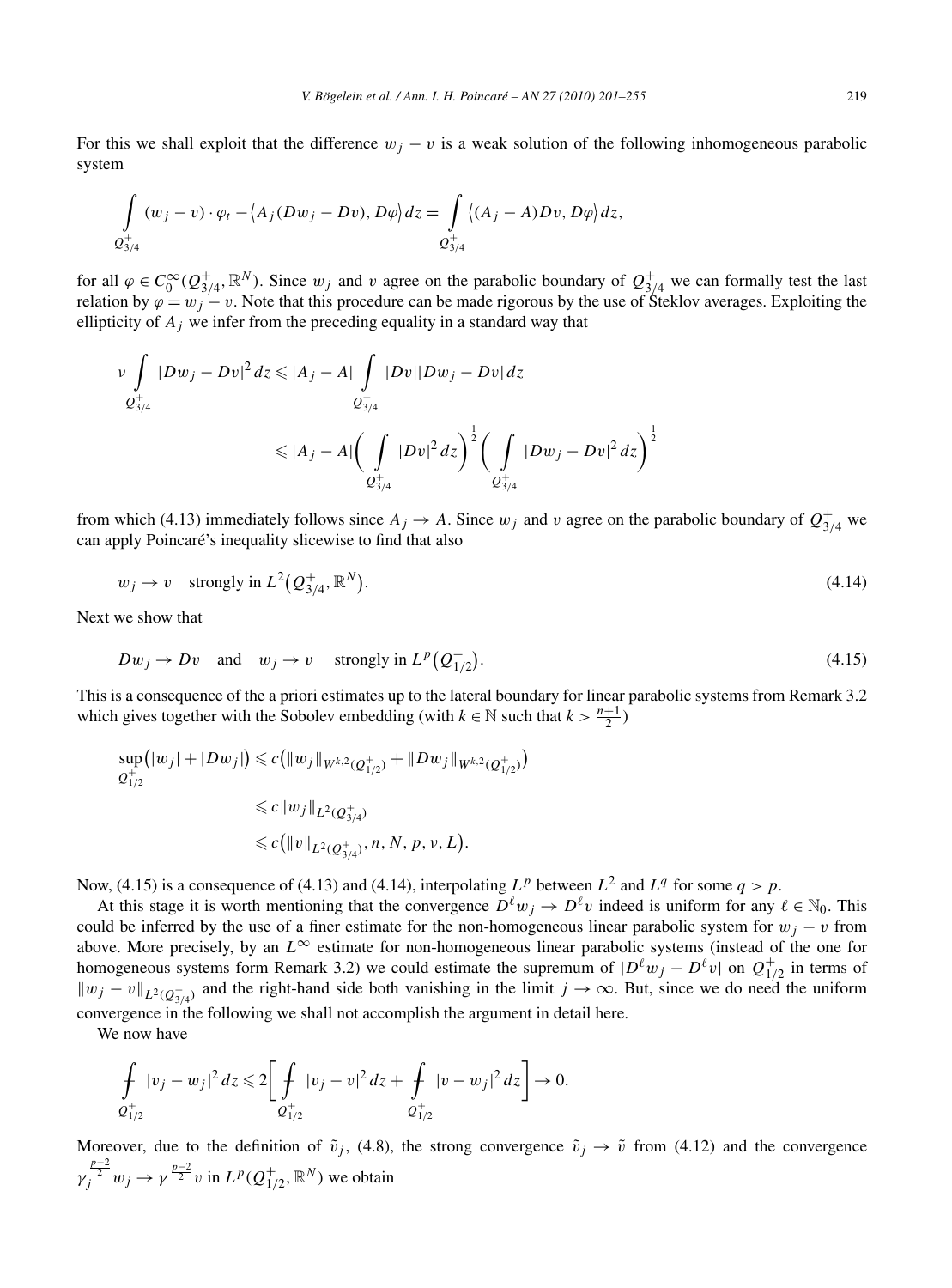For this we shall exploit that the difference $w_j - v$ is a weak solution of the following inhomogeneous parabolic system

$$\int_{Q_{3/4}^+} (w_j - v) \cdot \varphi_t - \langle A_j(Dw_j - Dv), D\varphi \rangle \, dz = \int_{Q_{3/4}^+} \langle (A_j - A)Dv, D\varphi \rangle \, dz,$$

for all $\varphi \in C_0^\infty(Q_{3/4}^+, \mathbb{R}^N)$. Since $w_j$ and $v$ agree on the parabolic boundary of $Q_{3/4}^+$ we can formally test the last relation by $\varphi = w_j - v$. Note that this procedure can be made rigorous by the use of Šteklov averages. Exploiting the ellipticity of $A_j$ we infer from the preceding equality in a standard way that

$$\begin{aligned}
\nu \int_{Q_{3/4}^+} |Dw_j - Dv|^2 \, dz &\leqslant |A_j - A| \int_{Q_{3/4}^+} |Dv||Dw_j - Dv| \, dz \\
&\leqslant |A_j - A| \bigg( \int_{Q_{3/4}^+} |Dv|^2 \, dz \bigg)^{\frac{1}{2}} \bigg( \int_{Q_{3/4}^+} |Dw_j - Dv|^2 \, dz \bigg)^{\frac{1}{2}}
\end{aligned}$$

from which (4.13) immediately follows since $A_j \to A$. Since $w_j$ and $v$ agree on the parabolic boundary of $Q_{3/4}^+$ we can apply Poincaré's inequality slicewise to find that also

$$w_j \to v \quad \text{strongly in } L^2\big(Q_{3/4}^+, \mathbb{R}^N\big). \tag{4.14}$$

Next we show that

$$Dw_j \to Dv \quad \text{and} \quad w_j \to v \quad \text{strongly in } L^p\big(Q_{1/2}^+\big). \tag{4.15}$$

This is a consequence of the a priori estimates up to the lateral boundary for linear parabolic systems from Remark 3.2 which gives together with the Sobolev embedding (with $k \in \mathbb{N}$ such that $k > \frac{n+1}{2}$)

$$\begin{aligned}
\sup_{Q_{1/2}^+} \big(|w_j| + |Dw_j|\big) &\leqslant c\big(\|w_j\|_{W^{k,2}(Q_{1/2}^+)} + \|Dw_j\|_{W^{k,2}(Q_{1/2}^+)}\big) \\
&\leqslant c\|w_j\|_{L^2(Q_{3/4}^+)} \\
&\leqslant c\big(\|v\|_{L^2(Q_{3/4}^+)}, n, N, p, \nu, L\big).
\end{aligned}$$

Now, (4.15) is a consequence of (4.13) and (4.14), interpolating $L^p$ between $L^2$ and $L^q$ for some $q > p$.

At this stage it is worth mentioning that the convergence $D^\ell w_j \to D^\ell v$ indeed is uniform for any $\ell \in \mathbb{N}_0$. This could be inferred by the use of a finer estimate for the non-homogeneous linear parabolic system for $w_j - v$ from above. More precisely, by an $L^\infty$ estimate for non-homogeneous linear parabolic systems (instead of the one for homogeneous systems form Remark 3.2) we could estimate the supremum of $|D^\ell w_j - D^\ell v|$ on $Q_{1/2}^+$ in terms of $\|w_j - v\|_{L^2(Q_{3/4}^+)}$ and the right-hand side both vanishing in the limit $j \to \infty$. But, since we do need the uniform convergence in the following we shall not accomplish the argument in detail here.

We now have

$$\fint_{Q_{1/2}^+} |v_j - w_j|^2 \, dz \leqslant 2\bigg[ \fint_{Q_{1/2}^+} |v_j - v|^2 \, dz + \fint_{Q_{1/2}^+} |v - w_j|^2 \, dz \bigg] \to 0.$$

Moreover, due to the definition of $\tilde{v}_j$, (4.8), the strong convergence $\tilde{v}_j \to \tilde{v}$ from (4.12) and the convergence $\gamma_j^{\frac{p-2}{2}} w_j \to \gamma^{\frac{p-2}{2}} v$ in $L^p(Q_{1/2}^+, \mathbb{R}^N)$ we obtain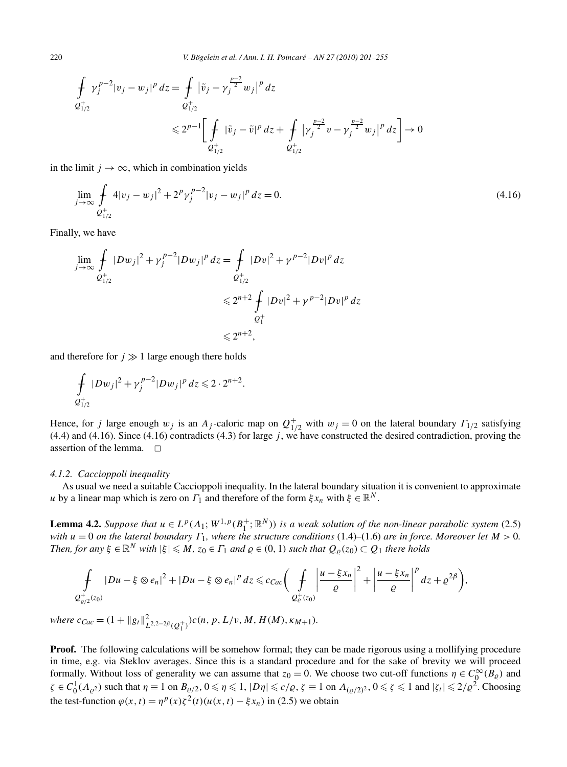$$
\fint_{Q_{1/2}^+} \gamma_j^{p-2} |v_j - w_j|^p \, dz = \fint_{Q_{1/2}^+} \left| \tilde{v}_j - \gamma_j^{\frac{p-2}{2}} w_j \right|^p dz
$$

$$
\leqslant 2^{p-1} \left[ \fint_{Q_{1/2}^+} |\tilde{v}_j - \tilde{v}|^p \, dz + \fint_{Q_{1/2}^+} \left| \gamma_j^{\frac{p-2}{2}} v - \gamma_j^{\frac{p-2}{2}} w_j \right|^p dz \right] \to 0
$$

in the limit $j \to \infty$, which in combination yields

$$
\lim_{j\to\infty} \fint_{Q_{1/2}^+} 4|v_j - w_j|^2 + 2^p \gamma_j^{p-2} |v_j - w_j|^p \, dz = 0. \tag{4.16}
$$

Finally, we have

$$
\lim_{j\to\infty} \fint_{Q_{1/2}^+} |Dw_j|^2 + \gamma_j^{p-2} |Dw_j|^p \, dz = \fint_{Q_{1/2}^+} |Dv|^2 + \gamma^{p-2} |Dv|^p \, dz
$$

$$
\leqslant 2^{n+2} \fint_{Q_1^+} |Dv|^2 + \gamma^{p-2} |Dv|^p \, dz
$$

$$
\leqslant 2^{n+2},
$$

and therefore for $j \gg 1$ large enough there holds

$$
\fint_{Q_{1/2}^+} |Dw_j|^2 + \gamma_j^{p-2} |Dw_j|^p \, dz \leqslant 2 \cdot 2^{n+2}.
$$

Hence, for $j$ large enough $w_j$ is an $A_j$-caloric map on $Q_{1/2}^+$ with $w_j = 0$ on the lateral boundary $\Gamma_{1/2}$ satisfying (4.4) and (4.16). Since (4.16) contradicts (4.3) for large $j$, we have constructed the desired contradiction, proving the assertion of the lemma. $\square$

#### *4.1.2. Caccioppoli inequality*

As usual we need a suitable Caccioppoli inequality. In the lateral boundary situation it is convenient to approximate $u$ by a linear map which is zero on $\Gamma_1$ and therefore of the form $\xi x_n$ with $\xi \in \mathbb{R}^N$.

**Lemma 4.2.** *Suppose that $u \in L^p(\Lambda_1; W^{1,p}(B_1^+; \mathbb{R}^N))$ is a weak solution of the non-linear parabolic system (2.5) with $u = 0$ on the lateral boundary $\Gamma_1$, where the structure conditions (1.4)–(1.6) are in force. Moreover let $M > 0$. Then, for any $\xi \in \mathbb{R}^N$ with $|\xi| \leqslant M$, $z_0 \in \Gamma_1$ and $\varrho \in (0, 1)$ such that $Q_\varrho(z_0) \subset Q_1$ there holds*

$$
\fint_{Q_{\varrho/2}^+(z_0)} |Du - \xi \otimes e_n|^2 + |Du - \xi \otimes e_n|^p \, dz \leqslant c_{Cac} \left( \fint_{Q_\varrho^+(z_0)} \left| \frac{u - \xi x_n}{\varrho} \right|^2 + \left| \frac{u - \xi x_n}{\varrho} \right|^p dz + \varrho^{2\beta} \right),
$$

*where $c_{Cac} = (1 + \|g_t\|^2_{L^{2,2-2\beta}(Q_1^+)}) c(n, p, L/\nu, M, H(M), \kappa_{M+1})$.*

**Proof.** The following calculations will be somehow formal; they can be made rigorous using a mollifying procedure in time, e.g. via Steklov averages. Since this is a standard procedure and for the sake of brevity we will proceed formally. Without loss of generality we can assume that $z_0 = 0$. We choose two cut-off functions $\eta \in C_0^\infty(B_\varrho)$ and $\zeta \in C_0^1(\Lambda_{\varrho^2})$ such that $\eta \equiv 1$ on $B_{\varrho/2}$, $0 \leqslant \eta \leqslant 1$, $|D\eta| \leqslant c/\varrho$, $\zeta \equiv 1$ on $\Lambda_{(\varrho/2)^2}$, $0 \leqslant \zeta \leqslant 1$ and $|\zeta_t| \leqslant 2/\varrho^2$. Choosing the test-function $\varphi(x, t) = \eta^p(x)\zeta^2(t)(u(x, t) - \xi x_n)$ in (2.5) we obtain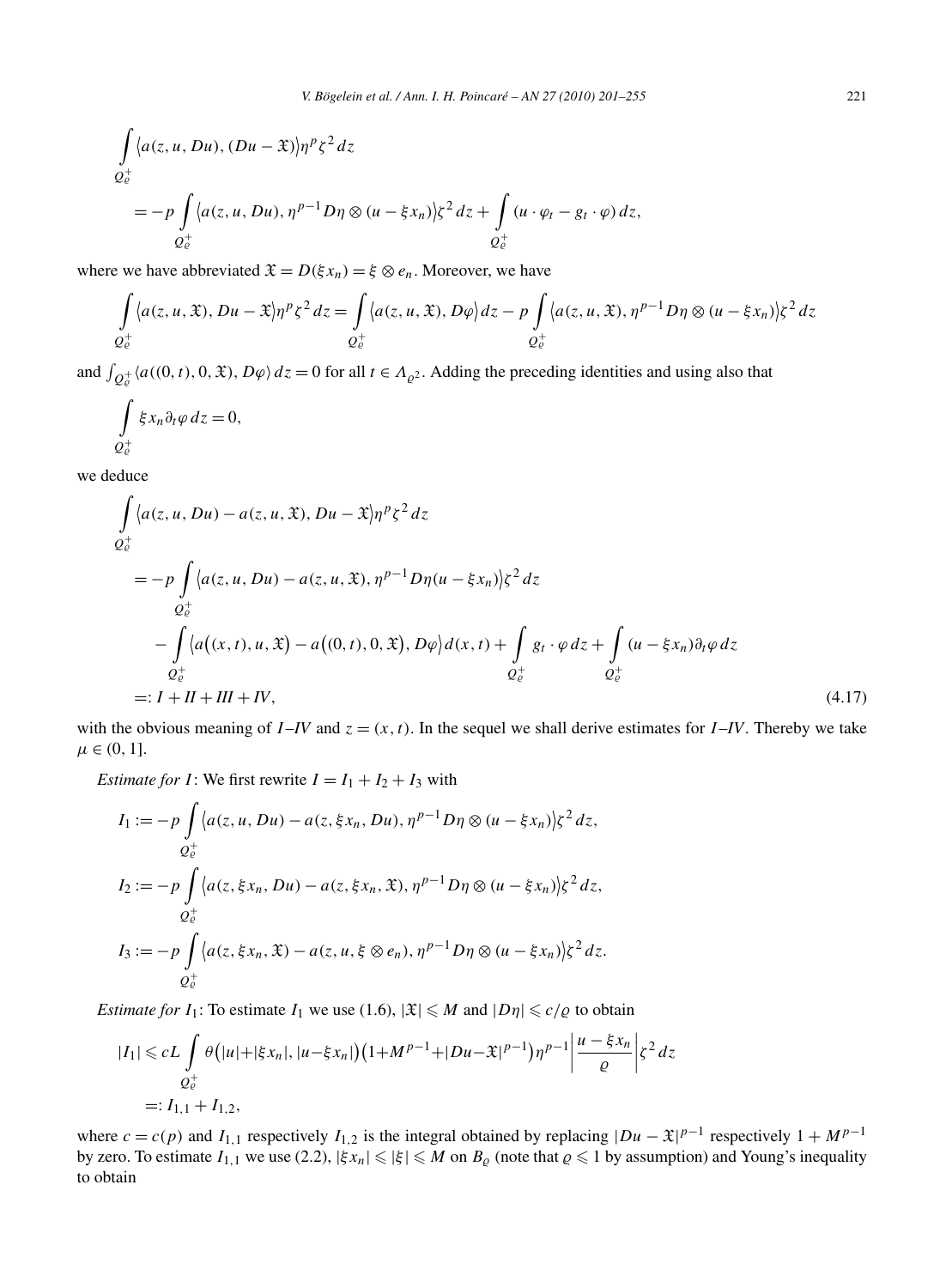$$\int_{Q_\varrho^+} \langle a(z,u,Du),(Du-\mathfrak{X})\rangle \eta^p \zeta^2\,dz$$

$$= -p \int_{Q_\varrho^+} \langle a(z,u,Du), \eta^{p-1} D\eta \otimes (u-\xi x_n)\rangle \zeta^2\,dz + \int_{Q_\varrho^+} (u\cdot \varphi_t - g_t\cdot \varphi)\,dz,$$

where we have abbreviated $\mathfrak{X} = D(\xi x_n) = \xi \otimes e_n$. Moreover, we have

$$\int_{Q_\varrho^+} \langle a(z,u,\mathfrak{X}), Du-\mathfrak{X}\rangle \eta^p \zeta^2\,dz = \int_{Q_\varrho^+} \langle a(z,u,\mathfrak{X}), D\varphi\rangle\,dz - p\int_{Q_\varrho^+} \langle a(z,u,\mathfrak{X}), \eta^{p-1} D\eta \otimes (u-\xi x_n)\rangle \zeta^2\,dz$$

and $\int_{Q_\varrho^+} \langle a((0,t),0,\mathfrak{X}), D\varphi\rangle\,dz = 0$ for all $t\in \Lambda_{\varrho^2}$. Adding the preceding identities and using also that

$$\int_{Q_\varrho^+} \xi x_n \partial_t \varphi\,dz = 0,$$

we deduce

$$\begin{aligned}
&\int_{Q_\varrho^+} \langle a(z,u,Du) - a(z,u,\mathfrak{X}), Du-\mathfrak{X}\rangle \eta^p \zeta^2\,dz \\
&\quad = -p \int_{Q_\varrho^+} \langle a(z,u,Du) - a(z,u,\mathfrak{X}), \eta^{p-1} D\eta (u-\xi x_n)\rangle \zeta^2\,dz \\
&\qquad - \int_{Q_\varrho^+} \langle a\big((x,t),u,\mathfrak{X}\big) - a\big((0,t),0,\mathfrak{X}\big), D\varphi\rangle\,d(x,t) + \int_{Q_\varrho^+} g_t\cdot\varphi\,dz + \int_{Q_\varrho^+} (u-\xi x_n)\partial_t\varphi\,dz \\
&\quad =: I + II + III + IV, \qquad (4.17)
\end{aligned}$$

with the obvious meaning of $I$–$IV$ and $z=(x,t)$. In the sequel we shall derive estimates for $I$–$IV$. Thereby we take $\mu\in(0,1]$.

*Estimate for $I$*: We first rewrite $I = I_1 + I_2 + I_3$ with

$$I_1 := -p\int_{Q_\varrho^+} \langle a(z,u,Du) - a(z,\xi x_n, Du), \eta^{p-1} D\eta \otimes (u-\xi x_n)\rangle \zeta^2\,dz,$$

$$I_2 := -p\int_{Q_\varrho^+} \langle a(z,\xi x_n,Du) - a(z,\xi x_n, \mathfrak{X}), \eta^{p-1} D\eta \otimes (u-\xi x_n)\rangle \zeta^2\,dz,$$

$$I_3 := -p\int_{Q_\varrho^+} \langle a(z,\xi x_n,\mathfrak{X}) - a(z,u, \xi\otimes e_n), \eta^{p-1} D\eta \otimes (u-\xi x_n)\rangle \zeta^2\,dz.$$

*Estimate for $I_1$*: To estimate $I_1$ we use (1.6), $|\mathfrak{X}|\leqslant M$ and $|D\eta|\leqslant c/\varrho$ to obtain

$$\begin{aligned}
|I_1| &\leqslant cL\int_{Q_\varrho^+} \theta\big(|u|+|\xi x_n|, |u-\xi x_n|\big)\big(1+M^{p-1}+|Du-\mathfrak{X}|^{p-1}\big)\eta^{p-1}\left|\frac{u-\xi x_n}{\varrho}\right|\zeta^2\,dz \\
&=: I_{1,1} + I_{1,2},
\end{aligned}$$

where $c=c(p)$ and $I_{1,1}$ respectively $I_{1,2}$ is the integral obtained by replacing $|Du-\mathfrak{X}|^{p-1}$ respectively $1+M^{p-1}$ by zero. To estimate $I_{1,1}$ we use (2.2), $|\xi x_n|\leqslant|\xi|\leqslant M$ on $B_\varrho$ (note that $\varrho\leqslant 1$ by assumption) and Young's inequality to obtain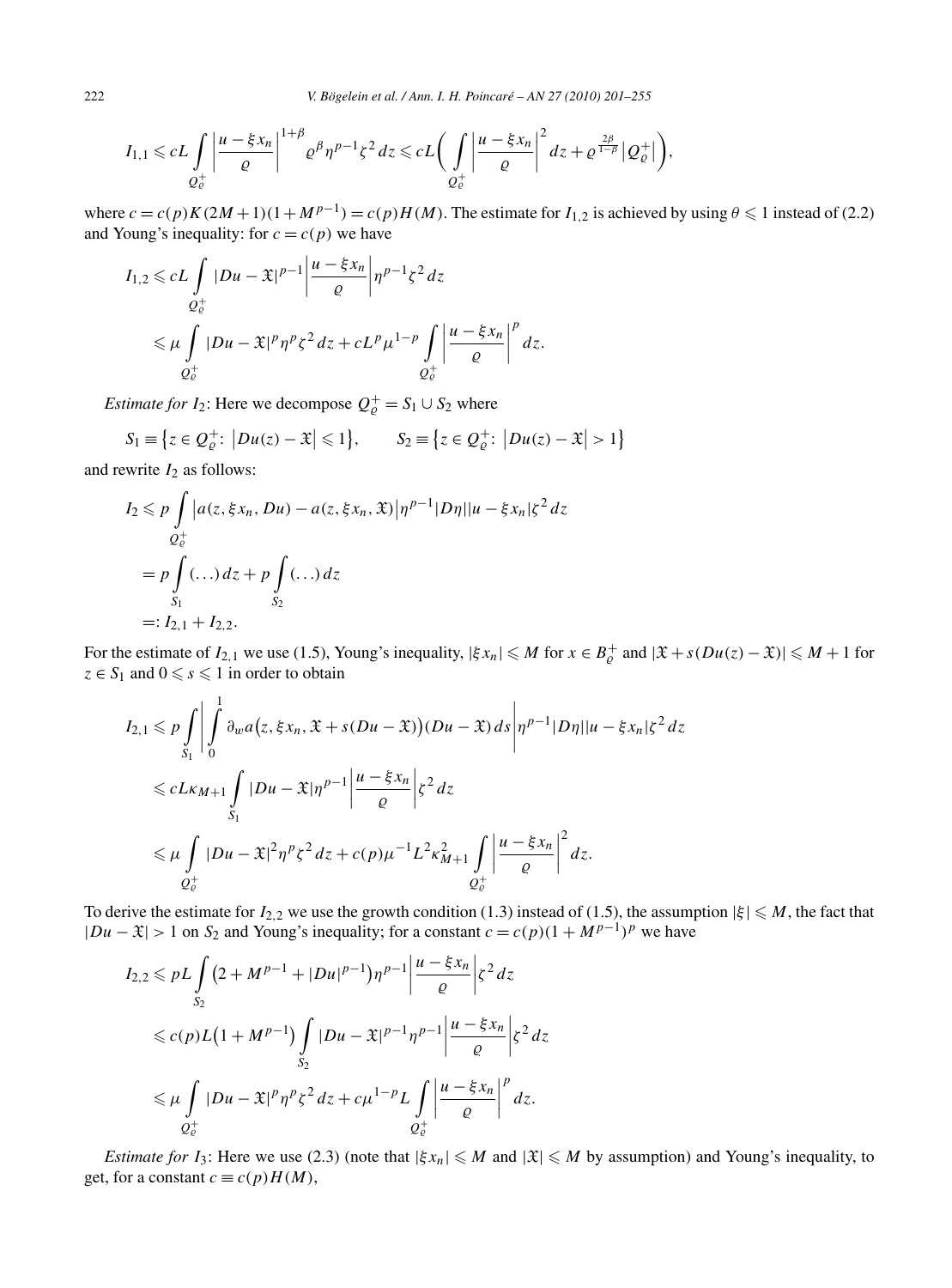$$I_{1,1} \leqslant cL \int_{Q_\varrho^+} \left| \frac{u - \xi x_n}{\varrho} \right|^{1+\beta} \varrho^\beta \eta^{p-1} \zeta^2 \, dz \leqslant cL \left( \int_{Q_\varrho^+} \left| \frac{u - \xi x_n}{\varrho} \right|^2 dz + \varrho^{\frac{2\beta}{1-\beta}} \left| Q_\varrho^+ \right| \right),$$

where $c = c(p) K(2M+1)(1+M^{p-1}) = c(p) H(M)$. The estimate for $I_{1,2}$ is achieved by using $\theta \leqslant 1$ instead of (2.2) and Young's inequality: for $c = c(p)$ we have

$$\begin{aligned}
I_{1,2} &\leqslant cL \int_{Q_\varrho^+} |Du - \mathfrak{X}|^{p-1} \left| \frac{u - \xi x_n}{\varrho} \right| \eta^{p-1} \zeta^2 \, dz \\
&\leqslant \mu \int_{Q_\varrho^+} |Du - \mathfrak{X}|^p \eta^p \zeta^2 \, dz + cL^p \mu^{1-p} \int_{Q_\varrho^+} \left| \frac{u - \xi x_n}{\varrho} \right|^p dz.
\end{aligned}$$

*Estimate for $I_2$*: Here we decompose $Q_\varrho^+ = S_1 \cup S_2$ where

$$S_1 \equiv \left\{ z \in Q_\varrho^+ \colon \left| Du(z) - \mathfrak{X} \right| \leqslant 1 \right\}, \qquad S_2 \equiv \left\{ z \in Q_\varrho^+ \colon \left| Du(z) - \mathfrak{X} \right| > 1 \right\}$$

and rewrite $I_2$ as follows:

$$\begin{aligned}
I_2 &\leqslant p \int_{Q_\varrho^+} \left| a(z, \xi x_n, Du) - a(z, \xi x_n, \mathfrak{X}) \right| \eta^{p-1} |D\eta| |u - \xi x_n| \zeta^2 \, dz \\
&= p \int_{S_1} (\ldots) \, dz + p \int_{S_2} (\ldots) \, dz \\
&=: I_{2,1} + I_{2,2}.
\end{aligned}$$

For the estimate of $I_{2,1}$ we use (1.5), Young's inequality, $|\xi x_n| \leqslant M$ for $x \in B_\varrho^+$ and $|\mathfrak{X} + s(Du(z) - \mathfrak{X})| \leqslant M + 1$ for $z \in S_1$ and $0 \leqslant s \leqslant 1$ in order to obtain

$$\begin{aligned}
I_{2,1} &\leqslant p \int_{S_1} \left| \int_0^1 \partial_w a\big(z, \xi x_n, \mathfrak{X} + s(Du - \mathfrak{X})\big)(Du - \mathfrak{X}) \, ds \right| \eta^{p-1} |D\eta| |u - \xi x_n| \zeta^2 \, dz \\
&\leqslant cL\kappa_{M+1} \int_{S_1} |Du - \mathfrak{X}| \eta^{p-1} \left| \frac{u - \xi x_n}{\varrho} \right| \zeta^2 \, dz \\
&\leqslant \mu \int_{Q_\varrho^+} |Du - \mathfrak{X}|^2 \eta^p \zeta^2 \, dz + c(p) \mu^{-1} L^2 \kappa_{M+1}^2 \int_{Q_\varrho^+} \left| \frac{u - \xi x_n}{\varrho} \right|^2 dz.
\end{aligned}$$

To derive the estimate for $I_{2,2}$ we use the growth condition (1.3) instead of (1.5), the assumption $|\xi| \leqslant M$, the fact that $|Du - \mathfrak{X}| > 1$ on $S_2$ and Young's inequality; for a constant $c = c(p)(1 + M^{p-1})^p$ we have

$$\begin{aligned}
I_{2,2} &\leqslant pL \int_{S_2} \left( 2 + M^{p-1} + |Du|^{p-1} \right) \eta^{p-1} \left| \frac{u - \xi x_n}{\varrho} \right| \zeta^2 \, dz \\
&\leqslant c(p) L \left( 1 + M^{p-1} \right) \int_{S_2} |Du - \mathfrak{X}|^{p-1} \eta^{p-1} \left| \frac{u - \xi x_n}{\varrho} \right| \zeta^2 \, dz \\
&\leqslant \mu \int_{Q_\varrho^+} |Du - \mathfrak{X}|^p \eta^p \zeta^2 \, dz + c\mu^{1-p} L \int_{Q_\varrho^+} \left| \frac{u - \xi x_n}{\varrho} \right|^p dz.
\end{aligned}$$

*Estimate for $I_3$*: Here we use (2.3) (note that $|\xi x_n| \leqslant M$ and $|\mathfrak{X}| \leqslant M$ by assumption) and Young's inequality, to get, for a constant $c \equiv c(p) H(M)$,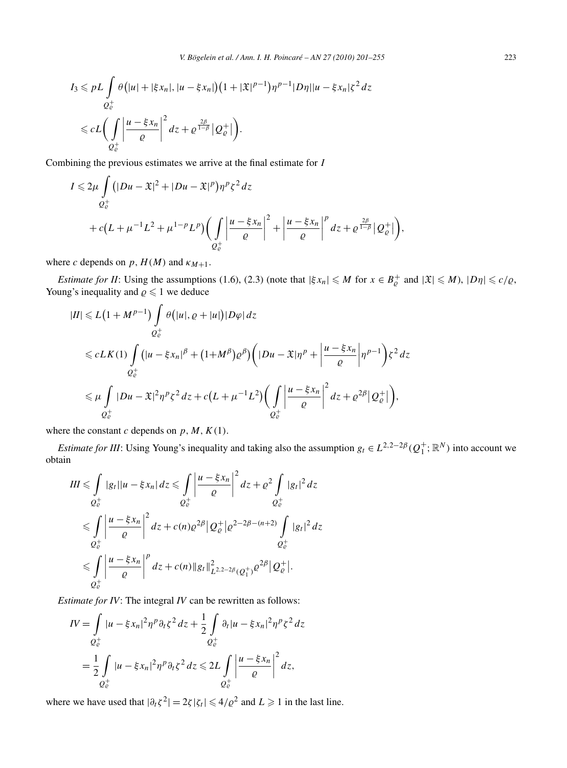$$
\begin{aligned}
I_3 &\leqslant pL \int_{Q_\varrho^+} \theta\big(|u| + |\xi x_n|, |u - \xi x_n|\big)\big(1 + |\mathfrak{X}|^{p-1}\big)\eta^{p-1}|D\eta||u - \xi x_n|\zeta^2\,dz \\
&\leqslant cL\bigg(\int_{Q_\varrho^+} \left|\frac{u - \xi x_n}{\varrho}\right|^2 dz + \varrho^{\frac{2\beta}{1-\beta}}\big|Q_\varrho^+\big|\bigg).
\end{aligned}
$$

Combining the previous estimates we arrive at the final estimate for $I$

$$
\begin{aligned}
I &\leqslant 2\mu \int_{Q_\varrho^+} \big(|Du - \mathfrak{X}|^2 + |Du - \mathfrak{X}|^p\big)\eta^p\zeta^2\,dz \\
&\quad + c\big(L + \mu^{-1}L^2 + \mu^{1-p}L^p\big)\bigg(\int_{Q_\varrho^+} \left|\frac{u - \xi x_n}{\varrho}\right|^2 + \left|\frac{u - \xi x_n}{\varrho}\right|^p dz + \varrho^{\frac{2\beta}{1-\beta}}\big|Q_\varrho^+\big|\bigg),
\end{aligned}
$$

where $c$ depends on $p$, $H(M)$ and $\kappa_{M+1}$.

*Estimate for II*: Using the assumptions (1.6), (2.3) (note that $|\xi x_n| \leqslant M$ for $x \in B_\varrho^+$ and $|\mathfrak{X}| \leqslant M$), $|D\eta| \leqslant c/\varrho$, Young's inequality and $\varrho \leqslant 1$ we deduce

$$
\begin{aligned}
|II| &\leqslant L\big(1 + M^{p-1}\big) \int_{Q_\varrho^+} \theta\big(|u|, \varrho + |u|\big)|D\varphi|\,dz \\
&\leqslant cLK(1) \int_{Q_\varrho^+} \big(|u - \xi x_n|^\beta + \big(1+M^\beta\big)\varrho^\beta\big)\bigg(|Du - \mathfrak{X}|\eta^p + \left|\frac{u - \xi x_n}{\varrho}\right|\eta^{p-1}\bigg)\zeta^2\,dz \\
&\leqslant \mu \int_{Q_\varrho^+} |Du - \mathfrak{X}|^2\eta^p\zeta^2\,dz + c\big(L + \mu^{-1}L^2\big)\bigg(\int_{Q_\varrho^+} \left|\frac{u - \xi x_n}{\varrho}\right|^2 dz + \varrho^{2\beta}\big|Q_\varrho^+\big|\bigg),
\end{aligned}
$$

where the constant $c$ depends on $p$, $M$, $K(1)$.

*Estimate for III*: Using Young's inequality and taking also the assumption $g_t \in L^{2,2-2\beta}(Q_1^+; \mathbb{R}^N)$ into account we obtain

$$
\begin{aligned}
III &\leqslant \int_{Q_\varrho^+} |g_t||u - \xi x_n|\,dz \leqslant \int_{Q_\varrho^+} \left|\frac{u - \xi x_n}{\varrho}\right|^2 dz + \varrho^2 \int_{Q_\varrho^+} |g_t|^2\,dz \\
&\leqslant \int_{Q_\varrho^+} \left|\frac{u - \xi x_n}{\varrho}\right|^2 dz + c(n)\varrho^{2\beta}\big|Q_\varrho^+\big|\varrho^{2-2\beta-(n+2)} \int_{Q_\varrho^+} |g_t|^2\,dz \\
&\leqslant \int_{Q_\varrho^+} \left|\frac{u - \xi x_n}{\varrho}\right|^p dz + c(n)\|g_t\|^2_{L^{2,2-2\beta}(Q_1^+)}\varrho^{2\beta}\big|Q_\varrho^+\big|.
\end{aligned}
$$

*Estimate for IV*: The integral $IV$ can be rewritten as follows:

$$
\begin{aligned}
IV &= \int_{Q_\varrho^+} |u - \xi x_n|^2\eta^p\partial_t\zeta^2\,dz + \frac{1}{2}\int_{Q_\varrho^+} \partial_t|u - \xi x_n|^2\eta^p\zeta^2\,dz \\
&= \frac{1}{2}\int_{Q_\varrho^+} |u - \xi x_n|^2\eta^p\partial_t\zeta^2\,dz \leqslant 2L\int_{Q_\varrho^+} \left|\frac{u - \xi x_n}{\varrho}\right|^2 dz,
\end{aligned}
$$

where we have used that $|\partial_t\zeta^2| = 2\zeta|\zeta_t| \leqslant 4/\varrho^2$ and $L \geqslant 1$ in the last line.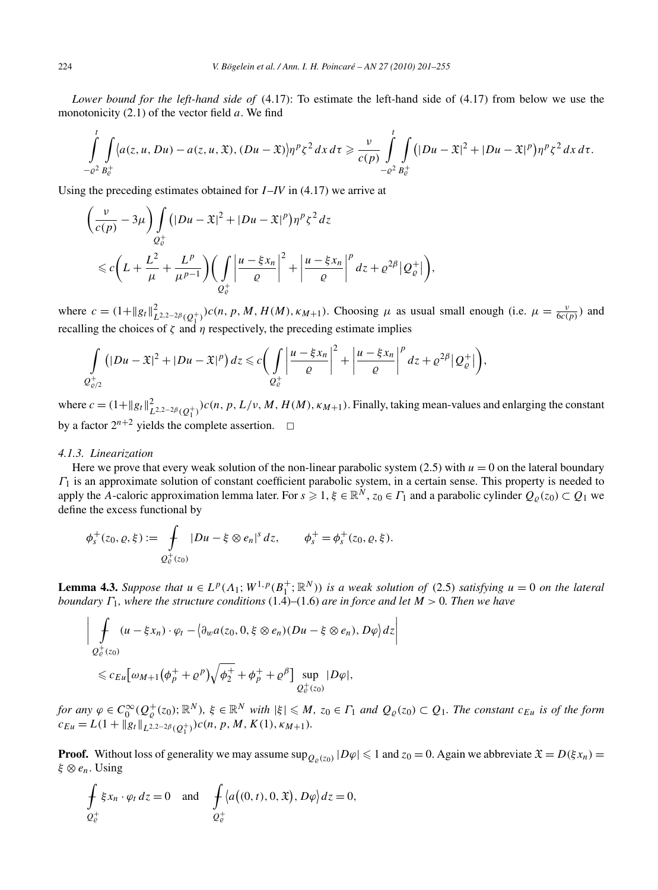*Lower bound for the left-hand side of* (4.17): To estimate the left-hand side of (4.17) from below we use the monotonicity (2.1) of the vector field $a$. We find

$$\int_{-\varrho^2}^{t}\int_{B_\varrho^+} \langle a(z,u,Du) - a(z,u,\mathfrak{X}), (Du-\mathfrak{X})\rangle \eta^p\zeta^2\,dx\,d\tau \geqslant \frac{\nu}{c(p)}\int_{-\varrho^2}^{t}\int_{B_\varrho^+} \big(|Du-\mathfrak{X}|^2 + |Du-\mathfrak{X}|^p\big)\eta^p\zeta^2\,dx\,d\tau.$$

Using the preceding estimates obtained for $I$–$IV$ in (4.17) we arrive at

$$\begin{aligned}
&\left(\frac{\nu}{c(p)} - 3\mu\right)\int_{Q_\varrho^+} \big(|Du-\mathfrak{X}|^2 + |Du-\mathfrak{X}|^p\big)\eta^p\zeta^2\,dz \\
&\quad\leqslant c\left(L + \frac{L^2}{\mu} + \frac{L^p}{\mu^{p-1}}\right)\left(\int_{Q_\varrho^+} \left|\frac{u-\xi x_n}{\varrho}\right|^2 + \left|\frac{u-\xi x_n}{\varrho}\right|^p dz + \varrho^{2\beta}\big|Q_\varrho^+\big|\right),
\end{aligned}$$

where $c = (1+\|g_t\|^2_{L^{2,2-2\beta}(Q_1^+)})c(n,p,M,H(M),\kappa_{M+1})$. Choosing $\mu$ as usual small enough (i.e. $\mu = \frac{\nu}{6c(p)}$) and recalling the choices of $\zeta$ and $\eta$ respectively, the preceding estimate implies

$$\int_{Q_{\varrho/2}^+} \big(|Du-\mathfrak{X}|^2 + |Du-\mathfrak{X}|^p\big)\,dz \leqslant c\left(\int_{Q_\varrho^+} \left|\frac{u-\xi x_n}{\varrho}\right|^2 + \left|\frac{u-\xi x_n}{\varrho}\right|^p dz + \varrho^{2\beta}\big|Q_\varrho^+\big|\right),$$

where $c = (1+\|g_t\|^2_{L^{2,2-2\beta}(Q_1^+)})c(n,p,L/\nu,M,H(M),\kappa_{M+1})$. Finally, taking mean-values and enlarging the constant by a factor $2^{n+2}$ yields the complete assertion. $\square$

#### 4.1.3. Linearization

Here we prove that every weak solution of the non-linear parabolic system (2.5) with $u=0$ on the lateral boundary $\Gamma_1$ is an approximate solution of constant coefficient parabolic system, in a certain sense. This property is needed to apply the $\mathcal{A}$-caloric approximation lemma later. For $s \geqslant 1$, $\xi \in \mathbb{R}^N$, $z_0 \in \Gamma_1$ and a parabolic cylinder $Q_\varrho(z_0) \subset Q_1$ we define the excess functional by

$$\phi_s^+(z_0,\varrho,\xi) := \fint_{Q_\varrho^+(z_0)} |Du - \xi\otimes e_n|^s\,dz, \qquad \phi_s^+ = \phi_s^+(z_0,\varrho,\xi).$$

**Lemma 4.3.** *Suppose that $u \in L^p(\Lambda_1; W^{1,p}(B_1^+;\mathbb{R}^N))$ is a weak solution of* (2.5) *satisfying $u=0$ on the lateral boundary $\Gamma_1$, where the structure conditions* (1.4)–(1.6) *are in force and let $M>0$. Then we have*

$$\begin{aligned}
&\left|\fint_{Q_\varrho^+(z_0)} (u-\xi x_n)\cdot\varphi_t - \big\langle \partial_w a(z_0,0,\xi\otimes e_n)(Du-\xi\otimes e_n), D\varphi\big\rangle\,dz\right| \\
&\quad\leqslant c_{Eu}\Big[\omega_{M+1}\big(\phi_p^+ + \varrho^p\big)\sqrt{\phi_2^+ + \phi_p^+ + \varrho^\beta}\Big]\sup_{Q_\varrho^+(z_0)}|D\varphi|,
\end{aligned}$$

*for any $\varphi \in C_0^\infty(Q_\varrho^+(z_0);\mathbb{R}^N)$, $\xi \in \mathbb{R}^N$ with $|\xi| \leqslant M$, $z_0 \in \Gamma_1$ and $Q_\varrho(z_0) \subset Q_1$. The constant $c_{Eu}$ is of the form $c_{Eu} = L(1+\|g_t\|_{L^{2,2-2\beta}(Q_1^+)})c(n,p,M,K(1),\kappa_{M+1})$.*

**Proof.** Without loss of generality we may assume $\sup_{Q_\varrho(z_0)}|D\varphi| \leqslant 1$ and $z_0 = 0$. Again we abbreviate $\mathfrak{X} = D(\xi x_n) = \xi\otimes e_n$. Using

$$\fint_{Q_\varrho^+} \xi x_n\cdot\varphi_t\,dz = 0 \quad \text{and} \quad \fint_{Q_\varrho^+} \big\langle a\big((0,t),0,\mathfrak{X}\big), D\varphi\big\rangle\,dz = 0,$$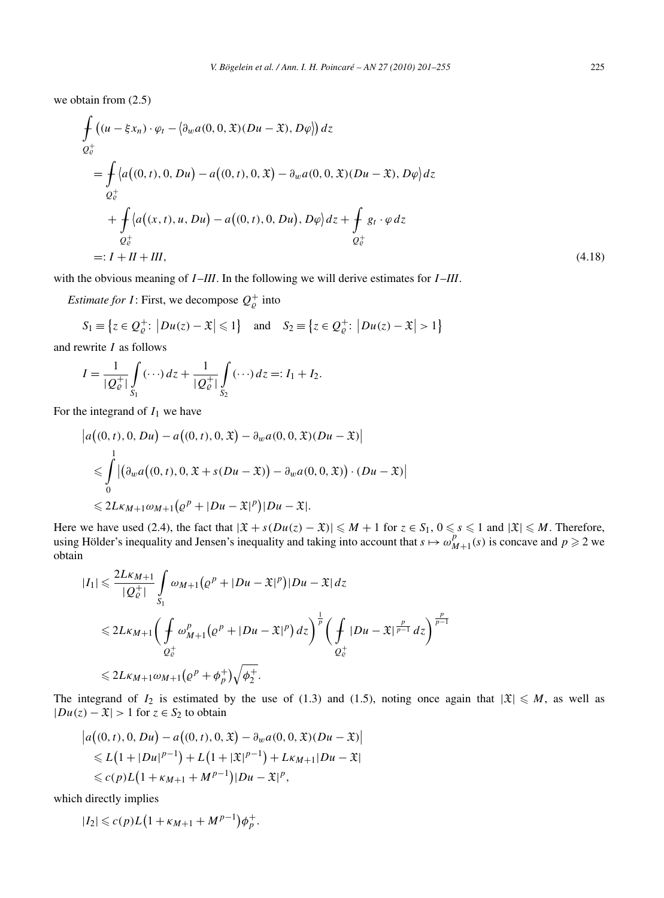we obtain from (2.5)

$$
\begin{aligned}
&\fint_{Q_\varrho^+} \big((u-\xi x_n)\cdot\varphi_t - \big\langle \partial_w a(0,0,\mathfrak{X})(Du-\mathfrak{X}), D\varphi\big\rangle\big)\,dz \\
&\quad = \fint_{Q_\varrho^+} \big\langle a\big((0,t),0,Du\big) - a\big((0,t),0,\mathfrak{X}\big) - \partial_w a(0,0,\mathfrak{X})(Du-\mathfrak{X}), D\varphi\big\rangle\,dz \\
&\qquad + \fint_{Q_\varrho^+} \big\langle a\big((x,t),u,Du\big) - a\big((0,t),0,Du\big), D\varphi\big\rangle\,dz + \fint_{Q_\varrho^+} g_t\cdot\varphi\,dz \\
&\quad =: I + II + III,
\end{aligned}
\tag{4.18}
$$

with the obvious meaning of $I$–$III$. In the following we will derive estimates for $I$–$III$.

*Estimate for $I$*: First, we decompose $Q_\varrho^+$ into

$$
S_1 \equiv \big\{z\in Q_\varrho^+ :\ \big|Du(z)-\mathfrak{X}\big|\leqslant 1\big\} \quad\text{and}\quad S_2 \equiv \big\{z\in Q_\varrho^+ :\ \big|Du(z)-\mathfrak{X}\big|> 1\big\}
$$

and rewrite $I$ as follows

$$
I = \frac{1}{|Q_\varrho^+|}\int_{S_1} (\cdots)\,dz + \frac{1}{|Q_\varrho^+|}\int_{S_2} (\cdots)\,dz =: I_1 + I_2.
$$

For the integrand of $I_1$ we have

$$
\begin{aligned}
&\big|a\big((0,t),0,Du\big) - a\big((0,t),0,\mathfrak{X}\big) - \partial_w a(0,0,\mathfrak{X})(Du-\mathfrak{X})\big| \\
&\quad \leqslant \int_0^1 \big|\big(\partial_w a\big((0,t),0,\mathfrak{X}+s(Du-\mathfrak{X})\big) - \partial_w a(0,0,\mathfrak{X})\big)\cdot(Du-\mathfrak{X})\big| \\
&\quad \leqslant 2L\kappa_{M+1}\omega_{M+1}\big(\varrho^p + |Du-\mathfrak{X}|^p\big)|Du-\mathfrak{X}|.
\end{aligned}
$$

Here we have used (2.4), the fact that $|\mathfrak{X}+s(Du(z)-\mathfrak{X})|\leqslant M+1$ for $z\in S_1$, $0\leqslant s\leqslant 1$ and $|\mathfrak{X}|\leqslant M$. Therefore, using Hölder's inequality and Jensen's inequality and taking into account that $s\mapsto \omega_{M+1}^p(s)$ is concave and $p\geqslant 2$ we obtain

$$
\begin{aligned}
|I_1| &\leqslant \frac{2L\kappa_{M+1}}{|Q_\varrho^+|}\int_{S_1} \omega_{M+1}\big(\varrho^p + |Du-\mathfrak{X}|^p\big)|Du-\mathfrak{X}|\,dz \\
&\leqslant 2L\kappa_{M+1}\bigg(\fint_{Q_\varrho^+} \omega_{M+1}^p\big(\varrho^p + |Du-\mathfrak{X}|^p\big)\,dz\bigg)^{\frac{1}{p}}\bigg(\fint_{Q_\varrho^+} |Du-\mathfrak{X}|^{\frac{p}{p-1}}\,dz\bigg)^{\frac{p}{p-1}} \\
&\leqslant 2L\kappa_{M+1}\omega_{M+1}\big(\varrho^p+\phi_p^+\big)\sqrt{\phi_2^+}.
\end{aligned}
$$

The integrand of $I_2$ is estimated by the use of (1.3) and (1.5), noting once again that $|\mathfrak{X}|\leqslant M$, as well as $|Du(z)-\mathfrak{X}|>1$ for $z\in S_2$ to obtain

$$
\begin{aligned}
&\big|a\big((0,t),0,Du\big) - a\big((0,t),0,\mathfrak{X}\big) - \partial_w a(0,0,\mathfrak{X})(Du-\mathfrak{X})\big| \\
&\quad \leqslant L\big(1+|Du|^{p-1}\big) + L\big(1+|\mathfrak{X}|^{p-1}\big) + L\kappa_{M+1}|Du-\mathfrak{X}| \\
&\quad \leqslant c(p)L\big(1+\kappa_{M+1}+M^{p-1}\big)|Du-\mathfrak{X}|^p,
\end{aligned}
$$

which directly implies

$$
|I_2| \leqslant c(p)L\big(1+\kappa_{M+1}+M^{p-1}\big)\phi_p^+.
$$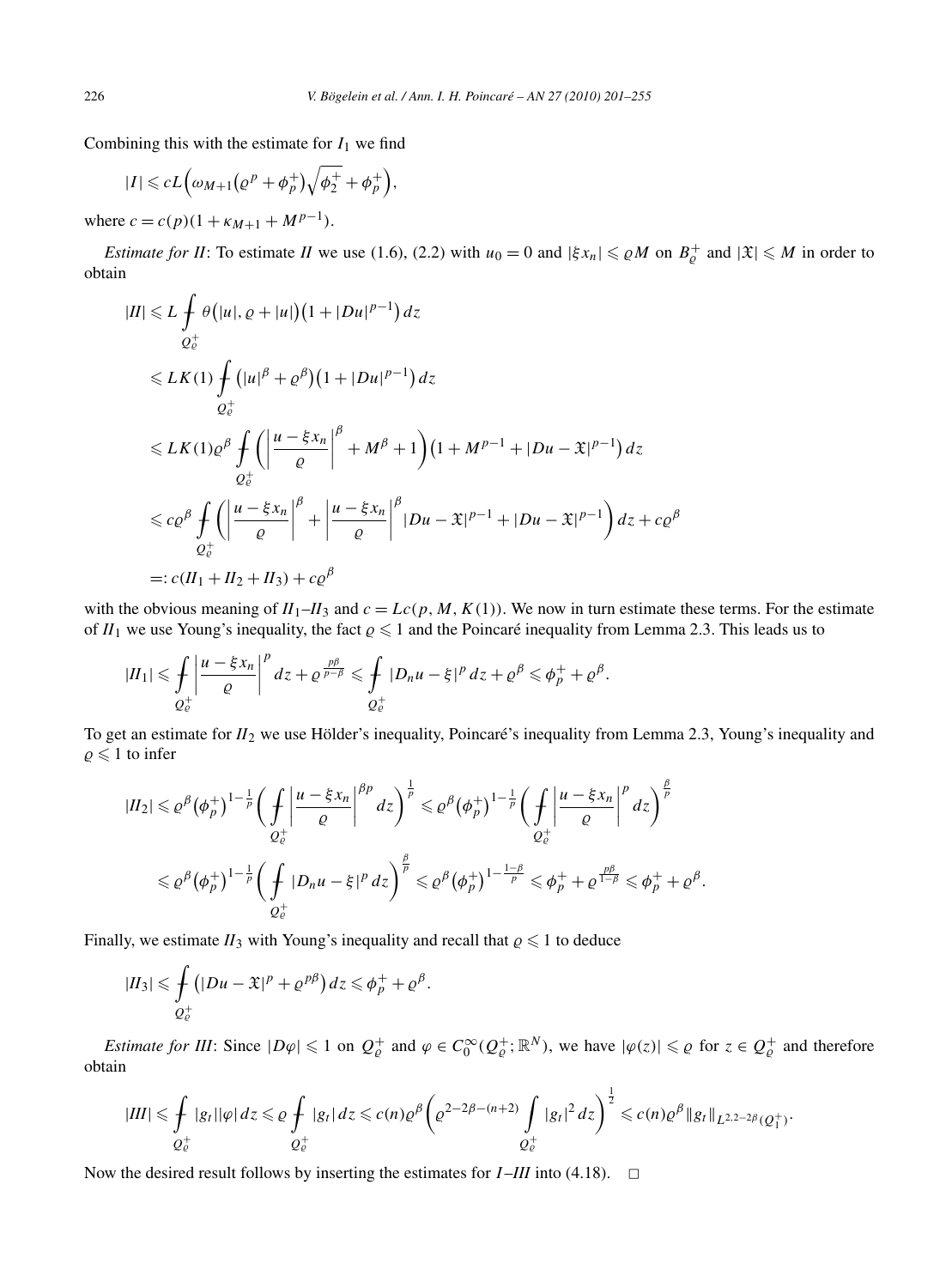Combining this with the estimate for $I_1$ we find

$$|I| \leqslant cL\Big(\omega_{M+1}\big(\varrho^p + \phi_p^+\big)\sqrt{\phi_2^+} + \phi_p^+\Big),$$

where $c = c(p)(1 + \kappa_{M+1} + M^{p-1})$.

*Estimate for II*: To estimate $II$ we use (1.6), (2.2) with $u_0 = 0$ and $|\xi x_n| \leqslant \varrho M$ on $B_\varrho^+$ and $|\mathfrak{X}| \leqslant M$ in order to obtain

$$\begin{aligned}
|II| &\leqslant L \fint_{Q_\varrho^+} \theta\big(|u|, \varrho + |u|\big)\big(1 + |Du|^{p-1}\big)\,dz \\
&\leqslant LK(1) \fint_{Q_\varrho^+} \big(|u|^\beta + \varrho^\beta\big)\big(1 + |Du|^{p-1}\big)\,dz \\
&\leqslant LK(1)\varrho^\beta \fint_{Q_\varrho^+} \left(\left|\frac{u - \xi x_n}{\varrho}\right|^\beta + M^\beta + 1\right)\big(1 + M^{p-1} + |Du - \mathfrak{X}|^{p-1}\big)\,dz \\
&\leqslant c\varrho^\beta \fint_{Q_\varrho^+} \left(\left|\frac{u - \xi x_n}{\varrho}\right|^\beta + \left|\frac{u - \xi x_n}{\varrho}\right|^\beta |Du - \mathfrak{X}|^{p-1} + |Du - \mathfrak{X}|^{p-1}\right)dz + c\varrho^\beta \\
&=: c(II_1 + II_2 + II_3) + c\varrho^\beta
\end{aligned}$$

with the obvious meaning of $II_1$–$II_3$ and $c = Lc(p, M, K(1))$. We now in turn estimate these terms. For the estimate of $II_1$ we use Young's inequality, the fact $\varrho \leqslant 1$ and the Poincaré inequality from Lemma 2.3. This leads us to

$$|II_1| \leqslant \fint_{Q_\varrho^+} \left|\frac{u - \xi x_n}{\varrho}\right|^p dz + \varrho^{\frac{p\beta}{p-\beta}} \leqslant \fint_{Q_\varrho^+} |D_n u - \xi|^p\,dz + \varrho^\beta \leqslant \phi_p^+ + \varrho^\beta.$$

To get an estimate for $II_2$ we use Hölder's inequality, Poincaré's inequality from Lemma 2.3, Young's inequality and $\varrho \leqslant 1$ to infer

$$\begin{aligned}
|II_2| &\leqslant \varrho^\beta \big(\phi_p^+\big)^{1-\frac{1}{p}} \left(\fint_{Q_\varrho^+} \left|\frac{u - \xi x_n}{\varrho}\right|^{\beta p} dz\right)^{\frac{1}{p}} \leqslant \varrho^\beta \big(\phi_p^+\big)^{1-\frac{1}{p}} \left(\fint_{Q_\varrho^+} \left|\frac{u - \xi x_n}{\varrho}\right|^{p} dz\right)^{\frac{\beta}{p}} \\
&\leqslant \varrho^\beta \big(\phi_p^+\big)^{1-\frac{1}{p}} \left(\fint_{Q_\varrho^+} |D_n u - \xi|^p\,dz\right)^{\frac{\beta}{p}} \leqslant \varrho^\beta \big(\phi_p^+\big)^{1-\frac{1-\beta}{p}} \leqslant \phi_p^+ + \varrho^{\frac{p\beta}{1-\beta}} \leqslant \phi_p^+ + \varrho^\beta.
\end{aligned}$$

Finally, we estimate $II_3$ with Young's inequality and recall that $\varrho \leqslant 1$ to deduce

$$|II_3| \leqslant \fint_{Q_\varrho^+} \big(|Du - \mathfrak{X}|^p + \varrho^{p\beta}\big)\,dz \leqslant \phi_p^+ + \varrho^\beta.$$

*Estimate for III*: Since $|D\varphi| \leqslant 1$ on $Q_\varrho^+$ and $\varphi \in C_0^\infty(Q_\varrho^+; \mathbb{R}^N)$, we have $|\varphi(z)| \leqslant \varrho$ for $z \in Q_\varrho^+$ and therefore obtain

$$|III| \leqslant \fint_{Q_\varrho^+} |g_t||\varphi|\,dz \leqslant \varrho \fint_{Q_\varrho^+} |g_t|\,dz \leqslant c(n)\varrho^\beta \left(\varrho^{2-2\beta-(n+2)} \int_{Q_\varrho^+} |g_t|^2\,dz\right)^{\frac{1}{2}} \leqslant c(n)\varrho^\beta \|g_t\|_{L^{2,2-2\beta}(Q_1^+)}.$$

Now the desired result follows by inserting the estimates for $I$–$III$ into (4.18). $\square$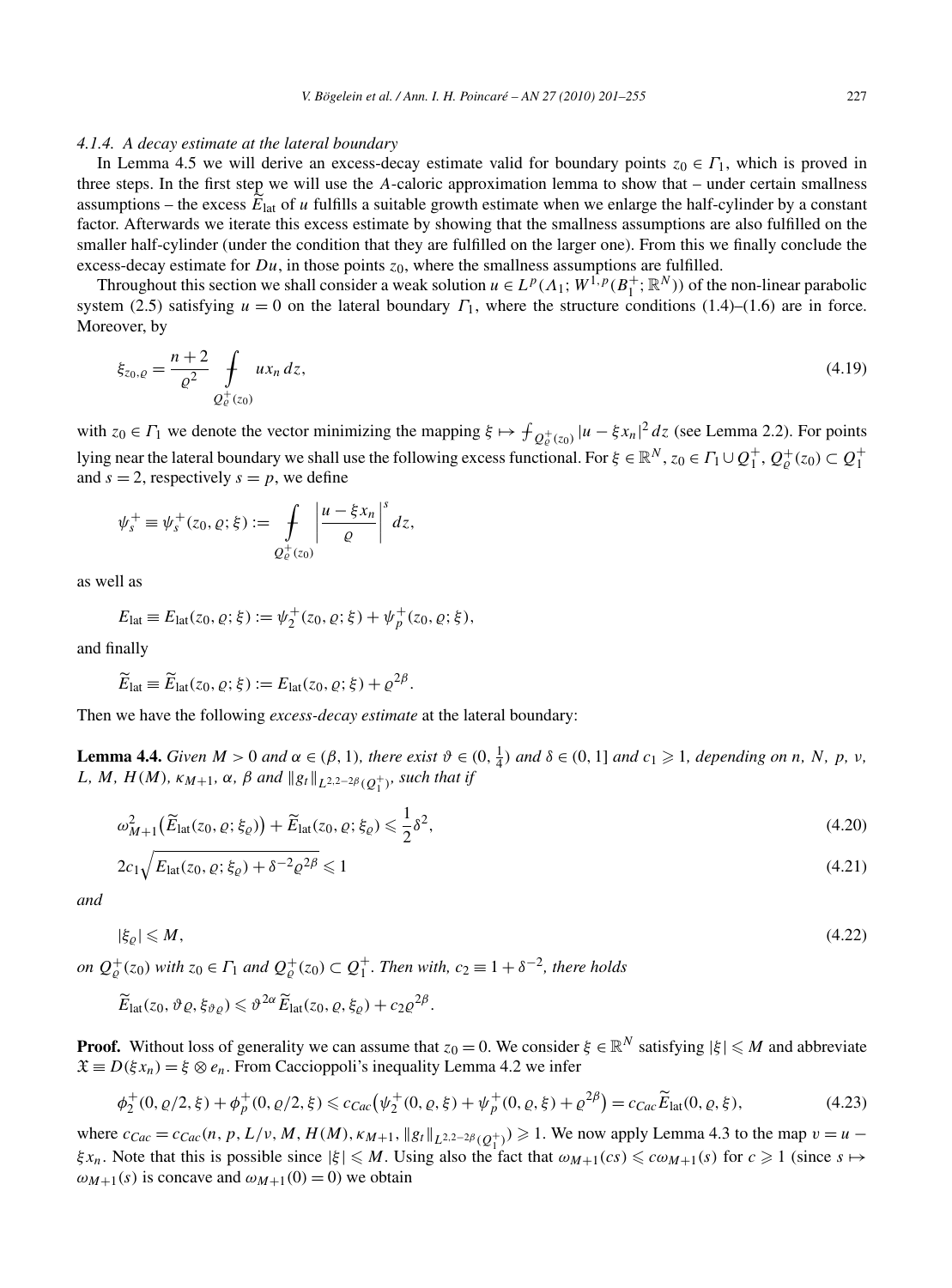#### 4.1.4. A decay estimate at the lateral boundary

In Lemma 4.5 we will derive an excess-decay estimate valid for boundary points $z_0 \in \Gamma_1$, which is proved in three steps. In the first step we will use the $A$-caloric approximation lemma to show that – under certain smallness assumptions – the excess $\widetilde{E}_{\mathrm{lat}}$ of $u$ fulfills a suitable growth estimate when we enlarge the half-cylinder by a constant factor. Afterwards we iterate this excess estimate by showing that the smallness assumptions are also fulfilled on the smaller half-cylinder (under the condition that they are fulfilled on the larger one). From this we finally conclude the excess-decay estimate for $Du$, in those points $z_0$, where the smallness assumptions are fulfilled.

Throughout this section we shall consider a weak solution $u \in L^p(\Lambda_1; W^{1,p}(B_1^+; \mathbb{R}^N))$ of the non-linear parabolic system (2.5) satisfying $u = 0$ on the lateral boundary $\Gamma_1$, where the structure conditions (1.4)–(1.6) are in force. Moreover, by

$$\xi_{z_0,\varrho} = \frac{n+2}{\varrho^2} \fint_{Q_\varrho^+(z_0)} u x_n \, dz, \tag{4.19}$$

with $z_0 \in \Gamma_1$ we denote the vector minimizing the mapping $\xi \mapsto \fint_{Q_\varrho^+(z_0)} |u - \xi x_n|^2 \, dz$ (see Lemma 2.2). For points lying near the lateral boundary we shall use the following excess functional. For $\xi \in \mathbb{R}^N$, $z_0 \in \Gamma_1 \cup Q_1^+$, $Q_\varrho^+(z_0) \subset Q_1^+$ and $s = 2$, respectively $s = p$, we define

$$\psi_s^+ \equiv \psi_s^+(z_0, \varrho; \xi) := \fint_{Q_\varrho^+(z_0)} \left| \frac{u - \xi x_n}{\varrho} \right|^s dz,$$

as well as

$$E_{\mathrm{lat}} \equiv E_{\mathrm{lat}}(z_0, \varrho; \xi) := \psi_2^+(z_0, \varrho; \xi) + \psi_p^+(z_0, \varrho; \xi),$$

and finally

$$\widetilde{E}_{\mathrm{lat}} \equiv \widetilde{E}_{\mathrm{lat}}(z_0, \varrho; \xi) := E_{\mathrm{lat}}(z_0, \varrho; \xi) + \varrho^{2\beta}.$$

Then we have the following *excess-decay estimate* at the lateral boundary:

**Lemma 4.4.** *Given $M > 0$ and $\alpha \in (\beta, 1)$, there exist $\vartheta \in (0, \frac{1}{4})$ and $\delta \in (0, 1]$ and $c_1 \geqslant 1$, depending on $n$, $N$, $p$, $\nu$, $L$, $M$, $H(M)$, $\kappa_{M+1}$, $\alpha$, $\beta$ and $\|g_t\|_{L^{2,2-2\beta}(Q_1^+)}$, such that if*

$$\omega_{M+1}^2\big(\widetilde{E}_{\mathrm{lat}}(z_0, \varrho; \xi_\varrho)\big) + \widetilde{E}_{\mathrm{lat}}(z_0, \varrho; \xi_\varrho) \leqslant \frac{1}{2}\delta^2, \tag{4.20}$$

$$2c_1 \sqrt{E_{\mathrm{lat}}(z_0, \varrho; \xi_\varrho) + \delta^{-2}\varrho^{2\beta}} \leqslant 1 \tag{4.21}$$

*and*

$$|\xi_\varrho| \leqslant M, \tag{4.22}$$

*on $Q_\varrho^+(z_0)$ with $z_0 \in \Gamma_1$ and $Q_\varrho^+(z_0) \subset Q_1^+$. Then with, $c_2 \equiv 1 + \delta^{-2}$, there holds*

$$\widetilde{E}_{\mathrm{lat}}(z_0, \vartheta\varrho, \xi_{\vartheta\varrho}) \leqslant \vartheta^{2\alpha} \widetilde{E}_{\mathrm{lat}}(z_0, \varrho, \xi_\varrho) + c_2 \varrho^{2\beta}.$$

**Proof.** Without loss of generality we can assume that $z_0 = 0$. We consider $\xi \in \mathbb{R}^N$ satisfying $|\xi| \leqslant M$ and abbreviate $\mathfrak{X} \equiv D(\xi x_n) = \xi \otimes e_n$. From Caccioppoli's inequality Lemma 4.2 we infer

$$\phi_2^+(0, \varrho/2, \xi) + \phi_p^+(0, \varrho/2, \xi) \leqslant c_{Cac}\big(\psi_2^+(0, \varrho, \xi) + \psi_p^+(0, \varrho, \xi) + \varrho^{2\beta}\big) = c_{Cac} \widetilde{E}_{\mathrm{lat}}(0, \varrho, \xi), \tag{4.23}$$

where $c_{Cac} = c_{Cac}(n, p, L/\nu, M, H(M), \kappa_{M+1}, \|g_t\|_{L^{2,2-2\beta}(Q_1^+)}) \geqslant 1$. We now apply Lemma 4.3 to the map $v = u - \xi x_n$. Note that this is possible since $|\xi| \leqslant M$. Using also the fact that $\omega_{M+1}(cs) \leqslant c\omega_{M+1}(s)$ for $c \geqslant 1$ (since $s \mapsto \omega_{M+1}(s)$ is concave and $\omega_{M+1}(0) = 0$) we obtain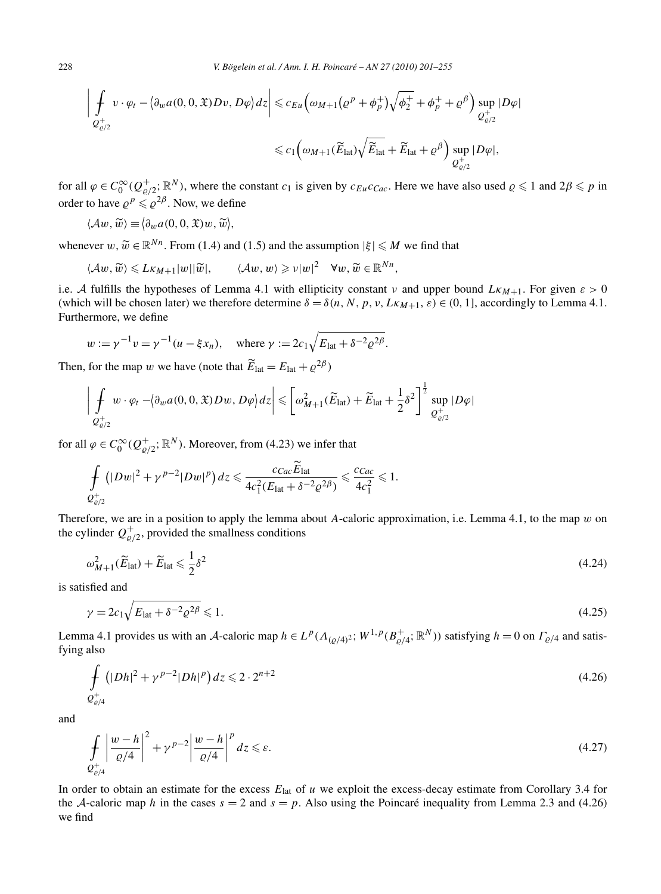$$
\left| \fint_{Q^+_{\varrho/2}} v \cdot \varphi_t - \langle \partial_w a(0,0,\mathfrak{X}) Dv, D\varphi \rangle \, dz \right| \leqslant c_{Eu} \Big( \omega_{M+1}\big(\varrho^p + \phi_p^+\big) \sqrt{\phi_2^+} + \phi_p^+ + \varrho^\beta \Big) \sup_{Q^+_{\varrho/2}} |D\varphi|
$$

$$
\leqslant c_1 \Big( \omega_{M+1}(\widetilde{E}_{\text{lat}}) \sqrt{\widetilde{E}_{\text{lat}}} + \widetilde{E}_{\text{lat}} + \varrho^\beta \Big) \sup_{Q^+_{\varrho/2}} |D\varphi|,
$$

for all $\varphi \in C_0^\infty(Q^+_{\varrho/2}; \mathbb{R}^N)$, where the constant $c_1$ is given by $c_{Eu} c_{Cac}$. Here we have also used $\varrho \leqslant 1$ and $2\beta \leqslant p$ in order to have $\varrho^p \leqslant \varrho^{2\beta}$. Now, we define

$$
\langle \mathcal{A} w, \widetilde{w} \rangle \equiv \langle \partial_w a(0,0,\mathfrak{X}) w, \widetilde{w} \rangle,
$$

whenever $w, \widetilde{w} \in \mathbb{R}^{Nn}$. From (1.4) and (1.5) and the assumption $|\xi| \leqslant M$ we find that

$$
\langle \mathcal{A} w, \widetilde{w} \rangle \leqslant L\kappa_{M+1} |w||\widetilde{w}|, \qquad \langle \mathcal{A} w, w \rangle \geqslant \nu |w|^2 \quad \forall w, \widetilde{w} \in \mathbb{R}^{Nn},
$$

i.e. $\mathcal{A}$ fulfills the hypotheses of Lemma 4.1 with ellipticity constant $\nu$ and upper bound $L\kappa_{M+1}$. For given $\varepsilon > 0$ (which will be chosen later) we therefore determine $\delta = \delta(n, N, p, \nu, L\kappa_{M+1}, \varepsilon) \in (0, 1]$, accordingly to Lemma 4.1. Furthermore, we define

$$
w := \gamma^{-1} v = \gamma^{-1}(u - \xi x_n), \quad \text{where } \gamma := 2c_1 \sqrt{E_{\text{lat}} + \delta^{-2} \varrho^{2\beta}}.
$$

Then, for the map $w$ we have (note that $\widetilde{E}_{\text{lat}} = E_{\text{lat}} + \varrho^{2\beta}$)

$$
\left| \fint_{Q^+_{\varrho/2}} w \cdot \varphi_t - \langle \partial_w a(0,0,\mathfrak{X}) Dw, D\varphi \rangle \, dz \right| \leqslant \left[ \omega^2_{M+1}(\widetilde{E}_{\text{lat}}) + \widetilde{E}_{\text{lat}} + \frac{1}{2}\delta^2 \right]^{\frac{1}{2}} \sup_{Q^+_{\varrho/2}} |D\varphi|
$$

for all $\varphi \in C_0^\infty(Q^+_{\varrho/2}; \mathbb{R}^N)$. Moreover, from (4.23) we infer that

$$
\fint_{Q^+_{\varrho/2}} \big( |Dw|^2 + \gamma^{p-2} |Dw|^p \big) \, dz \leqslant \frac{c_{Cac} \widetilde{E}_{\text{lat}}}{4c_1^2 (E_{\text{lat}} + \delta^{-2} \varrho^{2\beta})} \leqslant \frac{c_{Cac}}{4c_1^2} \leqslant 1.
$$

Therefore, we are in a position to apply the lemma about $A$-caloric approximation, i.e. Lemma 4.1, to the map $w$ on the cylinder $Q^+_{\varrho/2}$, provided the smallness conditions

$$
\omega^2_{M+1}(\widetilde{E}_{\text{lat}}) + \widetilde{E}_{\text{lat}} \leqslant \frac{1}{2}\delta^2 \tag{4.24}
$$

is satisfied and

$$
\gamma = 2c_1 \sqrt{E_{\text{lat}} + \delta^{-2} \varrho^{2\beta}} \leqslant 1. \tag{4.25}
$$

Lemma 4.1 provides us with an $\mathcal{A}$-caloric map $h \in L^p(\Lambda_{(\varrho/4)^2}; W^{1,p}(B^+_{\varrho/4}; \mathbb{R}^N))$ satisfying $h = 0$ on $\Gamma_{\varrho/4}$ and satisfying also

$$
\fint_{Q^+_{\varrho/4}} \big( |Dh|^2 + \gamma^{p-2} |Dh|^p \big) \, dz \leqslant 2 \cdot 2^{n+2} \tag{4.26}
$$

and

$$
\fint_{Q^+_{\varrho/4}} \left| \frac{w-h}{\varrho/4} \right|^2 + \gamma^{p-2} \left| \frac{w-h}{\varrho/4} \right|^p dz \leqslant \varepsilon. \tag{4.27}
$$

In order to obtain an estimate for the excess $E_{\text{lat}}$ of $u$ we exploit the excess-decay estimate from Corollary 3.4 for the $\mathcal{A}$-caloric map $h$ in the cases $s = 2$ and $s = p$. Also using the Poincaré inequality from Lemma 2.3 and (4.26) we find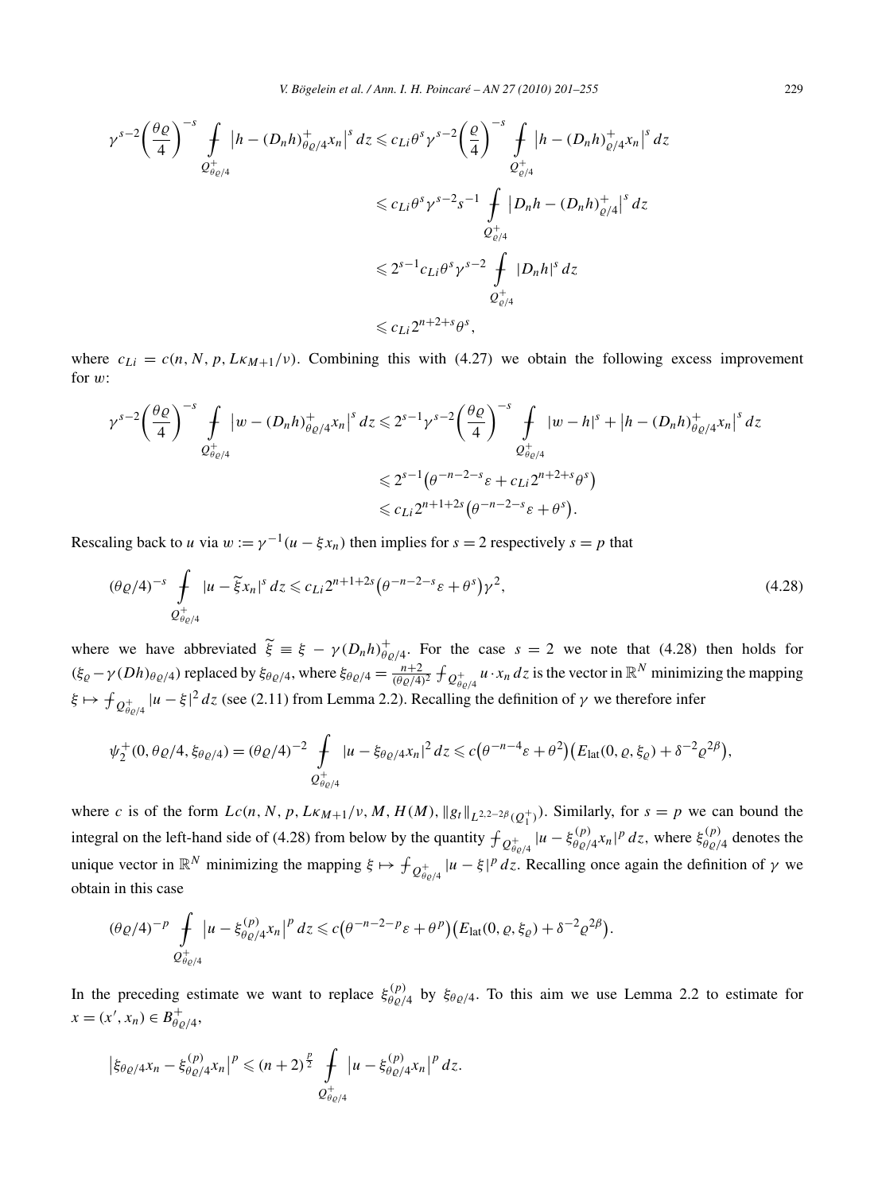$$
\begin{aligned}
\gamma^{s-2}\left(\frac{\theta\varrho}{4}\right)^{-s} \fint_{Q^+_{\theta\varrho/4}} \left|h-(D_nh)^+_{\theta\varrho/4}x_n\right|^s dz &\leqslant c_{Li}\theta^s\gamma^{s-2}\left(\frac{\varrho}{4}\right)^{-s} \fint_{Q^+_{\varrho/4}} \left|h-(D_nh)^+_{\varrho/4}x_n\right|^s dz \\
&\leqslant c_{Li}\theta^s\gamma^{s-2}s^{-1} \fint_{Q^+_{\varrho/4}} \left|D_nh-(D_nh)^+_{\varrho/4}\right|^s dz \\
&\leqslant 2^{s-1}c_{Li}\theta^s\gamma^{s-2} \fint_{Q^+_{\varrho/4}} |D_nh|^s dz \\
&\leqslant c_{Li}2^{n+2+s}\theta^s,
\end{aligned}
$$

where $c_{Li} = c(n, N, p, L\kappa_{M+1}/\nu)$. Combining this with (4.27) we obtain the following excess improvement for $w$:

$$
\begin{aligned}
\gamma^{s-2}\left(\frac{\theta\varrho}{4}\right)^{-s} \fint_{Q^+_{\theta\varrho/4}} \left|w-(D_nh)^+_{\theta\varrho/4}x_n\right|^s dz &\leqslant 2^{s-1}\gamma^{s-2}\left(\frac{\theta\varrho}{4}\right)^{-s} \fint_{Q^+_{\theta\varrho/4}} |w-h|^s + \left|h-(D_nh)^+_{\theta\varrho/4}x_n\right|^s dz \\
&\leqslant 2^{s-1}\left(\theta^{-n-2-s}\varepsilon + c_{Li}2^{n+2+s}\theta^s\right) \\
&\leqslant c_{Li}2^{n+1+2s}\left(\theta^{-n-2-s}\varepsilon + \theta^s\right).
\end{aligned}
$$

Rescaling back to $u$ via $w := \gamma^{-1}(u-\xi x_n)$ then implies for $s=2$ respectively $s=p$ that

$$
(\theta\varrho/4)^{-s} \fint_{Q^+_{\theta\varrho/4}} |u-\widetilde{\xi}x_n|^s dz \leqslant c_{Li}2^{n+1+2s}\left(\theta^{-n-2-s}\varepsilon+\theta^s\right)\gamma^2, \tag{4.28}
$$

where we have abbreviated $\widetilde{\xi} \equiv \xi - \gamma(D_nh)^+_{\theta\varrho/4}$. For the case $s=2$ we note that (4.28) then holds for $(\xi_\varrho - \gamma(Dh)_{\theta\varrho/4})$ replaced by $\xi_{\theta\varrho/4}$, where $\xi_{\theta\varrho/4} = \frac{n+2}{(\theta\varrho/4)^2}\fint_{Q^+_{\theta\varrho/4}} u\cdot x_n\,dz$ is the vector in $\mathbb{R}^N$ minimizing the mapping $\xi \mapsto \fint_{Q^+_{\theta\varrho/4}} |u-\xi|^2 dz$ (see (2.11) from Lemma 2.2). Recalling the definition of $\gamma$ we therefore infer

$$
\psi_2^+(0, \theta\varrho/4, \xi_{\theta\varrho/4}) = (\theta\varrho/4)^{-2} \fint_{Q^+_{\theta\varrho/4}} |u-\xi_{\theta\varrho/4}x_n|^2 dz \leqslant c\left(\theta^{-n-4}\varepsilon+\theta^2\right)\left(E_{\mathrm{lat}}(0,\varrho,\xi_\varrho)+\delta^{-2}\varrho^{2\beta}\right),
$$

where $c$ is of the form $Lc(n, N, p, L\kappa_{M+1}/\nu, M, H(M), \|g_t\|_{L^{2,2-2\beta}(Q_1^+)})$. Similarly, for $s=p$ we can bound the integral on the left-hand side of (4.28) from below by the quantity $\fint_{Q^+_{\theta\varrho/4}} |u-\xi^{(p)}_{\theta\varrho/4}x_n|^p dz$, where $\xi^{(p)}_{\theta\varrho/4}$ denotes the unique vector in $\mathbb{R}^N$ minimizing the mapping $\xi \mapsto \fint_{Q^+_{\theta\varrho/4}} |u-\xi|^p dz$. Recalling once again the definition of $\gamma$ we obtain in this case

$$
(\theta\varrho/4)^{-p} \fint_{Q^+_{\theta\varrho/4}} \left|u-\xi^{(p)}_{\theta\varrho/4}x_n\right|^p dz \leqslant c\left(\theta^{-n-2-p}\varepsilon+\theta^p\right)\left(E_{\mathrm{lat}}(0,\varrho,\xi_\varrho)+\delta^{-2}\varrho^{2\beta}\right).
$$

In the preceding estimate we want to replace $\xi^{(p)}_{\theta\varrho/4}$ by $\xi_{\theta\varrho/4}$. To this aim we use Lemma 2.2 to estimate for $x=(x',x_n) \in B^+_{\theta\varrho/4}$,

$$
\left|\xi_{\theta\varrho/4}x_n - \xi^{(p)}_{\theta\varrho/4}x_n\right|^p \leqslant (n+2)^{\frac{p}{2}} \fint_{Q^+_{\theta\varrho/4}} \left|u-\xi^{(p)}_{\theta\varrho/4}x_n\right|^p dz.
$$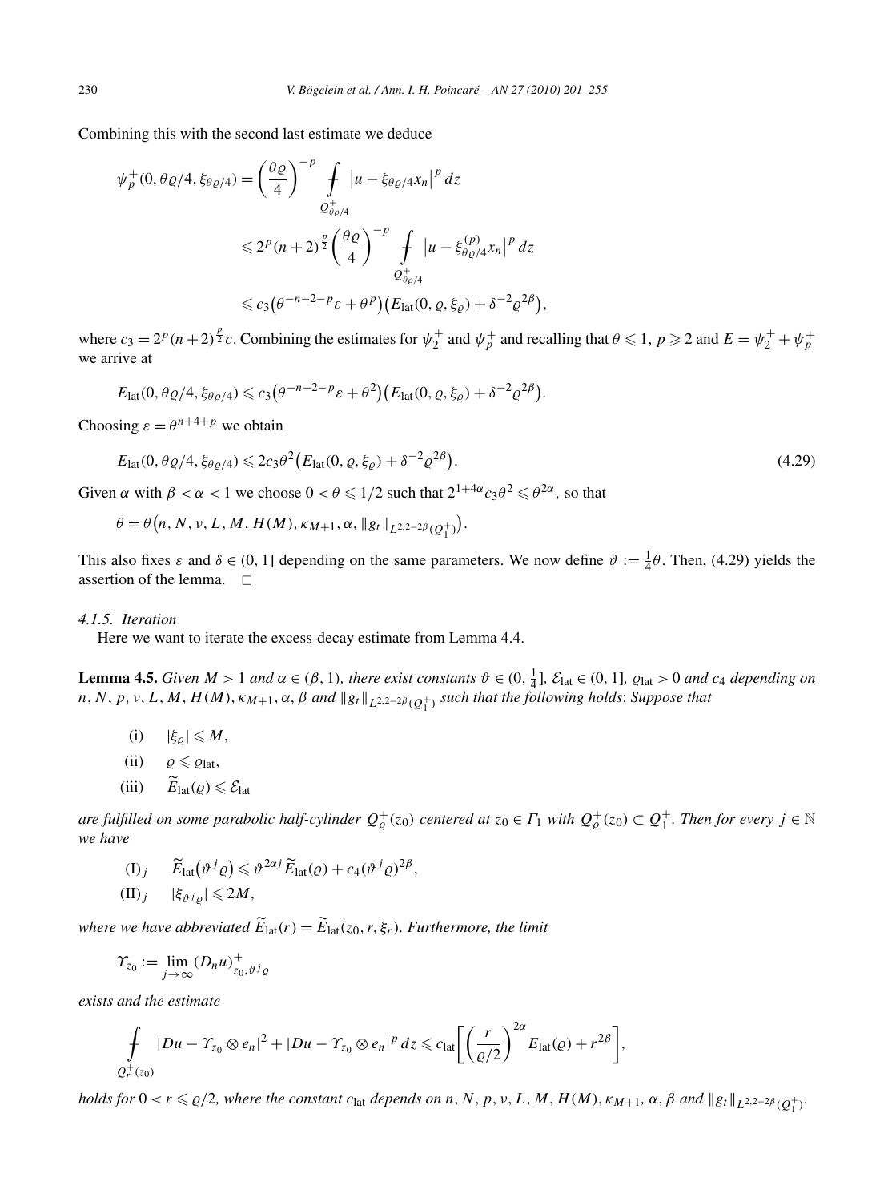Combining this with the second last estimate we deduce

$$
\begin{aligned}
\psi_p^+(0, \theta\varrho/4, \xi_{\theta\varrho/4}) &= \left(\frac{\theta\varrho}{4}\right)^{-p} \fint_{Q^+_{\theta\varrho/4}} \left|u - \xi_{\theta\varrho/4} x_n\right|^p dz \\
&\leqslant 2^p (n+2)^{\frac{p}{2}} \left(\frac{\theta\varrho}{4}\right)^{-p} \fint_{Q^+_{\theta\varrho/4}} \left|u - \xi^{(p)}_{\theta\varrho/4} x_n\right|^p dz \\
&\leqslant c_3 \left(\theta^{-n-2-p}\varepsilon + \theta^p\right)\left(E_{\mathrm{lat}}(0, \varrho, \xi_\varrho) + \delta^{-2}\varrho^{2\beta}\right),
\end{aligned}
$$

where $c_3 = 2^p (n+2)^{\frac{p}{2}} c$. Combining the estimates for $\psi_2^+$ and $\psi_p^+$ and recalling that $\theta \leqslant 1$, $p \geqslant 2$ and $E = \psi_2^+ + \psi_p^+$ we arrive at

$$
E_{\mathrm{lat}}(0, \theta\varrho/4, \xi_{\theta\varrho/4}) \leqslant c_3 \left(\theta^{-n-2-p}\varepsilon + \theta^2\right)\left(E_{\mathrm{lat}}(0, \varrho, \xi_\varrho) + \delta^{-2}\varrho^{2\beta}\right).
$$

Choosing $\varepsilon = \theta^{n+4+p}$ we obtain

$$
E_{\mathrm{lat}}(0, \theta\varrho/4, \xi_{\theta\varrho/4}) \leqslant 2c_3\theta^2 \left(E_{\mathrm{lat}}(0, \varrho, \xi_\varrho) + \delta^{-2}\varrho^{2\beta}\right). \tag{4.29}
$$

Given $\alpha$ with $\beta < \alpha < 1$ we choose $0 < \theta \leqslant 1/2$ such that $2^{1+4\alpha} c_3 \theta^2 \leqslant \theta^{2\alpha}$, so that

$$
\theta = \theta\left(n, N, \nu, L, M, H(M), \kappa_{M+1}, \alpha, \|g_t\|_{L^{2,2-2\beta}(Q_1^+)}\right).
$$

This also fixes $\varepsilon$ and $\delta \in (0, 1]$ depending on the same parameters. We now define $\vartheta := \frac{1}{4}\theta$. Then, (4.29) yields the assertion of the lemma. $\square$

#### *4.1.5. Iteration*

Here we want to iterate the excess-decay estimate from Lemma 4.4.

**Lemma 4.5.** *Given $M > 1$ and $\alpha \in (\beta, 1)$, there exist constants $\vartheta \in (0, \frac{1}{4}]$, $\mathcal{E}_{\mathrm{lat}} \in (0, 1]$, $\varrho_{\mathrm{lat}} > 0$ and $c_4$ depending on $n, N, p, \nu, L, M, H(M), \kappa_{M+1}, \alpha, \beta$ and $\|g_t\|_{L^{2,2-2\beta}(Q_1^+)}$ such that the following holds: Suppose that*

(i) $|\xi_\varrho| \leqslant M$,

(ii) $\varrho \leqslant \varrho_{\mathrm{lat}}$,

(iii) $\widetilde{E}_{\mathrm{lat}}(\varrho) \leqslant \mathcal{E}_{\mathrm{lat}}$

*are fulfilled on some parabolic half-cylinder $Q^+_\varrho(z_0)$ centered at $z_0 \in \Gamma_1$ with $Q^+_\varrho(z_0) \subset Q^+_1$. Then for every $j \in \mathbb{N}$ we have*

$(\mathrm{I})_j$ $\quad \widetilde{E}_{\mathrm{lat}}(\vartheta^j\varrho) \leqslant \vartheta^{2\alpha j}\widetilde{E}_{\mathrm{lat}}(\varrho) + c_4(\vartheta^j\varrho)^{2\beta}$,

$(\mathrm{II})_j$ $\quad |\xi_{\vartheta^j\varrho}| \leqslant 2M$,

*where we have abbreviated $\widetilde{E}_{\mathrm{lat}}(r) = \widetilde{E}_{\mathrm{lat}}(z_0, r, \xi_r)$. Furthermore, the limit*

$$
\Upsilon_{z_0} := \lim_{j\to\infty} (D_n u)^+_{z_0, \vartheta^j\varrho}
$$

*exists and the estimate*

$$
\fint_{Q_r^+(z_0)} |Du - \Upsilon_{z_0} \otimes e_n|^2 + |Du - \Upsilon_{z_0} \otimes e_n|^p \, dz \leqslant c_{\mathrm{lat}} \left[\left(\frac{r}{\varrho/2}\right)^{2\alpha} E_{\mathrm{lat}}(\varrho) + r^{2\beta}\right],
$$

*holds for $0 < r \leqslant \varrho/2$, where the constant $c_{\mathrm{lat}}$ depends on $n, N, p, \nu, L, M, H(M), \kappa_{M+1}, \alpha, \beta$ and $\|g_t\|_{L^{2,2-2\beta}(Q_1^+)}$.*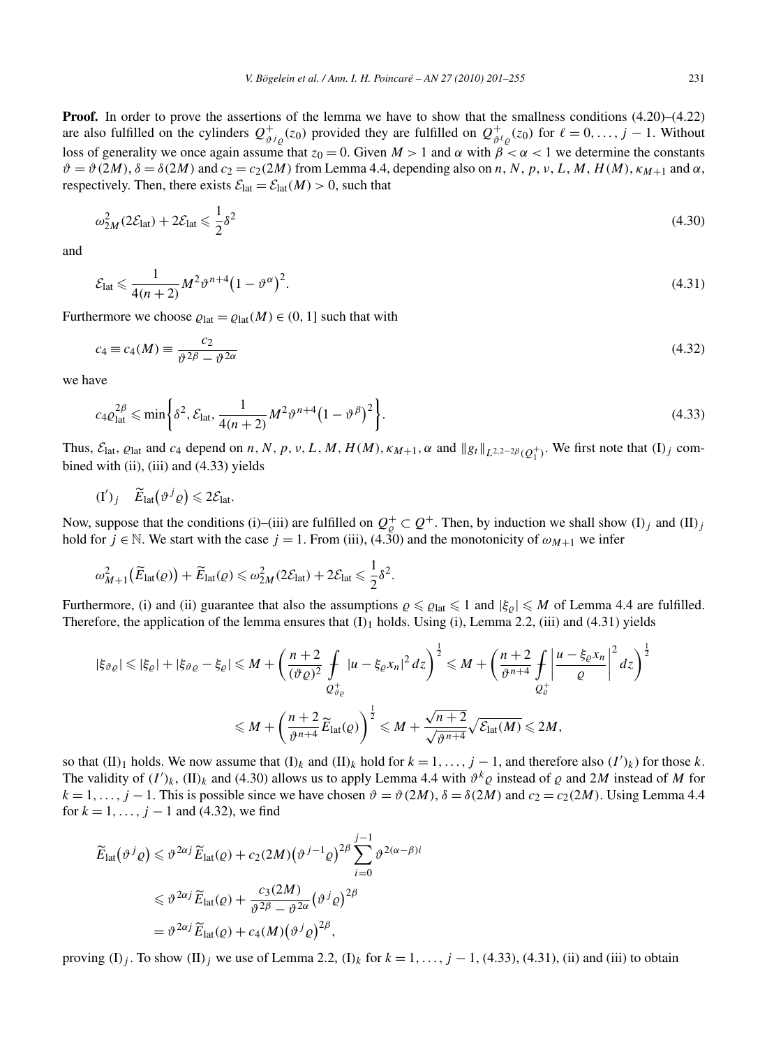**Proof.** In order to prove the assertions of the lemma we have to show that the smallness conditions (4.20)–(4.22) are also fulfilled on the cylinders $Q^+_{\vartheta^j\varrho}(z_0)$ provided they are fulfilled on $Q^+_{\vartheta^\ell\varrho}(z_0)$ for $\ell = 0, \ldots, j-1$. Without loss of generality we once again assume that $z_0 = 0$. Given $M > 1$ and $\alpha$ with $\beta < \alpha < 1$ we determine the constants $\vartheta = \vartheta(2M)$, $\delta = \delta(2M)$ and $c_2 = c_2(2M)$ from Lemma 4.4, depending also on $n$, $N$, $p$, $\nu$, $L$, $M$, $H(M)$, $\kappa_{M+1}$ and $\alpha$, respectively. Then, there exists $\mathcal{E}_{\mathrm{lat}} = \mathcal{E}_{\mathrm{lat}}(M) > 0$, such that

$$\omega^2_{2M}(2\mathcal{E}_{\mathrm{lat}}) + 2\mathcal{E}_{\mathrm{lat}} \leqslant \frac{1}{2}\delta^2 \tag{4.30}$$

and

$$\mathcal{E}_{\mathrm{lat}} \leqslant \frac{1}{4(n+2)} M^2 \vartheta^{n+4}\big(1-\vartheta^\alpha\big)^2. \tag{4.31}$$

Furthermore we choose $\varrho_{\mathrm{lat}} = \varrho_{\mathrm{lat}}(M) \in (0,1]$ such that with

$$c_4 \equiv c_4(M) \equiv \frac{c_2}{\vartheta^{2\beta} - \vartheta^{2\alpha}} \tag{4.32}$$

we have

$$c_4 \varrho_{\mathrm{lat}}^{2\beta} \leqslant \min\left\{\delta^2, \mathcal{E}_{\mathrm{lat}}, \frac{1}{4(n+2)} M^2 \vartheta^{n+4}\big(1-\vartheta^\beta\big)^2\right\}. \tag{4.33}$$

Thus, $\mathcal{E}_{\mathrm{lat}}$, $\varrho_{\mathrm{lat}}$ and $c_4$ depend on $n$, $N$, $p$, $\nu$, $L$, $M$, $H(M)$, $\kappa_{M+1}$, $\alpha$ and $\|g_t\|_{L^{2,2-2\beta}(Q_1^+)}$. We first note that $(\mathrm{I})_j$ combined with (ii), (iii) and (4.33) yields

$$(\mathrm{I}')_j \quad \widetilde{E}_{\mathrm{lat}}\big(\vartheta^j\varrho\big) \leqslant 2\mathcal{E}_{\mathrm{lat}}.$$

Now, suppose that the conditions (i)–(iii) are fulfilled on $Q^+_\varrho \subset Q^+$. Then, by induction we shall show $(\mathrm{I})_j$ and $(\mathrm{II})_j$ hold for $j \in \mathbb{N}$. We start with the case $j = 1$. From (iii), (4.30) and the monotonicity of $\omega_{M+1}$ we infer

$$\omega^2_{M+1}\big(\widetilde{E}_{\mathrm{lat}}(\varrho)\big) + \widetilde{E}_{\mathrm{lat}}(\varrho) \leqslant \omega^2_{2M}(2\mathcal{E}_{\mathrm{lat}}) + 2\mathcal{E}_{\mathrm{lat}} \leqslant \frac{1}{2}\delta^2.$$

Furthermore, (i) and (ii) guarantee that also the assumptions $\varrho \leqslant \varrho_{\mathrm{lat}} \leqslant 1$ and $|\xi_\varrho| \leqslant M$ of Lemma 4.4 are fulfilled. Therefore, the application of the lemma ensures that $(\mathrm{I})_1$ holds. Using (i), Lemma 2.2, (iii) and (4.31) yields

$$\begin{aligned}
|\xi_{\vartheta\varrho}| \leqslant |\xi_\varrho| + |\xi_{\vartheta\varrho} - \xi_\varrho| &\leqslant M + \left(\frac{n+2}{(\vartheta\varrho)^2} \fint_{Q^+_{\vartheta\varrho}} |u - \xi_\varrho x_n|^2\,dz\right)^{\frac{1}{2}} \leqslant M + \left(\frac{n+2}{\vartheta^{n+4}} \fint_{Q^+_\varrho} \left|\frac{u - \xi_\varrho x_n}{\varrho}\right|^2 dz\right)^{\frac{1}{2}} \\
&\leqslant M + \left(\frac{n+2}{\vartheta^{n+4}} \widetilde{E}_{\mathrm{lat}}(\varrho)\right)^{\frac{1}{2}} \leqslant M + \frac{\sqrt{n+2}}{\sqrt{\vartheta^{n+4}}}\sqrt{\mathcal{E}_{\mathrm{lat}}(M)} \leqslant 2M,
\end{aligned}$$

so that $(\mathrm{II})_1$ holds. We now assume that $(\mathrm{I})_k$ and $(\mathrm{II})_k$ hold for $k = 1, \ldots, j-1$, and therefore also $(I')_k$ for those $k$. The validity of $(I')_k$, $(\mathrm{II})_k$ and (4.30) allows us to apply Lemma 4.4 with $\vartheta^k\varrho$ instead of $\varrho$ and $2M$ instead of $M$ for $k = 1, \ldots, j-1$. This is possible since we have chosen $\vartheta = \vartheta(2M)$, $\delta = \delta(2M)$ and $c_2 = c_2(2M)$. Using Lemma 4.4 for $k = 1, \ldots, j-1$ and (4.32), we find

$$\begin{aligned}
\widetilde{E}_{\mathrm{lat}}\big(\vartheta^j\varrho\big) &\leqslant \vartheta^{2\alpha j}\widetilde{E}_{\mathrm{lat}}(\varrho) + c_2(2M)\big(\vartheta^{j-1}\varrho\big)^{2\beta}\sum_{i=0}^{j-1}\vartheta^{2(\alpha-\beta)i} \\
&\leqslant \vartheta^{2\alpha j}\widetilde{E}_{\mathrm{lat}}(\varrho) + \frac{c_3(2M)}{\vartheta^{2\beta} - \vartheta^{2\alpha}}\big(\vartheta^j\varrho\big)^{2\beta} \\
&= \vartheta^{2\alpha j}\widetilde{E}_{\mathrm{lat}}(\varrho) + c_4(M)\big(\vartheta^j\varrho\big)^{2\beta},
\end{aligned}$$

proving $(\mathrm{I})_j$. To show $(\mathrm{II})_j$ we use of Lemma 2.2, $(\mathrm{I})_k$ for $k = 1, \ldots, j-1$, (4.33), (4.31), (ii) and (iii) to obtain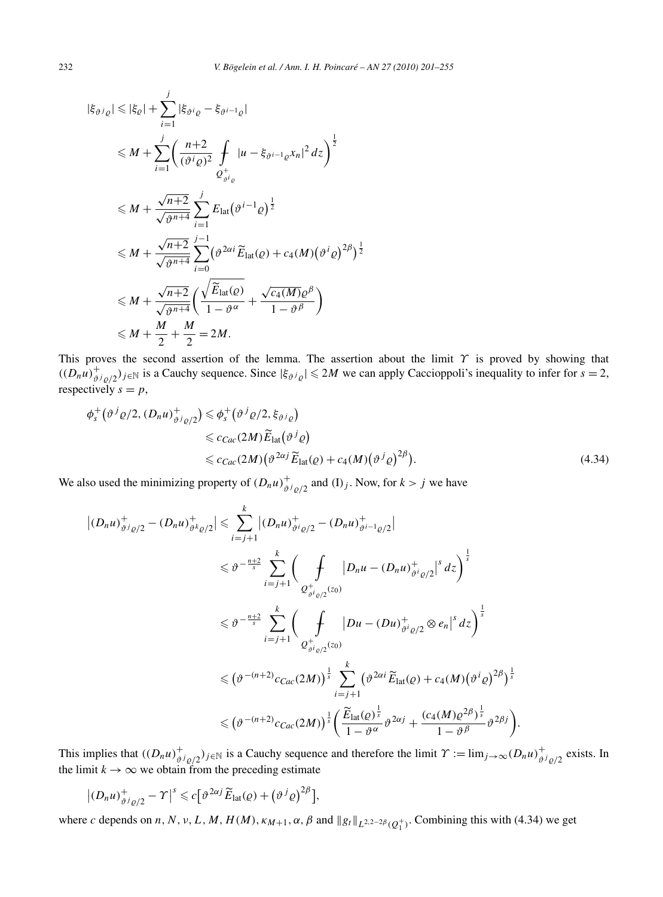$$
\begin{aligned}
|\xi_{\vartheta^j\varrho}| &\leqslant |\xi_\varrho| + \sum_{i=1}^{j} |\xi_{\vartheta^i\varrho} - \xi_{\vartheta^{i-1}\varrho}| \\
&\leqslant M + \sum_{i=1}^{j} \left( \frac{n+2}{(\vartheta^i\varrho)^2} \fint_{Q^+_{\vartheta^i\varrho}} |u - \xi_{\vartheta^{i-1}\varrho} x_n|^2 \, dz \right)^{\frac{1}{2}} \\
&\leqslant M + \frac{\sqrt{n+2}}{\sqrt{\vartheta^{n+4}}} \sum_{i=1}^{j} E_{\text{lat}}\big(\vartheta^{i-1}\varrho\big)^{\frac{1}{2}} \\
&\leqslant M + \frac{\sqrt{n+2}}{\sqrt{\vartheta^{n+4}}} \sum_{i=0}^{j-1} \big(\vartheta^{2\alpha i} \widetilde{E}_{\text{lat}}(\varrho) + c_4(M)\big(\vartheta^i\varrho\big)^{2\beta}\big)^{\frac{1}{2}} \\
&\leqslant M + \frac{\sqrt{n+2}}{\sqrt{\vartheta^{n+4}}} \left( \frac{\sqrt{\widetilde{E}_{\text{lat}}(\varrho)}}{1-\vartheta^\alpha} + \frac{\sqrt{c_4(M)}\varrho^\beta}{1-\vartheta^\beta} \right) \\
&\leqslant M + \frac{M}{2} + \frac{M}{2} = 2M.
\end{aligned}
$$

This proves the second assertion of the lemma. The assertion about the limit $\Upsilon$ is proved by showing that $((D_n u)^+_{\vartheta^j\varrho/2})_{j\in\mathbb{N}}$ is a Cauchy sequence. Since $|\xi_{\vartheta^j\varrho}| \leqslant 2M$ we can apply Caccioppoli's inequality to infer for $s=2$, respectively $s=p$,

$$
\begin{aligned}
\phi_s^+\big(\vartheta^j\varrho/2, (D_n u)^+_{\vartheta^j\varrho/2}\big) &\leqslant \phi_s^+\big(\vartheta^j\varrho/2, \xi_{\vartheta^j\varrho}\big) \\
&\leqslant c_{Cac}(2M)\widetilde{E}_{\text{lat}}\big(\vartheta^j\varrho\big) \\
&\leqslant c_{Cac}(2M)\big(\vartheta^{2\alpha j}\widetilde{E}_{\text{lat}}(\varrho) + c_4(M)\big(\vartheta^j\varrho\big)^{2\beta}\big).
\end{aligned} \tag{4.34}
$$

We also used the minimizing property of $(D_n u)^+_{\vartheta^j\varrho/2}$ and $(\mathrm{I})_j$. Now, for $k > j$ we have

$$
\begin{aligned}
\big|(D_n u)^+_{\vartheta^j\varrho/2} - (D_n u)^+_{\vartheta^k\varrho/2}\big| &\leqslant \sum_{i=j+1}^{k} \big|(D_n u)^+_{\vartheta^i\varrho/2} - (D_n u)^+_{\vartheta^{i-1}\varrho/2}\big| \\
&\leqslant \vartheta^{-\frac{n+2}{s}} \sum_{i=j+1}^{k} \left( \fint_{Q^+_{\vartheta^i\varrho/2}(z_0)} \big|D_n u - (D_n u)^+_{\vartheta^i\varrho/2}\big|^s \, dz \right)^{\frac{1}{s}} \\
&\leqslant \vartheta^{-\frac{n+2}{s}} \sum_{i=j+1}^{k} \left( \fint_{Q^+_{\vartheta^i\varrho/2}(z_0)} \big|Du - (Du)^+_{\vartheta^i\varrho/2} \otimes e_n\big|^s \, dz \right)^{\frac{1}{s}} \\
&\leqslant \big(\vartheta^{-(n+2)}c_{Cac}(2M)\big)^{\frac{1}{s}} \sum_{i=j+1}^{k} \big(\vartheta^{2\alpha i}\widetilde{E}_{\text{lat}}(\varrho) + c_4(M)\big(\vartheta^i\varrho\big)^{2\beta}\big)^{\frac{1}{s}} \\
&\leqslant \big(\vartheta^{-(n+2)}c_{Cac}(2M)\big)^{\frac{1}{s}} \left( \frac{\widetilde{E}_{\text{lat}}(\varrho)^{\frac{1}{s}}}{1-\vartheta^\alpha}\vartheta^{2\alpha j} + \frac{(c_4(M)\varrho^{2\beta})^{\frac{1}{s}}}{1-\vartheta^\beta}\vartheta^{2\beta j} \right).
\end{aligned}
$$

This implies that $((D_n u)^+_{\vartheta^j\varrho/2})_{j\in\mathbb{N}}$ is a Cauchy sequence and therefore the limit $\Upsilon := \lim_{j\to\infty}(D_n u)^+_{\vartheta^j\varrho/2}$ exists. In the limit $k\to\infty$ we obtain from the preceding estimate

$$
\big|(D_n u)^+_{\vartheta^j\varrho/2} - \Upsilon\big|^s \leqslant c\big[\vartheta^{2\alpha j}\widetilde{E}_{\text{lat}}(\varrho) + \big(\vartheta^j\varrho\big)^{2\beta}\big],
$$

where $c$ depends on $n, N, \nu, L, M, H(M), \kappa_{M+1}, \alpha, \beta$ and $\|g_t\|_{L^{2,2-2\beta}(Q_1^+)}$. Combining this with (4.34) we get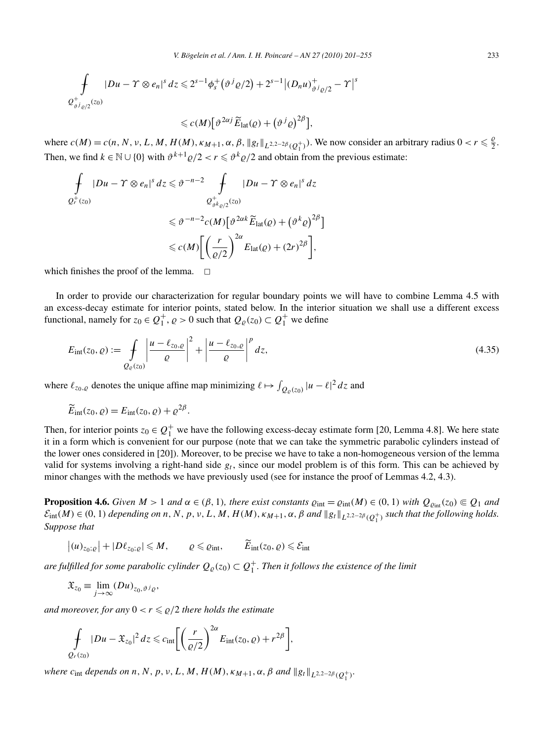$$
\begin{aligned}
\fint_{Q^+_{\vartheta^j\varrho/2}(z_0)} |Du - \Upsilon \otimes e_n|^s \, dz &\leqslant 2^{s-1}\phi_s^+\big(\vartheta^j\varrho/2\big) + 2^{s-1}\big|(D_n u)^+_{\vartheta^j\varrho/2} - \Upsilon\big|^s \\
&\leqslant c(M)\big[\vartheta^{2\alpha j}\widetilde{E}_{\mathrm{lat}}(\varrho) + \big(\vartheta^j\varrho\big)^{2\beta}\big],
\end{aligned}
$$

where $c(M) = c(n, N, \nu, L, M, H(M), \kappa_{M+1}, \alpha, \beta, \|g_t\|_{L^{2,2-2\beta}(Q_1^+)})$. We now consider an arbitrary radius $0 < r \leqslant \frac{\varrho}{2}$. Then, we find $k \in \mathbb{N} \cup \{0\}$ with $\vartheta^{k+1}\varrho/2 < r \leqslant \vartheta^k\varrho/2$ and obtain from the previous estimate:

$$
\begin{aligned}
\fint_{Q^+_r(z_0)} |Du - \Upsilon \otimes e_n|^s \, dz &\leqslant \vartheta^{-n-2} \fint_{Q^+_{\vartheta^k\varrho/2}(z_0)} |Du - \Upsilon \otimes e_n|^s \, dz \\
&\leqslant \vartheta^{-n-2} c(M)\big[\vartheta^{2\alpha k}\widetilde{E}_{\mathrm{lat}}(\varrho) + \big(\vartheta^k\varrho\big)^{2\beta}\big] \\
&\leqslant c(M)\bigg[\bigg(\frac{r}{\varrho/2}\bigg)^{2\alpha} E_{\mathrm{lat}}(\varrho) + (2r)^{2\beta}\bigg],
\end{aligned}
$$

which finishes the proof of the lemma. $\square$

In order to provide our characterization for regular boundary points we will have to combine Lemma 4.5 with an excess-decay estimate for interior points, stated below. In the interior situation we shall use a different excess functional, namely for $z_0 \in Q_1^+$, $\varrho > 0$ such that $Q_\varrho(z_0) \subset Q_1^+$ we define

$$
E_{\mathrm{int}}(z_0, \varrho) := \fint_{Q_\varrho(z_0)} \left|\frac{u - \ell_{z_0,\varrho}}{\varrho}\right|^2 + \left|\frac{u - \ell_{z_0,\varrho}}{\varrho}\right|^p dz, \tag{4.35}
$$

where $\ell_{z_0,\varrho}$ denotes the unique affine map minimizing $\ell \mapsto \int_{Q_\varrho(z_0)} |u - \ell|^2 \, dz$ and

$$
\widetilde{E}_{\mathrm{int}}(z_0, \varrho) = E_{\mathrm{int}}(z_0, \varrho) + \varrho^{2\beta}.
$$

Then, for interior points $z_0 \in Q_1^+$ we have the following excess-decay estimate form [20, Lemma 4.8]. We here state it in a form which is convenient for our purpose (note that we can take the symmetric parabolic cylinders instead of the lower ones considered in [20]). Moreover, to be precise we have to take a non-homogeneous version of the lemma valid for systems involving a right-hand side $g_t$, since our model problem is of this form. This can be achieved by minor changes with the methods we have previously used (see for instance the proof of Lemmas 4.2, 4.3).

**Proposition 4.6.** *Given $M > 1$ and $\alpha \in (\beta, 1)$, there exist constants $\varrho_{\mathrm{int}} = \varrho_{\mathrm{int}}(M) \in (0, 1)$ with $Q_{\varrho_{\mathrm{int}}}(z_0) \Subset Q_1$ and $\mathcal{E}_{\mathrm{int}}(M) \in (0, 1)$ depending on $n, N, p, \nu, L, M, H(M), \kappa_{M+1}, \alpha, \beta$ and $\|g_t\|_{L^{2,2-2\beta}(Q_1^+)}$ such that the following holds. Suppose that*

$$
\big|(u)_{z_0;\varrho}\big| + |D\ell_{z_0;\varrho}| \leqslant M, \qquad \varrho \leqslant \varrho_{\mathrm{int}}, \qquad \widetilde{E}_{\mathrm{int}}(z_0, \varrho) \leqslant \mathcal{E}_{\mathrm{int}}
$$

*are fulfilled for some parabolic cylinder $Q_\varrho(z_0) \subset Q_1^+$. Then it follows the existence of the limit*

$$
\mathfrak{X}_{z_0} \equiv \lim_{j\to\infty} (Du)_{z_0,\vartheta^j\varrho},
$$

*and moreover, for any $0 < r \leqslant \varrho/2$ there holds the estimate*

$$
\fint_{Q_r(z_0)} |Du - \mathfrak{X}_{z_0}|^2 \, dz \leqslant c_{\mathrm{int}}\bigg[\bigg(\frac{r}{\varrho/2}\bigg)^{2\alpha} E_{\mathrm{int}}(z_0, \varrho) + r^{2\beta}\bigg],
$$

*where $c_{\mathrm{int}}$ depends on $n, N, p, \nu, L, M, H(M), \kappa_{M+1}, \alpha, \beta$ and $\|g_t\|_{L^{2,2-2\beta}(Q_1^+)}$.*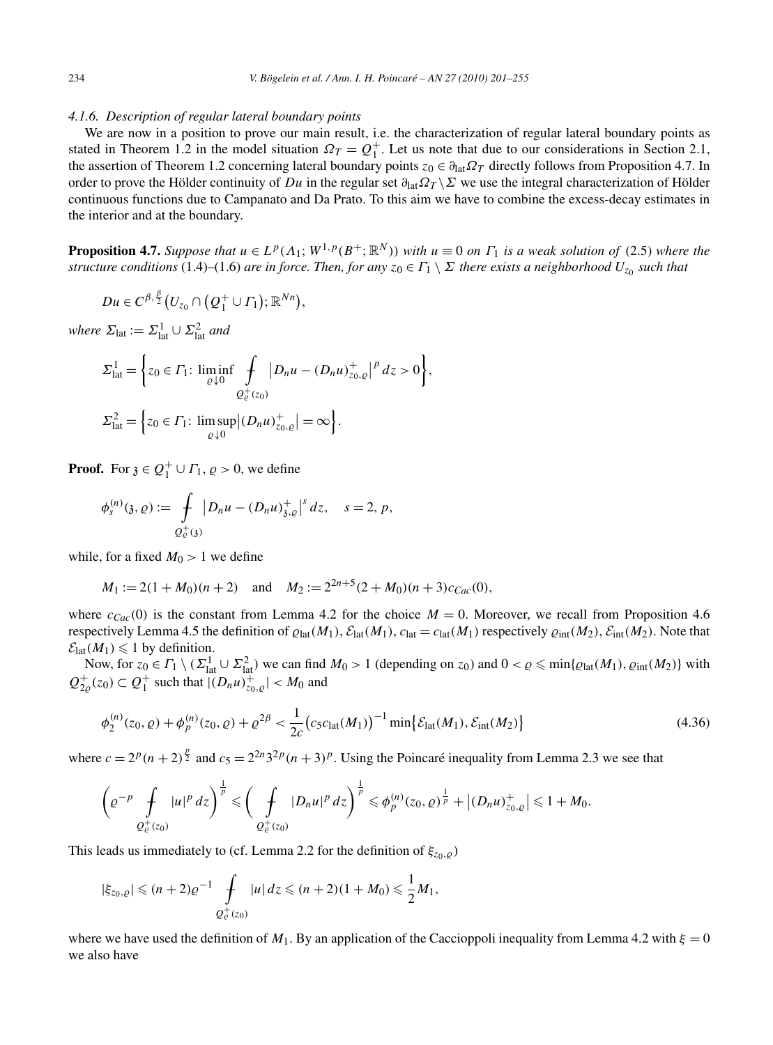#### 4.1.6. Description of regular lateral boundary points

We are now in a position to prove our main result, i.e. the characterization of regular lateral boundary points as stated in Theorem 1.2 in the model situation $\Omega_T = Q_1^+$. Let us note that due to our considerations in Section 2.1, the assertion of Theorem 1.2 concerning lateral boundary points $z_0 \in \partial_{\mathrm{lat}}\Omega_T$ directly follows from Proposition 4.7. In order to prove the Hölder continuity of $Du$ in the regular set $\partial_{\mathrm{lat}}\Omega_T \setminus \Sigma$ we use the integral characterization of Hölder continuous functions due to Campanato and Da Prato. To this aim we have to combine the excess-decay estimates in the interior and at the boundary.

**Proposition 4.7.** *Suppose that $u \in L^p(\Lambda_1; W^{1,p}(B^+;\mathbb{R}^N))$ with $u \equiv 0$ on $\Gamma_1$ is a weak solution of* (2.5) *where the structure conditions* (1.4)–(1.6) *are in force. Then, for any $z_0 \in \Gamma_1 \setminus \Sigma$ there exists a neighborhood $U_{z_0}$ such that*

$$
Du \in C^{\beta,\frac{\beta}{2}}\big(U_{z_0} \cap \big(Q_1^+ \cup \Gamma_1\big);\mathbb{R}^{Nn}\big),
$$

*where $\Sigma_{\mathrm{lat}} := \Sigma_{\mathrm{lat}}^1 \cup \Sigma_{\mathrm{lat}}^2$ and*

$$
\Sigma_{\mathrm{lat}}^1 = \bigg\{ z_0 \in \Gamma_1 \colon \liminf_{\varrho \downarrow 0} \fint_{Q_\varrho^+(z_0)} \big|D_n u - (D_n u)_{z_0,\varrho}^+\big|^p \, dz > 0 \bigg\},
$$

$$
\Sigma_{\mathrm{lat}}^2 = \Big\{ z_0 \in \Gamma_1 \colon \limsup_{\varrho \downarrow 0} \big|(D_n u)_{z_0,\varrho}^+\big| = \infty \Big\}.
$$

**Proof.** For $\mathfrak{z} \in Q_1^+ \cup \Gamma_1$, $\varrho > 0$, we define

$$
\phi_s^{(n)}(\mathfrak{z},\varrho) := \fint_{Q_\varrho^+(\mathfrak{z})} \big|D_n u - (D_n u)_{\mathfrak{z},\varrho}^+\big|^s \, dz, \quad s = 2, p,
$$

while, for a fixed $M_0 > 1$ we define

$$
M_1 := 2(1 + M_0)(n+2) \quad \text{and} \quad M_2 := 2^{2n+5}(2 + M_0)(n+3)c_{Cac}(0),
$$

where $c_{Cac}(0)$ is the constant from Lemma 4.2 for the choice $M = 0$. Moreover, we recall from Proposition 4.6 respectively Lemma 4.5 the definition of $\varrho_{\mathrm{lat}}(M_1)$, $\mathcal{E}_{\mathrm{lat}}(M_1)$, $c_{\mathrm{lat}} = c_{\mathrm{lat}}(M_1)$ respectively $\varrho_{\mathrm{int}}(M_2)$, $\mathcal{E}_{\mathrm{int}}(M_2)$. Note that $\mathcal{E}_{\mathrm{lat}}(M_1) \leqslant 1$ by definition.

Now, for $z_0 \in \Gamma_1 \setminus (\Sigma_{\mathrm{lat}}^1 \cup \Sigma_{\mathrm{lat}}^2)$ we can find $M_0 > 1$ (depending on $z_0$) and $0 < \varrho \leqslant \min\{\varrho_{\mathrm{lat}}(M_1), \varrho_{\mathrm{int}}(M_2)\}$ with $Q_{2\varrho}^+(z_0) \subset Q_1^+$ such that $|(D_n u)_{z_0,\varrho}^+| < M_0$ and

$$
\phi_2^{(n)}(z_0,\varrho) + \phi_p^{(n)}(z_0,\varrho) + \varrho^{2\beta} < \frac{1}{2c}\big(c_5 c_{\mathrm{lat}}(M_1)\big)^{-1} \min\big\{\mathcal{E}_{\mathrm{lat}}(M_1), \mathcal{E}_{\mathrm{int}}(M_2)\big\} \tag{4.36}
$$

where $c = 2^p(n+2)^{\frac{p}{2}}$ and $c_5 = 2^{2n}3^{2p}(n+3)^p$. Using the Poincaré inequality from Lemma 2.3 we see that

$$
\bigg( \varrho^{-p} \fint_{Q_\varrho^+(z_0)} |u|^p \, dz \bigg)^{\frac{1}{p}} \leqslant \bigg( \fint_{Q_\varrho^+(z_0)} |D_n u|^p \, dz \bigg)^{\frac{1}{p}} \leqslant \phi_p^{(n)}(z_0,\varrho)^{\frac{1}{p}} + \big|(D_n u)_{z_0,\varrho}^+\big| \leqslant 1 + M_0.
$$

This leads us immediately to (cf. Lemma 2.2 for the definition of $\xi_{z_0,\varrho}$)

$$
|\xi_{z_0,\varrho}| \leqslant (n+2)\varrho^{-1} \fint_{Q_\varrho^+(z_0)} |u| \, dz \leqslant (n+2)(1+M_0) \leqslant \frac{1}{2}M_1,
$$

where we have used the definition of $M_1$. By an application of the Caccioppoli inequality from Lemma 4.2 with $\xi = 0$ we also have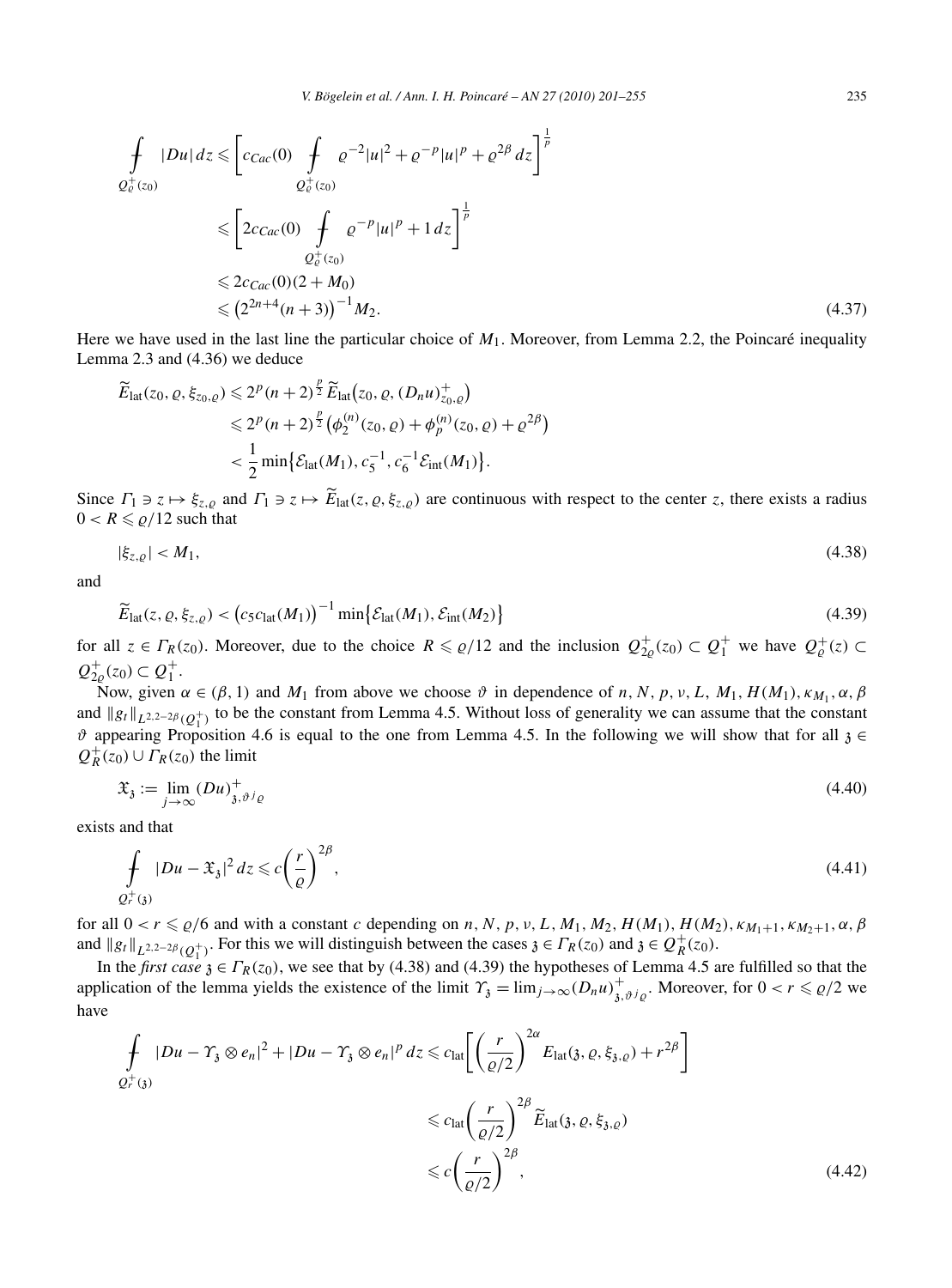$$
\begin{aligned}
\fint_{Q_\varrho^+(z_0)} |Du|\,dz &\leqslant \left[c_{Cac}(0) \fint_{Q_\varrho^+(z_0)} \varrho^{-2}|u|^2 + \varrho^{-p}|u|^p + \varrho^{2\beta}\,dz\right]^{\frac{1}{p}} \\
&\leqslant \left[2c_{Cac}(0) \fint_{Q_\varrho^+(z_0)} \varrho^{-p}|u|^p + 1\,dz\right]^{\frac{1}{p}} \\
&\leqslant 2c_{Cac}(0)(2+M_0) \\
&\leqslant \left(2^{2n+4}(n+3)\right)^{-1} M_2.
\end{aligned}
\tag{4.37}
$$

Here we have used in the last line the particular choice of $M_1$. Moreover, from Lemma 2.2, the Poincaré inequality Lemma 2.3 and (4.36) we deduce

$$
\begin{aligned}
\widetilde{E}_{\text{lat}}(z_0, \varrho, \xi_{z_0,\varrho}) &\leqslant 2^p (n+2)^{\frac{p}{2}} \widetilde{E}_{\text{lat}}\big(z_0, \varrho, (D_n u)^+_{z_0,\varrho}\big) \\
&\leqslant 2^p (n+2)^{\frac{p}{2}} \big(\phi_2^{(n)}(z_0,\varrho) + \phi_p^{(n)}(z_0,\varrho) + \varrho^{2\beta}\big) \\
&< \frac{1}{2} \min\big\{\mathcal{E}_{\text{lat}}(M_1), c_5^{-1}, c_6^{-1}\mathcal{E}_{\text{int}}(M_1)\big\}.
\end{aligned}
$$

Since $\Gamma_1 \ni z \mapsto \xi_{z,\varrho}$ and $\Gamma_1 \ni z \mapsto \widetilde{E}_{\text{lat}}(z, \varrho, \xi_{z,\varrho})$ are continuous with respect to the center $z$, there exists a radius $0 < R \leqslant \varrho/12$ such that

$$
|\xi_{z,\varrho}| < M_1,
\tag{4.38}
$$

and

$$
\widetilde{E}_{\text{lat}}(z, \varrho, \xi_{z,\varrho}) < \big(c_5 c_{\text{lat}}(M_1)\big)^{-1} \min\big\{\mathcal{E}_{\text{lat}}(M_1), \mathcal{E}_{\text{int}}(M_2)\big\}
\tag{4.39}
$$

for all $z \in \Gamma_R(z_0)$. Moreover, due to the choice $R \leqslant \varrho/12$ and the inclusion $Q_{2\varrho}^+(z_0) \subset Q_1^+$ we have $Q_\varrho^+(z) \subset Q_{2\varrho}^+(z_0) \subset Q_1^+$.

Now, given $\alpha \in (\beta, 1)$ and $M_1$ from above we choose $\vartheta$ in dependence of $n, N, p, \nu, L, M_1, H(M_1), \kappa_{M_1}, \alpha, \beta$ and $\|g_t\|_{L^{2,2-2\beta}(Q_1^+)}$ to be the constant from Lemma 4.5. Without loss of generality we can assume that the constant $\vartheta$ appearing Proposition 4.6 is equal to the one from Lemma 4.5. In the following we will show that for all $\mathfrak{z} \in Q_R^+(z_0) \cup \Gamma_R(z_0)$ the limit

$$
\mathfrak{X}_\mathfrak{z} := \lim_{j\to\infty} (Du)^+_{\mathfrak{z},\vartheta^j\varrho}
\tag{4.40}
$$

exists and that

$$
\fint_{Q_r^+(\mathfrak{z})} |Du - \mathfrak{X}_\mathfrak{z}|^2\,dz \leqslant c\left(\frac{r}{\varrho}\right)^{2\beta},
\tag{4.41}
$$

for all $0 < r \leqslant \varrho/6$ and with a constant $c$ depending on $n, N, p, \nu, L, M_1, M_2, H(M_1), H(M_2), \kappa_{M_1+1}, \kappa_{M_2+1}, \alpha, \beta$ and $\|g_t\|_{L^{2,2-2\beta}(Q_1^+)}$. For this we will distinguish between the cases $\mathfrak{z} \in \Gamma_R(z_0)$ and $\mathfrak{z} \in Q_R^+(z_0)$.

In the *first case* $\mathfrak{z} \in \Gamma_R(z_0)$, we see that by (4.38) and (4.39) the hypotheses of Lemma 4.5 are fulfilled so that the application of the lemma yields the existence of the limit $\Upsilon_\mathfrak{z} = \lim_{j\to\infty} (D_n u)^+_{\mathfrak{z},\vartheta^j\varrho}$. Moreover, for $0 < r \leqslant \varrho/2$ we have

$$
\begin{aligned}
\fint_{Q_r^+(\mathfrak{z})} |Du - \Upsilon_\mathfrak{z} \otimes e_n|^2 + |Du - \Upsilon_\mathfrak{z} \otimes e_n|^p\,dz &\leqslant c_{\text{lat}}\left[\left(\frac{r}{\varrho/2}\right)^{2\alpha} E_{\text{lat}}(\mathfrak{z}, \varrho, \xi_{\mathfrak{z},\varrho}) + r^{2\beta}\right] \\
&\leqslant c_{\text{lat}}\left(\frac{r}{\varrho/2}\right)^{2\beta} \widetilde{E}_{\text{lat}}(\mathfrak{z}, \varrho, \xi_{\mathfrak{z},\varrho}) \\
&\leqslant c\left(\frac{r}{\varrho/2}\right)^{2\beta},
\end{aligned}
\tag{4.42}
$$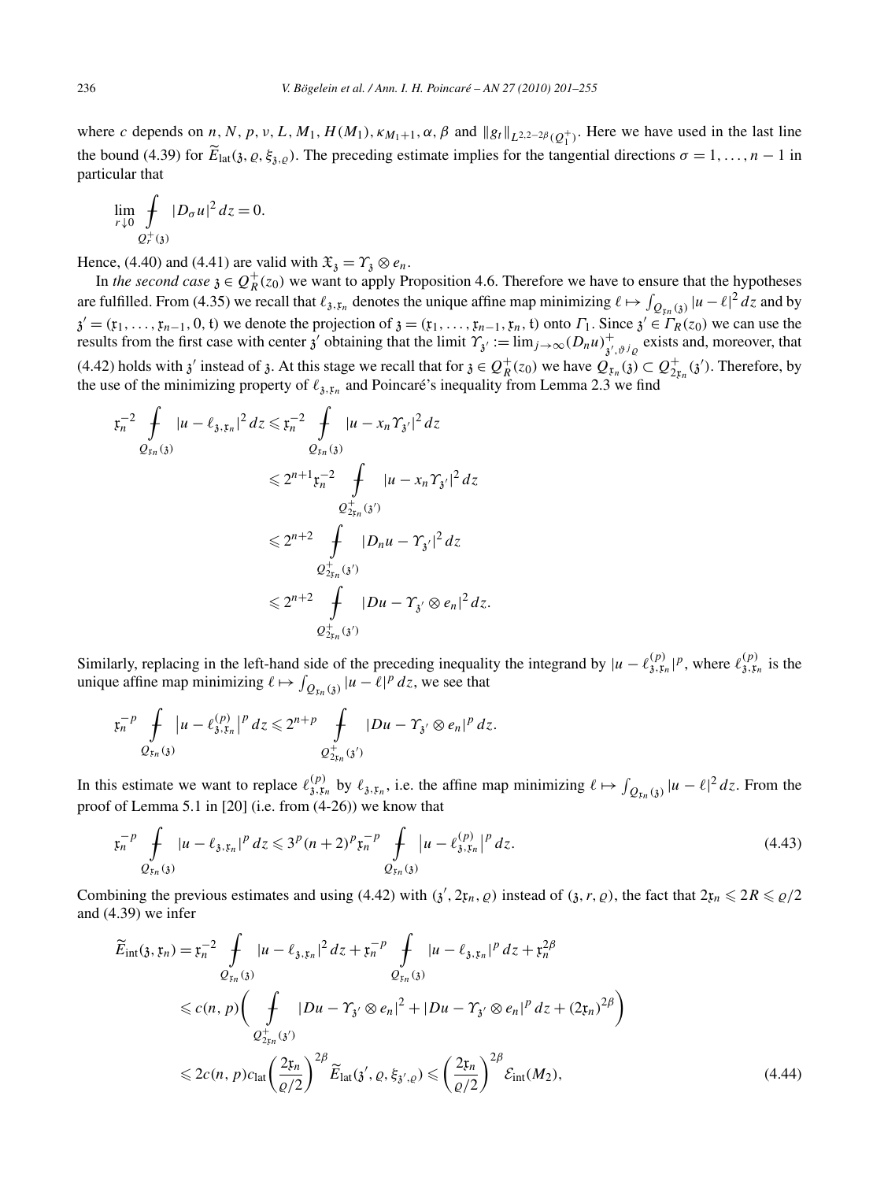where $c$ depends on $n, N, p, \nu, L, M_1, H(M_1), \kappa_{M_1+1}, \alpha, \beta$ and $\|g_t\|_{L^{2,2-2\beta}(Q_1^+)}$. Here we have used in the last line the bound (4.39) for $\widetilde{E}_{\mathrm{lat}}(\mathfrak{z}, \varrho, \xi_{\mathfrak{z},\varrho})$. The preceding estimate implies for the tangential directions $\sigma = 1, \ldots, n-1$ in particular that

$$\lim_{r \downarrow 0} \fint_{Q_r^+(\mathfrak{z})} |D_\sigma u|^2 \, dz = 0.$$

Hence, (4.40) and (4.41) are valid with $\mathfrak{X}_{\mathfrak{z}} = \Upsilon_{\mathfrak{z}} \otimes e_n$.

In *the second case* $\mathfrak{z} \in Q_R^+(z_0)$ we want to apply Proposition 4.6. Therefore we have to ensure that the hypotheses are fulfilled. From (4.35) we recall that $\ell_{\mathfrak{z},\mathfrak{x}_n}$ denotes the unique affine map minimizing $\ell \mapsto \int_{Q_{\mathfrak{x}_n}(\mathfrak{z})} |u - \ell|^2 \, dz$ and by $\mathfrak{z}' = (\mathfrak{x}_1, \ldots, \mathfrak{x}_{n-1}, 0, \mathfrak{t})$ we denote the projection of $\mathfrak{z} = (\mathfrak{x}_1, \ldots, \mathfrak{x}_{n-1}, \mathfrak{x}_n, \mathfrak{t})$ onto $\Gamma_1$. Since $\mathfrak{z}' \in \Gamma_R(z_0)$ we can use the results from the first case with center $\mathfrak{z}'$ obtaining that the limit $\Upsilon_{\mathfrak{z}'} := \lim_{j \to \infty} (D_n u)^+_{\mathfrak{z}', \vartheta^j \varrho}$ exists and, moreover, that (4.42) holds with $\mathfrak{z}'$ instead of $\mathfrak{z}$. At this stage we recall that for $\mathfrak{z} \in Q_R^+(z_0)$ we have $Q_{\mathfrak{x}_n}(\mathfrak{z}) \subset Q_{2\mathfrak{x}_n}^+(\mathfrak{z}')$. Therefore, by the use of the minimizing property of $\ell_{\mathfrak{z},\mathfrak{x}_n}$ and Poincaré's inequality from Lemma 2.3 we find

$$\begin{aligned}
\mathfrak{x}_n^{-2} \fint_{Q_{\mathfrak{x}_n}(\mathfrak{z})} |u - \ell_{\mathfrak{z},\mathfrak{x}_n}|^2 \, dz &\leqslant \mathfrak{x}_n^{-2} \fint_{Q_{\mathfrak{x}_n}(\mathfrak{z})} |u - x_n \Upsilon_{\mathfrak{z}'}|^2 \, dz \\
&\leqslant 2^{n+1} \mathfrak{x}_n^{-2} \fint_{Q_{2\mathfrak{x}_n}^+(\mathfrak{z}')} |u - x_n \Upsilon_{\mathfrak{z}'}|^2 \, dz \\
&\leqslant 2^{n+2} \fint_{Q_{2\mathfrak{x}_n}^+(\mathfrak{z}')} |D_n u - \Upsilon_{\mathfrak{z}'}|^2 \, dz \\
&\leqslant 2^{n+2} \fint_{Q_{2\mathfrak{x}_n}^+(\mathfrak{z}')} |Du - \Upsilon_{\mathfrak{z}'} \otimes e_n|^2 \, dz.
\end{aligned}$$

Similarly, replacing in the left-hand side of the preceding inequality the integrand by $|u - \ell_{\mathfrak{z},\mathfrak{x}_n}^{(p)}|^p$, where $\ell_{\mathfrak{z},\mathfrak{x}_n}^{(p)}$ is the unique affine map minimizing $\ell \mapsto \int_{Q_{\mathfrak{x}_n}(\mathfrak{z})} |u - \ell|^p \, dz$, we see that

$$\mathfrak{x}_n^{-p} \fint_{Q_{\mathfrak{x}_n}(\mathfrak{z})} \left|u - \ell_{\mathfrak{z},\mathfrak{x}_n}^{(p)}\right|^p dz \leqslant 2^{n+p} \fint_{Q_{2\mathfrak{x}_n}^+(\mathfrak{z}')} |Du - \Upsilon_{\mathfrak{z}'} \otimes e_n|^p \, dz.$$

In this estimate we want to replace $\ell_{\mathfrak{z},\mathfrak{x}_n}^{(p)}$ by $\ell_{\mathfrak{z},\mathfrak{x}_n}$, i.e. the affine map minimizing $\ell \mapsto \int_{Q_{\mathfrak{x}_n}(\mathfrak{z})} |u - \ell|^2 \, dz$. From the proof of Lemma 5.1 in [20] (i.e. from (4-26)) we know that

$$\mathfrak{x}_n^{-p} \fint_{Q_{\mathfrak{x}_n}(\mathfrak{z})} |u - \ell_{\mathfrak{z},\mathfrak{x}_n}|^p \, dz \leqslant 3^p (n+2)^p \mathfrak{x}_n^{-p} \fint_{Q_{\mathfrak{x}_n}(\mathfrak{z})} \left|u - \ell_{\mathfrak{z},\mathfrak{x}_n}^{(p)}\right|^p dz. \tag{4.43}$$

Combining the previous estimates and using (4.42) with $(\mathfrak{z}', 2\mathfrak{x}_n, \varrho)$ instead of $(\mathfrak{z}, r, \varrho)$, the fact that $2\mathfrak{x}_n \leqslant 2R \leqslant \varrho/2$ and (4.39) we infer

$$\begin{aligned}
\widetilde{E}_{\mathrm{int}}(\mathfrak{z}, \mathfrak{x}_n) &= \mathfrak{x}_n^{-2} \fint_{Q_{\mathfrak{x}_n}(\mathfrak{z})} |u - \ell_{\mathfrak{z},\mathfrak{x}_n}|^2 \, dz + \mathfrak{x}_n^{-p} \fint_{Q_{\mathfrak{x}_n}(\mathfrak{z})} |u - \ell_{\mathfrak{z},\mathfrak{x}_n}|^p \, dz + \mathfrak{x}_n^{2\beta} \\
&\leqslant c(n,p) \left( \fint_{Q_{2\mathfrak{x}_n}^+(\mathfrak{z}')} |Du - \Upsilon_{\mathfrak{z}'} \otimes e_n|^2 + |Du - \Upsilon_{\mathfrak{z}'} \otimes e_n|^p \, dz + (2\mathfrak{x}_n)^{2\beta} \right) \\
&\leqslant 2c(n,p) c_{\mathrm{lat}} \left( \frac{2\mathfrak{x}_n}{\varrho/2} \right)^{2\beta} \widetilde{E}_{\mathrm{lat}}(\mathfrak{z}', \varrho, \xi_{\mathfrak{z}',\varrho}) \leqslant \left( \frac{2\mathfrak{x}_n}{\varrho/2} \right)^{2\beta} \mathcal{E}_{\mathrm{int}}(M_2),
\end{aligned} \tag{4.44}$$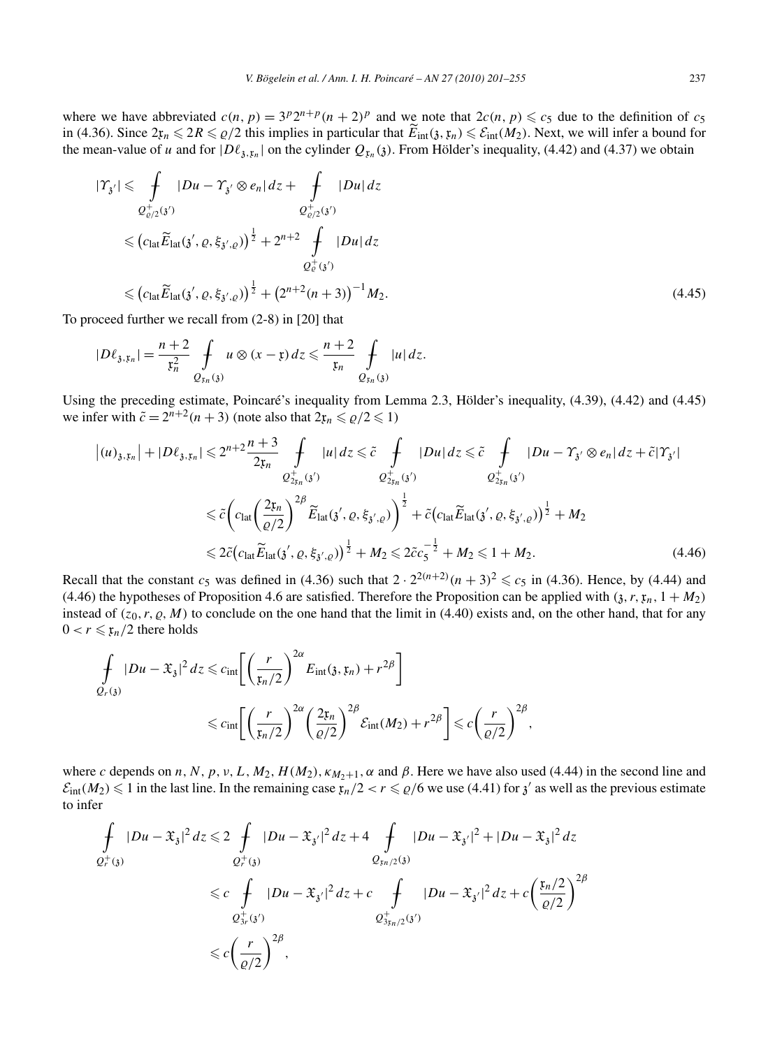where we have abbreviated $c(n,p) = 3^p 2^{n+p}(n+2)^p$ and we note that $2c(n,p) \leqslant c_5$ due to the definition of $c_5$ in (4.36). Since $2\mathfrak{r}_n \leqslant 2R \leqslant \varrho/2$ this implies in particular that $\widetilde{E}_{\mathrm{int}}(\mathfrak{z},\mathfrak{r}_n) \leqslant \mathcal{E}_{\mathrm{int}}(M_2)$. Next, we will infer a bound for the mean-value of $u$ and for $|D\ell_{\mathfrak{z},\mathfrak{r}_n}|$ on the cylinder $Q_{\mathfrak{r}_n}(\mathfrak{z})$. From Hölder's inequality, (4.42) and (4.37) we obtain

$$
\begin{aligned}
|\Upsilon_{\mathfrak{z}'}| &\leqslant \fint_{Q^+_{\varrho/2}(\mathfrak{z}')} |Du - \Upsilon_{\mathfrak{z}'} \otimes e_n|\,dz + \fint_{Q^+_{\varrho/2}(\mathfrak{z}')} |Du|\,dz \\
&\leqslant \big(c_{\mathrm{lat}} \widetilde{E}_{\mathrm{lat}}(\mathfrak{z}',\varrho,\xi_{\mathfrak{z}',\varrho})\big)^{\frac12} + 2^{n+2} \fint_{Q^+_{\varrho}(\mathfrak{z}')} |Du|\,dz \\
&\leqslant \big(c_{\mathrm{lat}} \widetilde{E}_{\mathrm{lat}}(\mathfrak{z}',\varrho,\xi_{\mathfrak{z}',\varrho})\big)^{\frac12} + \big(2^{n+2}(n+3)\big)^{-1} M_2.
\end{aligned}
\tag{4.45}
$$

To proceed further we recall from (2-8) in [20] that

$$
|D\ell_{\mathfrak{z},\mathfrak{r}_n}| = \frac{n+2}{\mathfrak{r}_n^2} \fint_{Q_{\mathfrak{r}_n}(\mathfrak{z})} u \otimes (x - \mathfrak{x})\,dz \leqslant \frac{n+2}{\mathfrak{r}_n} \fint_{Q_{\mathfrak{r}_n}(\mathfrak{z})} |u|\,dz.
$$

Using the preceding estimate, Poincaré's inequality from Lemma 2.3, Hölder's inequality, (4.39), (4.42) and (4.45) we infer with $\tilde{c} = 2^{n+2}(n+3)$ (note also that $2\mathfrak{r}_n \leqslant \varrho/2 \leqslant 1$)

$$
\begin{aligned}
\big|(u)_{\mathfrak{z},\mathfrak{r}_n}\big| + |D\ell_{\mathfrak{z},\mathfrak{r}_n}| &\leqslant 2^{n+2}\frac{n+3}{2\mathfrak{r}_n} \fint_{Q^+_{2\mathfrak{r}_n}(\mathfrak{z}')} |u|\,dz \leqslant \tilde{c} \fint_{Q^+_{2\mathfrak{r}_n}(\mathfrak{z}')} |Du|\,dz \leqslant \tilde{c} \fint_{Q^+_{2\mathfrak{r}_n}(\mathfrak{z}')} |Du - \Upsilon_{\mathfrak{z}'} \otimes e_n|\,dz + \tilde{c}|\Upsilon_{\mathfrak{z}'}| \\
&\leqslant \tilde{c}\bigg(c_{\mathrm{lat}}\bigg(\frac{2\mathfrak{r}_n}{\varrho/2}\bigg)^{2\beta} \widetilde{E}_{\mathrm{lat}}(\mathfrak{z}',\varrho,\xi_{\mathfrak{z}',\varrho})\bigg)^{\frac12} + \tilde{c}\big(c_{\mathrm{lat}}\widetilde{E}_{\mathrm{lat}}(\mathfrak{z}',\varrho,\xi_{\mathfrak{z}',\varrho})\big)^{\frac12} + M_2 \\
&\leqslant 2\tilde{c}\big(c_{\mathrm{lat}}\widetilde{E}_{\mathrm{lat}}(\mathfrak{z}',\varrho,\xi_{\mathfrak{z}',\varrho})\big)^{\frac12} + M_2 \leqslant 2\tilde{c}c_5^{-\frac12} + M_2 \leqslant 1 + M_2.
\end{aligned}
\tag{4.46}
$$

Recall that the constant $c_5$ was defined in (4.36) such that $2 \cdot 2^{2(n+2)}(n+3)^2 \leqslant c_5$ in (4.36). Hence, by (4.44) and (4.46) the hypotheses of Proposition 4.6 are satisfied. Therefore the Proposition can be applied with $(\mathfrak{z}, r, \mathfrak{r}_n, 1+M_2)$ instead of $(z_0, r, \varrho, M)$ to conclude on the one hand that the limit in (4.40) exists and, on the other hand, that for any $0 < r \leqslant \mathfrak{r}_n/2$ there holds

$$
\begin{aligned}
\fint_{Q_r(\mathfrak{z})} |Du - \mathfrak{X}_{\mathfrak{z}}|^2\,dz &\leqslant c_{\mathrm{int}}\bigg[\bigg(\frac{r}{\mathfrak{r}_n/2}\bigg)^{2\alpha} E_{\mathrm{int}}(\mathfrak{z},\mathfrak{r}_n) + r^{2\beta}\bigg] \\
&\leqslant c_{\mathrm{int}}\bigg[\bigg(\frac{r}{\mathfrak{r}_n/2}\bigg)^{2\alpha}\bigg(\frac{2\mathfrak{r}_n}{\varrho/2}\bigg)^{2\beta} \mathcal{E}_{\mathrm{int}}(M_2) + r^{2\beta}\bigg] \leqslant c\bigg(\frac{r}{\varrho/2}\bigg)^{2\beta},
\end{aligned}
$$

where $c$ depends on $n, N, p, \nu, L, M_2, H(M_2), \kappa_{M_2+1}, \alpha$ and $\beta$. Here we have also used (4.44) in the second line and $\mathcal{E}_{\mathrm{int}}(M_2) \leqslant 1$ in the last line. In the remaining case $\mathfrak{r}_n/2 < r \leqslant \varrho/6$ we use (4.41) for $\mathfrak{z}'$ as well as the previous estimate to infer

$$
\begin{aligned}
\fint_{Q^+_r(\mathfrak{z})} |Du - \mathfrak{X}_{\mathfrak{z}}|^2\,dz &\leqslant 2 \fint_{Q^+_r(\mathfrak{z})} |Du - \mathfrak{X}_{\mathfrak{z}'}|^2\,dz + 4 \fint_{Q_{\mathfrak{r}_n/2}(\mathfrak{z})} |Du - \mathfrak{X}_{\mathfrak{z}'}|^2 + |Du - \mathfrak{X}_{\mathfrak{z}}|^2\,dz \\
&\leqslant c \fint_{Q^+_{3r}(\mathfrak{z}')} |Du - \mathfrak{X}_{\mathfrak{z}'}|^2\,dz + c \fint_{Q^+_{3\mathfrak{r}_n/2}(\mathfrak{z}')} |Du - \mathfrak{X}_{\mathfrak{z}'}|^2\,dz + c\bigg(\frac{\mathfrak{r}_n/2}{\varrho/2}\bigg)^{2\beta} \\
&\leqslant c\bigg(\frac{r}{\varrho/2}\bigg)^{2\beta},
\end{aligned}
$$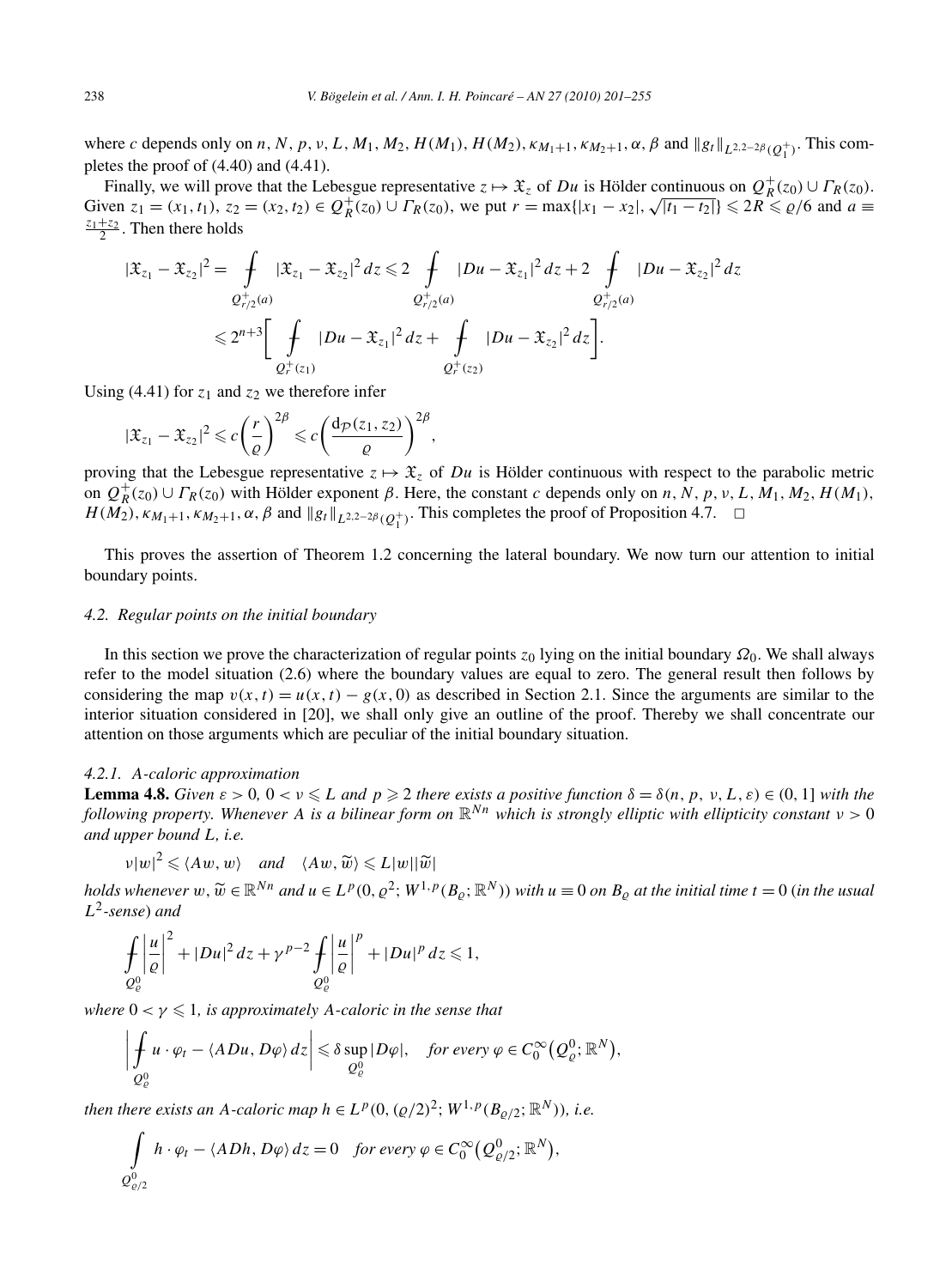where $c$ depends only on $n$, $N$, $p$, $\nu$, $L$, $M_1$, $M_2$, $H(M_1)$, $H(M_2)$, $\kappa_{M_1+1}$, $\kappa_{M_2+1}$, $\alpha$, $\beta$ and $\|g_t\|_{L^{2,2-2\beta}(Q_1^+)}$. This completes the proof of (4.40) and (4.41).

Finally, we will prove that the Lebesgue representative $z \mapsto \mathfrak{X}_z$ of $Du$ is Hölder continuous on $Q_R^+(z_0) \cup \Gamma_R(z_0)$. Given $z_1 = (x_1, t_1)$, $z_2 = (x_2, t_2) \in Q_R^+(z_0) \cup \Gamma_R(z_0)$, we put $r = \max\{|x_1 - x_2|, \sqrt{|t_1 - t_2|}\} \leqslant 2R \leqslant \varrho/6$ and $a \equiv \frac{z_1+z_2}{2}$. Then there holds

$$
\begin{aligned}
|\mathfrak{X}_{z_1} - \mathfrak{X}_{z_2}|^2 &= \fint_{Q^+_{r/2}(a)} |\mathfrak{X}_{z_1} - \mathfrak{X}_{z_2}|^2 \, dz \leqslant 2 \fint_{Q^+_{r/2}(a)} |Du - \mathfrak{X}_{z_1}|^2 \, dz + 2 \fint_{Q^+_{r/2}(a)} |Du - \mathfrak{X}_{z_2}|^2 \, dz \\
&\leqslant 2^{n+3} \bigg[ \fint_{Q^+_{r}(z_1)} |Du - \mathfrak{X}_{z_1}|^2 \, dz + \fint_{Q^+_{r}(z_2)} |Du - \mathfrak{X}_{z_2}|^2 \, dz \bigg].
\end{aligned}
$$

Using (4.41) for $z_1$ and $z_2$ we therefore infer

$$
|\mathfrak{X}_{z_1} - \mathfrak{X}_{z_2}|^2 \leqslant c \left( \frac{r}{\varrho} \right)^{2\beta} \leqslant c \left( \frac{d_{\mathcal{P}}(z_1, z_2)}{\varrho} \right)^{2\beta},
$$

proving that the Lebesgue representative $z \mapsto \mathfrak{X}_z$ of $Du$ is Hölder continuous with respect to the parabolic metric on $Q_R^+(z_0) \cup \Gamma_R(z_0)$ with Hölder exponent $\beta$. Here, the constant $c$ depends only on $n$, $N$, $p$, $\nu$, $L$, $M_1$, $M_2$, $H(M_1)$, $H(M_2)$, $\kappa_{M_1+1}$, $\kappa_{M_2+1}$, $\alpha$, $\beta$ and $\|g_t\|_{L^{2,2-2\beta}(Q_1^+)}$. This completes the proof of Proposition 4.7. $\square$

This proves the assertion of Theorem 1.2 concerning the lateral boundary. We now turn our attention to initial boundary points.

### 4.2. Regular points on the initial boundary

In this section we prove the characterization of regular points $z_0$ lying on the initial boundary $\Omega_0$. We shall always refer to the model situation (2.6) where the boundary values are equal to zero. The general result then follows by considering the map $v(x,t) = u(x,t) - g(x,0)$ as described in Section 2.1. Since the arguments are similar to the interior situation considered in [20], we shall only give an outline of the proof. Thereby we shall concentrate our attention on those arguments which are peculiar of the initial boundary situation.

#### 4.2.1. A-caloric approximation

**Lemma 4.8.** *Given $\varepsilon > 0$, $0 < \nu \leqslant L$ and $p \geqslant 2$ there exists a positive function $\delta = \delta(n, p, \nu, L, \varepsilon) \in (0,1]$ with the following property. Whenever $A$ is a bilinear form on $\mathbb{R}^{Nn}$ which is strongly elliptic with ellipticity constant $\nu > 0$ and upper bound $L$, i.e.*

$$
\nu |w|^2 \leqslant \langle Aw, w \rangle \quad \text{and} \quad \langle Aw, \widetilde{w} \rangle \leqslant L |w||\widetilde{w}|
$$

*holds whenever $w, \widetilde{w} \in \mathbb{R}^{Nn}$ and $u \in L^p(0, \varrho^2; W^{1,p}(B_\varrho; \mathbb{R}^N))$ with $u \equiv 0$ on $B_\varrho$ at the initial time $t = 0$ (in the usual $L^2$-sense) and*

$$
\fint_{Q^0_\varrho} \left| \frac{u}{\varrho} \right|^2 + |Du|^2 \, dz + \gamma^{p-2} \fint_{Q^0_\varrho} \left| \frac{u}{\varrho} \right|^p + |Du|^p \, dz \leqslant 1,
$$

*where $0 < \gamma \leqslant 1$, is approximately $A$-caloric in the sense that*

$$
\left| \fint_{Q^0_\varrho} u \cdot \varphi_t - \langle A Du, D\varphi \rangle \, dz \right| \leqslant \delta \sup_{Q^0_\varrho} |D\varphi|, \quad \text{for every } \varphi \in C_0^\infty\big(Q^0_\varrho; \mathbb{R}^N\big),
$$

*then there exists an $A$-caloric map $h \in L^p(0, (\varrho/2)^2; W^{1,p}(B_{\varrho/2}; \mathbb{R}^N))$, i.e.*

$$
\int_{Q^0_{\varrho/2}} h \cdot \varphi_t - \langle A Dh, D\varphi \rangle \, dz = 0 \quad \text{for every } \varphi \in C_0^\infty\big(Q^0_{\varrho/2}; \mathbb{R}^N\big),
$$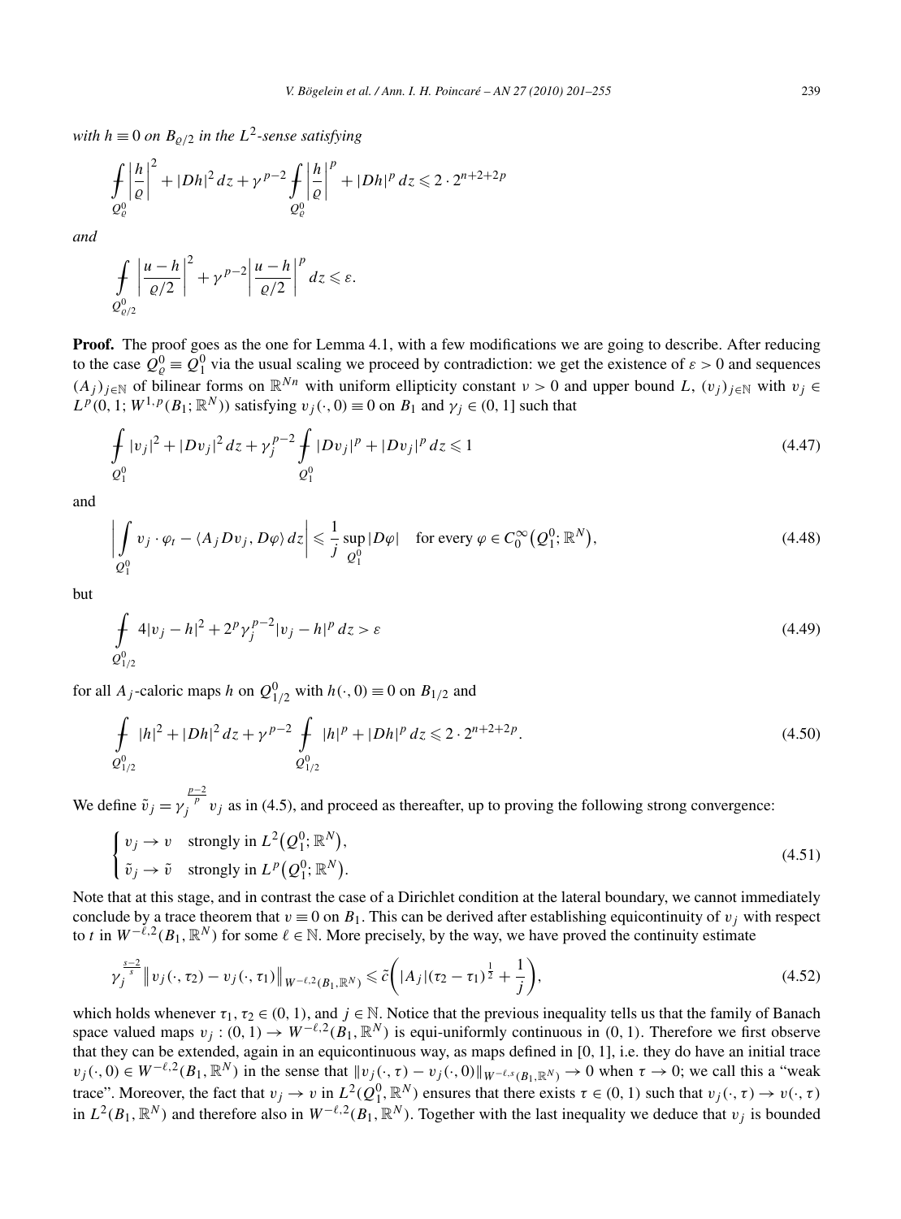*with $h \equiv 0$ on $B_{\varrho/2}$ in the $L^2$-sense satisfying*

$$
\fint_{Q_\varrho^0} \left|\frac{h}{\varrho}\right|^2 + |Dh|^2\,dz + \gamma^{p-2} \fint_{Q_\varrho^0} \left|\frac{h}{\varrho}\right|^p + |Dh|^p\,dz \leqslant 2 \cdot 2^{n+2+2p}
$$

*and*

$$
\fint_{Q_{\varrho/2}^0} \left|\frac{u-h}{\varrho/2}\right|^2 + \gamma^{p-2}\left|\frac{u-h}{\varrho/2}\right|^p dz \leqslant \varepsilon.
$$

**Proof.** The proof goes as the one for Lemma 4.1, with a few modifications we are going to describe. After reducing to the case $Q_\varrho^0 \equiv Q_1^0$ via the usual scaling we proceed by contradiction: we get the existence of $\varepsilon > 0$ and sequences $(A_j)_{j\in\mathbb{N}}$ of bilinear forms on $\mathbb{R}^{Nn}$ with uniform ellipticity constant $\nu > 0$ and upper bound $L$, $(v_j)_{j\in\mathbb{N}}$ with $v_j \in L^p(0,1; W^{1,p}(B_1;\mathbb{R}^N))$ satisfying $v_j(\cdot,0) \equiv 0$ on $B_1$ and $\gamma_j \in (0,1]$ such that

$$
\fint_{Q_1^0} |v_j|^2 + |Dv_j|^2\,dz + \gamma_j^{p-2} \fint_{Q_1^0} |Dv_j|^p + |Dv_j|^p\,dz \leqslant 1 \tag{4.47}
$$

and

$$
\left|\int_{Q_1^0} v_j \cdot \varphi_t - \langle A_j Dv_j, D\varphi\rangle\,dz\right| \leqslant \frac{1}{j}\sup_{Q_1^0}|D\varphi| \quad \text{for every } \varphi \in C_0^\infty\big(Q_1^0;\mathbb{R}^N\big), \tag{4.48}
$$

but

$$
\fint_{Q_{1/2}^0} 4|v_j - h|^2 + 2^p \gamma_j^{p-2}|v_j - h|^p\,dz > \varepsilon \tag{4.49}
$$

for all $A_j$-caloric maps $h$ on $Q_{1/2}^0$ with $h(\cdot,0) \equiv 0$ on $B_{1/2}$ and

$$
\fint_{Q_{1/2}^0} |h|^2 + |Dh|^2\,dz + \gamma^{p-2} \fint_{Q_{1/2}^0} |h|^p + |Dh|^p\,dz \leqslant 2 \cdot 2^{n+2+2p}. \tag{4.50}
$$

We define $\tilde{v}_j = \gamma_j^{\frac{p-2}{p}} v_j$ as in (4.5), and proceed as thereafter, up to proving the following strong convergence:

$$
\begin{cases} v_j \to v & \text{strongly in } L^2\big(Q_1^0;\mathbb{R}^N\big), \\ \tilde{v}_j \to \tilde{v} & \text{strongly in } L^p\big(Q_1^0;\mathbb{R}^N\big). \end{cases} \tag{4.51}
$$

Note that at this stage, and in contrast the case of a Dirichlet condition at the lateral boundary, we cannot immediately conclude by a trace theorem that $v \equiv 0$ on $B_1$. This can be derived after establishing equicontinuity of $v_j$ with respect to $t$ in $W^{-\ell,2}(B_1,\mathbb{R}^N)$ for some $\ell \in \mathbb{N}$. More precisely, by the way, we have proved the continuity estimate

$$
\gamma_j^{\frac{s-2}{s}} \big\|v_j(\cdot,\tau_2) - v_j(\cdot,\tau_1)\big\|_{W^{-\ell,2}(B_1,\mathbb{R}^N)} \leqslant \tilde{c}\left(|A_j|(\tau_2-\tau_1)^{\frac{1}{2}} + \frac{1}{j}\right), \tag{4.52}
$$

which holds whenever $\tau_1, \tau_2 \in (0,1)$, and $j \in \mathbb{N}$. Notice that the previous inequality tells us that the family of Banach space valued maps $v_j : (0,1) \to W^{-\ell,2}(B_1,\mathbb{R}^N)$ is equi-uniformly continuous in $(0,1)$. Therefore we first observe that they can be extended, again in an equicontinuous way, as maps defined in $[0,1]$, i.e. they do have an initial trace $v_j(\cdot,0) \in W^{-\ell,2}(B_1,\mathbb{R}^N)$ in the sense that $\|v_j(\cdot,\tau) - v_j(\cdot,0)\|_{W^{-\ell,s}(B_1,\mathbb{R}^N)} \to 0$ when $\tau \to 0$; we call this a "weak trace". Moreover, the fact that $v_j \to v$ in $L^2(Q_1^0,\mathbb{R}^N)$ ensures that there exists $\tau \in (0,1)$ such that $v_j(\cdot,\tau) \to v(\cdot,\tau)$ in $L^2(B_1,\mathbb{R}^N)$ and therefore also in $W^{-\ell,2}(B_1,\mathbb{R}^N)$. Together with the last inequality we deduce that $v_j$ is bounded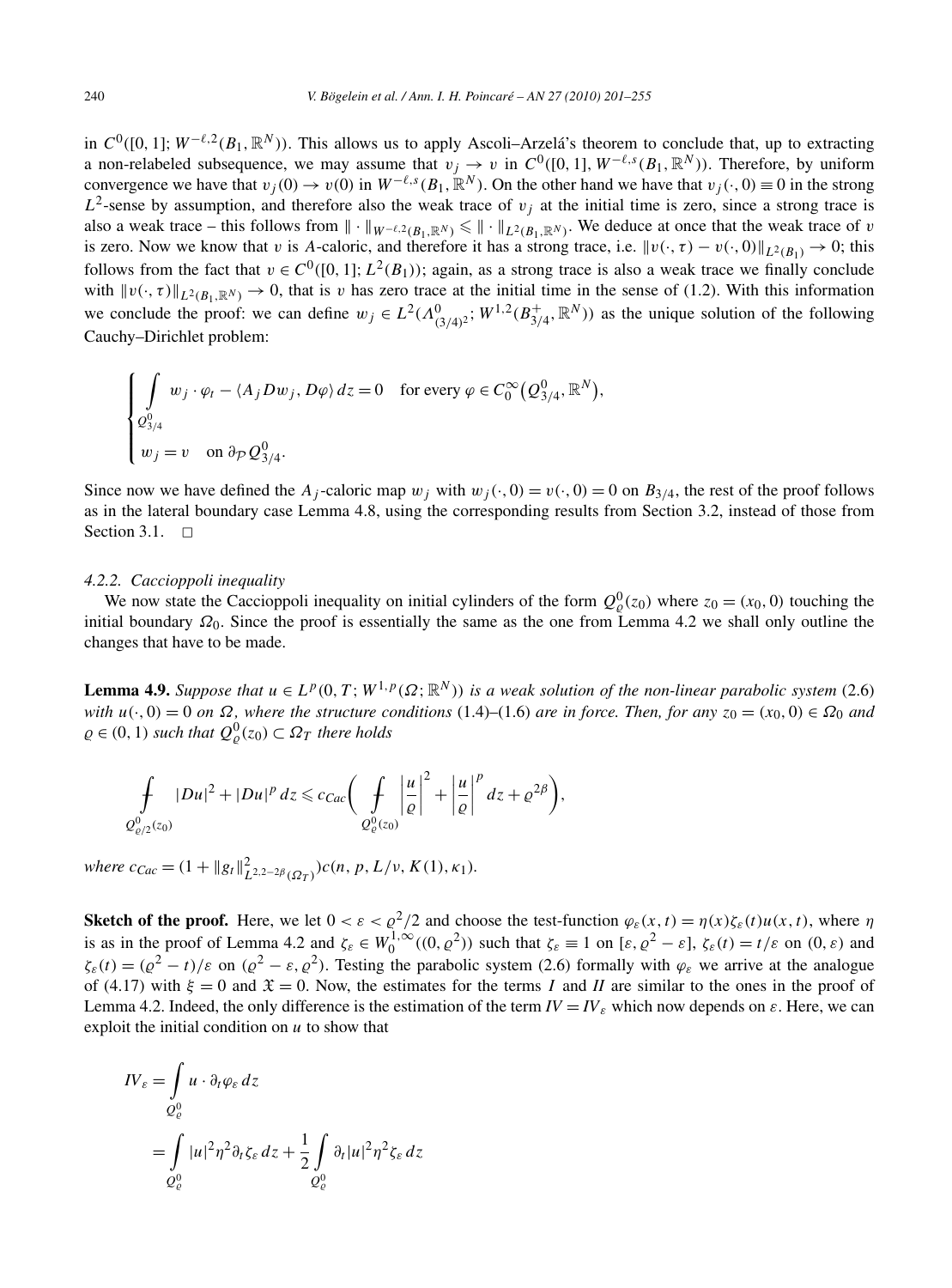in $C^0([0,1]; W^{-\ell,2}(B_1,\mathbb{R}^N))$. This allows us to apply Ascoli–Arzelá's theorem to conclude that, up to extracting a non-relabeled subsequence, we may assume that $v_j \to v$ in $C^0([0,1], W^{-\ell,s}(B_1,\mathbb{R}^N))$. Therefore, by uniform convergence we have that $v_j(0) \to v(0)$ in $W^{-\ell,s}(B_1,\mathbb{R}^N)$. On the other hand we have that $v_j(\cdot,0) \equiv 0$ in the strong $L^2$-sense by assumption, and therefore also the weak trace of $v_j$ at the initial time is zero, since a strong trace is also a weak trace – this follows from $\|\cdot\|_{W^{-\ell,2}(B_1,\mathbb{R}^N)} \leqslant \|\cdot\|_{L^2(B_1,\mathbb{R}^N)}$. We deduce at once that the weak trace of $v$ is zero. Now we know that $v$ is $A$-caloric, and therefore it has a strong trace, i.e. $\|v(\cdot,\tau) - v(\cdot,0)\|_{L^2(B_1)} \to 0$; this follows from the fact that $v \in C^0([0,1]; L^2(B_1))$; again, as a strong trace is also a weak trace we finally conclude with $\|v(\cdot,\tau)\|_{L^2(B_1,\mathbb{R}^N)} \to 0$, that is $v$ has zero trace at the initial time in the sense of (1.2). With this information we conclude the proof: we can define $w_j \in L^2(\Lambda^0_{(3/4)^2}; W^{1,2}(B^+_{3/4},\mathbb{R}^N))$ as the unique solution of the following Cauchy–Dirichlet problem:

$$
\begin{cases}
\displaystyle\int_{Q^0_{3/4}} w_j \cdot \varphi_t - \langle A_j D w_j, D\varphi\rangle \, dz = 0 \quad \text{for every } \varphi \in C_0^\infty\big(Q^0_{3/4},\mathbb{R}^N\big), \\
w_j = v \quad \text{on } \partial_{\mathcal{P}} Q^0_{3/4}.
\end{cases}
$$

Since now we have defined the $A_j$-caloric map $w_j$ with $w_j(\cdot,0) = v(\cdot,0) = 0$ on $B_{3/4}$, the rest of the proof follows as in the lateral boundary case Lemma 4.8, using the corresponding results from Section 3.2, instead of those from Section 3.1. $\square$

#### 4.2.2. Caccioppoli inequality

We now state the Caccioppoli inequality on initial cylinders of the form $Q^0_\varrho(z_0)$ where $z_0 = (x_0,0)$ touching the initial boundary $\Omega_0$. Since the proof is essentially the same as the one from Lemma 4.2 we shall only outline the changes that have to be made.

**Lemma 4.9.** *Suppose that $u \in L^p(0,T; W^{1,p}(\Omega;\mathbb{R}^N))$ is a weak solution of the non-linear parabolic system (2.6) with $u(\cdot,0) = 0$ on $\Omega$, where the structure conditions (1.4)–(1.6) are in force. Then, for any $z_0 = (x_0,0) \in \Omega_0$ and $\varrho \in (0,1)$ such that $Q^0_\varrho(z_0) \subset \Omega_T$ there holds*

$$
\fint_{Q^0_{\varrho/2}(z_0)} |Du|^2 + |Du|^p \, dz \leqslant c_{Cac}\bigg( \fint_{Q^0_\varrho(z_0)} \left|\frac{u}{\varrho}\right|^2 + \left|\frac{u}{\varrho}\right|^p dz + \varrho^{2\beta}\bigg),
$$

*where $c_{Cac} = (1 + \|g_t\|^2_{L^{2,2-2\beta}(\Omega_T)}) c(n,p,L/\nu,K(1),\kappa_1)$.*

**Sketch of the proof.** Here, we let $0 < \varepsilon < \varrho^2/2$ and choose the test-function $\varphi_\varepsilon(x,t) = \eta(x)\zeta_\varepsilon(t)u(x,t)$, where $\eta$ is as in the proof of Lemma 4.2 and $\zeta_\varepsilon \in W_0^{1,\infty}((0,\varrho^2))$ such that $\zeta_\varepsilon \equiv 1$ on $[\varepsilon, \varrho^2 - \varepsilon]$, $\zeta_\varepsilon(t) = t/\varepsilon$ on $(0,\varepsilon)$ and $\zeta_\varepsilon(t) = (\varrho^2 - t)/\varepsilon$ on $(\varrho^2 - \varepsilon, \varrho^2)$. Testing the parabolic system (2.6) formally with $\varphi_\varepsilon$ we arrive at the analogue of (4.17) with $\xi = 0$ and $\mathfrak{X} = 0$. Now, the estimates for the terms $I$ and $II$ are similar to the ones in the proof of Lemma 4.2. Indeed, the only difference is the estimation of the term $IV = IV_\varepsilon$ which now depends on $\varepsilon$. Here, we can exploit the initial condition on $u$ to show that

$$
\begin{aligned}
IV_\varepsilon &= \int_{Q^0_\varrho} u \cdot \partial_t \varphi_\varepsilon \, dz \\
&= \int_{Q^0_\varrho} |u|^2 \eta^2 \partial_t \zeta_\varepsilon \, dz + \frac{1}{2} \int_{Q^0_\varrho} \partial_t |u|^2 \eta^2 \zeta_\varepsilon \, dz
\end{aligned}
$$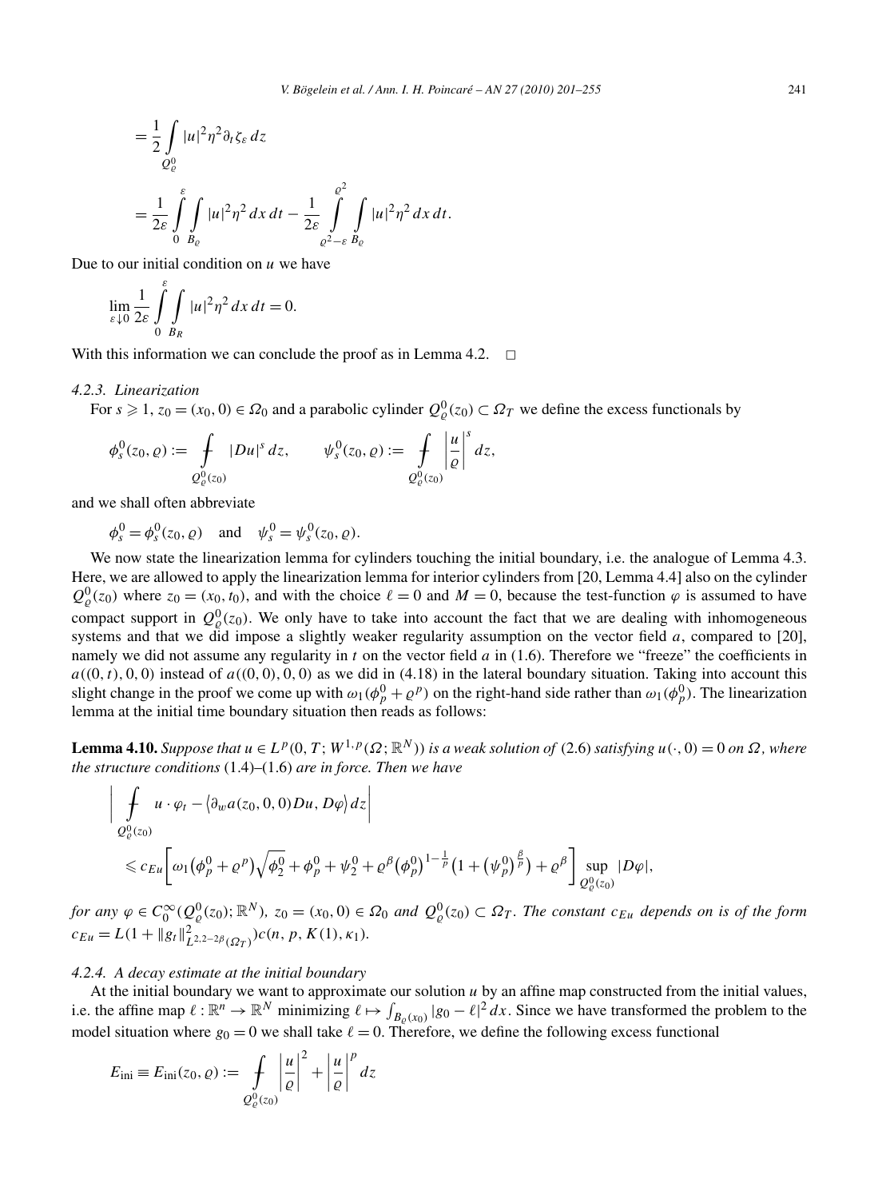$$
\begin{aligned}
&= \frac{1}{2} \int_{Q_\varrho^0} |u|^2 \eta^2 \partial_t \zeta_\varepsilon \, dz \\
&= \frac{1}{2\varepsilon} \int_0^\varepsilon \int_{B_\varrho} |u|^2 \eta^2 \, dx \, dt - \frac{1}{2\varepsilon} \int_{\varrho^2 - \varepsilon}^{\varrho^2} \int_{B_\varrho} |u|^2 \eta^2 \, dx \, dt.
\end{aligned}
$$

Due to our initial condition on $u$ we have

$$
\lim_{\varepsilon \downarrow 0} \frac{1}{2\varepsilon} \int_0^\varepsilon \int_{B_R} |u|^2 \eta^2 \, dx \, dt = 0.
$$

With this information we can conclude the proof as in Lemma 4.2. $\square$

*4.2.3. Linearization*

For $s \geqslant 1$, $z_0 = (x_0, 0) \in \Omega_0$ and a parabolic cylinder $Q_\varrho^0(z_0) \subset \Omega_T$ we define the excess functionals by

$$
\phi_s^0(z_0, \varrho) := \fint_{Q_\varrho^0(z_0)} |Du|^s \, dz, \qquad \psi_s^0(z_0, \varrho) := \fint_{Q_\varrho^0(z_0)} \left| \frac{u}{\varrho} \right|^s dz,
$$

and we shall often abbreviate

$$
\phi_s^0 = \phi_s^0(z_0, \varrho) \quad \text{and} \quad \psi_s^0 = \psi_s^0(z_0, \varrho).
$$

We now state the linearization lemma for cylinders touching the initial boundary, i.e. the analogue of Lemma 4.3. Here, we are allowed to apply the linearization lemma for interior cylinders from [20, Lemma 4.4] also on the cylinder $Q_\varrho^0(z_0)$ where $z_0 = (x_0, t_0)$, and with the choice $\ell = 0$ and $M = 0$, because the test-function $\varphi$ is assumed to have compact support in $Q_\varrho^0(z_0)$. We only have to take into account the fact that we are dealing with inhomogeneous systems and that we did impose a slightly weaker regularity assumption on the vector field $a$, compared to [20], namely we did not assume any regularity in $t$ on the vector field $a$ in (1.6). Therefore we "freeze" the coefficients in $a((0,t),0,0)$ instead of $a((0,0),0,0)$ as we did in (4.18) in the lateral boundary situation. Taking into account this slight change in the proof we come up with $\omega_1(\phi_p^0 + \varrho^p)$ on the right-hand side rather than $\omega_1(\phi_p^0)$. The linearization lemma at the initial time boundary situation then reads as follows:

**Lemma 4.10.** *Suppose that $u \in L^p(0,T; W^{1,p}(\Omega; \mathbb{R}^N))$ is a weak solution of* (2.6) *satisfying $u(\cdot, 0) = 0$ on $\Omega$, where the structure conditions* (1.4)–(1.6) *are in force. Then we have*

$$
\begin{aligned}
&\left| \fint_{Q_\varrho^0(z_0)} u \cdot \varphi_t - \langle \partial_w a(z_0, 0, 0) Du, D\varphi \rangle \, dz \right| \\
&\quad \leqslant c_{Eu} \left[ \omega_1\big(\phi_p^0 + \varrho^p\big) \sqrt{\phi_2^0} + \phi_p^0 + \psi_2^0 + \varrho^\beta \big(\phi_p^0\big)^{1 - \frac{1}{p}} \big(1 + \big(\psi_p^0\big)^{\frac{\beta}{p}}\big) + \varrho^\beta \right] \sup_{Q_\varrho^0(z_0)} |D\varphi|,
\end{aligned}
$$

*for any $\varphi \in C_0^\infty(Q_\varrho^0(z_0); \mathbb{R}^N)$, $z_0 = (x_0, 0) \in \Omega_0$ and $Q_\varrho^0(z_0) \subset \Omega_T$. The constant $c_{Eu}$ depends on is of the form $c_{Eu} = L(1 + \|g_t\|^2_{L^{2,2-2\beta}(\Omega_T)}) c(n, p, K(1), \kappa_1)$.*

*4.2.4. A decay estimate at the initial boundary*

At the initial boundary we want to approximate our solution $u$ by an affine map constructed from the initial values, i.e. the affine map $\ell : \mathbb{R}^n \to \mathbb{R}^N$ minimizing $\ell \mapsto \int_{B_\varrho(x_0)} |g_0 - \ell|^2 \, dx$. Since we have transformed the problem to the model situation where $g_0 = 0$ we shall take $\ell = 0$. Therefore, we define the following excess functional

$$
E_{\mathrm{ini}} \equiv E_{\mathrm{ini}}(z_0, \varrho) := \fint_{Q_\varrho^0(z_0)} \left| \frac{u}{\varrho} \right|^2 + \left| \frac{u}{\varrho} \right|^p dz
$$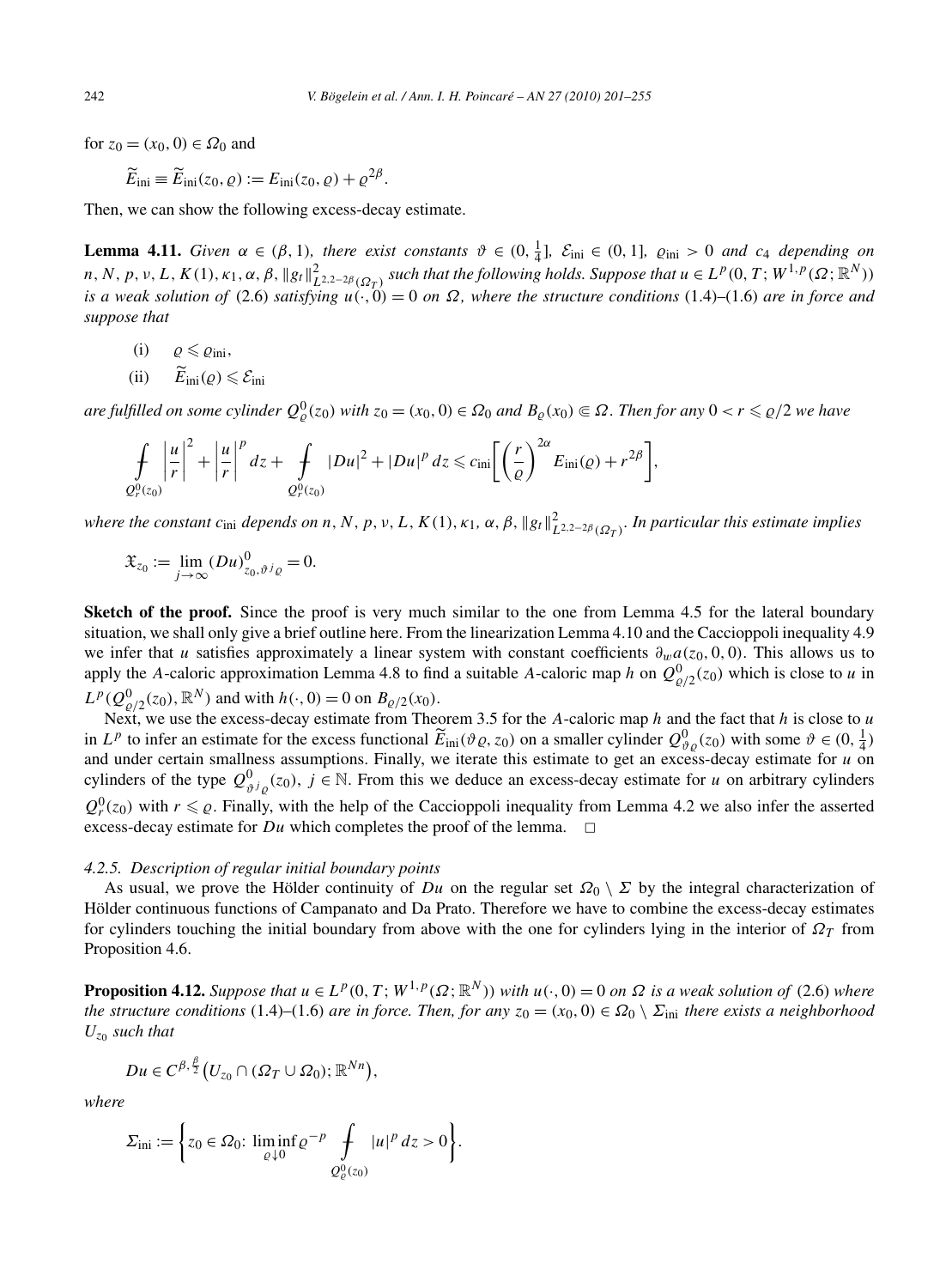for $z_0 = (x_0, 0) \in \Omega_0$ and

$$\widetilde{E}_{\mathrm{ini}} \equiv \widetilde{E}_{\mathrm{ini}}(z_0, \varrho) := E_{\mathrm{ini}}(z_0, \varrho) + \varrho^{2\beta}.$$

Then, we can show the following excess-decay estimate.

**Lemma 4.11.** *Given $\alpha \in (\beta, 1)$, there exist constants $\vartheta \in (0, \frac{1}{4}]$, $\mathcal{E}_{\mathrm{ini}} \in (0, 1]$, $\varrho_{\mathrm{ini}} > 0$ and $c_4$ depending on $n, N, p, \nu, L, K(1), \kappa_1, \alpha, \beta, \|g_t\|^2_{L^{2,2-2\beta}(\Omega_T)}$ such that the following holds. Suppose that $u \in L^p(0, T; W^{1,p}(\Omega; \mathbb{R}^N))$ is a weak solution of* (2.6) *satisfying $u(\cdot, 0) = 0$ on $\Omega$, where the structure conditions* (1.4)–(1.6) *are in force and suppose that*

(i) $\varrho \leqslant \varrho_{\mathrm{ini}}$,

(ii) $\widetilde{E}_{\mathrm{ini}}(\varrho) \leqslant \mathcal{E}_{\mathrm{ini}}$

*are fulfilled on some cylinder $Q^0_\varrho(z_0)$ with $z_0 = (x_0, 0) \in \Omega_0$ and $B_\varrho(x_0) \Subset \Omega$. Then for any $0 < r \leqslant \varrho/2$ we have*

$$\fint_{Q^0_r(z_0)} \left|\frac{u}{r}\right|^2 + \left|\frac{u}{r}\right|^p dz + \fint_{Q^0_r(z_0)} |Du|^2 + |Du|^p \, dz \leqslant c_{\mathrm{ini}} \left[\left(\frac{r}{\varrho}\right)^{2\alpha} E_{\mathrm{ini}}(\varrho) + r^{2\beta}\right],$$

*where the constant $c_{\mathrm{ini}}$ depends on $n, N, p, \nu, L, K(1), \kappa_1, \alpha, \beta, \|g_t\|^2_{L^{2,2-2\beta}(\Omega_T)}$. In particular this estimate implies*

$$\mathfrak{X}_{z_0} := \lim_{j \to \infty} (Du)^0_{z_0, \vartheta^j \varrho} = 0.$$

**Sketch of the proof.** Since the proof is very much similar to the one from Lemma 4.5 for the lateral boundary situation, we shall only give a brief outline here. From the linearization Lemma 4.10 and the Caccioppoli inequality 4.9 we infer that $u$ satisfies approximately a linear system with constant coefficients $\partial_w a(z_0, 0, 0)$. This allows us to apply the $A$-caloric approximation Lemma 4.8 to find a suitable $A$-caloric map $h$ on $Q^0_{\varrho/2}(z_0)$ which is close to $u$ in $L^p(Q^0_{\varrho/2}(z_0), \mathbb{R}^N)$ and with $h(\cdot, 0) = 0$ on $B_{\varrho/2}(x_0)$.

Next, we use the excess-decay estimate from Theorem 3.5 for the $A$-caloric map $h$ and the fact that $h$ is close to $u$ in $L^p$ to infer an estimate for the excess functional $\widetilde{E}_{\mathrm{ini}}(\vartheta\varrho, z_0)$ on a smaller cylinder $Q^0_{\vartheta\varrho}(z_0)$ with some $\vartheta \in (0, \frac{1}{4})$ and under certain smallness assumptions. Finally, we iterate this estimate to get an excess-decay estimate for $u$ on cylinders of the type $Q^0_{\vartheta^j\varrho}(z_0)$, $j \in \mathbb{N}$. From this we deduce an excess-decay estimate for $u$ on arbitrary cylinders $Q^0_r(z_0)$ with $r \leqslant \varrho$. Finally, with the help of the Caccioppoli inequality from Lemma 4.2 we also infer the asserted excess-decay estimate for $Du$ which completes the proof of the lemma. $\square$

#### 4.2.5. Description of regular initial boundary points

As usual, we prove the Hölder continuity of $Du$ on the regular set $\Omega_0 \setminus \Sigma$ by the integral characterization of Hölder continuous functions of Campanato and Da Prato. Therefore we have to combine the excess-decay estimates for cylinders touching the initial boundary from above with the one for cylinders lying in the interior of $\Omega_T$ from Proposition 4.6.

**Proposition 4.12.** *Suppose that $u \in L^p(0, T; W^{1,p}(\Omega; \mathbb{R}^N))$ with $u(\cdot, 0) = 0$ on $\Omega$ is a weak solution of* (2.6) *where the structure conditions* (1.4)–(1.6) *are in force. Then, for any $z_0 = (x_0, 0) \in \Omega_0 \setminus \Sigma_{\mathrm{ini}}$ there exists a neighborhood $U_{z_0}$ such that*

$$Du \in C^{\beta, \frac{\beta}{2}}\big(U_{z_0} \cap (\Omega_T \cup \Omega_0); \mathbb{R}^{Nn}\big),$$

*where*

$$\Sigma_{\mathrm{ini}} := \left\{ z_0 \in \Omega_0 \colon \liminf_{\varrho \downarrow 0} \varrho^{-p} \fint_{Q^0_\varrho(z_0)} |u|^p \, dz > 0 \right\}.$$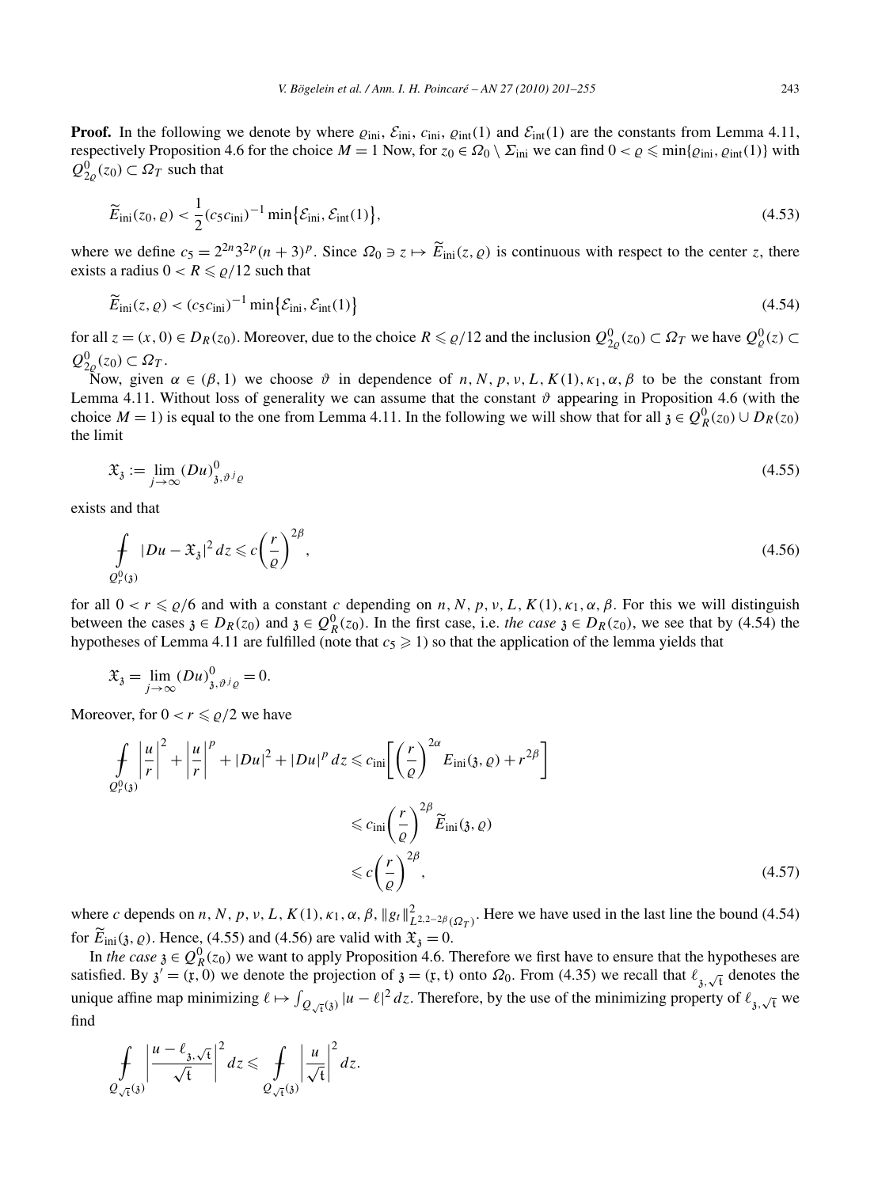**Proof.** In the following we denote by where $\varrho_{\rm ini}$, $\mathcal{E}_{\rm ini}$, $c_{\rm ini}$, $\varrho_{\rm int}(1)$ and $\mathcal{E}_{\rm int}(1)$ are the constants from Lemma 4.11, respectively Proposition 4.6 for the choice $M=1$ Now, for $z_0 \in \Omega_0 \setminus \Sigma_{\rm ini}$ we can find $0 < \varrho \leqslant \min\{\varrho_{\rm ini}, \varrho_{\rm int}(1)\}$ with $Q^0_{2\varrho}(z_0) \subset \Omega_T$ such that

$$\widetilde{E}_{\rm ini}(z_0,\varrho) < \frac{1}{2}(c_5 c_{\rm ini})^{-1} \min\{\mathcal{E}_{\rm ini}, \mathcal{E}_{\rm int}(1)\}, \tag{4.53}$$

where we define $c_5 = 2^{2n}3^{2p}(n+3)^p$. Since $\Omega_0 \ni z \mapsto \widetilde{E}_{\rm ini}(z,\varrho)$ is continuous with respect to the center $z$, there exists a radius $0 < R \leqslant \varrho/12$ such that

$$\widetilde{E}_{\rm ini}(z,\varrho) < (c_5 c_{\rm ini})^{-1} \min\{\mathcal{E}_{\rm ini}, \mathcal{E}_{\rm int}(1)\} \tag{4.54}$$

for all $z=(x,0) \in D_R(z_0)$. Moreover, due to the choice $R \leqslant \varrho/12$ and the inclusion $Q^0_{2\varrho}(z_0) \subset \Omega_T$ we have $Q^0_\varrho(z) \subset Q^0_{2\varrho}(z_0) \subset \Omega_T$.

Now, given $\alpha \in (\beta,1)$ we choose $\vartheta$ in dependence of $n, N, p, \nu, L, K(1), \kappa_1, \alpha, \beta$ to be the constant from Lemma 4.11. Without loss of generality we can assume that the constant $\vartheta$ appearing in Proposition 4.6 (with the choice $M=1$) is equal to the one from Lemma 4.11. In the following we will show that for all $\mathfrak{z} \in Q^0_R(z_0) \cup D_R(z_0)$ the limit

$$\mathfrak{X}_{\mathfrak{z}} := \lim_{j\to\infty} (Du)^0_{\mathfrak{z},\vartheta^j\varrho} \tag{4.55}$$

exists and that

$$\fint_{Q^0_r(\mathfrak{z})} |Du - \mathfrak{X}_{\mathfrak{z}}|^2\,dz \leqslant c\left(\frac{r}{\varrho}\right)^{2\beta}, \tag{4.56}$$

for all $0 < r \leqslant \varrho/6$ and with a constant $c$ depending on $n, N, p, \nu, L, K(1), \kappa_1, \alpha, \beta$. For this we will distinguish between the cases $\mathfrak{z} \in D_R(z_0)$ and $\mathfrak{z} \in Q^0_R(z_0)$. In the first case, i.e. *the case* $\mathfrak{z} \in D_R(z_0)$, we see that by (4.54) the hypotheses of Lemma 4.11 are fulfilled (note that $c_5 \geqslant 1$) so that the application of the lemma yields that

$$\mathfrak{X}_{\mathfrak{z}} = \lim_{j\to\infty} (Du)^0_{\mathfrak{z},\vartheta^j\varrho} = 0.$$

Moreover, for $0 < r \leqslant \varrho/2$ we have

$$\begin{aligned}
\fint_{Q^0_r(\mathfrak{z})} \left|\frac{u}{r}\right|^2 + \left|\frac{u}{r}\right|^p + |Du|^2 + |Du|^p\,dz &\leqslant c_{\rm ini}\left[\left(\frac{r}{\varrho}\right)^{2\alpha} E_{\rm ini}(\mathfrak{z},\varrho) + r^{2\beta}\right] \\
&\leqslant c_{\rm ini}\left(\frac{r}{\varrho}\right)^{2\beta} \widetilde{E}_{\rm ini}(\mathfrak{z},\varrho) \\
&\leqslant c\left(\frac{r}{\varrho}\right)^{2\beta},
\end{aligned} \tag{4.57}$$

where $c$ depends on $n, N, p, \nu, L, K(1), \kappa_1, \alpha, \beta, \|g_t\|^2_{L^{2,2-2\beta}(\Omega_T)}$. Here we have used in the last line the bound (4.54) for $\widetilde{E}_{\rm ini}(\mathfrak{z},\varrho)$. Hence, (4.55) and (4.56) are valid with $\mathfrak{X}_{\mathfrak{z}} = 0$.

In *the case* $\mathfrak{z} \in Q^0_R(z_0)$ we want to apply Proposition 4.6. Therefore we first have to ensure that the hypotheses are satisfied. By $\mathfrak{z}' = (\mathfrak{x}, 0)$ we denote the projection of $\mathfrak{z} = (\mathfrak{x}, \mathfrak{t})$ onto $\Omega_0$. From (4.35) we recall that $\ell_{\mathfrak{z},\sqrt{\mathfrak{t}}}$ denotes the unique affine map minimizing $\ell \mapsto \int_{Q_{\sqrt{\mathfrak{t}}}(\mathfrak{z})} |u-\ell|^2\,dz$. Therefore, by the use of the minimizing property of $\ell_{\mathfrak{z},\sqrt{\mathfrak{t}}}$ we find

$$\fint_{Q_{\sqrt{\mathfrak{t}}}(\mathfrak{z})} \left|\frac{u-\ell_{\mathfrak{z},\sqrt{\mathfrak{t}}}}{\sqrt{\mathfrak{t}}}\right|^2 dz \leqslant \fint_{Q_{\sqrt{\mathfrak{t}}}(\mathfrak{z})} \left|\frac{u}{\sqrt{\mathfrak{t}}}\right|^2 dz.$$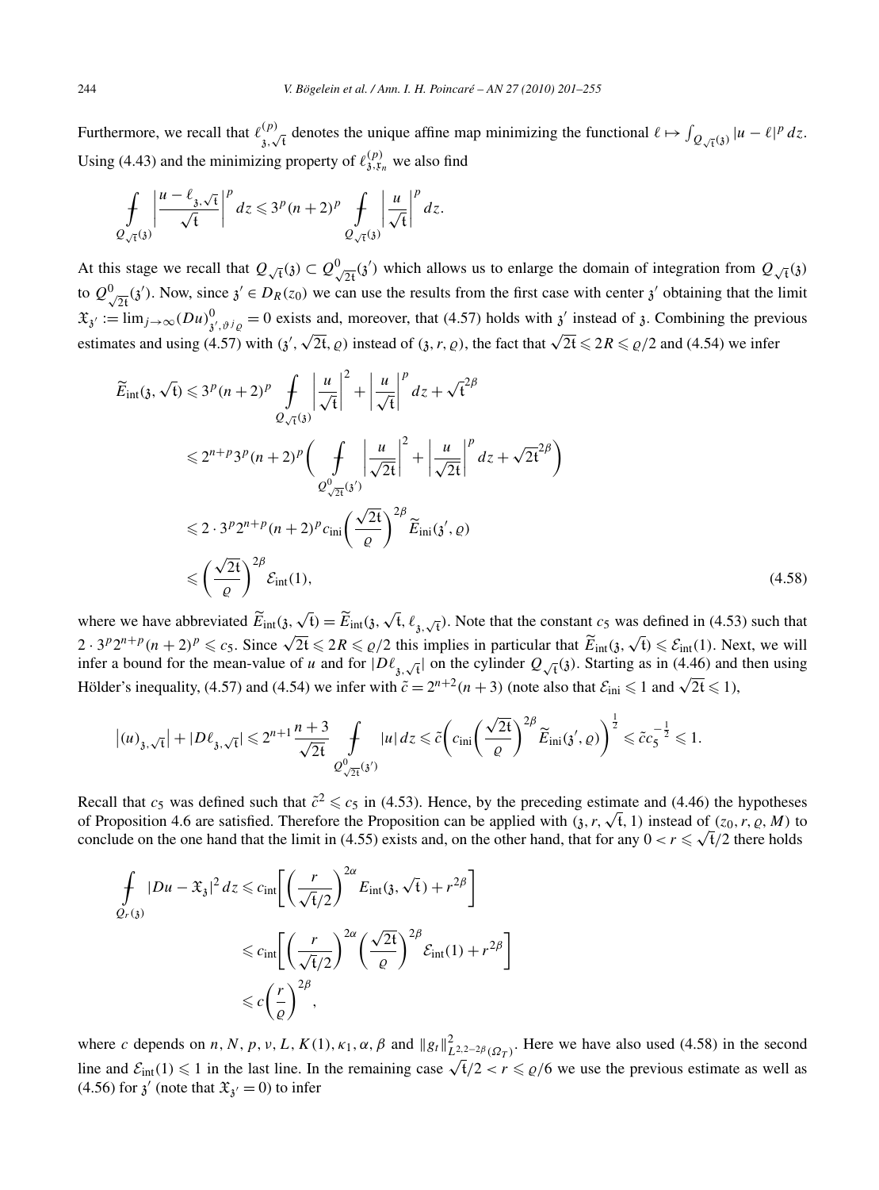Furthermore, we recall that $\ell^{(p)}_{\mathfrak{z},\sqrt{\mathfrak{t}}}$ denotes the unique affine map minimizing the functional $\ell \mapsto \int_{Q_{\sqrt{\mathfrak{t}}}(\mathfrak{z})} |u-\ell|^p\,dz$. Using (4.43) and the minimizing property of $\ell^{(p)}_{\mathfrak{z},\mathfrak{r}_n}$ we also find

$$
\fint_{Q_{\sqrt{\mathfrak{t}}}(\mathfrak{z})} \left|\frac{u-\ell_{\mathfrak{z},\sqrt{\mathfrak{t}}}}{\sqrt{\mathfrak{t}}}\right|^p dz \leqslant 3^p(n+2)^p \fint_{Q_{\sqrt{\mathfrak{t}}}(\mathfrak{z})} \left|\frac{u}{\sqrt{\mathfrak{t}}}\right|^p dz.
$$

At this stage we recall that $Q_{\sqrt{\mathfrak{t}}}(\mathfrak{z}) \subset Q^0_{\sqrt{2\mathfrak{t}}}(\mathfrak{z}')$ which allows us to enlarge the domain of integration from $Q_{\sqrt{\mathfrak{t}}}(\mathfrak{z})$ to $Q^0_{\sqrt{2\mathfrak{t}}}(\mathfrak{z}')$. Now, since $\mathfrak{z}' \in D_R(z_0)$ we can use the results from the first case with center $\mathfrak{z}'$ obtaining that the limit $\mathfrak{X}_{\mathfrak{z}'} := \lim_{j\to\infty}(Du)^0_{\mathfrak{z}',\vartheta^j\varrho} = 0$ exists and, moreover, that (4.57) holds with $\mathfrak{z}'$ instead of $\mathfrak{z}$. Combining the previous estimates and using (4.57) with $(\mathfrak{z}', \sqrt{2\mathfrak{t}}, \varrho)$ instead of $(\mathfrak{z}, r, \varrho)$, the fact that $\sqrt{2\mathfrak{t}} \leqslant 2R \leqslant \varrho/2$ and (4.54) we infer

$$
\begin{aligned}
\widetilde{E}_{\mathrm{int}}(\mathfrak{z}, \sqrt{\mathfrak{t}}) &\leqslant 3^p(n+2)^p \fint_{Q_{\sqrt{\mathfrak{t}}}(\mathfrak{z})} \left|\frac{u}{\sqrt{\mathfrak{t}}}\right|^2 + \left|\frac{u}{\sqrt{\mathfrak{t}}}\right|^p dz + \sqrt{\mathfrak{t}}^{2\beta} \\
&\leqslant 2^{n+p}3^p(n+2)^p \left( \fint_{Q^0_{\sqrt{2\mathfrak{t}}}(\mathfrak{z}')} \left|\frac{u}{\sqrt{2\mathfrak{t}}}\right|^2 + \left|\frac{u}{\sqrt{2\mathfrak{t}}}\right|^p dz + \sqrt{2\mathfrak{t}}^{2\beta}\right) \\
&\leqslant 2\cdot 3^p 2^{n+p}(n+2)^p c_{\mathrm{ini}} \left(\frac{\sqrt{2\mathfrak{t}}}{\varrho}\right)^{2\beta} \widetilde{E}_{\mathrm{ini}}(\mathfrak{z}', \varrho) \\
&\leqslant \left(\frac{\sqrt{2\mathfrak{t}}}{\varrho}\right)^{2\beta} \mathcal{E}_{\mathrm{int}}(1),
\end{aligned}
\tag{4.58}
$$

where we have abbreviated $\widetilde{E}_{\mathrm{int}}(\mathfrak{z}, \sqrt{\mathfrak{t}}) = \widetilde{E}_{\mathrm{int}}(\mathfrak{z}, \sqrt{\mathfrak{t}}, \ell_{\mathfrak{z},\sqrt{\mathfrak{t}}})$. Note that the constant $c_5$ was defined in (4.53) such that $2\cdot 3^p 2^{n+p}(n+2)^p \leqslant c_5$. Since $\sqrt{2\mathfrak{t}} \leqslant 2R \leqslant \varrho/2$ this implies in particular that $\widetilde{E}_{\mathrm{int}}(\mathfrak{z}, \sqrt{\mathfrak{t}}) \leqslant \mathcal{E}_{\mathrm{int}}(1)$. Next, we will infer a bound for the mean-value of $u$ and for $|D\ell_{\mathfrak{z},\sqrt{\mathfrak{t}}}|$ on the cylinder $Q_{\sqrt{\mathfrak{t}}}(\mathfrak{z})$. Starting as in (4.46) and then using Hölder's inequality, (4.57) and (4.54) we infer with $\tilde{c} = 2^{n+2}(n+3)$ (note also that $\mathcal{E}_{\mathrm{ini}} \leqslant 1$ and $\sqrt{2\mathfrak{t}} \leqslant 1$),

$$
\left|(u)_{\mathfrak{z},\sqrt{\mathfrak{t}}}\right| + |D\ell_{\mathfrak{z},\sqrt{\mathfrak{t}}}| \leqslant 2^{n+1}\frac{n+3}{\sqrt{2\mathfrak{t}}} \fint_{Q^0_{\sqrt{2\mathfrak{t}}}(\mathfrak{z}')} |u|\,dz \leqslant \tilde{c}\left(c_{\mathrm{ini}}\left(\frac{\sqrt{2\mathfrak{t}}}{\varrho}\right)^{2\beta} \widetilde{E}_{\mathrm{ini}}(\mathfrak{z}', \varrho)\right)^{\frac{1}{2}} \leqslant \tilde{c}c_5^{-\frac{1}{2}} \leqslant 1.
$$

Recall that $c_5$ was defined such that $\tilde{c}^2 \leqslant c_5$ in (4.53). Hence, by the preceding estimate and (4.46) the hypotheses of Proposition 4.6 are satisfied. Therefore the Proposition can be applied with $(\mathfrak{z}, r, \sqrt{\mathfrak{t}}, 1)$ instead of $(z_0, r, \varrho, M)$ to conclude on the one hand that the limit in (4.55) exists and, on the other hand, that for any $0 < r \leqslant \sqrt{\mathfrak{t}}/2$ there holds

$$
\begin{aligned}
\fint_{Q_r(\mathfrak{z})} |Du - \mathfrak{X}_{\mathfrak{z}}|^2\,dz &\leqslant c_{\mathrm{int}}\left[\left(\frac{r}{\sqrt{\mathfrak{t}}/2}\right)^{2\alpha} E_{\mathrm{int}}(\mathfrak{z}, \sqrt{\mathfrak{t}}) + r^{2\beta}\right] \\
&\leqslant c_{\mathrm{int}}\left[\left(\frac{r}{\sqrt{\mathfrak{t}}/2}\right)^{2\alpha}\left(\frac{\sqrt{2\mathfrak{t}}}{\varrho}\right)^{2\beta} \mathcal{E}_{\mathrm{int}}(1) + r^{2\beta}\right] \\
&\leqslant c\left(\frac{r}{\varrho}\right)^{2\beta},
\end{aligned}
$$

where $c$ depends on $n, N, p, \nu, L, K(1), \kappa_1, \alpha, \beta$ and $\|g_t\|^2_{L^{2,2-2\beta}(\Omega_T)}$. Here we have also used (4.58) in the second line and $\mathcal{E}_{\mathrm{int}}(1) \leqslant 1$ in the last line. In the remaining case $\sqrt{\mathfrak{t}}/2 < r \leqslant \varrho/6$ we use the previous estimate as well as (4.56) for $\mathfrak{z}'$ (note that $\mathfrak{X}_{\mathfrak{z}'} = 0$) to infer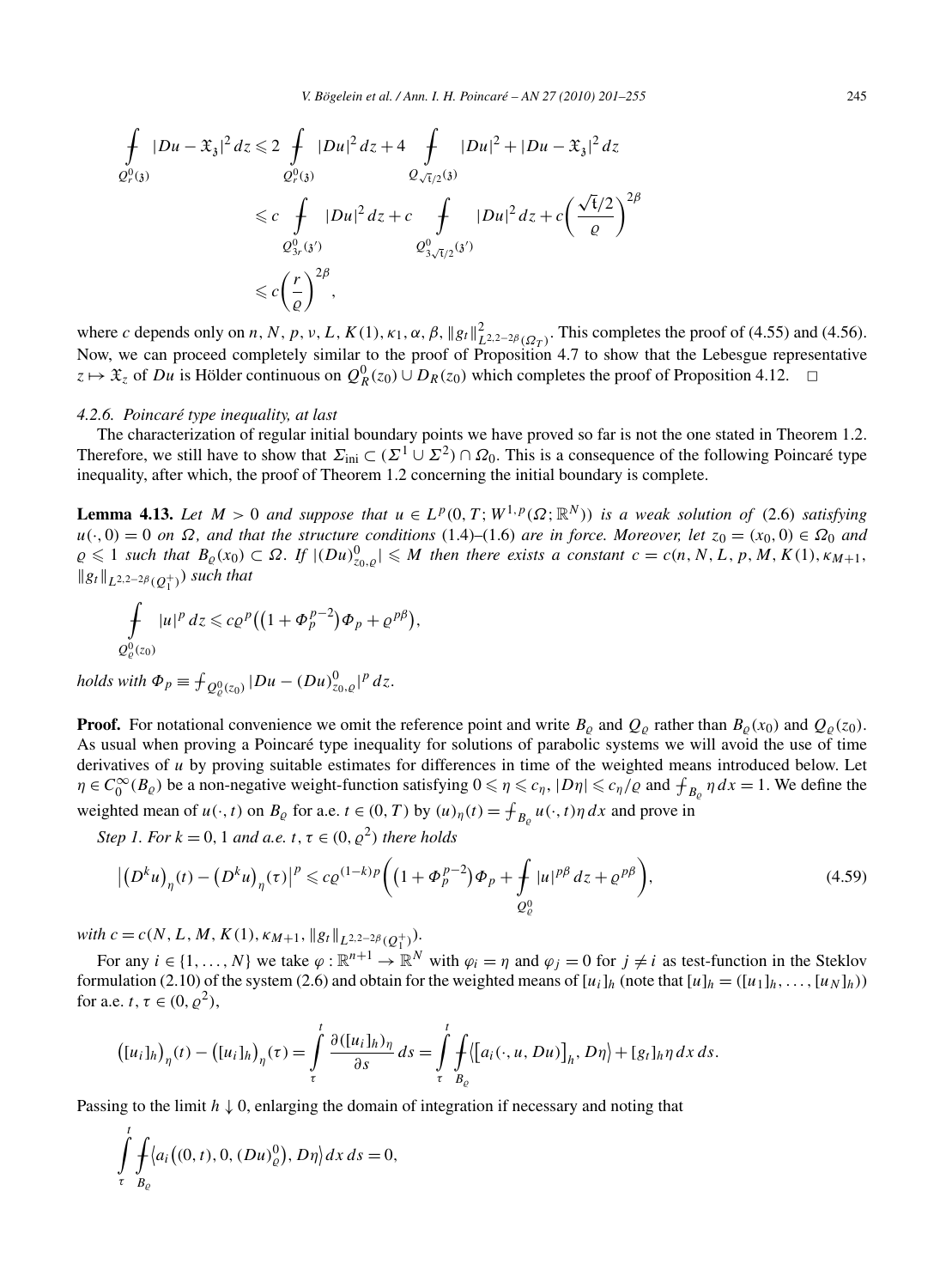$$
\begin{aligned}
\fint_{Q_r^0(\mathfrak{z})} |Du - \mathfrak{X}_\mathfrak{z}|^2 \, dz &\leqslant 2 \fint_{Q_r^0(\mathfrak{z})} |Du|^2 \, dz + 4 \fint_{Q_{\sqrt{\mathfrak{t}}/2}(\mathfrak{z})} |Du|^2 + |Du - \mathfrak{X}_\mathfrak{z}|^2 \, dz \\
&\leqslant c \fint_{Q_{3r}^0(\mathfrak{z}')} |Du|^2 \, dz + c \fint_{Q_{3\sqrt{\mathfrak{t}}/2}^0(\mathfrak{z}')} |Du|^2 \, dz + c\left(\frac{\sqrt{\mathfrak{t}}/2}{\varrho}\right)^{2\beta} \\
&\leqslant c\left(\frac{r}{\varrho}\right)^{2\beta},
\end{aligned}
$$

where $c$ depends only on $n, N, p, \nu, L, K(1), \kappa_1, \alpha, \beta, \|g_t\|^2_{L^{2,2-2\beta}(\Omega_T)}$. This completes the proof of (4.55) and (4.56). Now, we can proceed completely similar to the proof of Proposition 4.7 to show that the Lebesgue representative $z \mapsto \mathfrak{X}_z$ of $Du$ is Hölder continuous on $Q_R^0(z_0) \cup D_R(z_0)$ which completes the proof of Proposition 4.12. $\square$

*4.2.6. Poincaré type inequality, at last*

The characterization of regular initial boundary points we have proved so far is not the one stated in Theorem 1.2. Therefore, we still have to show that $\Sigma_{\text{ini}} \subset (\Sigma^1 \cup \Sigma^2) \cap \Omega_0$. This is a consequence of the following Poincaré type inequality, after which, the proof of Theorem 1.2 concerning the initial boundary is complete.

**Lemma 4.13.** *Let $M > 0$ and suppose that $u \in L^p(0, T; W^{1,p}(\Omega; \mathbb{R}^N))$ is a weak solution of (2.6) satisfying $u(\cdot, 0) = 0$ on $\Omega$, and that the structure conditions (1.4)–(1.6) are in force. Moreover, let $z_0 = (x_0, 0) \in \Omega_0$ and $\varrho \leqslant 1$ such that $B_\varrho(x_0) \subset \Omega$. If $|(Du)^0_{z_0,\varrho}| \leqslant M$ then there exists a constant $c = c(n, N, L, p, M, K(1), \kappa_{M+1}, \|g_t\|_{L^{2,2-2\beta}(Q_1^+)})$ such that*

$$
\fint_{Q_\varrho^0(z_0)} |u|^p \, dz \leqslant c\varrho^p\left(\left(1 + \Phi_p^{p-2}\right)\Phi_p + \varrho^{p\beta}\right),
$$

*holds with $\Phi_p \equiv \fint_{Q_\varrho^0(z_0)} |Du - (Du)^0_{z_0,\varrho}|^p \, dz$.*

**Proof.** For notational convenience we omit the reference point and write $B_\varrho$ and $Q_\varrho$ rather than $B_\varrho(x_0)$ and $Q_\varrho(z_0)$. As usual when proving a Poincaré type inequality for solutions of parabolic systems we will avoid the use of time derivatives of $u$ by proving suitable estimates for differences in time of the weighted means introduced below. Let $\eta \in C_0^\infty(B_\varrho)$ be a non-negative weight-function satisfying $0 \leqslant \eta \leqslant c_\eta$, $|D\eta| \leqslant c_\eta/\varrho$ and $\fint_{B_\varrho} \eta \, dx = 1$. We define the weighted mean of $u(\cdot, t)$ on $B_\varrho$ for a.e. $t \in (0, T)$ by $(u)_\eta(t) = \fint_{B_\varrho} u(\cdot, t)\eta \, dx$ and prove in

*Step 1. For $k = 0, 1$ and a.e. $t, \tau \in (0, \varrho^2)$ there holds*

$$
\left|\left(D^k u\right)_\eta(t) - \left(D^k u\right)_\eta(\tau)\right|^p \leqslant c\varrho^{(1-k)p}\left(\left(1 + \Phi_p^{p-2}\right)\Phi_p + \fint_{Q_\varrho^0} |u|^{p\beta} \, dz + \varrho^{p\beta}\right), \tag{4.59}
$$

*with $c = c(N, L, M, K(1), \kappa_{M+1}, \|g_t\|_{L^{2,2-2\beta}(Q_1^+)})$.*

For any $i \in \{1, \ldots, N\}$ we take $\varphi : \mathbb{R}^{n+1} \to \mathbb{R}^N$ with $\varphi_i = \eta$ and $\varphi_j = 0$ for $j \neq i$ as test-function in the Steklov formulation (2.10) of the system (2.6) and obtain for the weighted means of $[u_i]_h$ (note that $[u]_h = ([u_1]_h, \ldots, [u_N]_h)$) for a.e. $t, \tau \in (0, \varrho^2)$,

$$
\left([u_i]_h\right)_\eta(t) - \left([u_i]_h\right)_\eta(\tau) = \int_\tau^t \frac{\partial([u_i]_h)_\eta}{\partial s} \, ds = \int_\tau^t \fint_{B_\varrho} \left\langle [a_i(\cdot, u, Du)]_h, D\eta \right\rangle + [g_t]_h \eta \, dx \, ds.
$$

Passing to the limit $h \downarrow 0$, enlarging the domain of integration if necessary and noting that

$$
\int_\tau^t \fint_{B_\varrho} \left\langle a_i\left((0, t), 0, (Du)^0_\varrho\right), D\eta \right\rangle dx \, ds = 0,
$$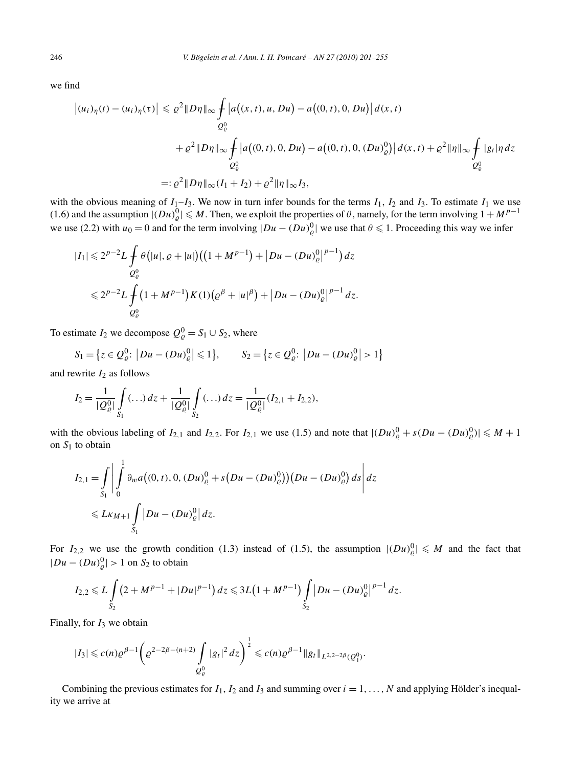we find

$$
\begin{aligned}
\big|(u_i)_\eta(t)-(u_i)_\eta(\tau)\big| &\leqslant \varrho^2\|D\eta\|_\infty \fint_{Q_\varrho^0} \big|a\big((x,t),u,Du\big)-a\big((0,t),0,Du\big)\big|\,d(x,t)\\
&\quad+\varrho^2\|D\eta\|_\infty \fint_{Q_\varrho^0} \big|a\big((0,t),0,Du\big)-a\big((0,t),0,(Du)_\varrho^0\big)\big|\,d(x,t)+\varrho^2\|\eta\|_\infty \fint_{Q_\varrho^0} |g_t|\eta\,dz\\
&=:\varrho^2\|D\eta\|_\infty(I_1+I_2)+\varrho^2\|\eta\|_\infty I_3,
\end{aligned}
$$

with the obvious meaning of $I_1$–$I_3$. We now in turn infer bounds for the terms $I_1$, $I_2$ and $I_3$. To estimate $I_1$ we use (1.6) and the assumption $|(Du)_\varrho^0|\leqslant M$. Then, we exploit the properties of $\theta$, namely, for the term involving $1+M^{p-1}$ we use (2.2) with $u_0=0$ and for the term involving $|Du-(Du)_\varrho^0|$ we use that $\theta\leqslant 1$. Proceeding this way we infer

$$
\begin{aligned}
|I_1| &\leqslant 2^{p-2}L\fint_{Q_\varrho^0}\theta\big(|u|,\varrho+|u|\big)\big(\big(1+M^{p-1}\big)+\big|Du-(Du)_\varrho^0\big|^{p-1}\big)\,dz\\
&\leqslant 2^{p-2}L\fint_{Q_\varrho^0}\big(1+M^{p-1}\big)K(1)\big(\varrho^\beta+|u|^\beta\big)+\big|Du-(Du)_\varrho^0\big|^{p-1}\,dz.
\end{aligned}
$$

To estimate $I_2$ we decompose $Q_\varrho^0=S_1\cup S_2$, where

$$
S_1=\big\{z\in Q_\varrho^0:\ \big|Du-(Du)_\varrho^0\big|\leqslant 1\big\},\qquad S_2=\big\{z\in Q_\varrho^0:\ \big|Du-(Du)_\varrho^0\big|>1\big\}
$$

and rewrite $I_2$ as follows

$$
I_2=\frac{1}{|Q_\varrho^0|}\int_{S_1}(\ldots)\,dz+\frac{1}{|Q_\varrho^0|}\int_{S_2}(\ldots)\,dz=\frac{1}{|Q_\varrho^0|}(I_{2,1}+I_{2,2}),
$$

with the obvious labeling of $I_{2,1}$ and $I_{2,2}$. For $I_{2,1}$ we use (1.5) and note that $|(Du)_\varrho^0+s(Du-(Du)_\varrho^0)|\leqslant M+1$ on $S_1$ to obtain

$$
\begin{aligned}
I_{2,1}&=\int_{S_1}\left|\int_0^1\partial_w a\big((0,t),0,(Du)_\varrho^0+s\big(Du-(Du)_\varrho^0\big)\big)\big(Du-(Du)_\varrho^0\big)\,ds\right|dz\\
&\leqslant L\kappa_{M+1}\int_{S_1}\big|Du-(Du)_\varrho^0\big|\,dz.
\end{aligned}
$$

For $I_{2,2}$ we use the growth condition (1.3) instead of (1.5), the assumption $|(Du)_\varrho^0|\leqslant M$ and the fact that $|Du-(Du)_\varrho^0|>1$ on $S_2$ to obtain

$$
I_{2,2}\leqslant L\int_{S_2}\big(2+M^{p-1}+|Du|^{p-1}\big)\,dz\leqslant 3L\big(1+M^{p-1}\big)\int_{S_2}\big|Du-(Du)_\varrho^0\big|^{p-1}\,dz.
$$

Finally, for $I_3$ we obtain

$$
|I_3|\leqslant c(n)\varrho^{\beta-1}\left(\varrho^{2-2\beta-(n+2)}\int_{Q_\varrho^0}|g_t|^2\,dz\right)^{\frac12}\leqslant c(n)\varrho^{\beta-1}\|g_t\|_{L^{2,2-2\beta}(Q_1^0)}.
$$

Combining the previous estimates for $I_1$, $I_2$ and $I_3$ and summing over $i=1,\ldots,N$ and applying Hölder's inequality we arrive at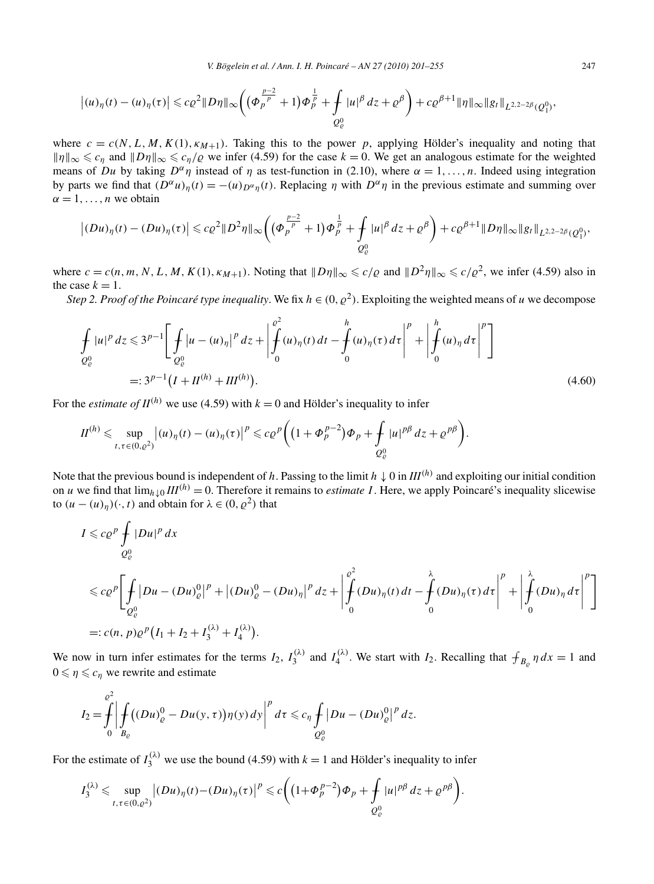$$\big|(u)_\eta(t)-(u)_\eta(\tau)\big| \leqslant c\varrho^2\|D\eta\|_\infty\bigg(\big(\Phi_p^{\frac{p-2}{p}}+1\big)\Phi_p^{\frac{1}{p}}+\fint_{Q_\varrho^0}|u|^\beta\,dz+\varrho^\beta\bigg)+c\varrho^{\beta+1}\|\eta\|_\infty\|g_t\|_{L^{2,2-2\beta}(Q_1^0)},$$

where $c=c(N,L,M,K(1),\kappa_{M+1})$. Taking this to the power $p$, applying Hölder's inequality and noting that $\|\eta\|_\infty\leqslant c_\eta$ and $\|D\eta\|_\infty\leqslant c_\eta/\varrho$ we infer (4.59) for the case $k=0$. We get an analogous estimate for the weighted means of $Du$ by taking $D^\alpha\eta$ instead of $\eta$ as test-function in (2.10), where $\alpha=1,\dots,n$. Indeed using integration by parts we find that $(D^\alpha u)_\eta(t)=-(u)_{D^\alpha\eta}(t)$. Replacing $\eta$ with $D^\alpha\eta$ in the previous estimate and summing over $\alpha=1,\dots,n$ we obtain

$$\big|(Du)_\eta(t)-(Du)_\eta(\tau)\big| \leqslant c\varrho^2\|D^2\eta\|_\infty\bigg(\big(\Phi_p^{\frac{p-2}{p}}+1\big)\Phi_p^{\frac{1}{p}}+\fint_{Q_\varrho^0}|u|^\beta\,dz+\varrho^\beta\bigg)+c\varrho^{\beta+1}\|D\eta\|_\infty\|g_t\|_{L^{2,2-2\beta}(Q_1^0)},$$

where $c=c(n,m,N,L,M,K(1),\kappa_{M+1})$. Noting that $\|D\eta\|_\infty\leqslant c/\varrho$ and $\|D^2\eta\|_\infty\leqslant c/\varrho^2$, we infer (4.59) also in the case $k=1$.

*Step 2. Proof of the Poincaré type inequality*. We fix $h\in(0,\varrho^2)$. Exploiting the weighted means of $u$ we decompose

$$\begin{aligned}\fint_{Q_\varrho^0}|u|^p\,dz &\leqslant 3^{p-1}\Bigg[\fint_{Q_\varrho^0}\big|u-(u)_\eta\big|^p\,dz+\bigg|\fint_0^{\varrho^2}(u)_\eta(t)\,dt-\fint_0^h(u)_\eta(\tau)\,d\tau\bigg|^p+\bigg|\fint_0^h(u)_\eta\,d\tau\bigg|^p\Bigg]\\ &=: 3^{p-1}\big(I+II^{(h)}+III^{(h)}\big).\end{aligned}\tag{4.60}$$

For the *estimate of* $II^{(h)}$ we use (4.59) with $k=0$ and Hölder's inequality to infer

$$II^{(h)}\leqslant \sup_{t,\tau\in(0,\varrho^2)}\big|(u)_\eta(t)-(u)_\eta(\tau)\big|^p\leqslant c\varrho^p\bigg(\big(1+\Phi_p^{p-2}\big)\Phi_p+\fint_{Q_\varrho^0}|u|^{p\beta}\,dz+\varrho^{p\beta}\bigg).$$

Note that the previous bound is independent of $h$. Passing to the limit $h\downarrow 0$ in $III^{(h)}$ and exploiting our initial condition on $u$ we find that $\lim_{h\downarrow 0}III^{(h)}=0$. Therefore it remains to *estimate* $I$. Here, we apply Poincaré's inequality slicewise to $(u-(u)_\eta)(\cdot,t)$ and obtain for $\lambda\in(0,\varrho^2)$ that

$$\begin{aligned}I&\leqslant c\varrho^p\fint_{Q_\varrho^0}|Du|^p\,dx\\ &\leqslant c\varrho^p\Bigg[\fint_{Q_\varrho^0}\big|Du-(Du)_\varrho^0\big|^p+\big|(Du)_\varrho^0-(Du)_\eta\big|^p\,dz+\bigg|\fint_0^{\varrho^2}(Du)_\eta(t)\,dt-\fint_0^\lambda(Du)_\eta(\tau)\,d\tau\bigg|^p+\bigg|\fint_0^\lambda(Du)_\eta\,d\tau\bigg|^p\Bigg]\\ &=: c(n,p)\varrho^p\big(I_1+I_2+I_3^{(\lambda)}+I_4^{(\lambda)}\big).\end{aligned}$$

We now in turn infer estimates for the terms $I_2$, $I_3^{(\lambda)}$ and $I_4^{(\lambda)}$. We start with $I_2$. Recalling that $\fint_{B_\varrho}\eta\,dx=1$ and $0\leqslant\eta\leqslant c_\eta$ we rewrite and estimate

$$I_2=\fint_0^{\varrho^2}\bigg|\fint_{B_\varrho}\big((Du)_\varrho^0-Du(y,\tau)\big)\eta(y)\,dy\bigg|^p\,d\tau\leqslant c_\eta\fint_{Q_\varrho^0}\big|Du-(Du)_\varrho^0\big|^p\,dz.$$

For the estimate of $I_3^{(\lambda)}$ we use the bound (4.59) with $k=1$ and Hölder's inequality to infer

$$I_3^{(\lambda)}\leqslant\sup_{t,\tau\in(0,\varrho^2)}\big|(Du)_\eta(t)-(Du)_\eta(\tau)\big|^p\leqslant c\bigg(\big(1+\Phi_p^{p-2}\big)\Phi_p+\fint_{Q_\varrho^0}|u|^{p\beta}\,dz+\varrho^{p\beta}\bigg).$$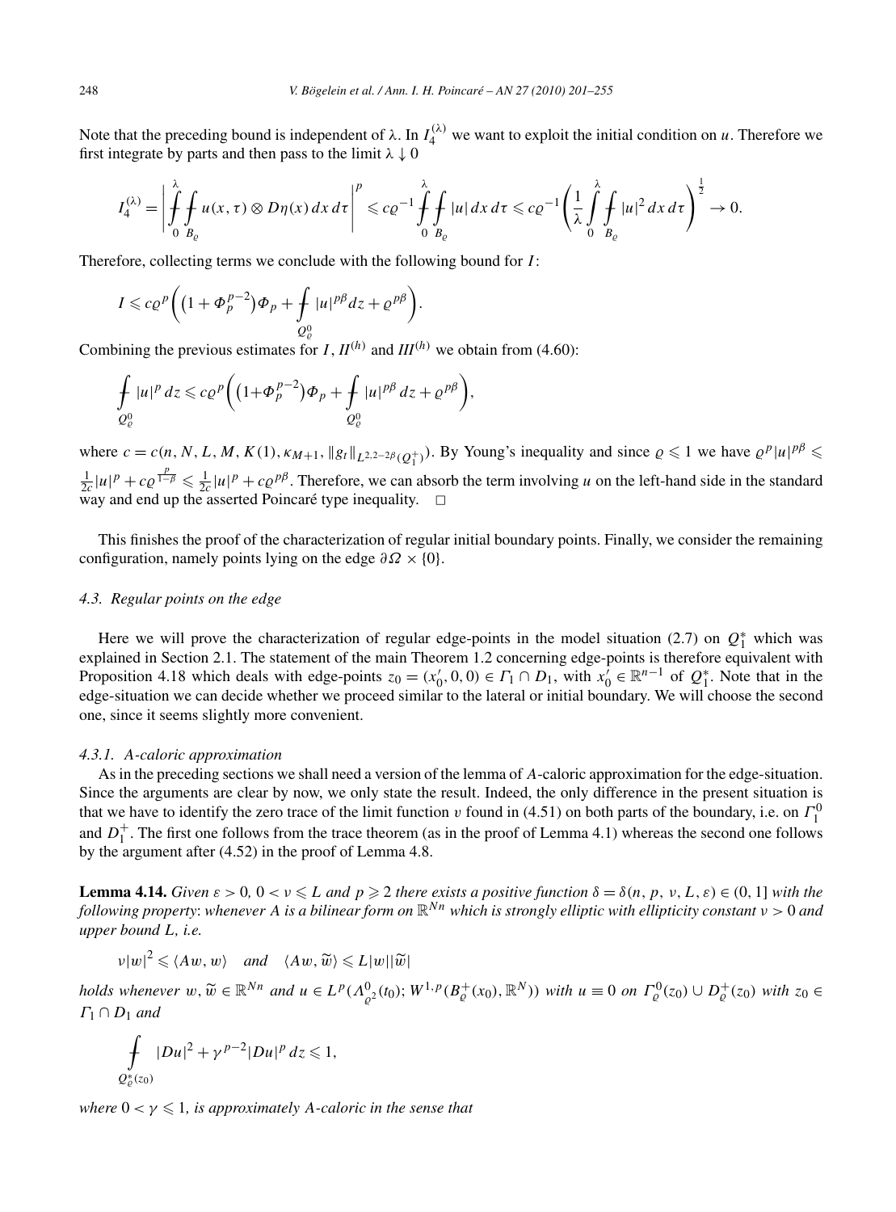Note that the preceding bound is independent of $\lambda$. In $I_4^{(\lambda)}$ we want to exploit the initial condition on $u$. Therefore we first integrate by parts and then pass to the limit $\lambda \downarrow 0$

$$I_4^{(\lambda)} = \left| \fint_0^\lambda \fint_{B_\varrho} u(x,\tau) \otimes D\eta(x)\, dx\, d\tau \right|^p \leqslant c\varrho^{-1} \fint_0^\lambda \fint_{B_\varrho} |u|\, dx\, d\tau \leqslant c\varrho^{-1} \left( \frac{1}{\lambda} \int_0^\lambda \fint_{B_\varrho} |u|^2\, dx\, d\tau \right)^{\frac{1}{2}} \to 0.$$

Therefore, collecting terms we conclude with the following bound for $I$:

$$I \leqslant c\varrho^p \left( \left(1 + \Phi_p^{p-2}\right)\Phi_p + \fint_{Q_\varrho^0} |u|^{p\beta} dz + \varrho^{p\beta} \right).$$

Combining the previous estimates for $I$, $II^{(h)}$ and $III^{(h)}$ we obtain from (4.60):

$$\fint_{Q_\varrho^0} |u|^p\, dz \leqslant c\varrho^p \left( \left(1+\Phi_p^{p-2}\right)\Phi_p + \fint_{Q_\varrho^0} |u|^{p\beta}\, dz + \varrho^{p\beta} \right),$$

where $c = c(n, N, L, M, K(1), \kappa_{M+1}, \|g_t\|_{L^{2,2-2\beta}(Q_1^+)})$. By Young's inequality and since $\varrho \leqslant 1$ we have $\varrho^p |u|^{p\beta} \leqslant \frac{1}{2c}|u|^p + c\varrho^{\frac{p}{1-\beta}} \leqslant \frac{1}{2c}|u|^p + c\varrho^{p\beta}$. Therefore, we can absorb the term involving $u$ on the left-hand side in the standard way and end up the asserted Poincaré type inequality. $\square$

This finishes the proof of the characterization of regular initial boundary points. Finally, we consider the remaining configuration, namely points lying on the edge $\partial\Omega \times \{0\}$.

### 4.3. Regular points on the edge

Here we will prove the characterization of regular edge-points in the model situation (2.7) on $Q_1^*$ which was explained in Section 2.1. The statement of the main Theorem 1.2 concerning edge-points is therefore equivalent with Proposition 4.18 which deals with edge-points $z_0 = (x_0', 0, 0) \in \Gamma_1 \cap D_1$, with $x_0' \in \mathbb{R}^{n-1}$ of $Q_1^*$. Note that in the edge-situation we can decide whether we proceed similar to the lateral or initial boundary. We will choose the second one, since it seems slightly more convenient.

#### 4.3.1. A-caloric approximation

As in the preceding sections we shall need a version of the lemma of $A$-caloric approximation for the edge-situation. Since the arguments are clear by now, we only state the result. Indeed, the only difference in the present situation is that we have to identify the zero trace of the limit function $v$ found in (4.51) on both parts of the boundary, i.e. on $\Gamma_1^0$ and $D_1^+$. The first one follows from the trace theorem (as in the proof of Lemma 4.1) whereas the second one follows by the argument after (4.52) in the proof of Lemma 4.8.

**Lemma 4.14.** *Given $\varepsilon > 0$, $0 < \nu \leqslant L$ and $p \geqslant 2$ there exists a positive function $\delta = \delta(n, p, \nu, L, \varepsilon) \in (0, 1]$ with the following property: whenever $A$ is a bilinear form on $\mathbb{R}^{Nn}$ which is strongly elliptic with ellipticity constant $\nu > 0$ and upper bound $L$, i.e.*

$$\nu|w|^2 \leqslant \langle Aw, w\rangle \quad \text{and} \quad \langle Aw, \widetilde{w}\rangle \leqslant L|w||\widetilde{w}|$$

*holds whenever $w, \widetilde{w} \in \mathbb{R}^{Nn}$ and $u \in L^p(\Lambda_{\varrho^2}^0(t_0); W^{1,p}(B_\varrho^+(x_0), \mathbb{R}^N))$ with $u \equiv 0$ on $\Gamma_\varrho^0(z_0) \cup D_\varrho^+(z_0)$ with $z_0 \in \Gamma_1 \cap D_1$ and*

$$\fint_{Q_\varrho^*(z_0)} |Du|^2 + \gamma^{p-2}|Du|^p\, dz \leqslant 1,$$

*where $0 < \gamma \leqslant 1$, is approximately $A$-caloric in the sense that*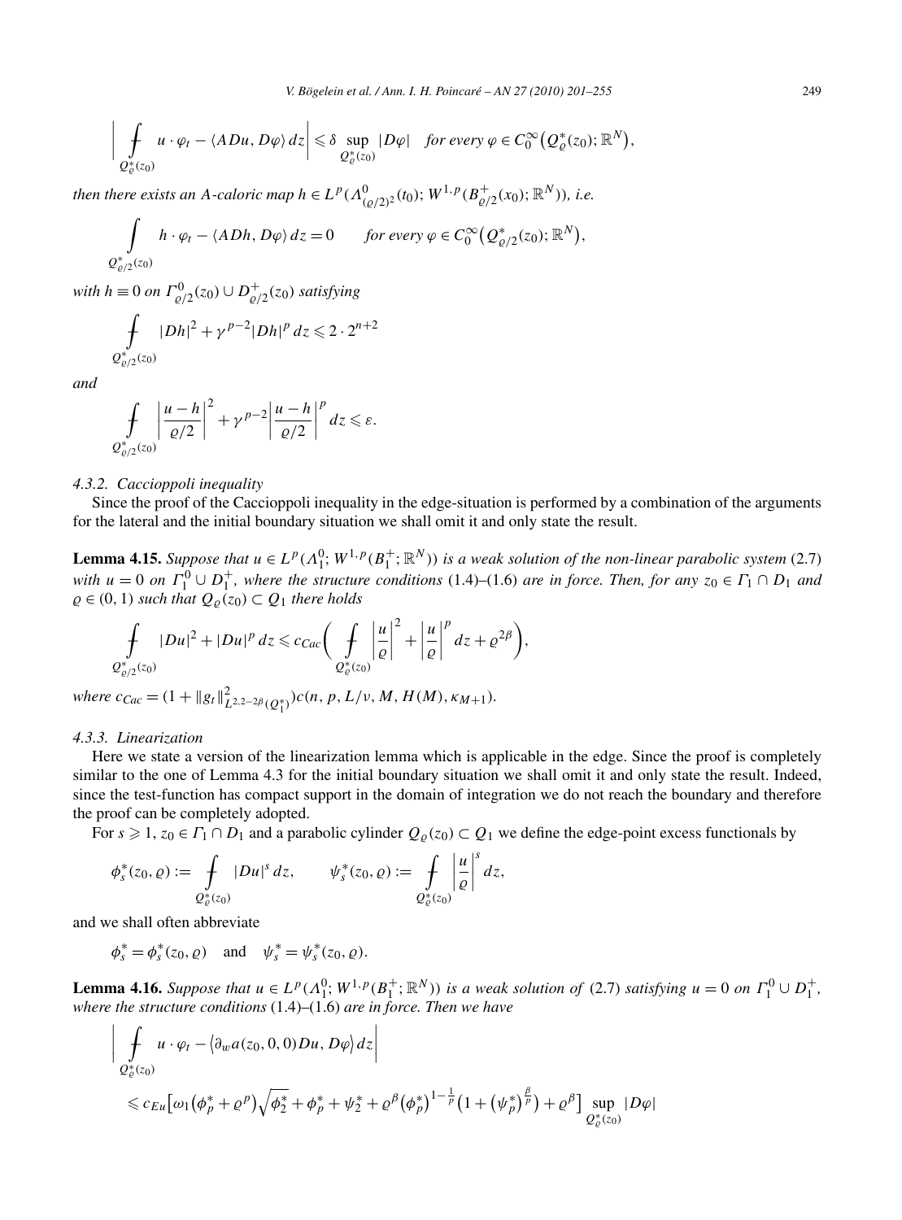$$\left| \;\; \fint_{Q^*_\varrho(z_0)} u \cdot \varphi_t - \langle ADu, D\varphi \rangle \, dz \right| \leqslant \delta \sup_{Q^*_\varrho(z_0)} |D\varphi| \quad \textit{for every } \varphi \in C_0^\infty\big(Q^*_\varrho(z_0); \mathbb{R}^N\big),$$

*then there exists an $A$-caloric map $h \in L^p(\Lambda^0_{(\varrho/2)^2}(t_0); W^{1,p}(B^+_{\varrho/2}(x_0); \mathbb{R}^N))$, i.e.*

$$\int_{Q^*_{\varrho/2}(z_0)} h \cdot \varphi_t - \langle ADh, D\varphi \rangle \, dz = 0 \qquad \textit{for every } \varphi \in C_0^\infty\big(Q^*_{\varrho/2}(z_0); \mathbb{R}^N\big),$$

*with $h \equiv 0$ on $\Gamma^0_{\varrho/2}(z_0) \cup D^+_{\varrho/2}(z_0)$ satisfying*

$$\fint_{Q^*_{\varrho/2}(z_0)} |Dh|^2 + \gamma^{p-2} |Dh|^p \, dz \leqslant 2 \cdot 2^{n+2}$$

*and*

$$\fint_{Q^*_{\varrho/2}(z_0)} \left| \frac{u-h}{\varrho/2} \right|^2 + \gamma^{p-2} \left| \frac{u-h}{\varrho/2} \right|^p dz \leqslant \varepsilon.$$

### *4.3.2. Caccioppoli inequality*

Since the proof of the Caccioppoli inequality in the edge-situation is performed by a combination of the arguments for the lateral and the initial boundary situation we shall omit it and only state the result.

**Lemma 4.15.** *Suppose that $u \in L^p(\Lambda^0_1; W^{1,p}(B^+_1; \mathbb{R}^N))$ is a weak solution of the non-linear parabolic system* (2.7) *with $u = 0$ on $\Gamma^0_1 \cup D^+_1$, where the structure conditions* (1.4)–(1.6) *are in force. Then, for any $z_0 \in \Gamma_1 \cap D_1$ and $\varrho \in (0, 1)$ such that $Q_\varrho(z_0) \subset Q_1$ there holds*

$$\fint_{Q^*_{\varrho/2}(z_0)} |Du|^2 + |Du|^p \, dz \leqslant c_{Cac} \bigg( \fint_{Q^*_\varrho(z_0)} \left| \frac{u}{\varrho} \right|^2 + \left| \frac{u}{\varrho} \right|^p dz + \varrho^{2\beta} \bigg),$$

*where $c_{Cac} = (1 + \|g_t\|^2_{L^{2,2-2\beta}(Q_1^*)}) c(n, p, L/\nu, M, H(M), \kappa_{M+1})$.*

### *4.3.3. Linearization*

Here we state a version of the linearization lemma which is applicable in the edge. Since the proof is completely similar to the one of Lemma 4.3 for the initial boundary situation we shall omit it and only state the result. Indeed, since the test-function has compact support in the domain of integration we do not reach the boundary and therefore the proof can be completely adopted.

For $s \geqslant 1$, $z_0 \in \Gamma_1 \cap D_1$ and a parabolic cylinder $Q_\varrho(z_0) \subset Q_1$ we define the edge-point excess functionals by

$$\phi^*_s(z_0, \varrho) := \fint_{Q^*_\varrho(z_0)} |Du|^s \, dz, \qquad \psi^*_s(z_0, \varrho) := \fint_{Q^*_\varrho(z_0)} \left| \frac{u}{\varrho} \right|^s dz,$$

and we shall often abbreviate

$$\phi^*_s = \phi^*_s(z_0, \varrho) \quad \text{and} \quad \psi^*_s = \psi^*_s(z_0, \varrho).$$

**Lemma 4.16.** *Suppose that $u \in L^p(\Lambda^0_1; W^{1,p}(B^+_1; \mathbb{R}^N))$ is a weak solution of* (2.7) *satisfying $u = 0$ on $\Gamma^0_1 \cup D^+_1$, where the structure conditions* (1.4)–(1.6) *are in force. Then we have*

$$\left| \;\; \fint_{Q^*_\varrho(z_0)} u \cdot \varphi_t - \big\langle \partial_w a(z_0, 0, 0) Du, D\varphi \big\rangle \, dz \right|$$

$$\leqslant c_{Eu} \Big[ \omega_1\big(\phi^*_p + \varrho^p\big) \sqrt{\phi^*_2} + \phi^*_p + \psi^*_2 + \varrho^\beta \big(\phi^*_p\big)^{1-\frac{1}{p}} \big(1 + \big(\psi^*_p\big)^{\frac{\beta}{p}}\big) + \varrho^\beta \Big] \sup_{Q^*_\varrho(z_0)} |D\varphi|$$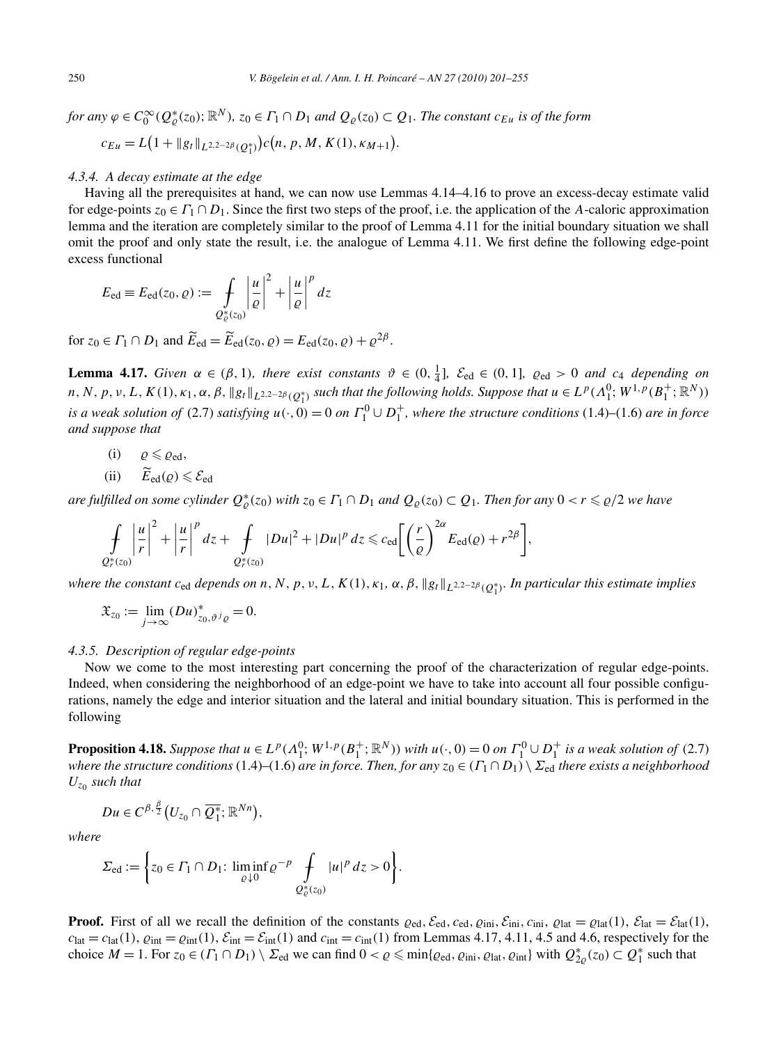*for any* $\varphi \in C_0^\infty(Q_\varrho^*(z_0); \mathbb{R}^N)$*,* $z_0 \in \Gamma_1 \cap D_1$ *and* $Q_\varrho(z_0) \subset Q_1$*. The constant* $c_{Eu}$ *is of the form*

$$c_{Eu} = L\big(1 + \|g_t\|_{L^{2,2-2\beta}(Q_1^*)}\big) c\big(n, p, M, K(1), \kappa_{M+1}\big).$$

### 4.3.4. A decay estimate at the edge

Having all the prerequisites at hand, we can now use Lemmas 4.14–4.16 to prove an excess-decay estimate valid for edge-points $z_0 \in \Gamma_1 \cap D_1$. Since the first two steps of the proof, i.e. the application of the $A$-caloric approximation lemma and the iteration are completely similar to the proof of Lemma 4.11 for the initial boundary situation we shall omit the proof and only state the result, i.e. the analogue of Lemma 4.11. We first define the following edge-point excess functional

$$E_{\mathrm{ed}} \equiv E_{\mathrm{ed}}(z_0, \varrho) := \fint_{Q_\varrho^*(z_0)} \left|\frac{u}{\varrho}\right|^2 + \left|\frac{u}{\varrho}\right|^p dz$$

for $z_0 \in \Gamma_1 \cap D_1$ and $\widetilde{E}_{\mathrm{ed}} = \widetilde{E}_{\mathrm{ed}}(z_0, \varrho) = E_{\mathrm{ed}}(z_0, \varrho) + \varrho^{2\beta}$.

**Lemma 4.17.** *Given* $\alpha \in (\beta, 1)$*, there exist constants* $\vartheta \in (0, \frac{1}{4}]$*,* $\mathcal{E}_{\mathrm{ed}} \in (0, 1]$*,* $\varrho_{\mathrm{ed}} > 0$ *and* $c_4$ *depending on* $n, N, p, \nu, L, K(1), \kappa_1, \alpha, \beta, \|g_t\|_{L^{2,2-2\beta}(Q_1^*)}$ *such that the following holds. Suppose that* $u \in L^p(\Lambda_1^0; W^{1,p}(B_1^+; \mathbb{R}^N))$ *is a weak solution of* (2.7) *satisfying* $u(\cdot, 0) = 0$ *on* $\Gamma_1^0 \cup D_1^+$*, where the structure conditions* (1.4)–(1.6) *are in force and suppose that*

(i) $\varrho \leqslant \varrho_{\mathrm{ed}}$,

(ii) $\widetilde{E}_{\mathrm{ed}}(\varrho) \leqslant \mathcal{E}_{\mathrm{ed}}$

*are fulfilled on some cylinder* $Q_\varrho^*(z_0)$ *with* $z_0 \in \Gamma_1 \cap D_1$ *and* $Q_\varrho(z_0) \subset Q_1$*. Then for any* $0 < r \leqslant \varrho/2$ *we have*

$$\fint_{Q_r^*(z_0)} \left|\frac{u}{r}\right|^2 + \left|\frac{u}{r}\right|^p dz + \fint_{Q_r^*(z_0)} |Du|^2 + |Du|^p\, dz \leqslant c_{\mathrm{ed}}\left[\left(\frac{r}{\varrho}\right)^{2\alpha} E_{\mathrm{ed}}(\varrho) + r^{2\beta}\right],$$

*where the constant* $c_{\mathrm{ed}}$ *depends on* $n, N, p, \nu, L, K(1), \kappa_1, \alpha, \beta, \|g_t\|_{L^{2,2-2\beta}(Q_1^*)}$*. In particular this estimate implies*

$$\mathfrak{X}_{z_0} := \lim_{j \to \infty} (Du)^*_{z_0, \vartheta^j \varrho} = 0.$$

### 4.3.5. Description of regular edge-points

Now we come to the most interesting part concerning the proof of the characterization of regular edge-points. Indeed, when considering the neighborhood of an edge-point we have to take into account all four possible configurations, namely the edge and interior situation and the lateral and initial boundary situation. This is performed in the following

**Proposition 4.18.** *Suppose that* $u \in L^p(\Lambda_1^0; W^{1,p}(B_1^+; \mathbb{R}^N))$ *with* $u(\cdot, 0) = 0$ *on* $\Gamma_1^0 \cup D_1^+$ *is a weak solution of* (2.7) *where the structure conditions* (1.4)–(1.6) *are in force. Then, for any* $z_0 \in (\Gamma_1 \cap D_1) \setminus \Sigma_{\mathrm{ed}}$ *there exists a neighborhood* $U_{z_0}$ *such that*

$$Du \in C^{\beta, \frac{\beta}{2}}\big(U_{z_0} \cap \overline{Q_1^*}; \mathbb{R}^{Nn}\big),$$

*where*

$$\Sigma_{\mathrm{ed}} := \left\{ z_0 \in \Gamma_1 \cap D_1\colon \liminf_{\varrho \downarrow 0} \varrho^{-p} \fint_{Q_\varrho^*(z_0)} |u|^p\, dz > 0 \right\}.$$

**Proof.** First of all we recall the definition of the constants $\varrho_{\mathrm{ed}}, \mathcal{E}_{\mathrm{ed}}, c_{\mathrm{ed}}, \varrho_{\mathrm{ini}}, \mathcal{E}_{\mathrm{ini}}, c_{\mathrm{ini}}, \varrho_{\mathrm{lat}} = \varrho_{\mathrm{lat}}(1), \mathcal{E}_{\mathrm{lat}} = \mathcal{E}_{\mathrm{lat}}(1)$, $c_{\mathrm{lat}} = c_{\mathrm{lat}}(1)$, $\varrho_{\mathrm{int}} = \varrho_{\mathrm{int}}(1)$, $\mathcal{E}_{\mathrm{int}} = \mathcal{E}_{\mathrm{int}}(1)$ and $c_{\mathrm{int}} = c_{\mathrm{int}}(1)$ from Lemmas 4.17, 4.11, 4.5 and 4.6, respectively for the choice $M = 1$. For $z_0 \in (\Gamma_1 \cap D_1) \setminus \Sigma_{\mathrm{ed}}$ we can find $0 < \varrho \leqslant \min\{\varrho_{\mathrm{ed}}, \varrho_{\mathrm{ini}}, \varrho_{\mathrm{lat}}, \varrho_{\mathrm{int}}\}$ with $Q_{2\varrho}^*(z_0) \subset Q_1^*$ such that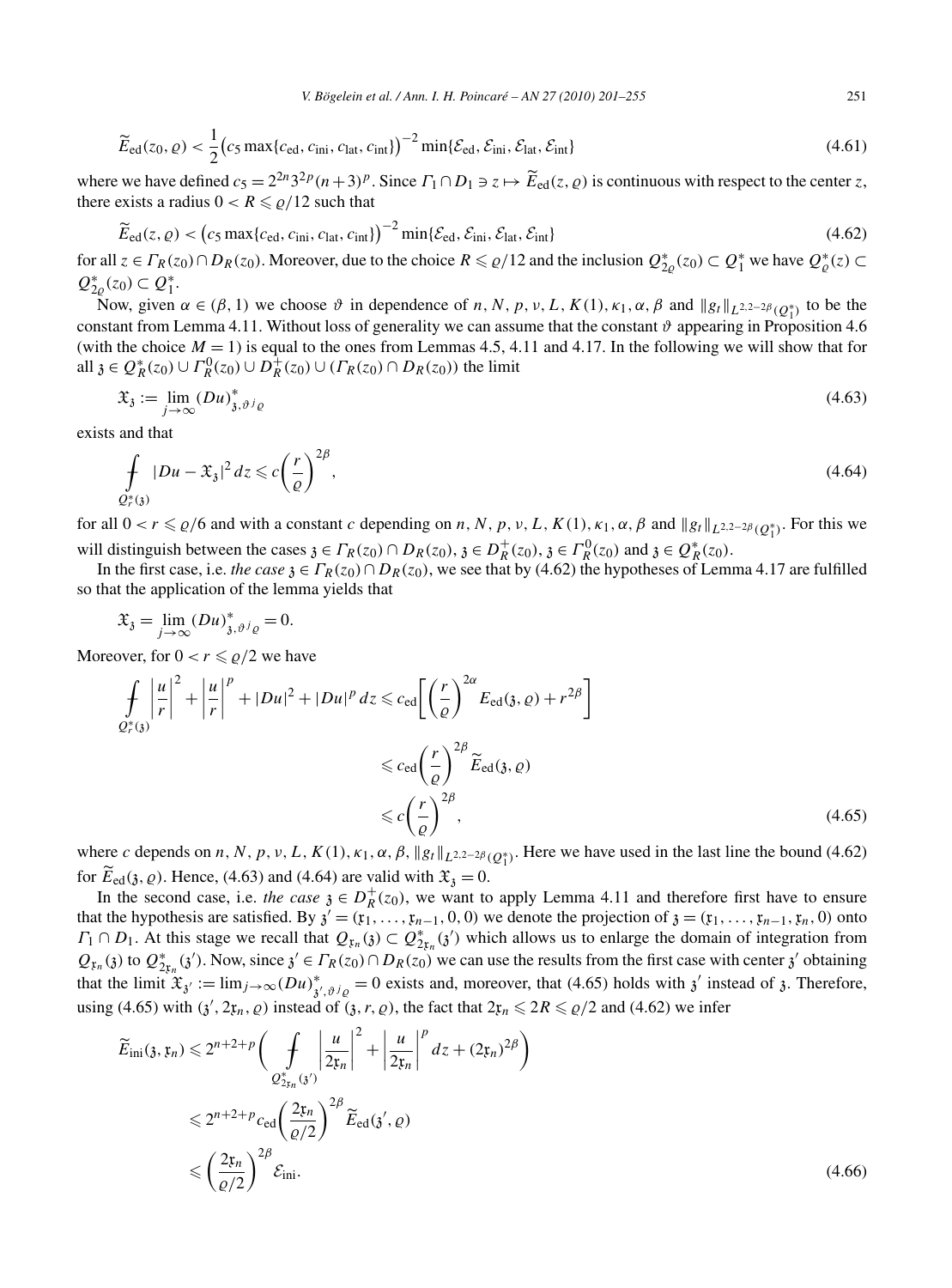$$\widetilde{E}_{\mathrm{ed}}(z_0,\varrho) < \frac{1}{2}\big(c_5 \max\{c_{\mathrm{ed}}, c_{\mathrm{ini}}, c_{\mathrm{lat}}, c_{\mathrm{int}}\}\big)^{-2} \min\{\mathcal{E}_{\mathrm{ed}}, \mathcal{E}_{\mathrm{ini}}, \mathcal{E}_{\mathrm{lat}}, \mathcal{E}_{\mathrm{int}}\} \tag{4.61}$$

where we have defined $c_5 = 2^{2n}3^{2p}(n+3)^p$. Since $\Gamma_1 \cap D_1 \ni z \mapsto \widetilde{E}_{\mathrm{ed}}(z,\varrho)$ is continuous with respect to the center $z$, there exists a radius $0 < R \leqslant \varrho/12$ such that

$$\widetilde{E}_{\mathrm{ed}}(z,\varrho) < \big(c_5 \max\{c_{\mathrm{ed}}, c_{\mathrm{ini}}, c_{\mathrm{lat}}, c_{\mathrm{int}}\}\big)^{-2} \min\{\mathcal{E}_{\mathrm{ed}}, \mathcal{E}_{\mathrm{ini}}, \mathcal{E}_{\mathrm{lat}}, \mathcal{E}_{\mathrm{int}}\} \tag{4.62}$$

for all $z \in \Gamma_R(z_0) \cap D_R(z_0)$. Moreover, due to the choice $R \leqslant \varrho/12$ and the inclusion $Q^*_{2\varrho}(z_0) \subset Q^*_1$ we have $Q^*_\varrho(z) \subset Q^*_{2\varrho}(z_0) \subset Q^*_1$.

Now, given $\alpha \in (\beta, 1)$ we choose $\vartheta$ in dependence of $n, N, p, \nu, L, K(1), \kappa_1, \alpha, \beta$ and $\|g_t\|_{L^{2,2-2\beta}(Q^*_1)}$ to be the constant from Lemma 4.11. Without loss of generality we can assume that the constant $\vartheta$ appearing in Proposition 4.6 (with the choice $M = 1$) is equal to the ones from Lemmas 4.5, 4.11 and 4.17. In the following we will show that for all $\mathfrak{z} \in Q^*_R(z_0) \cup \Gamma^0_R(z_0) \cup D^+_R(z_0) \cup (\Gamma_R(z_0) \cap D_R(z_0))$ the limit

$$\mathfrak{X}_{\mathfrak{z}} := \lim_{j\to\infty} (Du)^*_{\mathfrak{z},\vartheta^j\varrho} \tag{4.63}$$

exists and that

$$\fint_{Q^*_r(\mathfrak{z})} |Du - \mathfrak{X}_{\mathfrak{z}}|^2 \, dz \leqslant c\left(\frac{r}{\varrho}\right)^{2\beta}, \tag{4.64}$$

for all $0 < r \leqslant \varrho/6$ and with a constant $c$ depending on $n, N, p, \nu, L, K(1), \kappa_1, \alpha, \beta$ and $\|g_t\|_{L^{2,2-2\beta}(Q^*_1)}$. For this we will distinguish between the cases $\mathfrak{z} \in \Gamma_R(z_0) \cap D_R(z_0)$, $\mathfrak{z} \in D^+_R(z_0)$, $\mathfrak{z} \in \Gamma^0_R(z_0)$ and $\mathfrak{z} \in Q^*_R(z_0)$.

In the first case, i.e. *the case* $\mathfrak{z} \in \Gamma_R(z_0) \cap D_R(z_0)$, we see that by (4.62) the hypotheses of Lemma 4.17 are fulfilled so that the application of the lemma yields that

$$\mathfrak{X}_{\mathfrak{z}} = \lim_{j\to\infty} (Du)^*_{\mathfrak{z},\vartheta^j\varrho} = 0.$$

Moreover, for $0 < r \leqslant \varrho/2$ we have

$$\begin{aligned}
\fint_{Q^*_r(\mathfrak{z})} \left|\frac{u}{r}\right|^2 + \left|\frac{u}{r}\right|^p + |Du|^2 + |Du|^p \, dz &\leqslant c_{\mathrm{ed}}\left[\left(\frac{r}{\varrho}\right)^{2\alpha} E_{\mathrm{ed}}(\mathfrak{z},\varrho) + r^{2\beta}\right] \\
&\leqslant c_{\mathrm{ed}}\left(\frac{r}{\varrho}\right)^{2\beta} \widetilde{E}_{\mathrm{ed}}(\mathfrak{z},\varrho) \\
&\leqslant c\left(\frac{r}{\varrho}\right)^{2\beta},
\end{aligned} \tag{4.65}$$

where $c$ depends on $n, N, p, \nu, L, K(1), \kappa_1, \alpha, \beta, \|g_t\|_{L^{2,2-2\beta}(Q^*_1)}$. Here we have used in the last line the bound (4.62) for $\widetilde{E}_{\mathrm{ed}}(\mathfrak{z},\varrho)$. Hence, (4.63) and (4.64) are valid with $\mathfrak{X}_{\mathfrak{z}} = 0$.

In the second case, i.e. *the case* $\mathfrak{z} \in D^+_R(z_0)$, we want to apply Lemma 4.11 and therefore first have to ensure that the hypothesis are satisfied. By $\mathfrak{z}' = (\mathfrak{x}_1, \ldots, \mathfrak{x}_{n-1}, 0, 0)$ we denote the projection of $\mathfrak{z} = (\mathfrak{x}_1, \ldots, \mathfrak{x}_{n-1}, \mathfrak{x}_n, 0)$ onto $\Gamma_1 \cap D_1$. At this stage we recall that $Q_{\mathfrak{x}_n}(\mathfrak{z}) \subset Q^*_{2\mathfrak{x}_n}(\mathfrak{z}')$ which allows us to enlarge the domain of integration from $Q_{\mathfrak{x}_n}(\mathfrak{z})$ to $Q^*_{2\mathfrak{x}_n}(\mathfrak{z}')$. Now, since $\mathfrak{z}' \in \Gamma_R(z_0) \cap D_R(z_0)$ we can use the results from the first case with center $\mathfrak{z}'$ obtaining that the limit $\mathfrak{X}_{\mathfrak{z}'} := \lim_{j\to\infty} (Du)^*_{\mathfrak{z}',\vartheta^j\varrho} = 0$ exists and, moreover, that (4.65) holds with $\mathfrak{z}'$ instead of $\mathfrak{z}$. Therefore, using (4.65) with $(\mathfrak{z}', 2\mathfrak{x}_n, \varrho)$ instead of $(\mathfrak{z}, r, \varrho)$, the fact that $2\mathfrak{x}_n \leqslant 2R \leqslant \varrho/2$ and (4.62) we infer

$$\begin{aligned}
\widetilde{E}_{\mathrm{ini}}(\mathfrak{z}, \mathfrak{x}_n) &\leqslant 2^{n+2+p}\left(\fint_{Q^*_{2\mathfrak{x}_n}(\mathfrak{z}')} \left|\frac{u}{2\mathfrak{x}_n}\right|^2 + \left|\frac{u}{2\mathfrak{x}_n}\right|^p dz + (2\mathfrak{x}_n)^{2\beta}\right) \\
&\leqslant 2^{n+2+p} c_{\mathrm{ed}}\left(\frac{2\mathfrak{x}_n}{\varrho/2}\right)^{2\beta} \widetilde{E}_{\mathrm{ed}}(\mathfrak{z}',\varrho) \\
&\leqslant \left(\frac{2\mathfrak{x}_n}{\varrho/2}\right)^{2\beta} \mathcal{E}_{\mathrm{ini}}.
\end{aligned} \tag{4.66}$$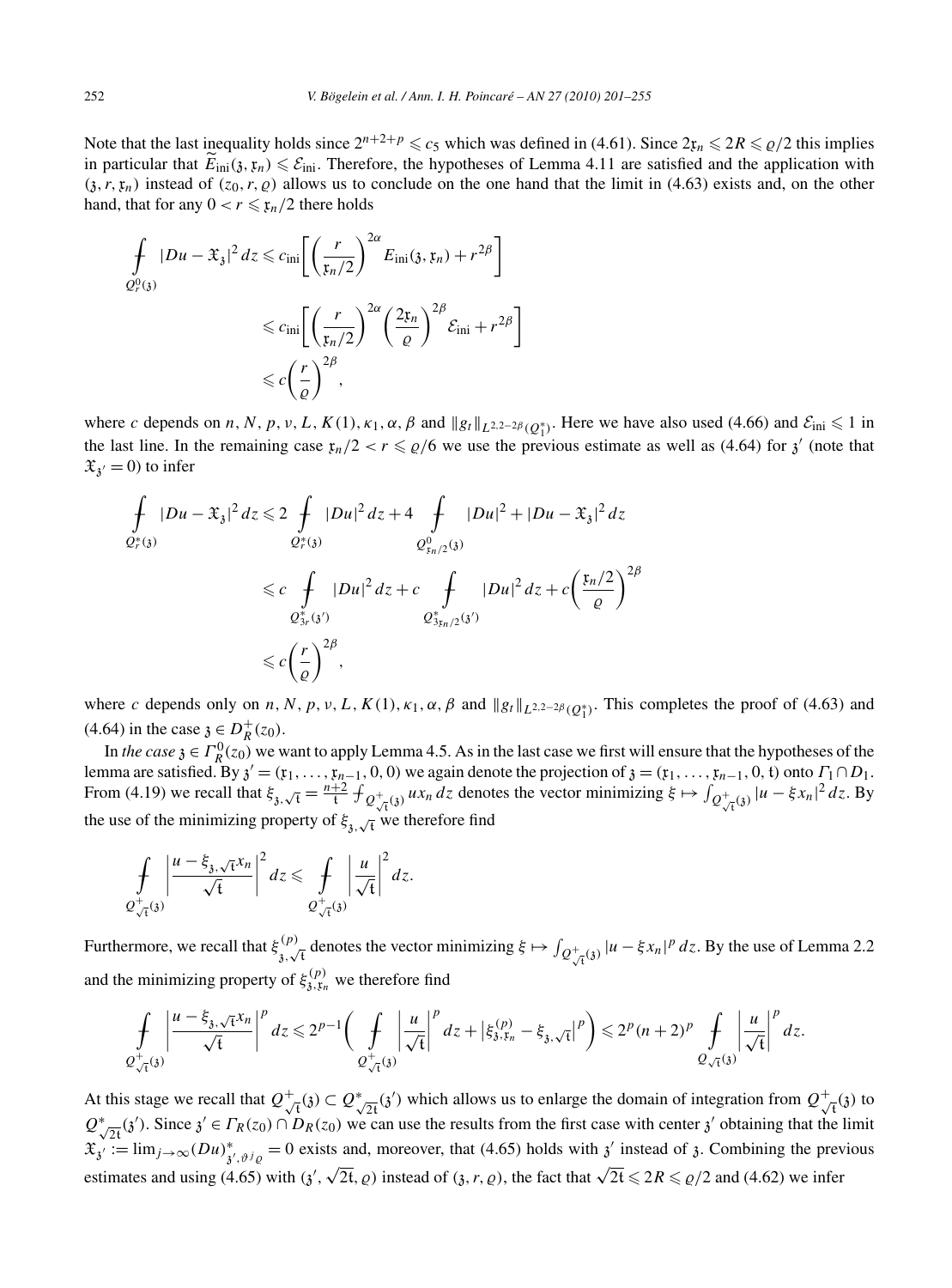Note that the last inequality holds since $2^{n+2+p} \leqslant c_5$ which was defined in (4.61). Since $2\mathfrak{x}_n \leqslant 2R \leqslant \varrho/2$ this implies in particular that $\widetilde{E}_{\mathrm{ini}}(\mathfrak{z}, \mathfrak{x}_n) \leqslant \mathcal{E}_{\mathrm{ini}}$. Therefore, the hypotheses of Lemma 4.11 are satisfied and the application with $(\mathfrak{z}, r, \mathfrak{x}_n)$ instead of $(z_0, r, \varrho)$ allows us to conclude on the one hand that the limit in (4.63) exists and, on the other hand, that for any $0 < r \leqslant \mathfrak{x}_n/2$ there holds

$$
\begin{aligned}
\fint_{Q_r^0(\mathfrak{z})} |Du - \mathfrak{X}_{\mathfrak{z}}|^2 \, dz &\leqslant c_{\mathrm{ini}}\left[\left(\frac{r}{\mathfrak{x}_n/2}\right)^{2\alpha} E_{\mathrm{ini}}(\mathfrak{z}, \mathfrak{x}_n) + r^{2\beta}\right] \\
&\leqslant c_{\mathrm{ini}}\left[\left(\frac{r}{\mathfrak{x}_n/2}\right)^{2\alpha}\left(\frac{2\mathfrak{x}_n}{\varrho}\right)^{2\beta} \mathcal{E}_{\mathrm{ini}} + r^{2\beta}\right] \\
&\leqslant c\left(\frac{r}{\varrho}\right)^{2\beta},
\end{aligned}
$$

where $c$ depends on $n, N, p, \nu, L, K(1), \kappa_1, \alpha, \beta$ and $\|g_t\|_{L^{2,2-2\beta}(Q_1^*)}$. Here we have also used (4.66) and $\mathcal{E}_{\mathrm{ini}} \leqslant 1$ in the last line. In the remaining case $\mathfrak{x}_n/2 < r \leqslant \varrho/6$ we use the previous estimate as well as (4.64) for $\mathfrak{z}'$ (note that $\mathfrak{X}_{\mathfrak{z}'} = 0$) to infer

$$
\begin{aligned}
\fint_{Q_r^*(\mathfrak{z})} |Du - \mathfrak{X}_{\mathfrak{z}}|^2 \, dz &\leqslant 2 \fint_{Q_r^*(\mathfrak{z})} |Du|^2 \, dz + 4 \fint_{Q^0_{\mathfrak{x}_n/2}(\mathfrak{z})} |Du|^2 + |Du - \mathfrak{X}_{\mathfrak{z}}|^2 \, dz \\
&\leqslant c \fint_{Q_{3r}^*(\mathfrak{z}')} |Du|^2 \, dz + c \fint_{Q^*_{3\mathfrak{x}_n/2}(\mathfrak{z}')} |Du|^2 \, dz + c\left(\frac{\mathfrak{x}_n/2}{\varrho}\right)^{2\beta} \\
&\leqslant c\left(\frac{r}{\varrho}\right)^{2\beta},
\end{aligned}
$$

where $c$ depends only on $n, N, p, \nu, L, K(1), \kappa_1, \alpha, \beta$ and $\|g_t\|_{L^{2,2-2\beta}(Q_1^*)}$. This completes the proof of (4.63) and (4.64) in the case $\mathfrak{z} \in D_R^+(z_0)$.

In *the case* $\mathfrak{z} \in \Gamma_R^0(z_0)$ we want to apply Lemma 4.5. As in the last case we first will ensure that the hypotheses of the lemma are satisfied. By $\mathfrak{z}' = (\mathfrak{x}_1, \ldots, \mathfrak{x}_{n-1}, 0, 0)$ we again denote the projection of $\mathfrak{z} = (\mathfrak{x}_1, \ldots, \mathfrak{x}_{n-1}, 0, \mathfrak{t})$ onto $\Gamma_1 \cap D_1$. From (4.19) we recall that $\xi_{\mathfrak{z}, \sqrt{\mathfrak{t}}} = \frac{n+2}{\mathfrak{t}} \fint_{Q^+_{\sqrt{\mathfrak{t}}}(\mathfrak{z})} u x_n \, dz$ denotes the vector minimizing $\xi \mapsto \int_{Q^+_{\sqrt{\mathfrak{t}}}(\mathfrak{z})} |u - \xi x_n|^2 \, dz$. By the use of the minimizing property of $\xi_{\mathfrak{z}, \sqrt{\mathfrak{t}}}$ we therefore find

$$
\fint_{Q^+_{\sqrt{\mathfrak{t}}}(\mathfrak{z})} \left|\frac{u - \xi_{\mathfrak{z}, \sqrt{\mathfrak{t}}} x_n}{\sqrt{\mathfrak{t}}}\right|^2 dz \leqslant \fint_{Q^+_{\sqrt{\mathfrak{t}}}(\mathfrak{z})} \left|\frac{u}{\sqrt{\mathfrak{t}}}\right|^2 dz.
$$

Furthermore, we recall that $\xi^{(p)}_{\mathfrak{z}, \sqrt{\mathfrak{t}}}$ denotes the vector minimizing $\xi \mapsto \int_{Q^+_{\sqrt{\mathfrak{t}}}(\mathfrak{z})} |u - \xi x_n|^p \, dz$. By the use of Lemma 2.2 and the minimizing property of $\xi^{(p)}_{\mathfrak{z}, \mathfrak{x}_n}$ we therefore find

$$
\fint_{Q^+_{\sqrt{\mathfrak{t}}}(\mathfrak{z})} \left|\frac{u - \xi_{\mathfrak{z}, \sqrt{\mathfrak{t}}} x_n}{\sqrt{\mathfrak{t}}}\right|^p dz \leqslant 2^{p-1}\left( \fint_{Q^+_{\sqrt{\mathfrak{t}}}(\mathfrak{z})} \left|\frac{u}{\sqrt{\mathfrak{t}}}\right|^p dz + \left|\xi^{(p)}_{\mathfrak{z}, \mathfrak{x}_n} - \xi_{\mathfrak{z}, \sqrt{\mathfrak{t}}}\right|^p\right) \leqslant 2^p (n+2)^p \fint_{Q_{\sqrt{\mathfrak{t}}}(\mathfrak{z})} \left|\frac{u}{\sqrt{\mathfrak{t}}}\right|^p dz.
$$

At this stage we recall that $Q^+_{\sqrt{\mathfrak{t}}}(\mathfrak{z}) \subset Q^*_{\sqrt{2\mathfrak{t}}}(\mathfrak{z}')$ which allows us to enlarge the domain of integration from $Q^+_{\sqrt{\mathfrak{t}}}(\mathfrak{z})$ to $Q^*_{\sqrt{2\mathfrak{t}}}(\mathfrak{z}')$. Since $\mathfrak{z}' \in \Gamma_R(z_0) \cap D_R(z_0)$ we can use the results from the first case with center $\mathfrak{z}'$ obtaining that the limit $\mathfrak{X}_{\mathfrak{z}'} := \lim_{j \to \infty} (Du)^*_{\mathfrak{z}', \vartheta^j \varrho} = 0$ exists and, moreover, that (4.65) holds with $\mathfrak{z}'$ instead of $\mathfrak{z}$. Combining the previous estimates and using (4.65) with $(\mathfrak{z}', \sqrt{2\mathfrak{t}}, \varrho)$ instead of $(\mathfrak{z}, r, \varrho)$, the fact that $\sqrt{2\mathfrak{t}} \leqslant 2R \leqslant \varrho/2$ and (4.62) we infer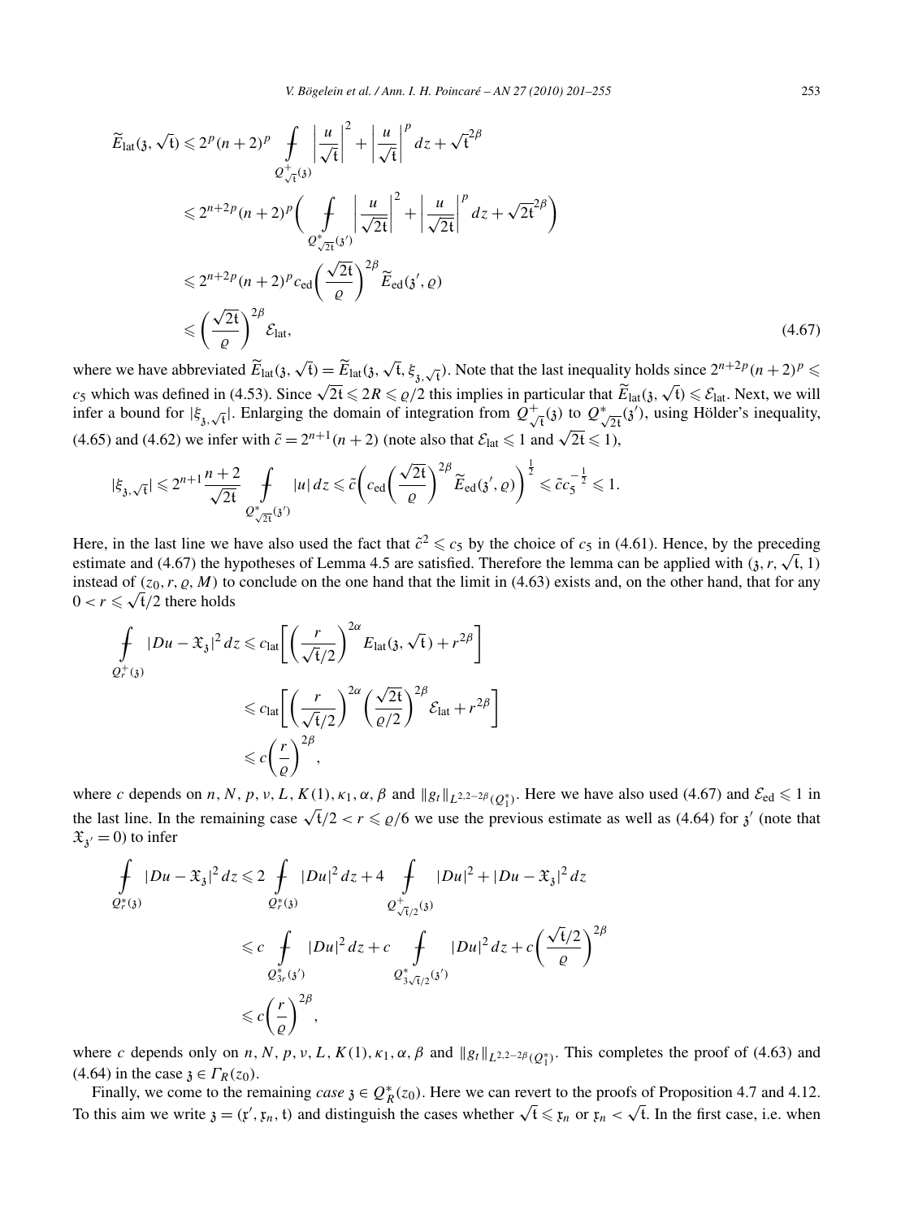$$
\begin{aligned}
\widetilde{E}_{\mathrm{lat}}(\mathfrak{z},\sqrt{\mathfrak{t}}) &\leqslant 2^p(n+2)^p \fint_{Q^+_{\sqrt{\mathfrak{t}}}(\mathfrak{z})} \left|\frac{u}{\sqrt{\mathfrak{t}}}\right|^2 + \left|\frac{u}{\sqrt{\mathfrak{t}}}\right|^p dz + \sqrt{\mathfrak{t}}^{2\beta} \\
&\leqslant 2^{n+2p}(n+2)^p \left( \fint_{Q^*_{\sqrt{2\mathfrak{t}}}(\mathfrak{z}')} \left|\frac{u}{\sqrt{2\mathfrak{t}}}\right|^2 + \left|\frac{u}{\sqrt{2\mathfrak{t}}}\right|^p dz + \sqrt{2\mathfrak{t}}^{2\beta}\right) \\
&\leqslant 2^{n+2p}(n+2)^p c_{\mathrm{ed}} \left(\frac{\sqrt{2\mathfrak{t}}}{\varrho}\right)^{2\beta} \widetilde{E}_{\mathrm{ed}}(\mathfrak{z}',\varrho) \\
&\leqslant \left(\frac{\sqrt{2\mathfrak{t}}}{\varrho}\right)^{2\beta} \mathcal{E}_{\mathrm{lat}},
\end{aligned}
\tag{4.67}
$$

where we have abbreviated $\widetilde{E}_{\mathrm{lat}}(\mathfrak{z},\sqrt{\mathfrak{t}}) = \widetilde{E}_{\mathrm{lat}}(\mathfrak{z},\sqrt{\mathfrak{t}},\xi_{\mathfrak{z},\sqrt{\mathfrak{t}}})$. Note that the last inequality holds since $2^{n+2p}(n+2)^p \leqslant c_5$ which was defined in (4.53). Since $\sqrt{2\mathfrak{t}} \leqslant 2R \leqslant \varrho/2$ this implies in particular that $\widetilde{E}_{\mathrm{lat}}(\mathfrak{z},\sqrt{\mathfrak{t}}) \leqslant \mathcal{E}_{\mathrm{lat}}$. Next, we will infer a bound for $|\xi_{\mathfrak{z},\sqrt{\mathfrak{t}}}|$. Enlarging the domain of integration from $Q^+_{\sqrt{\mathfrak{t}}}(\mathfrak{z})$ to $Q^*_{\sqrt{2\mathfrak{t}}}(\mathfrak{z}')$, using Hölder's inequality, (4.65) and (4.62) we infer with $\tilde{c} = 2^{n+1}(n+2)$ (note also that $\mathcal{E}_{\mathrm{lat}} \leqslant 1$ and $\sqrt{2\mathfrak{t}} \leqslant 1$),

$$
|\xi_{\mathfrak{z},\sqrt{\mathfrak{t}}}| \leqslant 2^{n+1}\frac{n+2}{\sqrt{2\mathfrak{t}}} \fint_{Q^*_{\sqrt{2\mathfrak{t}}}(\mathfrak{z}')} |u|\,dz \leqslant \tilde{c}\left(c_{\mathrm{ed}}\left(\frac{\sqrt{2\mathfrak{t}}}{\varrho}\right)^{2\beta} \widetilde{E}_{\mathrm{ed}}(\mathfrak{z}',\varrho)\right)^{\frac{1}{2}} \leqslant \tilde{c}c_5^{-\frac{1}{2}} \leqslant 1.
$$

Here, in the last line we have also used the fact that $\tilde{c}^2 \leqslant c_5$ by the choice of $c_5$ in (4.61). Hence, by the preceding estimate and (4.67) the hypotheses of Lemma 4.5 are satisfied. Therefore the lemma can be applied with $(\mathfrak{z}, r, \sqrt{\mathfrak{t}}, 1)$ instead of $(z_0, r, \varrho, M)$ to conclude on the one hand that the limit in (4.63) exists and, on the other hand, that for any $0 < r \leqslant \sqrt{\mathfrak{t}}/2$ there holds

$$
\begin{aligned}
\fint_{Q^+_r(\mathfrak{z})} |Du - \mathfrak{X}_{\mathfrak{z}}|^2\,dz &\leqslant c_{\mathrm{lat}}\left[\left(\frac{r}{\sqrt{\mathfrak{t}}/2}\right)^{2\alpha} E_{\mathrm{lat}}(\mathfrak{z},\sqrt{\mathfrak{t}}) + r^{2\beta}\right] \\
&\leqslant c_{\mathrm{lat}}\left[\left(\frac{r}{\sqrt{\mathfrak{t}}/2}\right)^{2\alpha}\left(\frac{\sqrt{2\mathfrak{t}}}{\varrho/2}\right)^{2\beta} \mathcal{E}_{\mathrm{lat}} + r^{2\beta}\right] \\
&\leqslant c\left(\frac{r}{\varrho}\right)^{2\beta},
\end{aligned}
$$

where $c$ depends on $n, N, p, \nu, L, K(1), \kappa_1, \alpha, \beta$ and $\|g_t\|_{L^{2,2-2\beta}(Q_1^*)}$. Here we have also used (4.67) and $\mathcal{E}_{\mathrm{ed}} \leqslant 1$ in the last line. In the remaining case $\sqrt{\mathfrak{t}}/2 < r \leqslant \varrho/6$ we use the previous estimate as well as (4.64) for $\mathfrak{z}'$ (note that $\mathfrak{X}_{\mathfrak{z}'} = 0$) to infer

$$
\begin{aligned}
\fint_{Q^*_r(\mathfrak{z})} |Du - \mathfrak{X}_{\mathfrak{z}}|^2\,dz &\leqslant 2\fint_{Q^*_r(\mathfrak{z})} |Du|^2\,dz + 4\fint_{Q^+_{\sqrt{\mathfrak{t}}/2}(\mathfrak{z})} |Du|^2 + |Du - \mathfrak{X}_{\mathfrak{z}}|^2\,dz \\
&\leqslant c\fint_{Q^*_{3r}(\mathfrak{z}')} |Du|^2\,dz + c\fint_{Q^*_{3\sqrt{\mathfrak{t}}/2}(\mathfrak{z}')} |Du|^2\,dz + c\left(\frac{\sqrt{\mathfrak{t}}/2}{\varrho}\right)^{2\beta} \\
&\leqslant c\left(\frac{r}{\varrho}\right)^{2\beta},
\end{aligned}
$$

where $c$ depends only on $n, N, p, \nu, L, K(1), \kappa_1, \alpha, \beta$ and $\|g_t\|_{L^{2,2-2\beta}(Q_1^*)}$. This completes the proof of (4.63) and (4.64) in the case $\mathfrak{z} \in \Gamma_R(z_0)$.

Finally, we come to the remaining *case* $\mathfrak{z} \in Q^*_R(z_0)$. Here we can revert to the proofs of Proposition 4.7 and 4.12. To this aim we write $\mathfrak{z} = (\mathfrak{x}', \mathfrak{x}_n, \mathfrak{t})$ and distinguish the cases whether $\sqrt{\mathfrak{t}} \leqslant \mathfrak{x}_n$ or $\mathfrak{x}_n < \sqrt{\mathfrak{t}}$. In the first case, i.e. when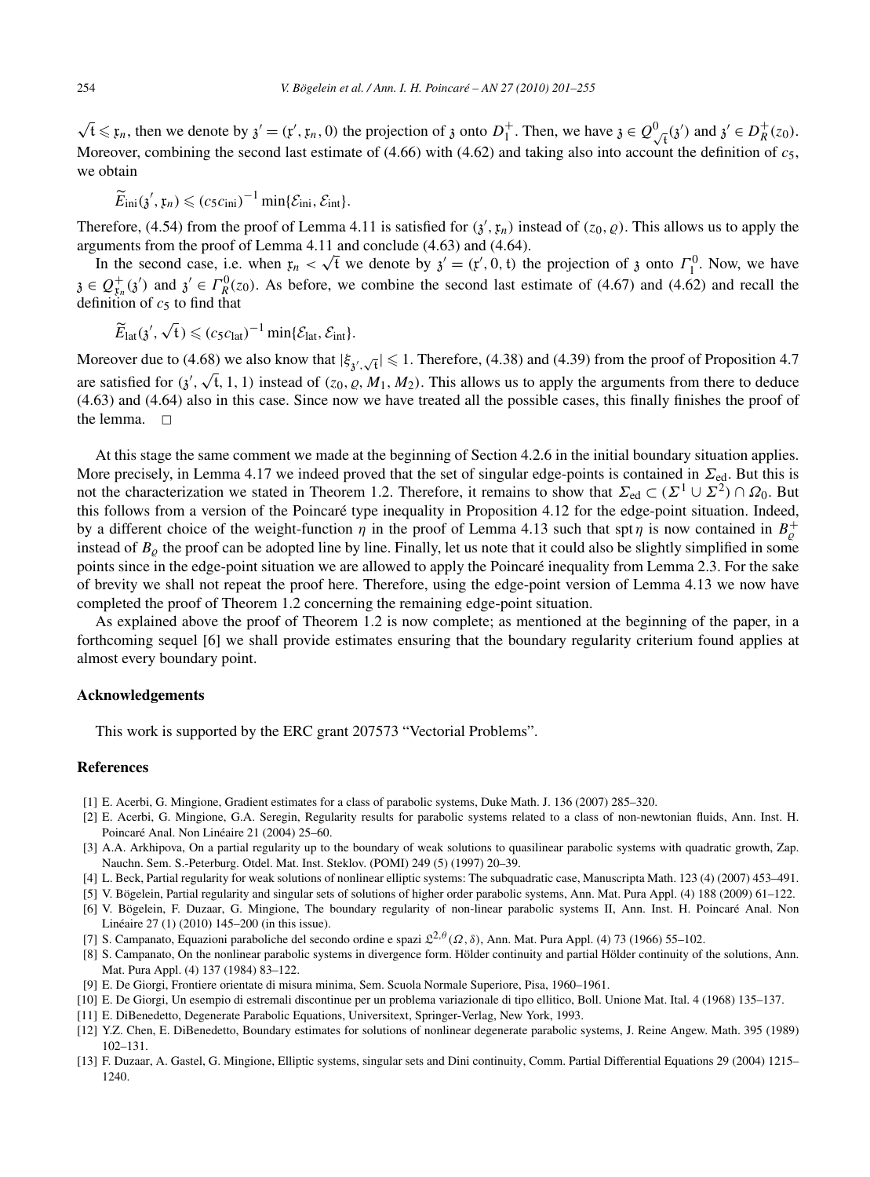$\sqrt{\mathfrak{t}} \leqslant \mathfrak{r}_n$, then we denote by $\mathfrak{z}' = (\mathfrak{x}', \mathfrak{r}_n, 0)$ the projection of $\mathfrak{z}$ onto $D_1^+$. Then, we have $\mathfrak{z} \in Q^0_{\sqrt{\mathfrak{t}}}(\mathfrak{z}')$ and $\mathfrak{z}' \in D_R^+(z_0)$. Moreover, combining the second last estimate of (4.66) with (4.62) and taking also into account the definition of $c_5$, we obtain

$$\widetilde{E}_{\text{ini}}(\mathfrak{z}', \mathfrak{r}_n) \leqslant (c_5 c_{\text{ini}})^{-1} \min\{\mathcal{E}_{\text{ini}}, \mathcal{E}_{\text{int}}\}.$$

Therefore, (4.54) from the proof of Lemma 4.11 is satisfied for $(\mathfrak{z}', \mathfrak{r}_n)$ instead of $(z_0, \varrho)$. This allows us to apply the arguments from the proof of Lemma 4.11 and conclude (4.63) and (4.64).

In the second case, i.e. when $\mathfrak{r}_n < \sqrt{\mathfrak{t}}$ we denote by $\mathfrak{z}' = (\mathfrak{x}', 0, \mathfrak{t})$ the projection of $\mathfrak{z}$ onto $\Gamma_1^0$. Now, we have $\mathfrak{z} \in Q^+_{\mathfrak{r}_n}(\mathfrak{z}')$ and $\mathfrak{z}' \in \Gamma_R^0(z_0)$. As before, we combine the second last estimate of (4.67) and (4.62) and recall the definition of $c_5$ to find that

$$\widetilde{E}_{\text{lat}}(\mathfrak{z}', \sqrt{\mathfrak{t}}) \leqslant (c_5 c_{\text{lat}})^{-1} \min\{\mathcal{E}_{\text{lat}}, \mathcal{E}_{\text{int}}\}.$$

Moreover due to (4.68) we also know that $|\xi_{\mathfrak{z}', \sqrt{\mathfrak{t}}}| \leqslant 1$. Therefore, (4.38) and (4.39) from the proof of Proposition 4.7 are satisfied for $(\mathfrak{z}', \sqrt{\mathfrak{t}}, 1, 1)$ instead of $(z_0, \varrho, M_1, M_2)$. This allows us to apply the arguments from there to deduce (4.63) and (4.64) also in this case. Since now we have treated all the possible cases, this finally finishes the proof of the lemma. $\square$

At this stage the same comment we made at the beginning of Section 4.2.6 in the initial boundary situation applies. More precisely, in Lemma 4.17 we indeed proved that the set of singular edge-points is contained in $\Sigma_{\text{ed}}$. But this is not the characterization we stated in Theorem 1.2. Therefore, it remains to show that $\Sigma_{\text{ed}} \subset (\Sigma^1 \cup \Sigma^2) \cap \Omega_0$. But this follows from a version of the Poincaré type inequality in Proposition 4.12 for the edge-point situation. Indeed, by a different choice of the weight-function $\eta$ in the proof of Lemma 4.13 such that $\operatorname{spt} \eta$ is now contained in $B_\varrho^+$ instead of $B_\varrho$ the proof can be adopted line by line. Finally, let us note that it could also be slightly simplified in some points since in the edge-point situation we are allowed to apply the Poincaré inequality from Lemma 2.3. For the sake of brevity we shall not repeat the proof here. Therefore, using the edge-point version of Lemma 4.13 we now have completed the proof of Theorem 1.2 concerning the remaining edge-point situation.

As explained above the proof of Theorem 1.2 is now complete; as mentioned at the beginning of the paper, in a forthcoming sequel [6] we shall provide estimates ensuring that the boundary regularity criterium found applies at almost every boundary point.

## Acknowledgements

This work is supported by the ERC grant 207573 "Vectorial Problems".

## References

[1] E. Acerbi, G. Mingione, Gradient estimates for a class of parabolic systems, Duke Math. J. 136 (2007) 285–320.

[2] E. Acerbi, G. Mingione, G.A. Seregin, Regularity results for parabolic systems related to a class of non-newtonian fluids, Ann. Inst. H. Poincaré Anal. Non Linéaire 21 (2004) 25–60.

[3] A.A. Arkhipova, On a partial regularity up to the boundary of weak solutions to quasilinear parabolic systems with quadratic growth, Zap. Nauchn. Sem. S.-Peterburg. Otdel. Mat. Inst. Steklov. (POMI) 249 (5) (1997) 20–39.

[4] L. Beck, Partial regularity for weak solutions of nonlinear elliptic systems: The subquadratic case, Manuscripta Math. 123 (4) (2007) 453–491.

[5] V. Bögelein, Partial regularity and singular sets of solutions of higher order parabolic systems, Ann. Mat. Pura Appl. (4) 188 (2009) 61–122.

[6] V. Bögelein, F. Duzaar, G. Mingione, The boundary regularity of non-linear parabolic systems II, Ann. Inst. H. Poincaré Anal. Non Linéaire 27 (1) (2010) 145–200 (in this issue).

[7] S. Campanato, Equazioni paraboliche del secondo ordine e spazi $\mathfrak{L}^{2,\theta}(\Omega, \delta)$, Ann. Mat. Pura Appl. (4) 73 (1966) 55–102.

[8] S. Campanato, On the nonlinear parabolic systems in divergence form. Hölder continuity and partial Hölder continuity of the solutions, Ann. Mat. Pura Appl. (4) 137 (1984) 83–122.

[9] E. De Giorgi, Frontiere orientate di misura minima, Sem. Scuola Normale Superiore, Pisa, 1960–1961.

[10] E. De Giorgi, Un esempio di estremali discontinue per un problema variazionale di tipo ellitico, Boll. Unione Mat. Ital. 4 (1968) 135–137.

[11] E. DiBenedetto, Degenerate Parabolic Equations, Universitext, Springer-Verlag, New York, 1993.

[12] Y.Z. Chen, E. DiBenedetto, Boundary estimates for solutions of nonlinear degenerate parabolic systems, J. Reine Angew. Math. 395 (1989) 102–131.

[13] F. Duzaar, A. Gastel, G. Mingione, Elliptic systems, singular sets and Dini continuity, Comm. Partial Differential Equations 29 (2004) 1215–1240.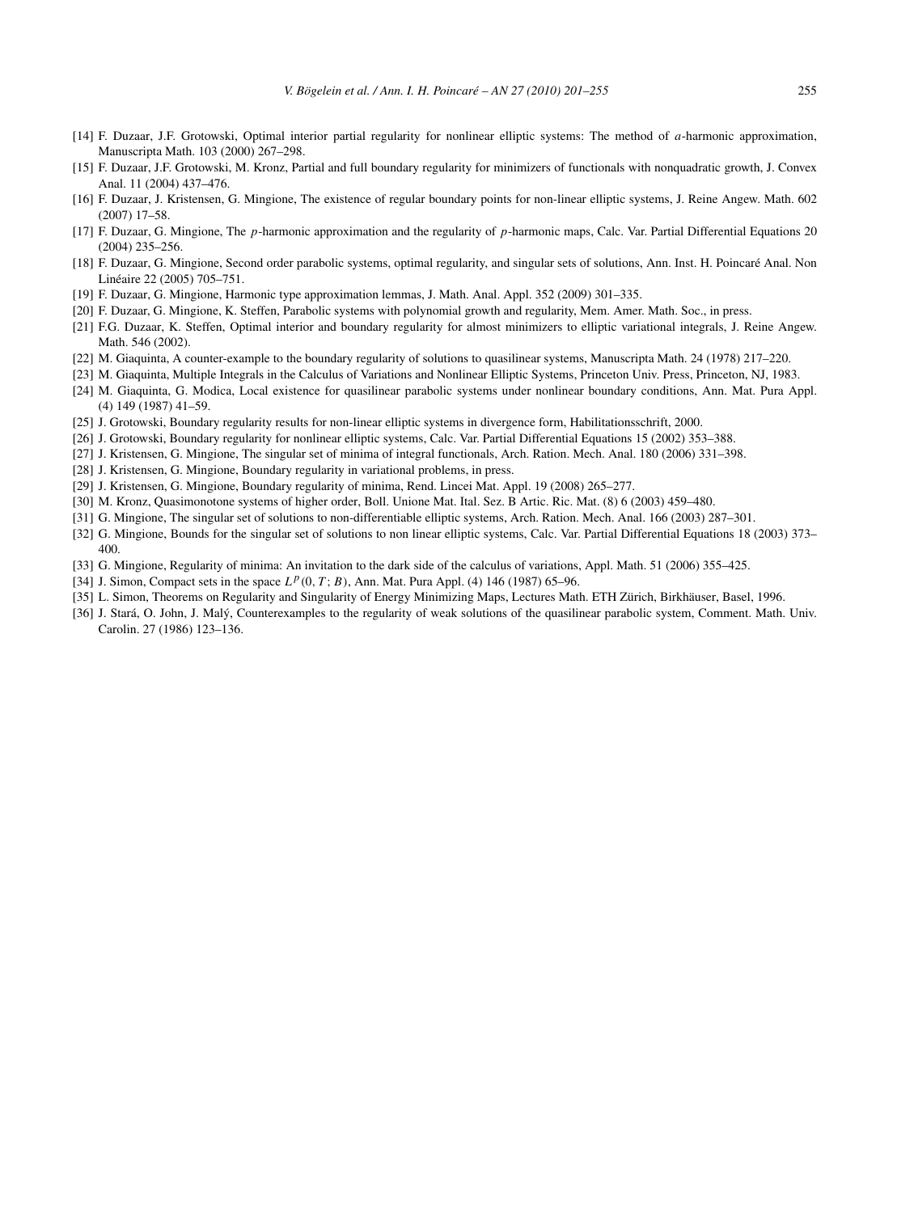[14] F. Duzaar, J.F. Grotowski, Optimal interior partial regularity for nonlinear elliptic systems: The method of $a$-harmonic approximation, Manuscripta Math. 103 (2000) 267–298.

[15] F. Duzaar, J.F. Grotowski, M. Kronz, Partial and full boundary regularity for minimizers of functionals with nonquadratic growth, J. Convex Anal. 11 (2004) 437–476.

[16] F. Duzaar, J. Kristensen, G. Mingione, The existence of regular boundary points for non-linear elliptic systems, J. Reine Angew. Math. 602 (2007) 17–58.

[17] F. Duzaar, G. Mingione, The $p$-harmonic approximation and the regularity of $p$-harmonic maps, Calc. Var. Partial Differential Equations 20 (2004) 235–256.

[18] F. Duzaar, G. Mingione, Second order parabolic systems, optimal regularity, and singular sets of solutions, Ann. Inst. H. Poincaré Anal. Non Linéaire 22 (2005) 705–751.

[19] F. Duzaar, G. Mingione, Harmonic type approximation lemmas, J. Math. Anal. Appl. 352 (2009) 301–335.

[20] F. Duzaar, G. Mingione, K. Steffen, Parabolic systems with polynomial growth and regularity, Mem. Amer. Math. Soc., in press.

[21] F.G. Duzaar, K. Steffen, Optimal interior and boundary regularity for almost minimizers to elliptic variational integrals, J. Reine Angew. Math. 546 (2002).

[22] M. Giaquinta, A counter-example to the boundary regularity of solutions to quasilinear systems, Manuscripta Math. 24 (1978) 217–220.

[23] M. Giaquinta, Multiple Integrals in the Calculus of Variations and Nonlinear Elliptic Systems, Princeton Univ. Press, Princeton, NJ, 1983.

[24] M. Giaquinta, G. Modica, Local existence for quasilinear parabolic systems under nonlinear boundary conditions, Ann. Mat. Pura Appl. (4) 149 (1987) 41–59.

[25] J. Grotowski, Boundary regularity results for non-linear elliptic systems in divergence form, Habilitationsschrift, 2000.

[26] J. Grotowski, Boundary regularity for nonlinear elliptic systems, Calc. Var. Partial Differential Equations 15 (2002) 353–388.

[27] J. Kristensen, G. Mingione, The singular set of minima of integral functionals, Arch. Ration. Mech. Anal. 180 (2006) 331–398.

[28] J. Kristensen, G. Mingione, Boundary regularity in variational problems, in press.

[29] J. Kristensen, G. Mingione, Boundary regularity of minima, Rend. Lincei Mat. Appl. 19 (2008) 265–277.

[30] M. Kronz, Quasimonotone systems of higher order, Boll. Unione Mat. Ital. Sez. B Artic. Ric. Mat. (8) 6 (2003) 459–480.

[31] G. Mingione, The singular set of solutions to non-differentiable elliptic systems, Arch. Ration. Mech. Anal. 166 (2003) 287–301.

[32] G. Mingione, Bounds for the singular set of solutions to non linear elliptic systems, Calc. Var. Partial Differential Equations 18 (2003) 373–400.

[33] G. Mingione, Regularity of minima: An invitation to the dark side of the calculus of variations, Appl. Math. 51 (2006) 355–425.

[34] J. Simon, Compact sets in the space $L^p(0,T;B)$, Ann. Mat. Pura Appl. (4) 146 (1987) 65–96.

[35] L. Simon, Theorems on Regularity and Singularity of Energy Minimizing Maps, Lectures Math. ETH Zürich, Birkhäuser, Basel, 1996.

[36] J. Stará, O. John, J. Malý, Counterexamples to the regularity of weak solutions of the quasilinear parabolic system, Comment. Math. Univ. Carolin. 27 (1986) 123–136.